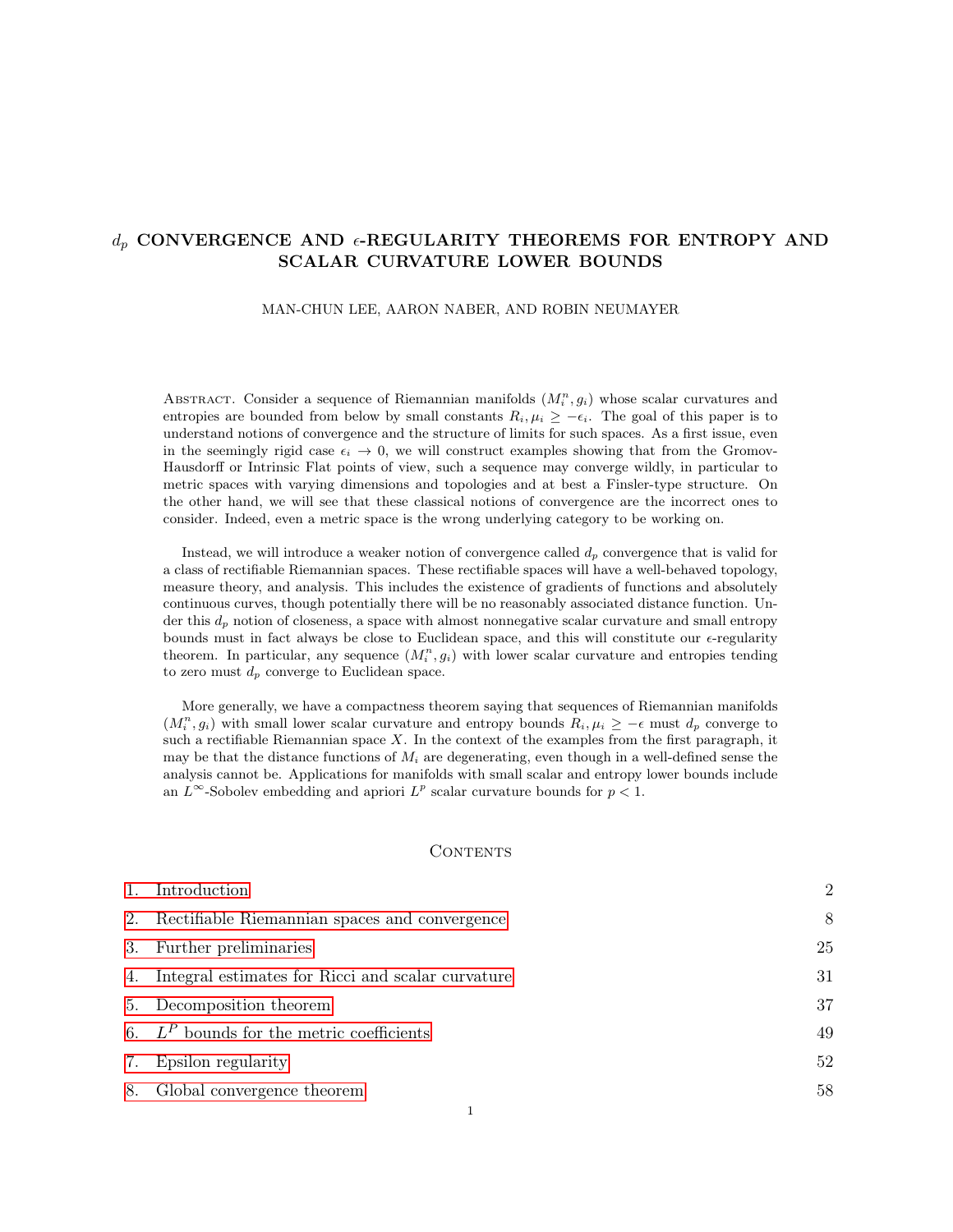# $d_p$ CONVERGENCE AND $\epsilon$-REGULARITY THEOREMS FOR ENTROPY AND SCALAR CURVATURE LOWER BOUNDS

MAN-CHUN LEE, AARON NABER, AND ROBIN NEUMAYER

Abstract. Consider a sequence of Riemannian manifolds $(M_i^n, g_i)$ whose scalar curvatures and entropies are bounded from below by small constants $R_i, \mu_i \geq -\epsilon_i$. The goal of this paper is to understand notions of convergence and the structure of limits for such spaces. As a first issue, even in the seemingly rigid case $\epsilon_i \to 0$, we will construct examples showing that from the Gromov-Hausdorff or Intrinsic Flat points of view, such a sequence may converge wildly, in particular to metric spaces with varying dimensions and topologies and at best a Finsler-type structure. On the other hand, we will see that these classical notions of convergence are the incorrect ones to consider. Indeed, even a metric space is the wrong underlying category to be working on.

Instead, we will introduce a weaker notion of convergence called $d_p$ convergence that is valid for a class of rectifiable Riemannian spaces. These rectifiable spaces will have a well-behaved topology, measure theory, and analysis. This includes the existence of gradients of functions and absolutely continuous curves, though potentially there will be no reasonably associated distance function. Under this $d_p$ notion of closeness, a space with almost nonnegative scalar curvature and small entropy bounds must in fact always be close to Euclidean space, and this will constitute our $\epsilon$-regularity theorem. In particular, any sequence $(M_i^n, g_i)$ with lower scalar curvature and entropies tending to zero must $d_p$ converge to Euclidean space.

More generally, we have a compactness theorem saying that sequences of Riemannian manifolds $(M_i^n, g_i)$ with small lower scalar curvature and entropy bounds $R_i, \mu_i \geq -\epsilon$ must $d_p$ converge to such a rectifiable Riemannian space $X$. In the context of the examples from the first paragraph, it may be that the distance functions of $M_i$ are degenerating, even though in a well-defined sense the analysis cannot be. Applications for manifolds with small scalar and entropy lower bounds include an $L^\infty$-Sobolev embedding and apriori $L^p$ scalar curvature bounds for $p < 1$.

## Contents

1. Introduction — 2
2. Rectifiable Riemannian spaces and convergence — 8
3. Further preliminaries — 25
4. Integral estimates for Ricci and scalar curvature — 31
5. Decomposition theorem — 37
6. $L^P$ bounds for the metric coefficients — 49
7. Epsilon regularity — 52
8. Global convergence theorem — 58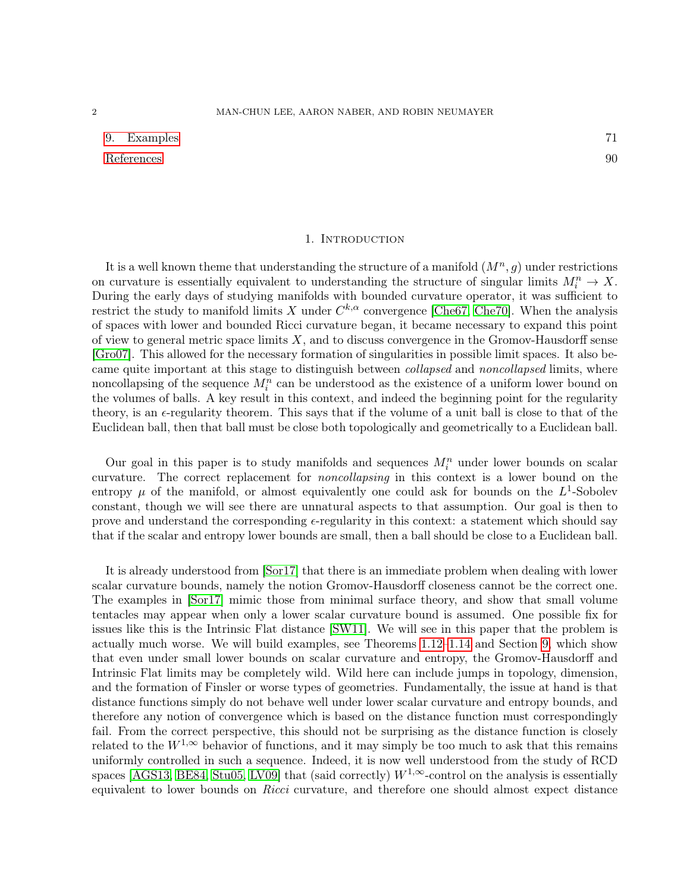9. Examples 71

References 90

## 1. Introduction

It is a well known theme that understanding the structure of a manifold $(M^n, g)$ under restrictions on curvature is essentially equivalent to understanding the structure of singular limits $M_i^n \to X$. During the early days of studying manifolds with bounded curvature operator, it was sufficient to restrict the study to manifold limits $X$ under $C^{k,\alpha}$ convergence [Che67, Che70]. When the analysis of spaces with lower and bounded Ricci curvature began, it became necessary to expand this point of view to general metric space limits $X$, and to discuss convergence in the Gromov-Hausdorff sense [Gro07]. This allowed for the necessary formation of singularities in possible limit spaces. It also became quite important at this stage to distinguish between *collapsed* and *noncollapsed* limits, where noncollapsing of the sequence $M_i^n$ can be understood as the existence of a uniform lower bound on the volumes of balls. A key result in this context, and indeed the beginning point for the regularity theory, is an $\epsilon$-regularity theorem. This says that if the volume of a unit ball is close to that of the Euclidean ball, then that ball must be close both topologically and geometrically to a Euclidean ball.

Our goal in this paper is to study manifolds and sequences $M_i^n$ under lower bounds on scalar curvature. The correct replacement for *noncollapsing* in this context is a lower bound on the entropy $\mu$ of the manifold, or almost equivalently one could ask for bounds on the $L^1$-Sobolev constant, though we will see there are unnatural aspects to that assumption. Our goal is then to prove and understand the corresponding $\epsilon$-regularity in this context: a statement which should say that if the scalar and entropy lower bounds are small, then a ball should be close to a Euclidean ball.

It is already understood from [Sor17] that there is an immediate problem when dealing with lower scalar curvature bounds, namely the notion Gromov-Hausdorff closeness cannot be the correct one. The examples in [Sor17] mimic those from minimal surface theory, and show that small volume tentacles may appear when only a lower scalar curvature bound is assumed. One possible fix for issues like this is the Intrinsic Flat distance [SW11]. We will see in this paper that the problem is actually much worse. We will build examples, see Theorems 1.12–1.14 and Section 9, which show that even under small lower bounds on scalar curvature and entropy, the Gromov-Hausdorff and Intrinsic Flat limits may be completely wild. Wild here can include jumps in topology, dimension, and the formation of Finsler or worse types of geometries. Fundamentally, the issue at hand is that distance functions simply do not behave well under lower scalar curvature and entropy bounds, and therefore any notion of convergence which is based on the distance function must correspondingly fail. From the correct perspective, this should not be surprising as the distance function is closely related to the $W^{1,\infty}$ behavior of functions, and it may simply be too much to ask that this remains uniformly controlled in such a sequence. Indeed, it is now well understood from the study of RCD spaces [AGS13, BE84, Stu05, LV09] that (said correctly) $W^{1,\infty}$-control on the analysis is essentially equivalent to lower bounds on *Ricci* curvature, and therefore one should almost expect distance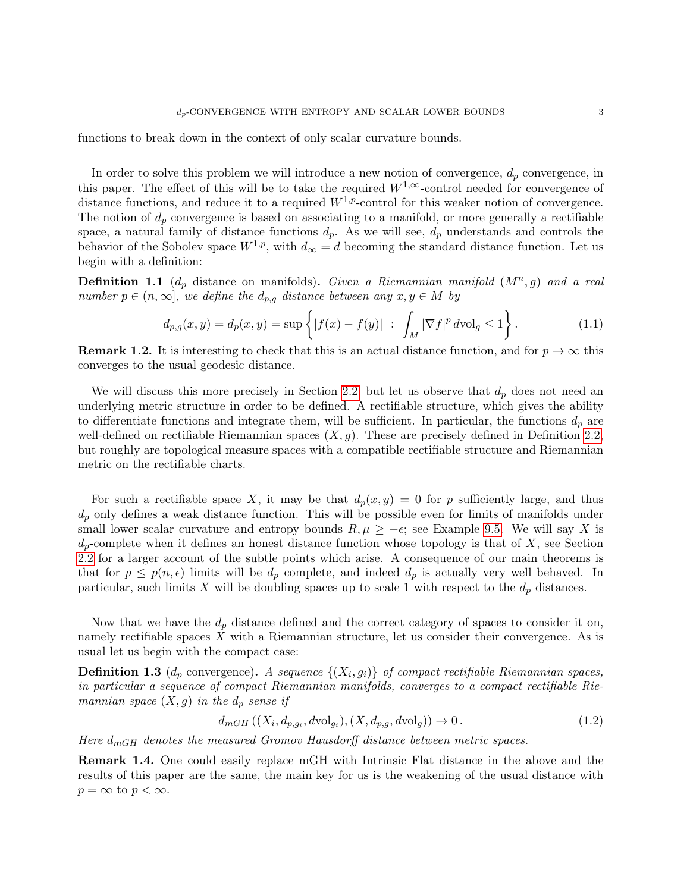functions to break down in the context of only scalar curvature bounds.

In order to solve this problem we will introduce a new notion of convergence, $d_p$ convergence, in this paper. The effect of this will be to take the required $W^{1,\infty}$-control needed for convergence of distance functions, and reduce it to a required $W^{1,p}$-control for this weaker notion of convergence. The notion of $d_p$ convergence is based on associating to a manifold, or more generally a rectifiable space, a natural family of distance functions $d_p$. As we will see, $d_p$ understands and controls the behavior of the Sobolev space $W^{1,p}$, with $d_\infty = d$ becoming the standard distance function. Let us begin with a definition:

**Definition 1.1** ($d_p$ distance on manifolds)**.** *Given a Riemannian manifold $(M^n, g)$ and a real number $p \in (n, \infty]$, we define the $d_{p,g}$ distance between any $x, y \in M$ by*

$$d_{p,g}(x,y) = d_p(x,y) = \sup\left\{ |f(x) - f(y)| \ : \ \int_M |\nabla f|^p \, d\text{vol}_g \leq 1 \right\}. \tag{1.1}$$

**Remark 1.2.** It is interesting to check that this is an actual distance function, and for $p \to \infty$ this converges to the usual geodesic distance.

We will discuss this more precisely in Section 2.2, but let us observe that $d_p$ does not need an underlying metric structure in order to be defined. A rectifiable structure, which gives the ability to differentiate functions and integrate them, will be sufficient. In particular, the functions $d_p$ are well-defined on rectifiable Riemannian spaces $(X, g)$. These are precisely defined in Definition 2.2, but roughly are topological measure spaces with a compatible rectifiable structure and Riemannian metric on the rectifiable charts.

For such a rectifiable space $X$, it may be that $d_p(x, y) = 0$ for $p$ sufficiently large, and thus $d_p$ only defines a weak distance function. This will be possible even for limits of manifolds under small lower scalar curvature and entropy bounds $R, \mu \geq -\epsilon$; see Example 9.5. We will say $X$ is $d_p$-complete when it defines an honest distance function whose topology is that of $X$, see Section 2.2 for a larger account of the subtle points which arise. A consequence of our main theorems is that for $p \leq p(n, \epsilon)$ limits will be $d_p$ complete, and indeed $d_p$ is actually very well behaved. In particular, such limits $X$ will be doubling spaces up to scale 1 with respect to the $d_p$ distances.

Now that we have the $d_p$ distance defined and the correct category of spaces to consider it on, namely rectifiable spaces $X$ with a Riemannian structure, let us consider their convergence. As is usual let us begin with the compact case:

**Definition 1.3** ($d_p$ convergence)**.** *A sequence $\{(X_i, g_i)\}$ of compact rectifiable Riemannian spaces, in particular a sequence of compact Riemannian manifolds, converges to a compact rectifiable Riemannian space $(X, g)$ in the $d_p$ sense if*

$$d_{mGH}\left( (X_i, d_{p,g_i}, d\text{vol}_{g_i}), (X, d_{p,g}, d\text{vol}_g) \right) \to 0\,. \tag{1.2}$$

*Here $d_{mGH}$ denotes the measured Gromov Hausdorff distance between metric spaces.*

**Remark 1.4.** One could easily replace mGH with Intrinsic Flat distance in the above and the results of this paper are the same, the main key for us is the weakening of the usual distance with $p = \infty$ to $p < \infty$.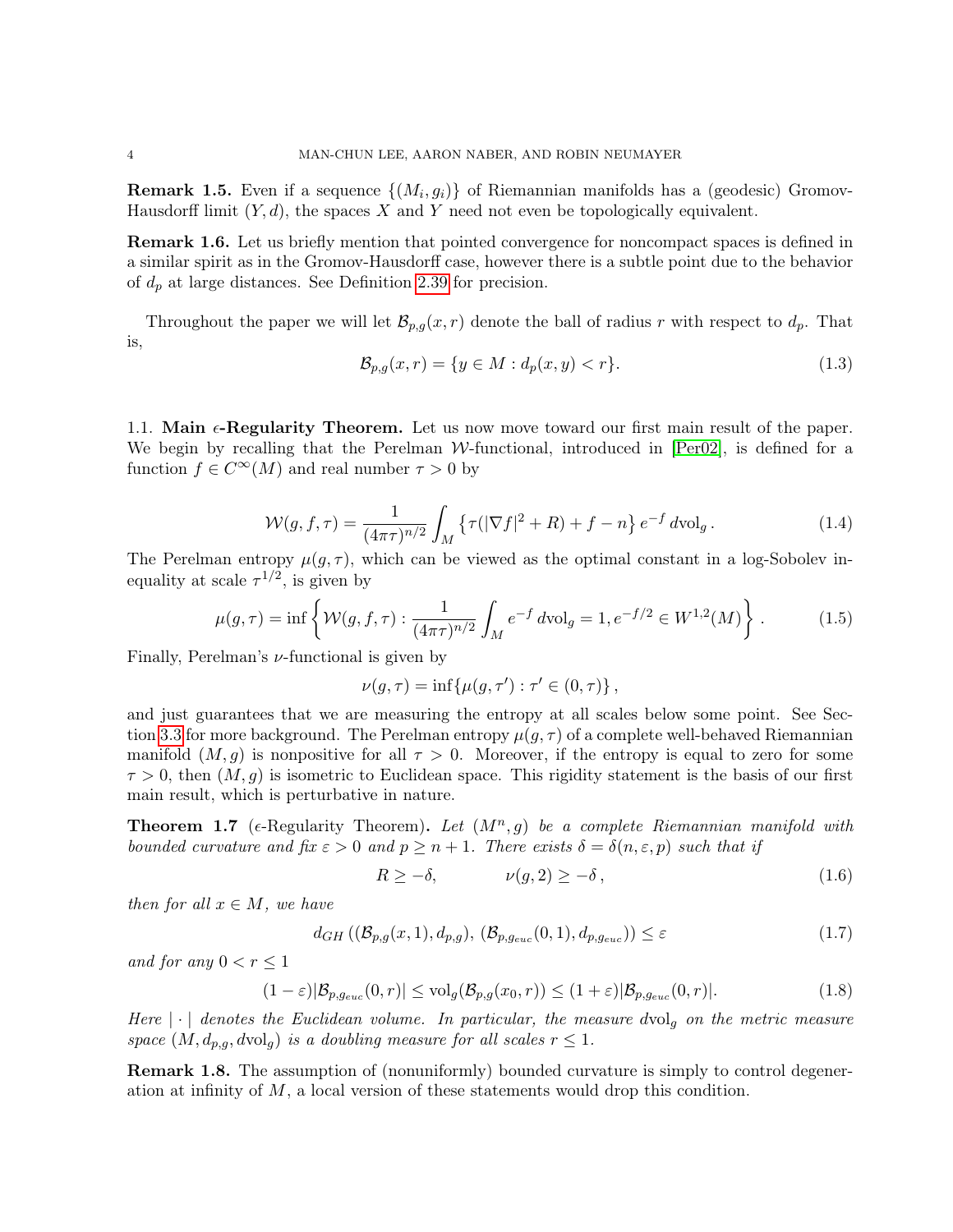**Remark 1.5.** Even if a sequence $\{(M_i, g_i)\}$ of Riemannian manifolds has a (geodesic) Gromov-Hausdorff limit $(Y, d)$, the spaces $X$ and $Y$ need not even be topologically equivalent.

**Remark 1.6.** Let us briefly mention that pointed convergence for noncompact spaces is defined in a similar spirit as in the Gromov-Hausdorff case, however there is a subtle point due to the behavior of $d_p$ at large distances. See Definition 2.39 for precision.

Throughout the paper we will let $\mathcal{B}_{p,g}(x, r)$ denote the ball of radius $r$ with respect to $d_p$. That is,

$$\mathcal{B}_{p,g}(x, r) = \{y \in M : d_p(x, y) < r\}. \tag{1.3}$$

### 1.1. Main $\epsilon$-Regularity Theorem.

Let us now move toward our first main result of the paper. We begin by recalling that the Perelman $\mathcal{W}$-functional, introduced in [Per02], is defined for a function $f \in C^\infty(M)$ and real number $\tau > 0$ by

$$\mathcal{W}(g, f, \tau) = \frac{1}{(4\pi\tau)^{n/2}} \int_M \left\{\tau(|\nabla f|^2 + R) + f - n\right\} e^{-f} \, d\mathrm{vol}_g \,. \tag{1.4}$$

The Perelman entropy $\mu(g, \tau)$, which can be viewed as the optimal constant in a log-Sobolev inequality at scale $\tau^{1/2}$, is given by

$$\mu(g, \tau) = \inf \left\{ \mathcal{W}(g, f, \tau) : \frac{1}{(4\pi\tau)^{n/2}} \int_M e^{-f} \, d\mathrm{vol}_g = 1, e^{-f/2} \in W^{1,2}(M) \right\} . \tag{1.5}$$

Finally, Perelman's $\nu$-functional is given by

$$\nu(g, \tau) = \inf\{\mu(g, \tau') : \tau' \in (0, \tau)\} \,,$$

and just guarantees that we are measuring the entropy at all scales below some point. See Section 3.3 for more background. The Perelman entropy $\mu(g, \tau)$ of a complete well-behaved Riemannian manifold $(M, g)$ is nonpositive for all $\tau > 0$. Moreover, if the entropy is equal to zero for some $\tau > 0$, then $(M, g)$ is isometric to Euclidean space. This rigidity statement is the basis of our first main result, which is perturbative in nature.

**Theorem 1.7** ($\epsilon$-Regularity Theorem)**.** *Let $(M^n, g)$ be a complete Riemannian manifold with bounded curvature and fix $\varepsilon > 0$ and $p \geq n + 1$. There exists $\delta = \delta(n, \varepsilon, p)$ such that if*

$$R \geq -\delta, \qquad\qquad \nu(g, 2) \geq -\delta \,, \tag{1.6}$$

*then for all $x \in M$, we have*

$$d_{GH}\left((\mathcal{B}_{p,g}(x, 1), d_{p,g}), (\mathcal{B}_{p,g_{euc}}(0, 1), d_{p,g_{euc}})\right) \leq \varepsilon \tag{1.7}$$

*and for any $0 < r \leq 1$*

$$(1 - \varepsilon)|\mathcal{B}_{p,g_{euc}}(0, r)| \leq \mathrm{vol}_g(\mathcal{B}_{p,g}(x_0, r)) \leq (1 + \varepsilon)|\mathcal{B}_{p,g_{euc}}(0, r)|. \tag{1.8}$$

*Here $|\cdot|$ denotes the Euclidean volume. In particular, the measure $d\mathrm{vol}_g$ on the metric measure space $(M, d_{p,g}, d\mathrm{vol}_g)$ is a doubling measure for all scales $r \leq 1$.*

**Remark 1.8.** The assumption of (nonuniformly) bounded curvature is simply to control degeneration at infinity of $M$, a local version of these statements would drop this condition.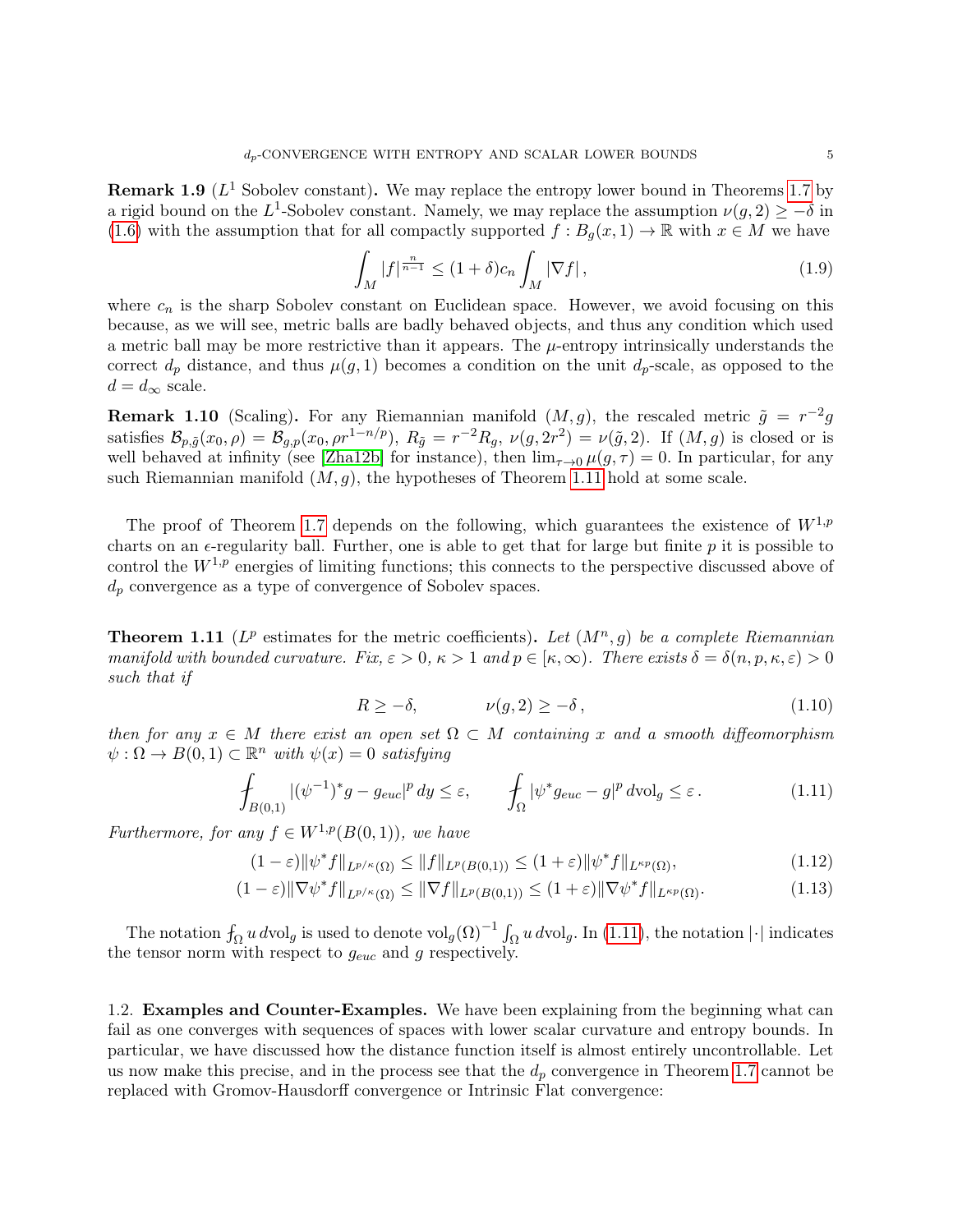**Remark 1.9** ($L^1$ Sobolev constant)**.** We may replace the entropy lower bound in Theorems 1.7 by a rigid bound on the $L^1$-Sobolev constant. Namely, we may replace the assumption $\nu(g,2) \geq -\delta$ in (1.6) with the assumption that for all compactly supported $f : B_g(x,1) \to \mathbb{R}$ with $x \in M$ we have

$$\int_M |f|^{\frac{n}{n-1}} \leq (1+\delta)c_n \int_M |\nabla f|\,, \tag{1.9}$$

where $c_n$ is the sharp Sobolev constant on Euclidean space. However, we avoid focusing on this because, as we will see, metric balls are badly behaved objects, and thus any condition which used a metric ball may be more restrictive than it appears. The $\mu$-entropy intrinsically understands the correct $d_p$ distance, and thus $\mu(g,1)$ becomes a condition on the unit $d_p$-scale, as opposed to the $d = d_\infty$ scale.

**Remark 1.10** (Scaling)**.** For any Riemannian manifold $(M,g)$, the rescaled metric $\tilde{g} = r^{-2}g$ satisfies $\mathcal{B}_{p,\tilde{g}}(x_0,\rho) = \mathcal{B}_{g,p}(x_0,\rho r^{1-n/p})$, $R_{\tilde{g}} = r^{-2}R_g$, $\nu(g,2r^2) = \nu(\tilde{g},2)$. If $(M,g)$ is closed or is well behaved at infinity (see [Zha12b] for instance), then $\lim_{\tau\to 0}\mu(g,\tau) = 0$. In particular, for any such Riemannian manifold $(M,g)$, the hypotheses of Theorem 1.11 hold at some scale.

The proof of Theorem 1.7 depends on the following, which guarantees the existence of $W^{1,p}$ charts on an $\epsilon$-regularity ball. Further, one is able to get that for large but finite $p$ it is possible to control the $W^{1,p}$ energies of limiting functions; this connects to the perspective discussed above of $d_p$ convergence as a type of convergence of Sobolev spaces.

**Theorem 1.11** ($L^p$ estimates for the metric coefficients)**.** *Let $(M^n,g)$ be a complete Riemannian manifold with bounded curvature. Fix, $\varepsilon > 0$, $\kappa > 1$ and $p \in [\kappa,\infty)$. There exists $\delta = \delta(n,p,\kappa,\varepsilon) > 0$ such that if*

$$R \geq -\delta, \qquad\qquad \nu(g,2) \geq -\delta\,, \tag{1.10}$$

*then for any $x \in M$ there exist an open set $\Omega \subset M$ containing $x$ and a smooth diffeomorphism $\psi : \Omega \to B(0,1) \subset \mathbb{R}^n$ with $\psi(x) = 0$ satisfying*

$$⨍_{B(0,1)} |(\psi^{-1})^* g - g_{euc}|^p \, dy \leq \varepsilon, \qquad ⨍_\Omega |\psi^* g_{euc} - g|^p \, \mathrm{dvol}_g \leq \varepsilon\,. \tag{1.11}$$

*Furthermore, for any $f \in W^{1,p}(B(0,1))$, we have*

$$(1-\varepsilon)\|\psi^* f\|_{L^{p/\kappa}(\Omega)} \leq \|f\|_{L^p(B(0,1))} \leq (1+\varepsilon)\|\psi^* f\|_{L^{\kappa p}(\Omega)}, \tag{1.12}$$

$$(1-\varepsilon)\|\nabla\psi^* f\|_{L^{p/\kappa}(\Omega)} \leq \|\nabla f\|_{L^p(B(0,1))} \leq (1+\varepsilon)\|\nabla\psi^* f\|_{L^{\kappa p}(\Omega)}. \tag{1.13}$$

The notation $⨍_\Omega u \, \mathrm{dvol}_g$ is used to denote $\mathrm{vol}_g(\Omega)^{-1}\int_\Omega u \, \mathrm{dvol}_g$. In (1.11), the notation $|\cdot|$ indicates the tensor norm with respect to $g_{euc}$ and $g$ respectively.

## 1.2. Examples and Counter-Examples.

We have been explaining from the beginning what can fail as one converges with sequences of spaces with lower scalar curvature and entropy bounds. In particular, we have discussed how the distance function itself is almost entirely uncontrollable. Let us now make this precise, and in the process see that the $d_p$ convergence in Theorem 1.7 cannot be replaced with Gromov-Hausdorff convergence or Intrinsic Flat convergence: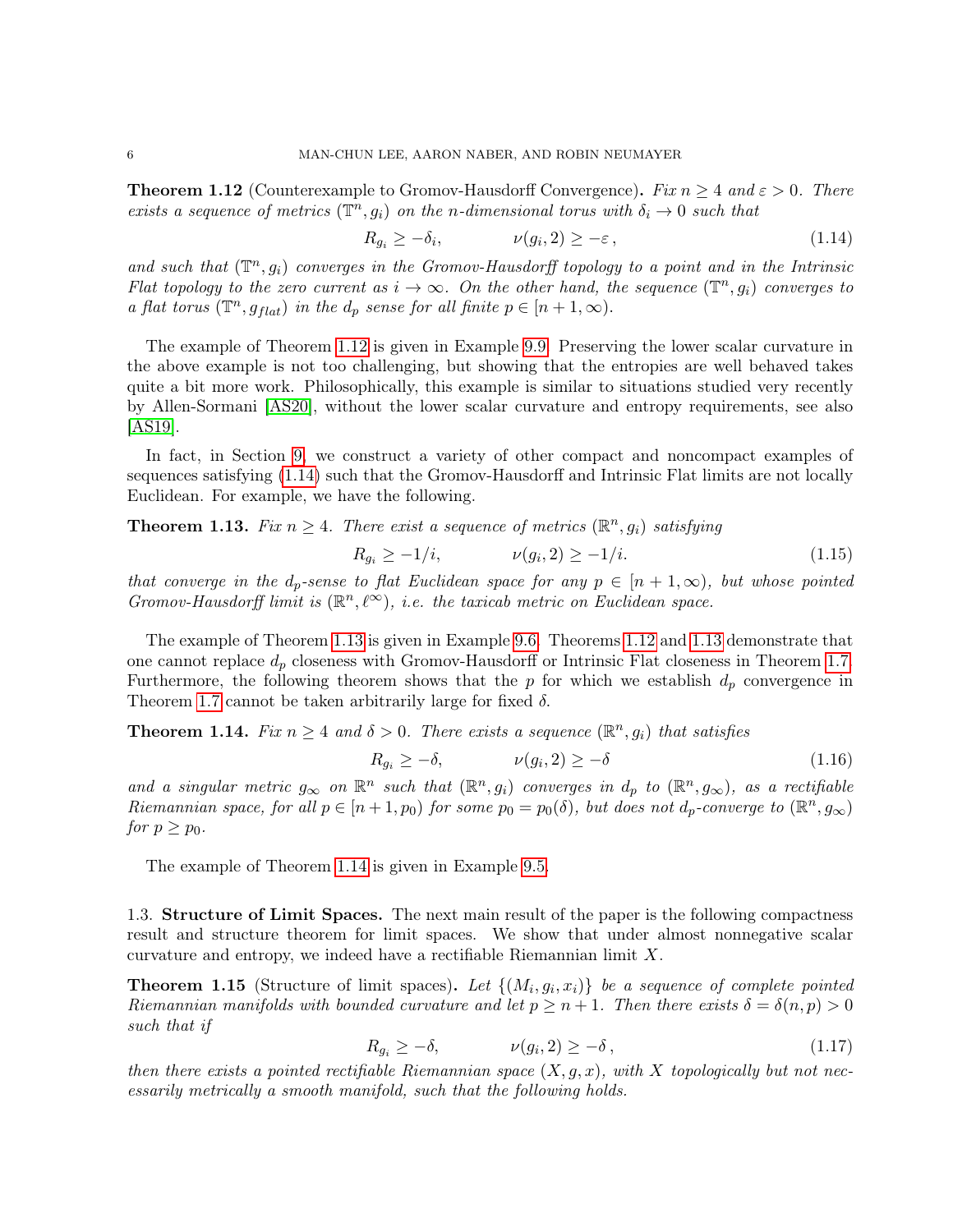**Theorem 1.12** (Counterexample to Gromov-Hausdorff Convergence)**.** *Fix $n \geq 4$ and $\varepsilon > 0$. There exists a sequence of metrics $(\mathbb{T}^n, g_i)$ on the $n$-dimensional torus with $\delta_i \to 0$ such that*

$$R_{g_i} \geq -\delta_i, \qquad \nu(g_i, 2) \geq -\varepsilon\,, \tag{1.14}$$

*and such that $(\mathbb{T}^n, g_i)$ converges in the Gromov-Hausdorff topology to a point and in the Intrinsic Flat topology to the zero current as $i \to \infty$. On the other hand, the sequence $(\mathbb{T}^n, g_i)$ converges to a flat torus $(\mathbb{T}^n, g_{flat})$ in the $d_p$ sense for all finite $p \in [n+1, \infty)$.*

The example of Theorem 1.12 is given in Example 9.9. Preserving the lower scalar curvature in the above example is not too challenging, but showing that the entropies are well behaved takes quite a bit more work. Philosophically, this example is similar to situations studied very recently by Allen-Sormani [AS20], without the lower scalar curvature and entropy requirements, see also [AS19].

In fact, in Section 9, we construct a variety of other compact and noncompact examples of sequences satisfying (1.14) such that the Gromov-Hausdorff and Intrinsic Flat limits are not locally Euclidean. For example, we have the following.

**Theorem 1.13.** *Fix $n \geq 4$. There exist a sequence of metrics $(\mathbb{R}^n, g_i)$ satisfying*

$$R_{g_i} \geq -1/i, \qquad \nu(g_i, 2) \geq -1/i. \tag{1.15}$$

*that converge in the $d_p$-sense to flat Euclidean space for any $p \in [n+1, \infty)$, but whose pointed Gromov-Hausdorff limit is $(\mathbb{R}^n, \ell^\infty)$, i.e. the taxicab metric on Euclidean space.*

The example of Theorem 1.13 is given in Example 9.6. Theorems 1.12 and 1.13 demonstrate that one cannot replace $d_p$ closeness with Gromov-Hausdorff or Intrinsic Flat closeness in Theorem 1.7. Furthermore, the following theorem shows that the $p$ for which we establish $d_p$ convergence in Theorem 1.7 cannot be taken arbitrarily large for fixed $\delta$.

**Theorem 1.14.** *Fix $n \geq 4$ and $\delta > 0$. There exists a sequence $(\mathbb{R}^n, g_i)$ that satisfies*

$$R_{g_i} \geq -\delta, \qquad \nu(g_i, 2) \geq -\delta \tag{1.16}$$

*and a singular metric $g_\infty$ on $\mathbb{R}^n$ such that $(\mathbb{R}^n, g_i)$ converges in $d_p$ to $(\mathbb{R}^n, g_\infty)$, as a rectifiable Riemannian space, for all $p \in [n+1, p_0)$ for some $p_0 = p_0(\delta)$, but does not $d_p$-converge to $(\mathbb{R}^n, g_\infty)$ for $p \geq p_0$.*

The example of Theorem 1.14 is given in Example 9.5.

### 1.3. Structure of Limit Spaces.

The next main result of the paper is the following compactness result and structure theorem for limit spaces. We show that under almost nonnegative scalar curvature and entropy, we indeed have a rectifiable Riemannian limit $X$.

**Theorem 1.15** (Structure of limit spaces)**.** *Let $\{(M_i, g_i, x_i)\}$ be a sequence of complete pointed Riemannian manifolds with bounded curvature and let $p \geq n+1$. Then there exists $\delta = \delta(n,p) > 0$ such that if*

$$R_{g_i} \geq -\delta, \qquad \nu(g_i, 2) \geq -\delta\,, \tag{1.17}$$

*then there exists a pointed rectifiable Riemannian space $(X, g, x)$, with $X$ topologically but not necessarily metrically a smooth manifold, such that the following holds.*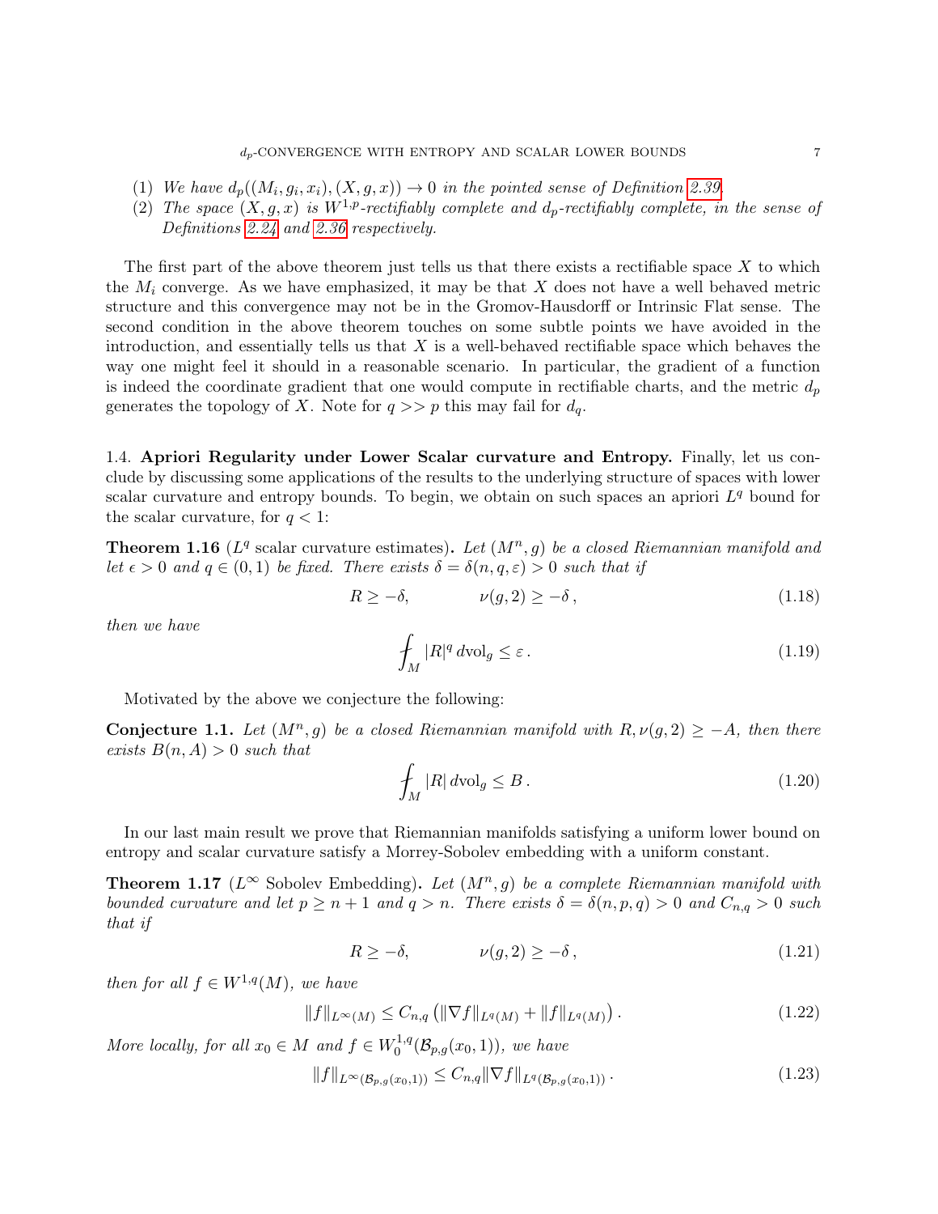(1) *We have $d_p((M_i, g_i, x_i), (X, g, x)) \to 0$ in the pointed sense of Definition 2.39.*
(2) *The space $(X, g, x)$ is $W^{1,p}$-rectifiably complete and $d_p$-rectifiably complete, in the sense of Definitions 2.24 and 2.36 respectively.*

The first part of the above theorem just tells us that there exists a rectifiable space $X$ to which the $M_i$ converge. As we have emphasized, it may be that $X$ does not have a well behaved metric structure and this convergence may not be in the Gromov-Hausdorff or Intrinsic Flat sense. The second condition in the above theorem touches on some subtle points we have avoided in the introduction, and essentially tells us that $X$ is a well-behaved rectifiable space which behaves the way one might feel it should in a reasonable scenario. In particular, the gradient of a function is indeed the coordinate gradient that one would compute in rectifiable charts, and the metric $d_p$ generates the topology of $X$. Note for $q >> p$ this may fail for $d_q$.

### 1.4. Apriori Regularity under Lower Scalar curvature and Entropy.

Finally, let us conclude by discussing some applications of the results to the underlying structure of spaces with lower scalar curvature and entropy bounds. To begin, we obtain on such spaces an apriori $L^q$ bound for the scalar curvature, for $q < 1$:

**Theorem 1.16** ($L^q$ scalar curvature estimates)**.** *Let $(M^n, g)$ be a closed Riemannian manifold and let $\epsilon > 0$ and $q \in (0, 1)$ be fixed. There exists $\delta = \delta(n, q, \varepsilon) > 0$ such that if*

$$R \geq -\delta, \qquad\qquad \nu(g, 2) \geq -\delta\,, \tag{1.18}$$

*then we have*

$$⨍_M |R|^q \, d\mathrm{vol}_g \leq \varepsilon\,. \tag{1.19}$$

Motivated by the above we conjecture the following:

**Conjecture 1.1.** *Let $(M^n, g)$ be a closed Riemannian manifold with $R, \nu(g, 2) \geq -A$, then there exists $B(n, A) > 0$ such that*

$$⨍_M |R| \, d\mathrm{vol}_g \leq B\,. \tag{1.20}$$

In our last main result we prove that Riemannian manifolds satisfying a uniform lower bound on entropy and scalar curvature satisfy a Morrey-Sobolev embedding with a uniform constant.

**Theorem 1.17** ($L^\infty$ Sobolev Embedding)**.** *Let $(M^n, g)$ be a complete Riemannian manifold with bounded curvature and let $p \geq n+1$ and $q > n$. There exists $\delta = \delta(n, p, q) > 0$ and $C_{n,q} > 0$ such that if*

$$R \geq -\delta, \qquad\qquad \nu(g, 2) \geq -\delta\,, \tag{1.21}$$

*then for all $f \in W^{1,q}(M)$, we have*

$$\|f\|_{L^\infty(M)} \leq C_{n,q} \left( \|\nabla f\|_{L^q(M)} + \|f\|_{L^q(M)} \right). \tag{1.22}$$

*More locally, for all $x_0 \in M$ and $f \in W^{1,q}_0(\mathcal{B}_{p,g}(x_0, 1))$, we have*

$$\|f\|_{L^\infty(\mathcal{B}_{p,g}(x_0,1))} \leq C_{n,q} \|\nabla f\|_{L^q(\mathcal{B}_{p,g}(x_0,1))}\,. \tag{1.23}$$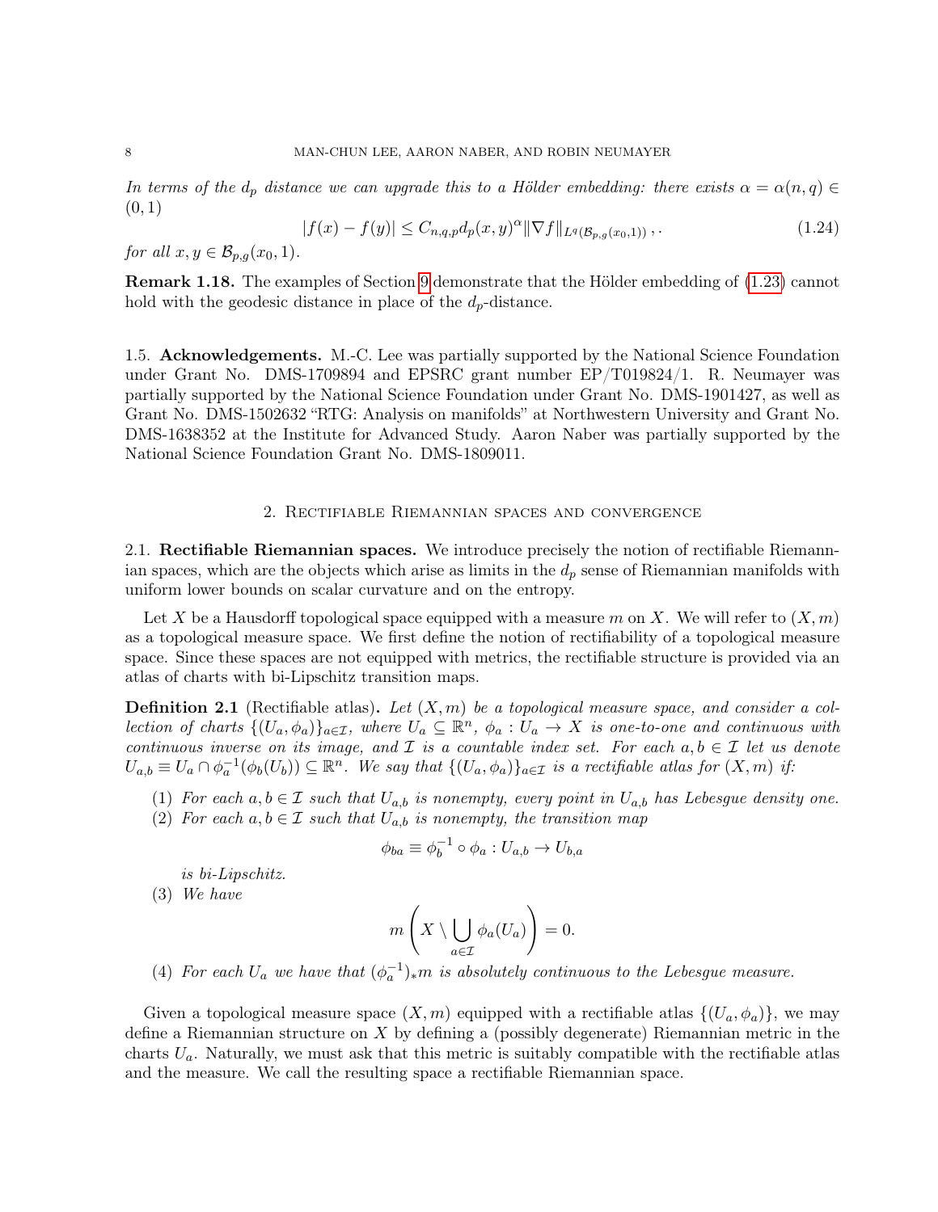*In terms of the $d_p$ distance we can upgrade this to a Hölder embedding: there exists $\alpha = \alpha(n,q) \in (0,1)$*

$$|f(x) - f(y)| \leq C_{n,q,p} d_p(x,y)^{\alpha} \|\nabla f\|_{L^q(\mathcal{B}_{p,g}(x_0,1))}\,,. \tag{1.24}$$

*for all $x, y \in \mathcal{B}_{p,g}(x_0, 1)$.*

**Remark 1.18.** The examples of Section 9 demonstrate that the Hölder embedding of (1.23) cannot hold with the geodesic distance in place of the $d_p$-distance.

### 1.5. Acknowledgements.

M.-C. Lee was partially supported by the National Science Foundation under Grant No. DMS-1709894 and EPSRC grant number EP/T019824/1. R. Neumayer was partially supported by the National Science Foundation under Grant No. DMS-1901427, as well as Grant No. DMS-1502632 "RTG: Analysis on manifolds" at Northwestern University and Grant No. DMS-1638352 at the Institute for Advanced Study. Aaron Naber was partially supported by the National Science Foundation Grant No. DMS-1809011.

## 2. Rectifiable Riemannian spaces and convergence

### 2.1. Rectifiable Riemannian spaces.

We introduce precisely the notion of rectifiable Riemannian spaces, which are the objects which arise as limits in the $d_p$ sense of Riemannian manifolds with uniform lower bounds on scalar curvature and on the entropy.

Let $X$ be a Hausdorff topological space equipped with a measure $m$ on $X$. We will refer to $(X, m)$ as a topological measure space. We first define the notion of rectifiability of a topological measure space. Since these spaces are not equipped with metrics, the rectifiable structure is provided via an atlas of charts with bi-Lipschitz transition maps.

**Definition 2.1** (Rectifiable atlas)**.** *Let $(X, m)$ be a topological measure space, and consider a collection of charts $\{(U_a, \phi_a)\}_{a\in\mathcal{I}}$, where $U_a \subseteq \mathbb{R}^n$, $\phi_a : U_a \to X$ is one-to-one and continuous with continuous inverse on its image, and $\mathcal{I}$ is a countable index set. For each $a, b \in \mathcal{I}$ let us denote $U_{a,b} \equiv U_a \cap \phi_a^{-1}(\phi_b(U_b)) \subseteq \mathbb{R}^n$. We say that $\{(U_a, \phi_a)\}_{a\in\mathcal{I}}$ is a rectifiable atlas for $(X, m)$ if:*

1. *For each $a, b \in \mathcal{I}$ such that $U_{a,b}$ is nonempty, every point in $U_{a,b}$ has Lebesgue density one.*
2. *For each $a, b \in \mathcal{I}$ such that $U_{a,b}$ is nonempty, the transition map*
$$\phi_{ba} \equiv \phi_b^{-1} \circ \phi_a : U_{a,b} \to U_{b,a}$$
*is bi-Lipschitz.*
3. *We have*
$$m\left(X \setminus \bigcup_{a\in\mathcal{I}} \phi_a(U_a)\right) = 0.$$
4. *For each $U_a$ we have that $(\phi_a^{-1})_* m$ is absolutely continuous to the Lebesgue measure.*

Given a topological measure space $(X, m)$ equipped with a rectifiable atlas $\{(U_a, \phi_a)\}$, we may define a Riemannian structure on $X$ by defining a (possibly degenerate) Riemannian metric in the charts $U_a$. Naturally, we must ask that this metric is suitably compatible with the rectifiable atlas and the measure. We call the resulting space a rectifiable Riemannian space.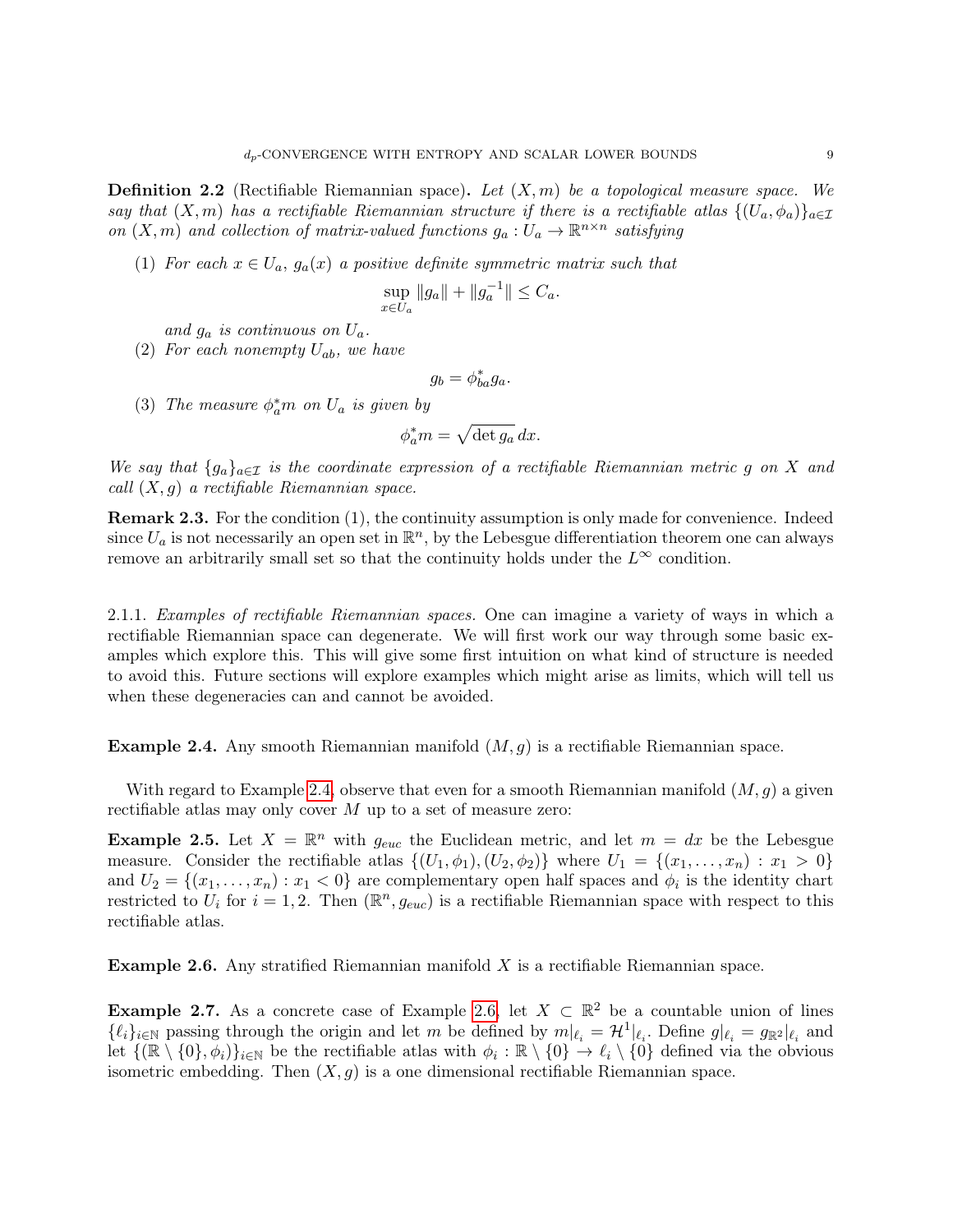**Definition 2.2** (Rectifiable Riemannian space)**.** *Let $(X, m)$ be a topological measure space. We say that $(X, m)$ has a rectifiable Riemannian structure if there is a rectifiable atlas $\{(U_a, \phi_a)\}_{a \in \mathcal{I}}$ on $(X, m)$ and collection of matrix-valued functions $g_a : U_a \to \mathbb{R}^{n \times n}$ satisfying*

(1) *For each $x \in U_a$, $g_a(x)$ a positive definite symmetric matrix such that*

$$\sup_{x \in U_a} \|g_a\| + \|g_a^{-1}\| \leq C_a.$$

*and $g_a$ is continuous on $U_a$.*

(2) *For each nonempty $U_{ab}$, we have*

$$g_b = \phi_{ba}^* g_a.$$

(3) *The measure $\phi_a^* m$ on $U_a$ is given by*

$$\phi_a^* m = \sqrt{\det g_a}\, dx.$$

*We say that $\{g_a\}_{a \in \mathcal{I}}$ is the coordinate expression of a rectifiable Riemannian metric $g$ on $X$ and call $(X, g)$ a rectifiable Riemannian space.*

**Remark 2.3.** For the condition (1), the continuity assumption is only made for convenience. Indeed since $U_a$ is not necessarily an open set in $\mathbb{R}^n$, by the Lebesgue differentiation theorem one can always remove an arbitrarily small set so that the continuity holds under the $L^\infty$ condition.

2.1.1. *Examples of rectifiable Riemannian spaces.* One can imagine a variety of ways in which a rectifiable Riemannian space can degenerate. We will first work our way through some basic examples which explore this. This will give some first intuition on what kind of structure is needed to avoid this. Future sections will explore examples which might arise as limits, which will tell us when these degeneracies can and cannot be avoided.

**Example 2.4.** Any smooth Riemannian manifold $(M, g)$ is a rectifiable Riemannian space.

With regard to Example 2.4, observe that even for a smooth Riemannian manifold $(M, g)$ a given rectifiable atlas may only cover $M$ up to a set of measure zero:

**Example 2.5.** Let $X = \mathbb{R}^n$ with $g_{euc}$ the Euclidean metric, and let $m = dx$ be the Lebesgue measure. Consider the rectifiable atlas $\{(U_1, \phi_1), (U_2, \phi_2)\}$ where $U_1 = \{(x_1, \ldots, x_n) : x_1 > 0\}$ and $U_2 = \{(x_1, \ldots, x_n) : x_1 < 0\}$ are complementary open half spaces and $\phi_i$ is the identity chart restricted to $U_i$ for $i = 1, 2$. Then $(\mathbb{R}^n, g_{euc})$ is a rectifiable Riemannian space with respect to this rectifiable atlas.

**Example 2.6.** Any stratified Riemannian manifold $X$ is a rectifiable Riemannian space.

**Example 2.7.** As a concrete case of Example 2.6, let $X \subset \mathbb{R}^2$ be a countable union of lines $\{\ell_i\}_{i \in \mathbb{N}}$ passing through the origin and let $m$ be defined by $m|_{\ell_i} = \mathcal{H}^1|_{\ell_i}$. Define $g|_{\ell_i} = g_{\mathbb{R}^2}|_{\ell_i}$ and let $\{(\mathbb{R} \setminus \{0\}, \phi_i)\}_{i \in \mathbb{N}}$ be the rectifiable atlas with $\phi_i : \mathbb{R} \setminus \{0\} \to \ell_i \setminus \{0\}$ defined via the obvious isometric embedding. Then $(X, g)$ is a one dimensional rectifiable Riemannian space.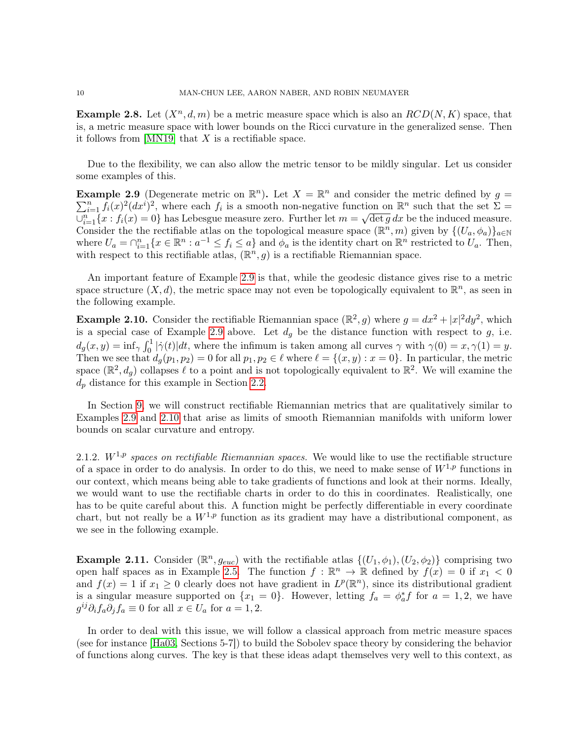**Example 2.8.** Let $(X^n, d, m)$ be a metric measure space which is also an $RCD(N, K)$ space, that is, a metric measure space with lower bounds on the Ricci curvature in the generalized sense. Then it follows from [MN19] that $X$ is a rectifiable space.

Due to the flexibility, we can also allow the metric tensor to be mildly singular. Let us consider some examples of this.

**Example 2.9** (Degenerate metric on $\mathbb{R}^n$)**.** Let $X = \mathbb{R}^n$ and consider the metric defined by $g = \sum_{i=1}^n f_i(x)^2 (dx^i)^2$, where each $f_i$ is a smooth non-negative function on $\mathbb{R}^n$ such that the set $\Sigma = \cup_{i=1}^n \{x : f_i(x) = 0\}$ has Lebesgue measure zero. Further let $m = \sqrt{\det g}\, dx$ be the induced measure. Consider the the rectifiable atlas on the topological measure space $(\mathbb{R}^n, m)$ given by $\{(U_a, \phi_a)\}_{a \in \mathbb{N}}$ where $U_a = \cap_{i=1}^n \{x \in \mathbb{R}^n : a^{-1} \leq f_i \leq a\}$ and $\phi_a$ is the identity chart on $\mathbb{R}^n$ restricted to $U_a$. Then, with respect to this rectifiable atlas, $(\mathbb{R}^n, g)$ is a rectifiable Riemannian space.

An important feature of Example 2.9 is that, while the geodesic distance gives rise to a metric space structure $(X, d)$, the metric space may not even be topologically equivalent to $\mathbb{R}^n$, as seen in the following example.

**Example 2.10.** Consider the rectifiable Riemannian space $(\mathbb{R}^2, g)$ where $g = dx^2 + |x|^2 dy^2$, which is a special case of Example 2.9 above. Let $d_g$ be the distance function with respect to $g$, i.e. $d_g(x, y) = \inf_\gamma \int_0^1 |\dot\gamma(t)| dt$, where the infimum is taken among all curves $\gamma$ with $\gamma(0) = x, \gamma(1) = y$. Then we see that $d_g(p_1, p_2) = 0$ for all $p_1, p_2 \in \ell$ where $\ell = \{(x, y) : x = 0\}$. In particular, the metric space $(\mathbb{R}^2, d_g)$ collapses $\ell$ to a point and is not topologically equivalent to $\mathbb{R}^2$. We will examine the $d_p$ distance for this example in Section 2.2.

In Section 9, we will construct rectifiable Riemannian metrics that are qualitatively similar to Examples 2.9 and 2.10 that arise as limits of smooth Riemannian manifolds with uniform lower bounds on scalar curvature and entropy.

2.1.2. *$W^{1,p}$ spaces on rectifiable Riemannian spaces.* We would like to use the rectifiable structure of a space in order to do analysis. In order to do this, we need to make sense of $W^{1,p}$ functions in our context, which means being able to take gradients of functions and look at their norms. Ideally, we would want to use the rectifiable charts in order to do this in coordinates. Realistically, one has to be quite careful about this. A function might be perfectly differentiable in every coordinate chart, but not really be a $W^{1,p}$ function as its gradient may have a distributional component, as we see in the following example.

**Example 2.11.** Consider $(\mathbb{R}^n, g_{euc})$ with the rectifiable atlas $\{(U_1, \phi_1), (U_2, \phi_2)\}$ comprising two open half spaces as in Example 2.5. The function $f : \mathbb{R}^n \to \mathbb{R}$ defined by $f(x) = 0$ if $x_1 < 0$ and $f(x) = 1$ if $x_1 \geq 0$ clearly does not have gradient in $L^p(\mathbb{R}^n)$, since its distributional gradient is a singular measure supported on $\{x_1 = 0\}$. However, letting $f_a = \phi_a^* f$ for $a = 1, 2$, we have $g^{ij} \partial_i f_a \partial_j f_a \equiv 0$ for all $x \in U_a$ for $a = 1, 2$.

In order to deal with this issue, we will follow a classical approach from metric measure spaces (see for instance [Ha03, Sections 5-7]) to build the Sobolev space theory by considering the behavior of functions along curves. The key is that these ideas adapt themselves very well to this context, as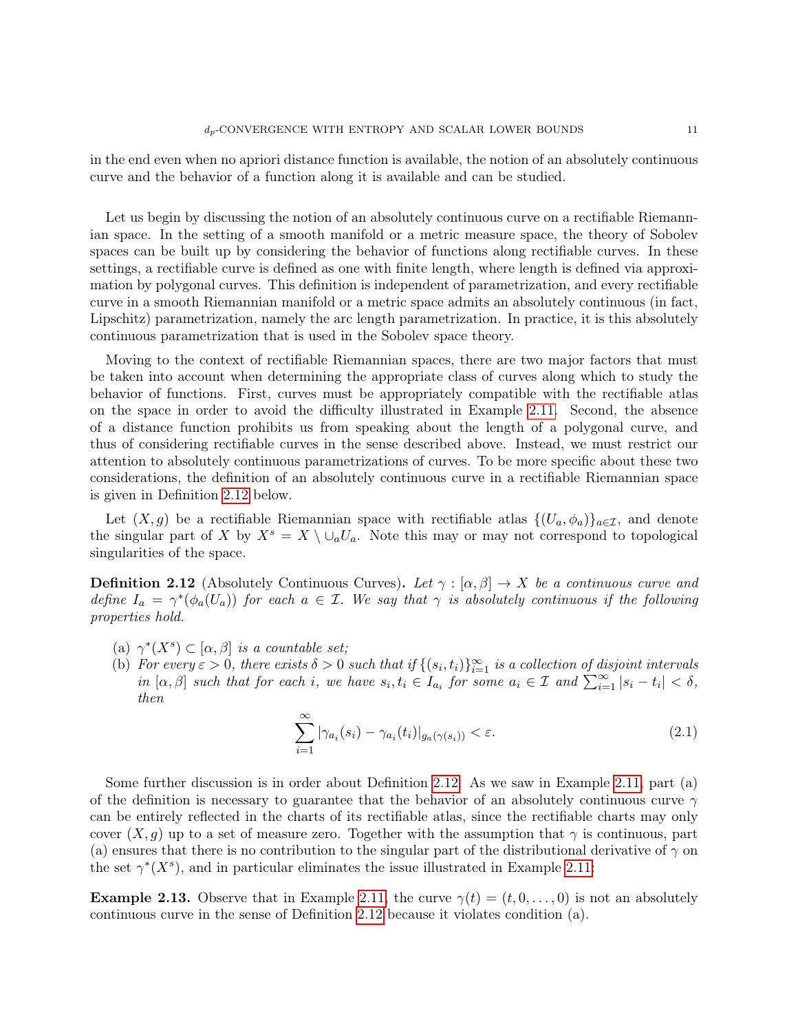in the end even when no apriori distance function is available, the notion of an absolutely continuous curve and the behavior of a function along it is available and can be studied.

Let us begin by discussing the notion of an absolutely continuous curve on a rectifiable Riemannian space. In the setting of a smooth manifold or a metric measure space, the theory of Sobolev spaces can be built up by considering the behavior of functions along rectifiable curves. In these settings, a rectifiable curve is defined as one with finite length, where length is defined via approximation by polygonal curves. This definition is independent of parametrization, and every rectifiable curve in a smooth Riemannian manifold or a metric space admits an absolutely continuous (in fact, Lipschitz) parametrization, namely the arc length parametrization. In practice, it is this absolutely continuous parametrization that is used in the Sobolev space theory.

Moving to the context of rectifiable Riemannian spaces, there are two major factors that must be taken into account when determining the appropriate class of curves along which to study the behavior of functions. First, curves must be appropriately compatible with the rectifiable atlas on the space in order to avoid the difficulty illustrated in Example 2.11. Second, the absence of a distance function prohibits us from speaking about the length of a polygonal curve, and thus of considering rectifiable curves in the sense described above. Instead, we must restrict our attention to absolutely continuous parametrizations of curves. To be more specific about these two considerations, the definition of an absolutely continuous curve in a rectifiable Riemannian space is given in Definition 2.12 below.

Let $(X, g)$ be a rectifiable Riemannian space with rectifiable atlas $\{(U_a, \phi_a)\}_{a\in\mathcal{I}}$, and denote the singular part of $X$ by $X^s = X \setminus \cup_a U_a$. Note this may or may not correspond to topological singularities of the space.

**Definition 2.12** (Absolutely Continuous Curves)**.** *Let $\gamma : [\alpha, \beta] \to X$ be a continuous curve and define $I_a = \gamma^*(\phi_a(U_a))$ for each $a \in \mathcal{I}$. We say that $\gamma$ is absolutely continuous if the following properties hold.*

- (a) *$\gamma^*(X^s) \subset [\alpha, \beta]$ is a countable set;*
- (b) *For every $\varepsilon > 0$, there exists $\delta > 0$ such that if $\{(s_i, t_i)\}_{i=1}^{\infty}$ is a collection of disjoint intervals in $[\alpha, \beta]$ such that for each $i$, we have $s_i, t_i \in I_{a_i}$ for some $a_i \in \mathcal{I}$ and $\sum_{i=1}^{\infty} |s_i - t_i| < \delta$, then*

$$\sum_{i=1}^{\infty} |\gamma_{a_i}(s_i) - \gamma_{a_i}(t_i)|_{g_a(\gamma(s_i))} < \varepsilon. \tag{2.1}$$

Some further discussion is in order about Definition 2.12. As we saw in Example 2.11, part (a) of the definition is necessary to guarantee that the behavior of an absolutely continuous curve $\gamma$ can be entirely reflected in the charts of its rectifiable atlas, since the rectifiable charts may only cover $(X, g)$ up to a set of measure zero. Together with the assumption that $\gamma$ is continuous, part (a) ensures that there is no contribution to the singular part of the distributional derivative of $\gamma$ on the set $\gamma^*(X^s)$, and in particular eliminates the issue illustrated in Example 2.11.

**Example 2.13.** Observe that in Example 2.11, the curve $\gamma(t) = (t, 0, \ldots, 0)$ is not an absolutely continuous curve in the sense of Definition 2.12 because it violates condition (a).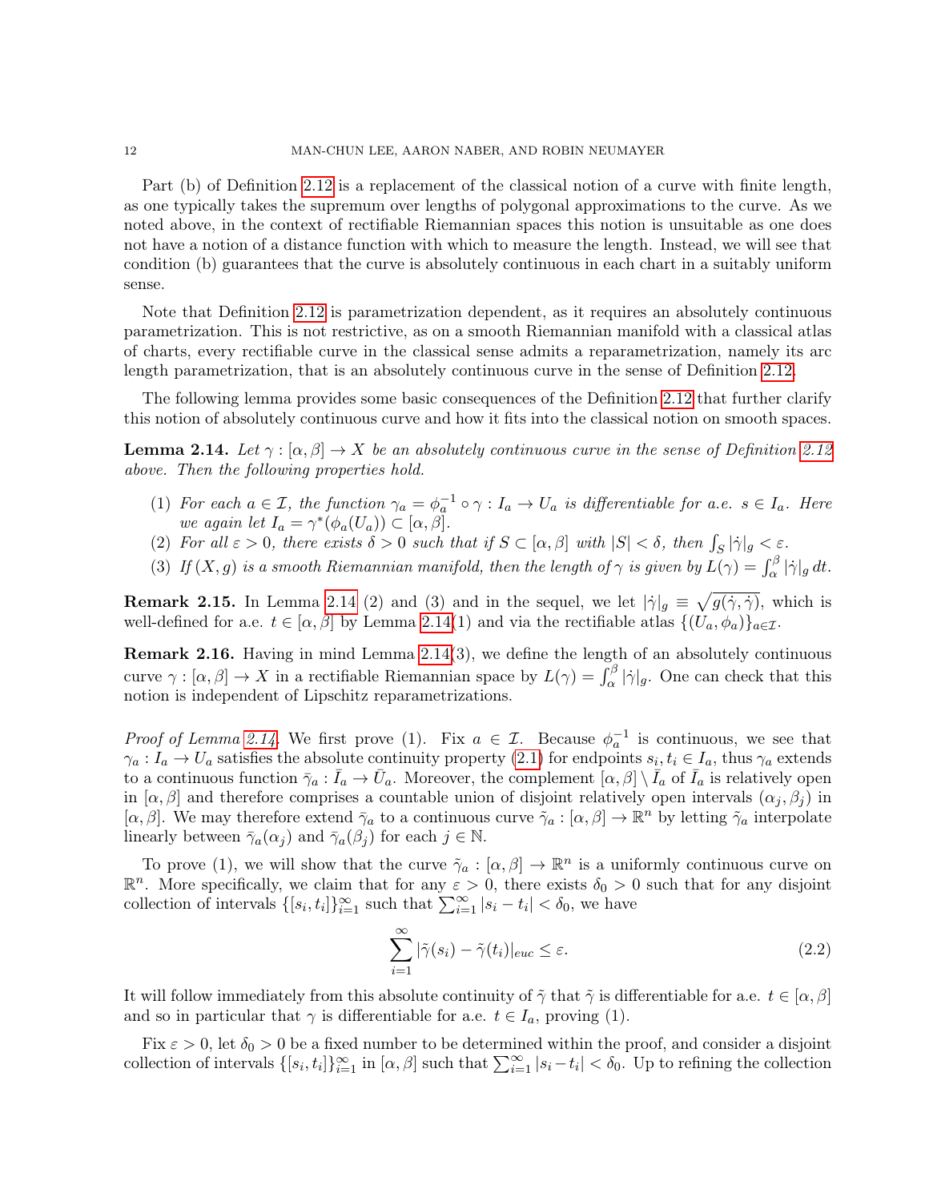Part (b) of Definition 2.12 is a replacement of the classical notion of a curve with finite length, as one typically takes the supremum over lengths of polygonal approximations to the curve. As we noted above, in the context of rectifiable Riemannian spaces this notion is unsuitable as one does not have a notion of a distance function with which to measure the length. Instead, we will see that condition (b) guarantees that the curve is absolutely continuous in each chart in a suitably uniform sense.

Note that Definition 2.12 is parametrization dependent, as it requires an absolutely continuous parametrization. This is not restrictive, as on a smooth Riemannian manifold with a classical atlas of charts, every rectifiable curve in the classical sense admits a reparametrization, namely its arc length parametrization, that is an absolutely continuous curve in the sense of Definition 2.12.

The following lemma provides some basic consequences of the Definition 2.12 that further clarify this notion of absolutely continuous curve and how it fits into the classical notion on smooth spaces.

**Lemma 2.14.** *Let $\gamma : [\alpha, \beta] \to X$ be an absolutely continuous curve in the sense of Definition 2.12 above. Then the following properties hold.*

1. *For each $a \in \mathcal{I}$, the function $\gamma_a = \phi_a^{-1} \circ \gamma : I_a \to U_a$ is differentiable for a.e. $s \in I_a$. Here we again let $I_a = \gamma^*(\phi_a(U_a)) \subset [\alpha, \beta]$.*
2. *For all $\varepsilon > 0$, there exists $\delta > 0$ such that if $S \subset [\alpha, \beta]$ with $|S| < \delta$, then $\int_S |\dot\gamma|_g < \varepsilon$.*
3. *If $(X, g)$ is a smooth Riemannian manifold, then the length of $\gamma$ is given by $L(\gamma) = \int_\alpha^\beta |\dot\gamma|_g \, dt$.*

**Remark 2.15.** In Lemma 2.14 (2) and (3) and in the sequel, we let $|\dot\gamma|_g \equiv \sqrt{g(\dot\gamma, \dot\gamma)}$, which is well-defined for a.e. $t \in [\alpha, \beta]$ by Lemma 2.14(1) and via the rectifiable atlas $\{(U_a, \phi_a)\}_{a \in \mathcal{I}}$.

**Remark 2.16.** Having in mind Lemma 2.14(3), we define the length of an absolutely continuous curve $\gamma : [\alpha, \beta] \to X$ in a rectifiable Riemannian space by $L(\gamma) = \int_\alpha^\beta |\dot\gamma|_g$. One can check that this notion is independent of Lipschitz reparametrizations.

*Proof of Lemma 2.14.* We first prove (1). Fix $a \in \mathcal{I}$. Because $\phi_a^{-1}$ is continuous, we see that $\gamma_a : I_a \to U_a$ satisfies the absolute continuity property (2.1) for endpoints $s_i, t_i \in I_a$, thus $\gamma_a$ extends to a continuous function $\bar\gamma_a : \bar I_a \to \bar U_a$. Moreover, the complement $[\alpha, \beta] \setminus \bar I_a$ of $\bar I_a$ is relatively open in $[\alpha, \beta]$ and therefore comprises a countable union of disjoint relatively open intervals $(\alpha_j, \beta_j)$ in $[\alpha, \beta]$. We may therefore extend $\bar\gamma_a$ to a continuous curve $\tilde\gamma_a : [\alpha, \beta] \to \mathbb{R}^n$ by letting $\tilde\gamma_a$ interpolate linearly between $\bar\gamma_a(\alpha_j)$ and $\bar\gamma_a(\beta_j)$ for each $j \in \mathbb{N}$.

To prove (1), we will show that the curve $\tilde\gamma_a : [\alpha, \beta] \to \mathbb{R}^n$ is a uniformly continuous curve on $\mathbb{R}^n$. More specifically, we claim that for any $\varepsilon > 0$, there exists $\delta_0 > 0$ such that for any disjoint collection of intervals $\{[s_i, t_i]\}_{i=1}^\infty$ such that $\sum_{i=1}^\infty |s_i - t_i| < \delta_0$, we have

$$\sum_{i=1}^\infty |\tilde\gamma(s_i) - \tilde\gamma(t_i)|_{euc} \le \varepsilon. \tag{2.2}$$

It will follow immediately from this absolute continuity of $\tilde\gamma$ that $\tilde\gamma$ is differentiable for a.e. $t \in [\alpha, \beta]$ and so in particular that $\gamma$ is differentiable for a.e. $t \in I_a$, proving (1).

Fix $\varepsilon > 0$, let $\delta_0 > 0$ be a fixed number to be determined within the proof, and consider a disjoint collection of intervals $\{[s_i, t_i]\}_{i=1}^\infty$ in $[\alpha, \beta]$ such that $\sum_{i=1}^\infty |s_i - t_i| < \delta_0$. Up to refining the collection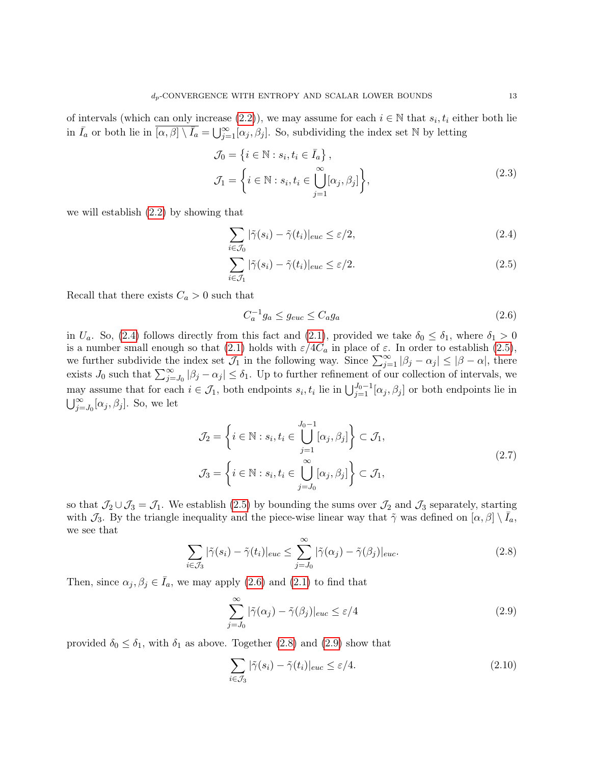of intervals (which can only increase (2.2)), we may assume for each $i \in \mathbb{N}$ that $s_i, t_i$ either both lie in $\bar{I}_a$ or both lie in $\overline{[\alpha, \beta] \setminus \bar{I}_a} = \bigcup_{j=1}^{\infty} [\alpha_j, \beta_j]$. So, subdividing the index set $\mathbb{N}$ by letting

$$
\begin{aligned}
\mathcal{J}_0 &= \left\{ i \in \mathbb{N} : s_i, t_i \in \bar{I}_a \right\}, \\
\mathcal{J}_1 &= \left\{ i \in \mathbb{N} : s_i, t_i \in \bigcup_{j=1}^{\infty} [\alpha_j, \beta_j] \right\},
\end{aligned}
\tag{2.3}
$$

we will establish (2.2) by showing that

$$
\sum_{i \in \mathcal{J}_0} |\tilde{\gamma}(s_i) - \tilde{\gamma}(t_i)|_{euc} \leq \varepsilon/2, \tag{2.4}
$$

$$
\sum_{i \in \mathcal{J}_1} |\tilde{\gamma}(s_i) - \tilde{\gamma}(t_i)|_{euc} \leq \varepsilon/2. \tag{2.5}
$$

Recall that there exists $C_a > 0$ such that

$$
C_a^{-1} g_a \leq g_{euc} \leq C_a g_a \tag{2.6}
$$

in $U_a$. So, (2.4) follows directly from this fact and (2.1), provided we take $\delta_0 \leq \delta_1$, where $\delta_1 > 0$ is a number small enough so that (2.1) holds with $\varepsilon/4C_a$ in place of $\varepsilon$. In order to establish (2.5), we further subdivide the index set $\mathcal{J}_1$ in the following way. Since $\sum_{j=1}^{\infty} |\beta_j - \alpha_j| \leq |\beta - \alpha|$, there exists $J_0$ such that $\sum_{j=J_0}^{\infty} |\beta_j - \alpha_j| \leq \delta_1$. Up to further refinement of our collection of intervals, we may assume that for each $i \in \mathcal{J}_1$, both endpoints $s_i, t_i$ lie in $\bigcup_{j=1}^{J_0 - 1} [\alpha_j, \beta_j]$ or both endpoints lie in $\bigcup_{j=J_0}^{\infty} [\alpha_j, \beta_j]$. So, we let

$$
\begin{aligned}
\mathcal{J}_2 &= \left\{ i \in \mathbb{N} : s_i, t_i \in \bigcup_{j=1}^{J_0 - 1} [\alpha_j, \beta_j] \right\} \subset \mathcal{J}_1, \\
\mathcal{J}_3 &= \left\{ i \in \mathbb{N} : s_i, t_i \in \bigcup_{j=J_0}^{\infty} [\alpha_j, \beta_j] \right\} \subset \mathcal{J}_1,
\end{aligned}
\tag{2.7}
$$

so that $\mathcal{J}_2 \cup \mathcal{J}_3 = \mathcal{J}_1$. We establish (2.5) by bounding the sums over $\mathcal{J}_2$ and $\mathcal{J}_3$ separately, starting with $\mathcal{J}_3$. By the triangle inequality and the piece-wise linear way that $\tilde{\gamma}$ was defined on $[\alpha, \beta] \setminus \bar{I}_a$, we see that

$$
\sum_{i \in \mathcal{J}_3} |\tilde{\gamma}(s_i) - \tilde{\gamma}(t_i)|_{euc} \leq \sum_{j=J_0}^{\infty} |\tilde{\gamma}(\alpha_j) - \tilde{\gamma}(\beta_j)|_{euc}. \tag{2.8}
$$

Then, since $\alpha_j, \beta_j \in \bar{I}_a$, we may apply (2.6) and (2.1) to find that

$$
\sum_{j=J_0}^{\infty} |\tilde{\gamma}(\alpha_j) - \tilde{\gamma}(\beta_j)|_{euc} \leq \varepsilon/4 \tag{2.9}
$$

provided $\delta_0 \leq \delta_1$, with $\delta_1$ as above. Together (2.8) and (2.9) show that

$$
\sum_{i \in \mathcal{J}_3} |\tilde{\gamma}(s_i) - \tilde{\gamma}(t_i)|_{euc} \leq \varepsilon/4. \tag{2.10}
$$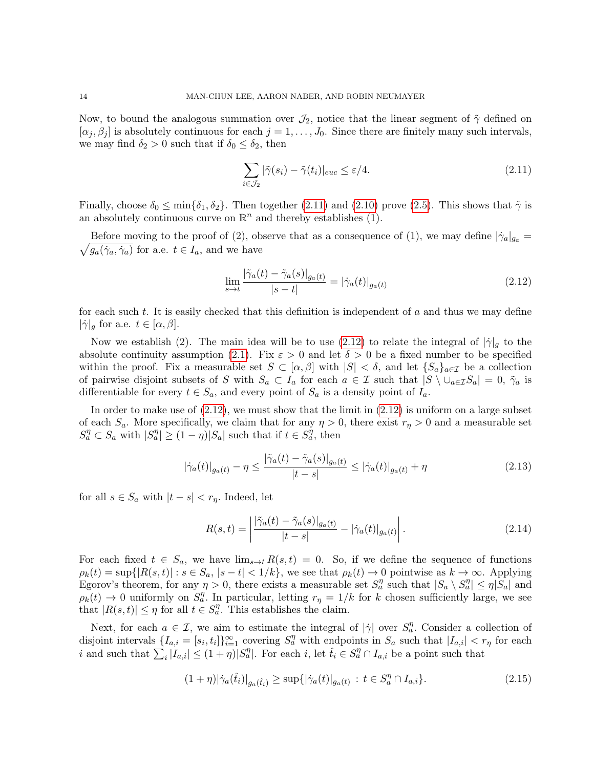Now, to bound the analogous summation over $\mathcal{J}_2$, notice that the linear segment of $\tilde{\gamma}$ defined on $[\alpha_j, \beta_j]$ is absolutely continuous for each $j = 1, \dots, J_0$. Since there are finitely many such intervals, we may find $\delta_2 > 0$ such that if $\delta_0 \leq \delta_2$, then

$$\sum_{i \in \mathcal{J}_2} |\tilde{\gamma}(s_i) - \tilde{\gamma}(t_i)|_{euc} \leq \varepsilon/4. \tag{2.11}$$

Finally, choose $\delta_0 \leq \min\{\delta_1, \delta_2\}$. Then together (2.11) and (2.10) prove (2.5). This shows that $\tilde{\gamma}$ is an absolutely continuous curve on $\mathbb{R}^n$ and thereby establishes (1).

Before moving to the proof of (2), observe that as a consequence of (1), we may define $|\dot{\gamma}_a|_{g_a} = \sqrt{g_a(\dot{\gamma}_a, \dot{\gamma}_a)}$ for a.e. $t \in I_a$, and we have

$$\lim_{s \to t} \frac{|\tilde{\gamma}_a(t) - \tilde{\gamma}_a(s)|_{g_a(t)}}{|s - t|} = |\dot{\gamma}_a(t)|_{g_a(t)} \tag{2.12}$$

for each such $t$. It is easily checked that this definition is independent of $a$ and thus we may define $|\dot{\gamma}|_g$ for a.e. $t \in [\alpha, \beta]$.

Now we establish (2). The main idea will be to use (2.12) to relate the integral of $|\dot{\gamma}|_g$ to the absolute continuity assumption (2.1). Fix $\varepsilon > 0$ and let $\delta > 0$ be a fixed number to be specified within the proof. Fix a measurable set $S \subset [\alpha, \beta]$ with $|S| < \delta$, and let $\{S_a\}_{a \in \mathcal{I}}$ be a collection of pairwise disjoint subsets of $S$ with $S_a \subset I_a$ for each $a \in \mathcal{I}$ such that $|S \setminus \cup_{a \in \mathcal{I}} S_a| = 0$, $\tilde{\gamma}_a$ is differentiable for every $t \in S_a$, and every point of $S_a$ is a density point of $I_a$.

In order to make use of (2.12), we must show that the limit in (2.12) is uniform on a large subset of each $S_a$. More specifically, we claim that for any $\eta > 0$, there exist $r_\eta > 0$ and a measurable set $S_a^\eta \subset S_a$ with $|S_a^\eta| \geq (1 - \eta)|S_a|$ such that if $t \in S_a^\eta$, then

$$|\dot{\gamma}_a(t)|_{g_a(t)} - \eta \leq \frac{|\tilde{\gamma}_a(t) - \tilde{\gamma}_a(s)|_{g_a(t)}}{|t - s|} \leq |\dot{\gamma}_a(t)|_{g_a(t)} + \eta \tag{2.13}$$

for all $s \in S_a$ with $|t - s| < r_\eta$. Indeed, let

$$R(s,t) = \left| \frac{|\tilde{\gamma}_a(t) - \tilde{\gamma}_a(s)|_{g_a(t)}}{|t - s|} - |\dot{\gamma}_a(t)|_{g_a(t)} \right|. \tag{2.14}$$

For each fixed $t \in S_a$, we have $\lim_{s \to t} R(s,t) = 0$. So, if we define the sequence of functions $\rho_k(t) = \sup\{|R(s,t)| : s \in S_a,\ |s - t| < 1/k\}$, we see that $\rho_k(t) \to 0$ pointwise as $k \to \infty$. Applying Egorov's theorem, for any $\eta > 0$, there exists a measurable set $S_a^\eta$ such that $|S_a \setminus S_a^\eta| \leq \eta |S_a|$ and $\rho_k(t) \to 0$ uniformly on $S_a^\eta$. In particular, letting $r_\eta = 1/k$ for $k$ chosen sufficiently large, we see that $|R(s,t)| \leq \eta$ for all $t \in S_a^\eta$. This establishes the claim.

Next, for each $a \in \mathcal{I}$, we aim to estimate the integral of $|\dot{\gamma}|$ over $S_a^\eta$. Consider a collection of disjoint intervals $\{I_{a,i} = [s_i, t_i]\}_{i=1}^\infty$ covering $S_a^\eta$ with endpoints in $S_a$ such that $|I_{a,i}| < r_\eta$ for each $i$ and such that $\sum_i |I_{a,i}| \leq (1 + \eta)|S_a^\eta|$. For each $i$, let $\hat{t}_i \in S_a^\eta \cap I_{a,i}$ be a point such that

$$(1 + \eta)|\dot{\gamma}_a(\hat{t}_i)|_{g_a(\hat{t}_i)} \geq \sup\{|\dot{\gamma}_a(t)|_{g_a(t)} : t \in S_a^\eta \cap I_{a,i}\}. \tag{2.15}$$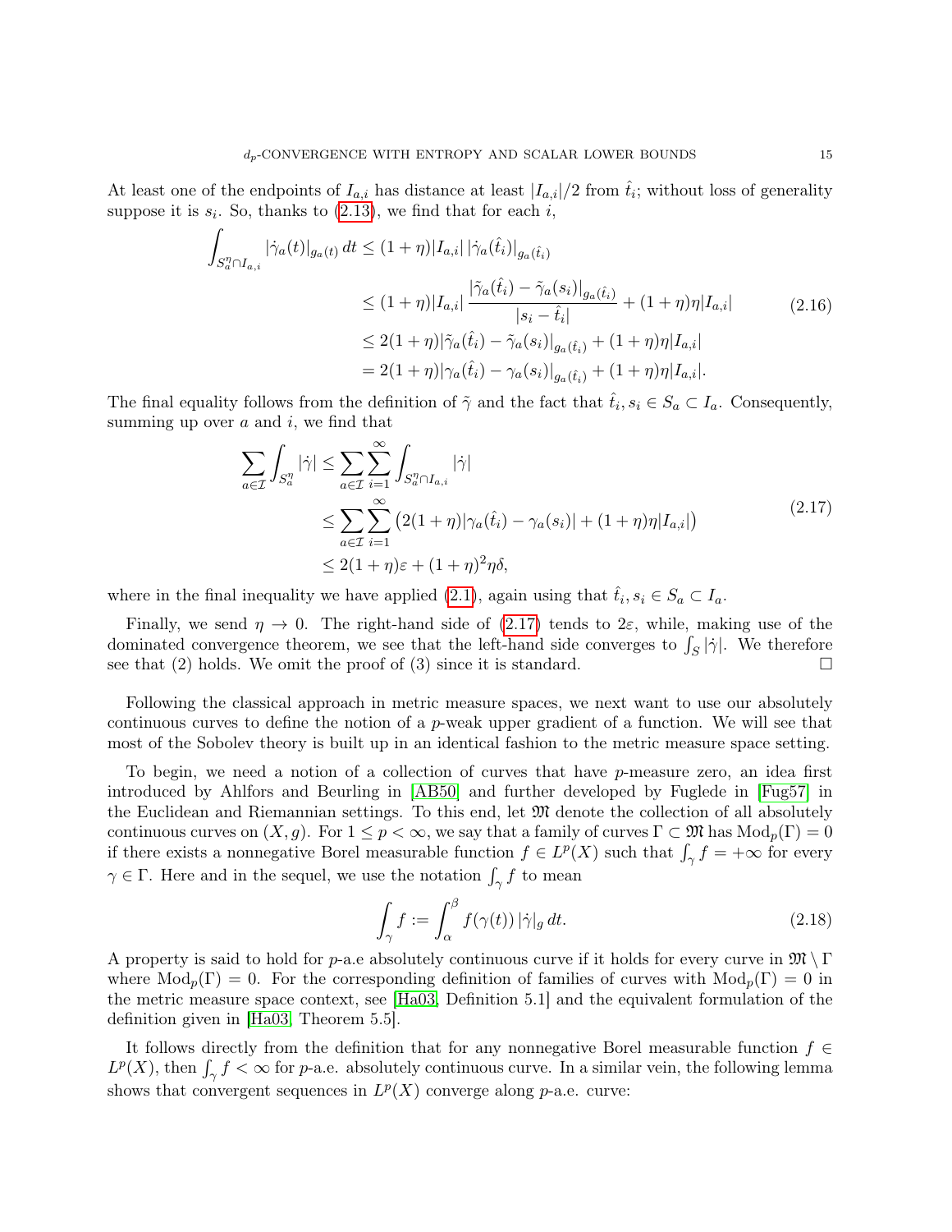At least one of the endpoints of $I_{a,i}$ has distance at least $|I_{a,i}|/2$ from $\hat{t}_i$; without loss of generality suppose it is $s_i$. So, thanks to (2.13), we find that for each $i$,

$$
\begin{aligned}
\int_{S_a^\eta \cap I_{a,i}} |\dot{\gamma}_a(t)|_{g_a(t)}\, dt &\leq (1+\eta)|I_{a,i}|\, |\dot{\gamma}_a(\hat{t}_i)|_{g_a(\hat{t}_i)} \\
&\leq (1+\eta)|I_{a,i}| \frac{|\tilde{\gamma}_a(\hat{t}_i) - \tilde{\gamma}_a(s_i)|_{g_a(\hat{t}_i)}}{|s_i - \hat{t}_i|} + (1+\eta)\eta|I_{a,i}| \\
&\leq 2(1+\eta)|\tilde{\gamma}_a(\hat{t}_i) - \tilde{\gamma}_a(s_i)|_{g_a(\hat{t}_i)} + (1+\eta)\eta|I_{a,i}| \\
&= 2(1+\eta)|\gamma_a(\hat{t}_i) - \gamma_a(s_i)|_{g_a(\hat{t}_i)} + (1+\eta)\eta|I_{a,i}|.
\end{aligned}
\tag{2.16}
$$

The final equality follows from the definition of $\tilde{\gamma}$ and the fact that $\hat{t}_i, s_i \in S_a \subset I_a$. Consequently, summing up over $a$ and $i$, we find that

$$
\begin{aligned}
\sum_{a \in \mathcal{I}} \int_{S_a^\eta} |\dot{\gamma}| &\leq \sum_{a \in \mathcal{I}} \sum_{i=1}^{\infty} \int_{S_a^\eta \cap I_{a,i}} |\dot{\gamma}| \\
&\leq \sum_{a \in \mathcal{I}} \sum_{i=1}^{\infty} \big( 2(1+\eta)|\gamma_a(\hat{t}_i) - \gamma_a(s_i)| + (1+\eta)\eta|I_{a,i}| \big) \\
&\leq 2(1+\eta)\varepsilon + (1+\eta)^2\eta\delta,
\end{aligned}
\tag{2.17}
$$

where in the final inequality we have applied (2.1), again using that $\hat{t}_i, s_i \in S_a \subset I_a$.

Finally, we send $\eta \to 0$. The right-hand side of (2.17) tends to $2\varepsilon$, while, making use of the dominated convergence theorem, we see that the left-hand side converges to $\int_S |\dot{\gamma}|$. We therefore see that (2) holds. We omit the proof of (3) since it is standard. $\square$

Following the classical approach in metric measure spaces, we next want to use our absolutely continuous curves to define the notion of a $p$-weak upper gradient of a function. We will see that most of the Sobolev theory is built up in an identical fashion to the metric measure space setting.

To begin, we need a notion of a collection of curves that have $p$-measure zero, an idea first introduced by Ahlfors and Beurling in [AB50] and further developed by Fuglede in [Fug57] in the Euclidean and Riemannian settings. To this end, let $\mathfrak{M}$ denote the collection of all absolutely continuous curves on $(X, g)$. For $1 \leq p < \infty$, we say that a family of curves $\Gamma \subset \mathfrak{M}$ has $\mathrm{Mod}_p(\Gamma) = 0$ if there exists a nonnegative Borel measurable function $f \in L^p(X)$ such that $\int_\gamma f = +\infty$ for every $\gamma \in \Gamma$. Here and in the sequel, we use the notation $\int_\gamma f$ to mean

$$
\int_\gamma f := \int_\alpha^\beta f(\gamma(t))\, |\dot{\gamma}|_g\, dt. \tag{2.18}
$$

A property is said to hold for $p$-a.e absolutely continuous curve if it holds for every curve in $\mathfrak{M} \setminus \Gamma$ where $\mathrm{Mod}_p(\Gamma) = 0$. For the corresponding definition of families of curves with $\mathrm{Mod}_p(\Gamma) = 0$ in the metric measure space context, see [Ha03, Definition 5.1] and the equivalent formulation of the definition given in [Ha03, Theorem 5.5].

It follows directly from the definition that for any nonnegative Borel measurable function $f \in L^p(X)$, then $\int_\gamma f < \infty$ for $p$-a.e. absolutely continuous curve. In a similar vein, the following lemma shows that convergent sequences in $L^p(X)$ converge along $p$-a.e. curve: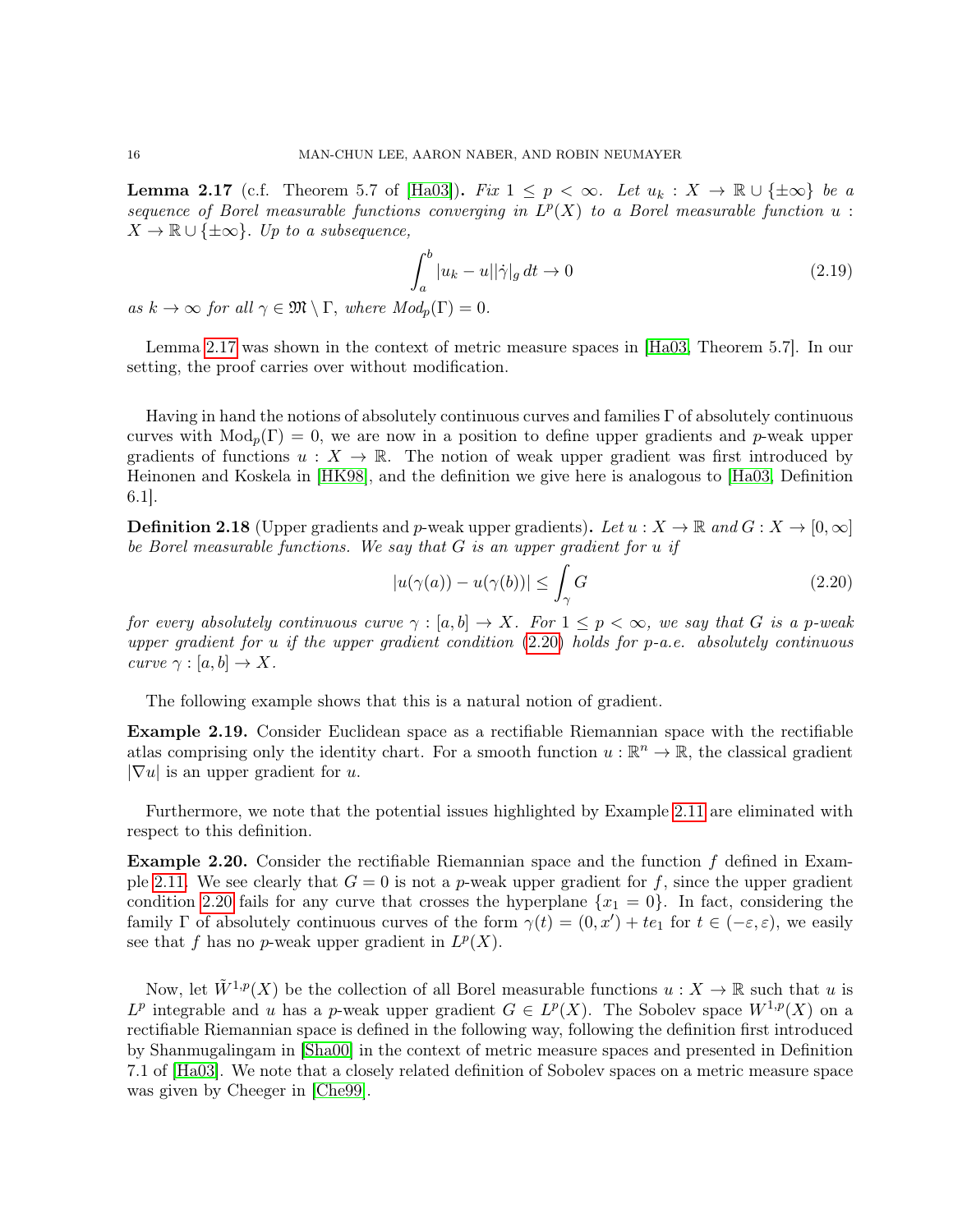**Lemma 2.17** (c.f. Theorem 5.7 of [Ha03])**.** *Fix $1 \leq p < \infty$. Let $u_k : X \to \mathbb{R} \cup \{\pm\infty\}$ be a sequence of Borel measurable functions converging in $L^p(X)$ to a Borel measurable function $u : X \to \mathbb{R} \cup \{\pm\infty\}$. Up to a subsequence,*

$$\int_a^b |u_k - u||\dot{\gamma}|_g \, dt \to 0 \tag{2.19}$$

*as $k \to \infty$ for all $\gamma \in \mathfrak{M} \setminus \Gamma$, where $Mod_p(\Gamma) = 0$.*

Lemma 2.17 was shown in the context of metric measure spaces in [Ha03, Theorem 5.7]. In our setting, the proof carries over without modification.

Having in hand the notions of absolutely continuous curves and families $\Gamma$ of absolutely continuous curves with $\text{Mod}_p(\Gamma) = 0$, we are now in a position to define upper gradients and $p$-weak upper gradients of functions $u : X \to \mathbb{R}$. The notion of weak upper gradient was first introduced by Heinonen and Koskela in [HK98], and the definition we give here is analogous to [Ha03, Definition 6.1].

**Definition 2.18** (Upper gradients and $p$-weak upper gradients)**.** *Let $u : X \to \mathbb{R}$ and $G : X \to [0, \infty]$ be Borel measurable functions. We say that $G$ is an upper gradient for $u$ if*

$$|u(\gamma(a)) - u(\gamma(b))| \leq \int_\gamma G \tag{2.20}$$

*for every absolutely continuous curve $\gamma : [a, b] \to X$. For $1 \leq p < \infty$, we say that $G$ is a $p$-weak upper gradient for $u$ if the upper gradient condition (2.20) holds for $p$-a.e. absolutely continuous curve $\gamma : [a, b] \to X$.*

The following example shows that this is a natural notion of gradient.

**Example 2.19.** Consider Euclidean space as a rectifiable Riemannian space with the rectifiable atlas comprising only the identity chart. For a smooth function $u : \mathbb{R}^n \to \mathbb{R}$, the classical gradient $|\nabla u|$ is an upper gradient for $u$.

Furthermore, we note that the potential issues highlighted by Example 2.11 are eliminated with respect to this definition.

**Example 2.20.** Consider the rectifiable Riemannian space and the function $f$ defined in Example 2.11. We see clearly that $G = 0$ is not a $p$-weak upper gradient for $f$, since the upper gradient condition 2.20 fails for any curve that crosses the hyperplane $\{x_1 = 0\}$. In fact, considering the family $\Gamma$ of absolutely continuous curves of the form $\gamma(t) = (0, x') + te_1$ for $t \in (-\varepsilon, \varepsilon)$, we easily see that $f$ has no $p$-weak upper gradient in $L^p(X)$.

Now, let $\tilde{W}^{1,p}(X)$ be the collection of all Borel measurable functions $u : X \to \mathbb{R}$ such that $u$ is $L^p$ integrable and $u$ has a $p$-weak upper gradient $G \in L^p(X)$. The Sobolev space $W^{1,p}(X)$ on a rectifiable Riemannian space is defined in the following way, following the definition first introduced by Shanmugalingam in [Sha00] in the context of metric measure spaces and presented in Definition 7.1 of [Ha03]. We note that a closely related definition of Sobolev spaces on a metric measure space was given by Cheeger in [Che99].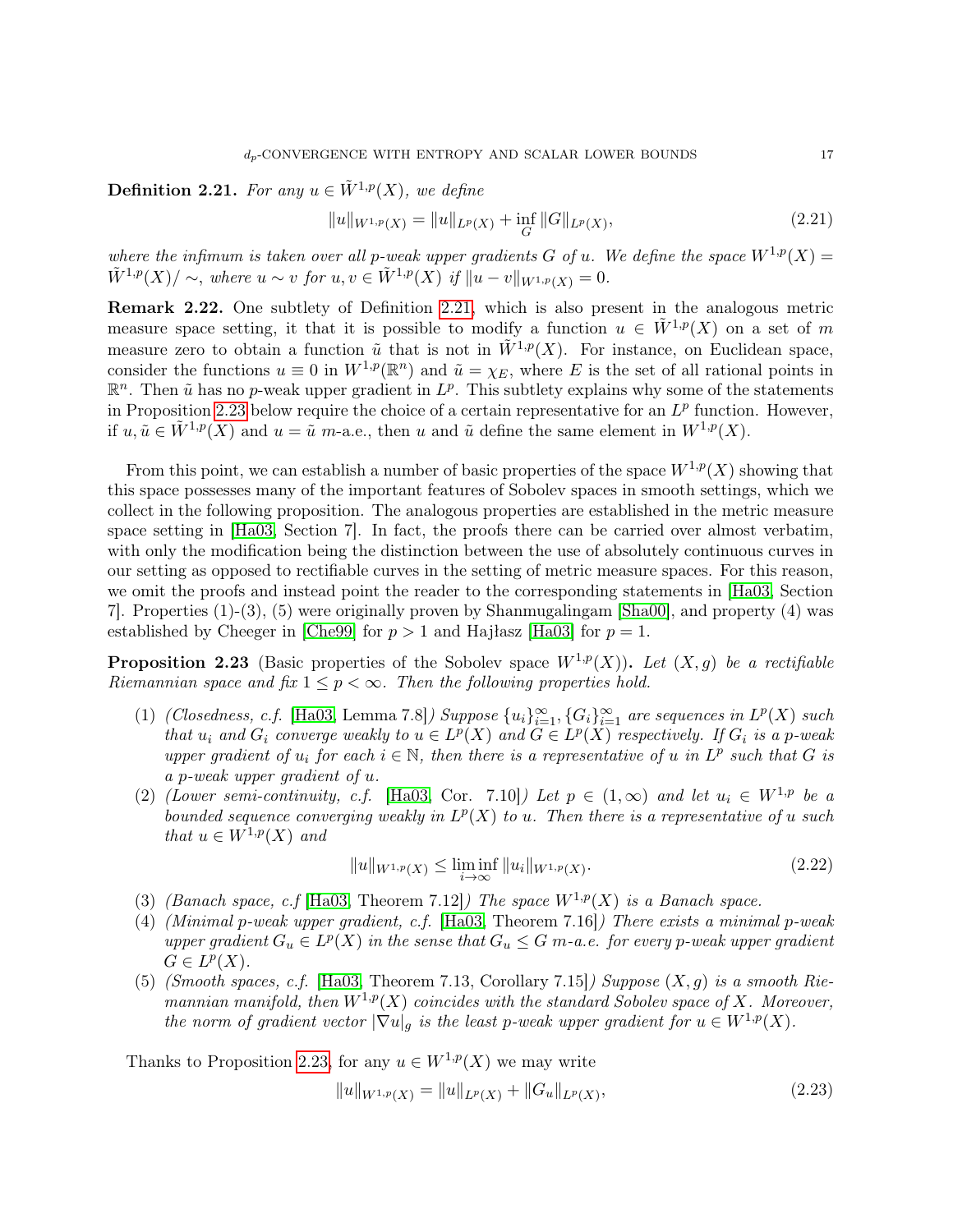**Definition 2.21.** *For any $u \in \tilde{W}^{1,p}(X)$, we define*

$$\|u\|_{W^{1,p}(X)} = \|u\|_{L^p(X)} + \inf_G \|G\|_{L^p(X)}, \tag{2.21}$$

*where the infimum is taken over all $p$-weak upper gradients $G$ of $u$. We define the space $W^{1,p}(X) = \tilde{W}^{1,p}(X)/\sim$, where $u \sim v$ for $u, v \in \tilde{W}^{1,p}(X)$ if $\|u - v\|_{W^{1,p}(X)} = 0$.*

**Remark 2.22.** One subtlety of Definition 2.21, which is also present in the analogous metric measure space setting, it that it is possible to modify a function $u \in \tilde{W}^{1,p}(X)$ on a set of $m$ measure zero to obtain a function $\tilde{u}$ that is not in $\tilde{W}^{1,p}(X)$. For instance, on Euclidean space, consider the functions $u \equiv 0$ in $W^{1,p}(\mathbb{R}^n)$ and $\tilde{u} = \chi_E$, where $E$ is the set of all rational points in $\mathbb{R}^n$. Then $\tilde{u}$ has no $p$-weak upper gradient in $L^p$. This subtlety explains why some of the statements in Proposition 2.23 below require the choice of a certain representative for an $L^p$ function. However, if $u, \tilde{u} \in \tilde{W}^{1,p}(X)$ and $u = \tilde{u}$ $m$-a.e., then $u$ and $\tilde{u}$ define the same element in $W^{1,p}(X)$.

From this point, we can establish a number of basic properties of the space $W^{1,p}(X)$ showing that this space possesses many of the important features of Sobolev spaces in smooth settings, which we collect in the following proposition. The analogous properties are established in the metric measure space setting in [Ha03, Section 7]. In fact, the proofs there can be carried over almost verbatim, with only the modification being the distinction between the use of absolutely continuous curves in our setting as opposed to rectifiable curves in the setting of metric measure spaces. For this reason, we omit the proofs and instead point the reader to the corresponding statements in [Ha03, Section 7]. Properties (1)-(3), (5) were originally proven by Shanmugalingam [Sha00], and property (4) was established by Cheeger in [Che99] for $p > 1$ and Hajłasz [Ha03] for $p = 1$.

**Proposition 2.23** (Basic properties of the Sobolev space $W^{1,p}(X)$)**.** *Let $(X, g)$ be a rectifiable Riemannian space and fix $1 \le p < \infty$. Then the following properties hold.*

1. *(Closedness, c.f. [Ha03, Lemma 7.8]) Suppose $\{u_i\}_{i=1}^{\infty}, \{G_i\}_{i=1}^{\infty}$ are sequences in $L^p(X)$ such that $u_i$ and $G_i$ converge weakly to $u \in L^p(X)$ and $G \in L^p(X)$ respectively. If $G_i$ is a $p$-weak upper gradient of $u_i$ for each $i \in \mathbb{N}$, then there is a representative of $u$ in $L^p$ such that $G$ is a $p$-weak upper gradient of $u$.*
2. *(Lower semi-continuity, c.f. [Ha03, Cor. 7.10]) Let $p \in (1, \infty)$ and let $u_i \in W^{1,p}$ be a bounded sequence converging weakly in $L^p(X)$ to $u$. Then there is a representative of $u$ such that $u \in W^{1,p}(X)$ and*
$$\|u\|_{W^{1,p}(X)} \le \liminf_{i \to \infty} \|u_i\|_{W^{1,p}(X)}. \tag{2.22}$$
3. *(Banach space, c.f [Ha03, Theorem 7.12]) The space $W^{1,p}(X)$ is a Banach space.*
4. *(Minimal $p$-weak upper gradient, c.f. [Ha03, Theorem 7.16]) There exists a minimal $p$-weak upper gradient $G_u \in L^p(X)$ in the sense that $G_u \le G$ $m$-a.e. for every $p$-weak upper gradient $G \in L^p(X)$.*
5. *(Smooth spaces, c.f. [Ha03, Theorem 7.13, Corollary 7.15]) Suppose $(X, g)$ is a smooth Riemannian manifold, then $W^{1,p}(X)$ coincides with the standard Sobolev space of $X$. Moreover, the norm of gradient vector $|\nabla u|_g$ is the least $p$-weak upper gradient for $u \in W^{1,p}(X)$.*

Thanks to Proposition 2.23, for any $u \in W^{1,p}(X)$ we may write

$$\|u\|_{W^{1,p}(X)} = \|u\|_{L^p(X)} + \|G_u\|_{L^p(X)}, \tag{2.23}$$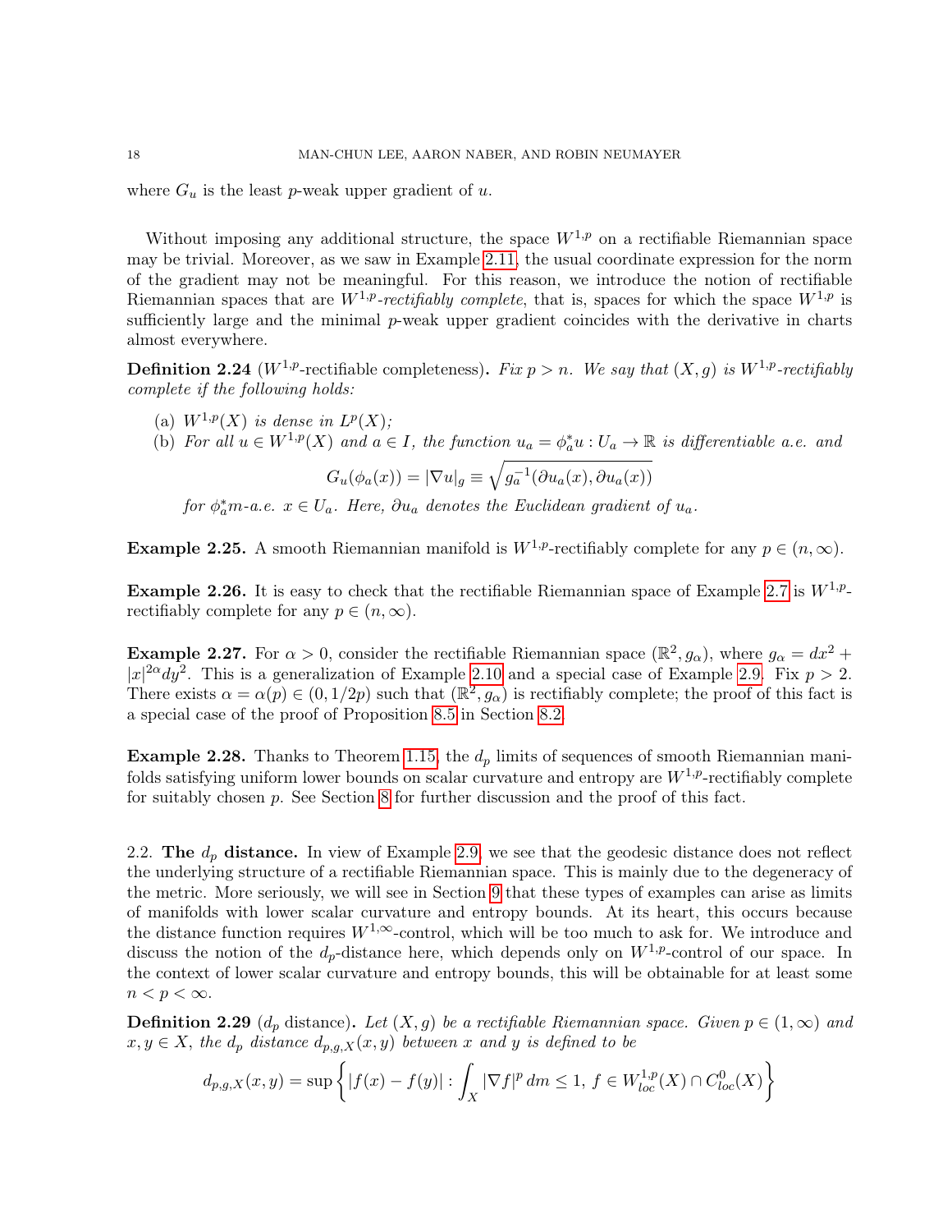where $G_u$ is the least $p$-weak upper gradient of $u$.

Without imposing any additional structure, the space $W^{1,p}$ on a rectifiable Riemannian space may be trivial. Moreover, as we saw in Example 2.11, the usual coordinate expression for the norm of the gradient may not be meaningful. For this reason, we introduce the notion of rectifiable Riemannian spaces that are *$W^{1,p}$-rectifiably complete*, that is, spaces for which the space $W^{1,p}$ is sufficiently large and the minimal $p$-weak upper gradient coincides with the derivative in charts almost everywhere.

**Definition 2.24** ($W^{1,p}$-rectifiable completeness)**.** *Fix $p > n$. We say that $(X, g)$ is $W^{1,p}$-rectifiably complete if the following holds:*

(a) *$W^{1,p}(X)$ is dense in $L^p(X)$;*
(b) *For all $u \in W^{1,p}(X)$ and $a \in I$, the function $u_a = \phi_a^* u : U_a \to \mathbb{R}$ is differentiable a.e. and*

$$G_u(\phi_a(x)) = |\nabla u|_g \equiv \sqrt{g_a^{-1}(\partial u_a(x), \partial u_a(x))}$$

*for $\phi_a^* m$-a.e. $x \in U_a$. Here, $\partial u_a$ denotes the Euclidean gradient of $u_a$.*

**Example 2.25.** A smooth Riemannian manifold is $W^{1,p}$-rectifiably complete for any $p \in (n, \infty)$.

**Example 2.26.** It is easy to check that the rectifiable Riemannian space of Example 2.7 is $W^{1,p}$-rectifiably complete for any $p \in (n, \infty)$.

**Example 2.27.** For $\alpha > 0$, consider the rectifiable Riemannian space $(\mathbb{R}^2, g_\alpha)$, where $g_\alpha = dx^2 + |x|^{2\alpha} dy^2$. This is a generalization of Example 2.10 and a special case of Example 2.9. Fix $p > 2$. There exists $\alpha = \alpha(p) \in (0, 1/2p)$ such that $(\mathbb{R}^2, g_\alpha)$ is rectifiably complete; the proof of this fact is a special case of the proof of Proposition 8.5 in Section 8.2.

**Example 2.28.** Thanks to Theorem 1.15, the $d_p$ limits of sequences of smooth Riemannian manifolds satisfying uniform lower bounds on scalar curvature and entropy are $W^{1,p}$-rectifiably complete for suitably chosen $p$. See Section 8 for further discussion and the proof of this fact.

## 2.2. The $d_p$ distance.

In view of Example 2.9, we see that the geodesic distance does not reflect the underlying structure of a rectifiable Riemannian space. This is mainly due to the degeneracy of the metric. More seriously, we will see in Section 9 that these types of examples can arise as limits of manifolds with lower scalar curvature and entropy bounds. At its heart, this occurs because the distance function requires $W^{1,\infty}$-control, which will be too much to ask for. We introduce and discuss the notion of the $d_p$-distance here, which depends only on $W^{1,p}$-control of our space. In the context of lower scalar curvature and entropy bounds, this will be obtainable for at least some $n < p < \infty$.

**Definition 2.29** ($d_p$ distance)**.** *Let $(X, g)$ be a rectifiable Riemannian space. Given $p \in (1, \infty)$ and $x, y \in X$, the $d_p$ distance $d_{p,g,X}(x, y)$ between $x$ and $y$ is defined to be*

$$d_{p,g,X}(x, y) = \sup \left\{ |f(x) - f(y)| : \int_X |\nabla f|^p \, dm \leq 1, \; f \in W^{1,p}_{loc}(X) \cap C^0_{loc}(X) \right\}$$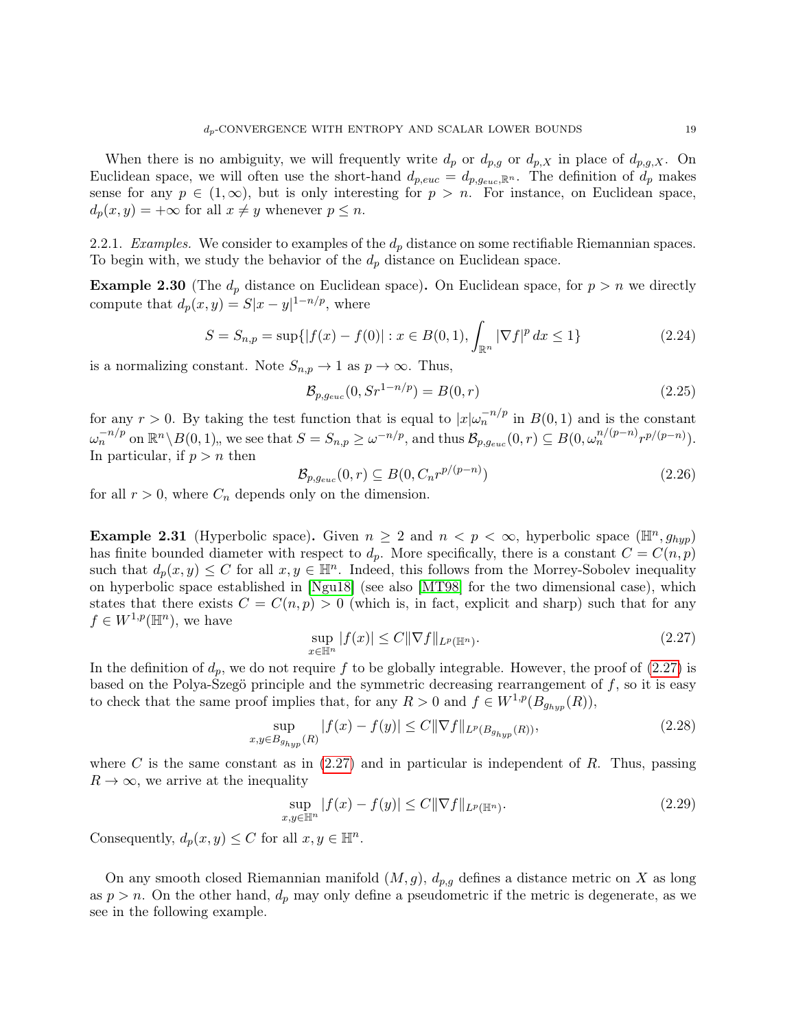When there is no ambiguity, we will frequently write $d_p$ or $d_{p,g}$ or $d_{p,X}$ in place of $d_{p,g,X}$. On Euclidean space, we will often use the short-hand $d_{p,euc} = d_{p,g_{euc},\mathbb{R}^n}$. The definition of $d_p$ makes sense for any $p \in (1,\infty)$, but is only interesting for $p > n$. For instance, on Euclidean space, $d_p(x,y) = +\infty$ for all $x \neq y$ whenever $p \leq n$.

2.2.1. *Examples.* We consider to examples of the $d_p$ distance on some rectifiable Riemannian spaces. To begin with, we study the behavior of the $d_p$ distance on Euclidean space.

**Example 2.30** (The $d_p$ distance on Euclidean space)**.** On Euclidean space, for $p > n$ we directly compute that $d_p(x,y) = S|x-y|^{1-n/p}$, where

$$S = S_{n,p} = \sup\{|f(x) - f(0)| : x \in B(0,1), \int_{\mathbb{R}^n} |\nabla f|^p \, dx \leq 1\} \tag{2.24}$$

is a normalizing constant. Note $S_{n,p} \to 1$ as $p \to \infty$. Thus,

$$\mathcal{B}_{p,g_{euc}}(0, Sr^{1-n/p}) = B(0,r) \tag{2.25}$$

for any $r > 0$. By taking the test function that is equal to $|x|\omega_n^{-n/p}$ in $B(0,1)$ and is the constant $\omega_n^{-n/p}$ on $\mathbb{R}^n \backslash B(0,1)$,, we see that $S = S_{n,p} \geq \omega^{-n/p}$, and thus $\mathcal{B}_{p,g_{euc}}(0,r) \subseteq B(0, \omega_n^{n/(p-n)} r^{p/(p-n)})$. In particular, if $p > n$ then

$$\mathcal{B}_{p,g_{euc}}(0,r) \subseteq B(0, C_n r^{p/(p-n)}) \tag{2.26}$$

for all $r > 0$, where $C_n$ depends only on the dimension.

**Example 2.31** (Hyperbolic space)**.** Given $n \geq 2$ and $n < p < \infty$, hyperbolic space $(\mathbb{H}^n, g_{hyp})$ has finite bounded diameter with respect to $d_p$. More specifically, there is a constant $C = C(n,p)$ such that $d_p(x,y) \leq C$ for all $x, y \in \mathbb{H}^n$. Indeed, this follows from the Morrey-Sobolev inequality on hyperbolic space established in [Ngu18] (see also [MT98] for the two dimensional case), which states that there exists $C = C(n,p) > 0$ (which is, in fact, explicit and sharp) such that for any $f \in W^{1,p}(\mathbb{H}^n)$, we have

$$\sup_{x \in \mathbb{H}^n} |f(x)| \leq C \|\nabla f\|_{L^p(\mathbb{H}^n)}. \tag{2.27}$$

In the definition of $d_p$, we do not require $f$ to be globally integrable. However, the proof of (2.27) is based on the Polya-Szegö principle and the symmetric decreasing rearrangement of $f$, so it is easy to check that the same proof implies that, for any $R > 0$ and $f \in W^{1,p}(B_{g_{hyp}}(R))$,

$$\sup_{x,y \in B_{g_{hyp}}(R)} |f(x) - f(y)| \leq C \|\nabla f\|_{L^p(B_{g_{hyp}}(R))}, \tag{2.28}$$

where $C$ is the same constant as in (2.27) and in particular is independent of $R$. Thus, passing $R \to \infty$, we arrive at the inequality

$$\sup_{x,y \in \mathbb{H}^n} |f(x) - f(y)| \leq C \|\nabla f\|_{L^p(\mathbb{H}^n)}. \tag{2.29}$$

Consequently, $d_p(x,y) \leq C$ for all $x, y \in \mathbb{H}^n$.

On any smooth closed Riemannian manifold $(M,g)$, $d_{p,g}$ defines a distance metric on $X$ as long as $p > n$. On the other hand, $d_p$ may only define a pseudometric if the metric is degenerate, as we see in the following example.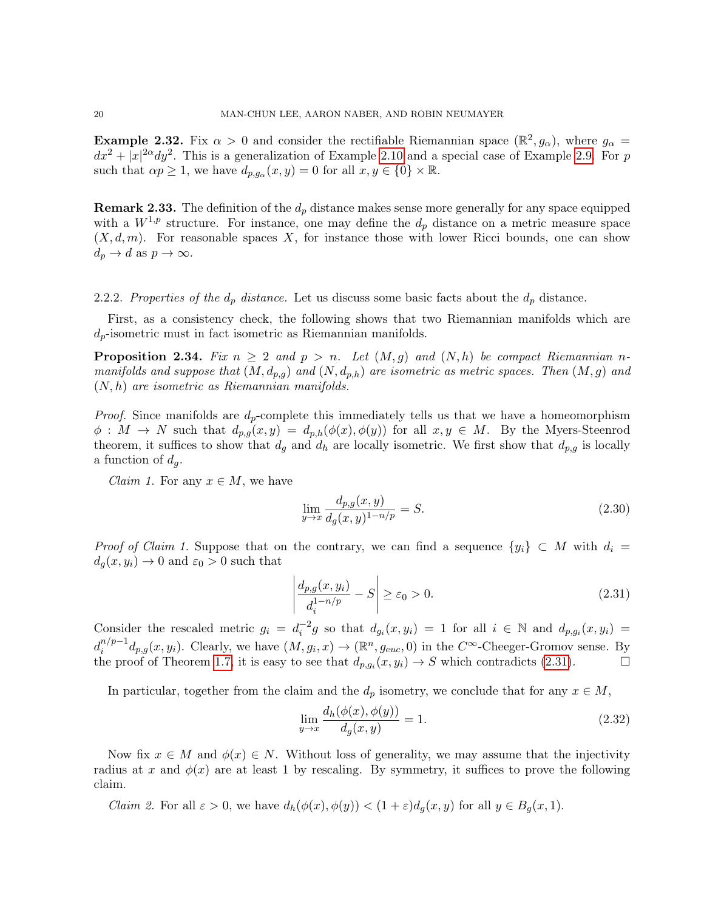**Example 2.32.** Fix $\alpha > 0$ and consider the rectifiable Riemannian space $(\mathbb{R}^2, g_\alpha)$, where $g_\alpha = dx^2 + |x|^{2\alpha} dy^2$. This is a generalization of Example 2.10 and a special case of Example 2.9. For $p$ such that $\alpha p \geq 1$, we have $d_{p,g_\alpha}(x, y) = 0$ for all $x, y \in \{0\} \times \mathbb{R}$.

**Remark 2.33.** The definition of the $d_p$ distance makes sense more generally for any space equipped with a $W^{1,p}$ structure. For instance, one may define the $d_p$ distance on a metric measure space $(X, d, m)$. For reasonable spaces $X$, for instance those with lower Ricci bounds, one can show $d_p \to d$ as $p \to \infty$.

2.2.2. *Properties of the $d_p$ distance.* Let us discuss some basic facts about the $d_p$ distance.

First, as a consistency check, the following shows that two Riemannian manifolds which are $d_p$-isometric must in fact isometric as Riemannian manifolds.

**Proposition 2.34.** *Fix $n \geq 2$ and $p > n$. Let $(M, g)$ and $(N, h)$ be compact Riemannian $n$-manifolds and suppose that $(M, d_{p,g})$ and $(N, d_{p,h})$ are isometric as metric spaces. Then $(M, g)$ and $(N, h)$ are isometric as Riemannian manifolds.*

*Proof.* Since manifolds are $d_p$-complete this immediately tells us that we have a homeomorphism $\phi : M \to N$ such that $d_{p,g}(x, y) = d_{p,h}(\phi(x), \phi(y))$ for all $x, y \in M$. By the Myers-Steenrod theorem, it suffices to show that $d_g$ and $d_h$ are locally isometric. We first show that $d_{p,g}$ is locally a function of $d_g$.

*Claim 1.* For any $x \in M$, we have

$$\lim_{y \to x} \frac{d_{p,g}(x, y)}{d_g(x, y)^{1-n/p}} = S. \tag{2.30}$$

*Proof of Claim 1.* Suppose that on the contrary, we can find a sequence $\{y_i\} \subset M$ with $d_i = d_g(x, y_i) \to 0$ and $\varepsilon_0 > 0$ such that

$$\left| \frac{d_{p,g}(x, y_i)}{d_i^{1-n/p}} - S \right| \geq \varepsilon_0 > 0. \tag{2.31}$$

Consider the rescaled metric $g_i = d_i^{-2} g$ so that $d_{g_i}(x, y_i) = 1$ for all $i \in \mathbb{N}$ and $d_{p,g_i}(x, y_i) = d_i^{n/p-1} d_{p,g}(x, y_i)$. Clearly, we have $(M, g_i, x) \to (\mathbb{R}^n, g_{euc}, 0)$ in the $C^\infty$-Cheeger-Gromov sense. By the proof of Theorem 1.7, it is easy to see that $d_{p,g_i}(x, y_i) \to S$ which contradicts (2.31). $\square$

In particular, together from the claim and the $d_p$ isometry, we conclude that for any $x \in M$,

$$\lim_{y \to x} \frac{d_h(\phi(x), \phi(y))}{d_g(x, y)} = 1. \tag{2.32}$$

Now fix $x \in M$ and $\phi(x) \in N$. Without loss of generality, we may assume that the injectivity radius at $x$ and $\phi(x)$ are at least 1 by rescaling. By symmetry, it suffices to prove the following claim.

*Claim 2.* For all $\varepsilon > 0$, we have $d_h(\phi(x), \phi(y)) < (1 + \varepsilon) d_g(x, y)$ for all $y \in B_g(x, 1)$.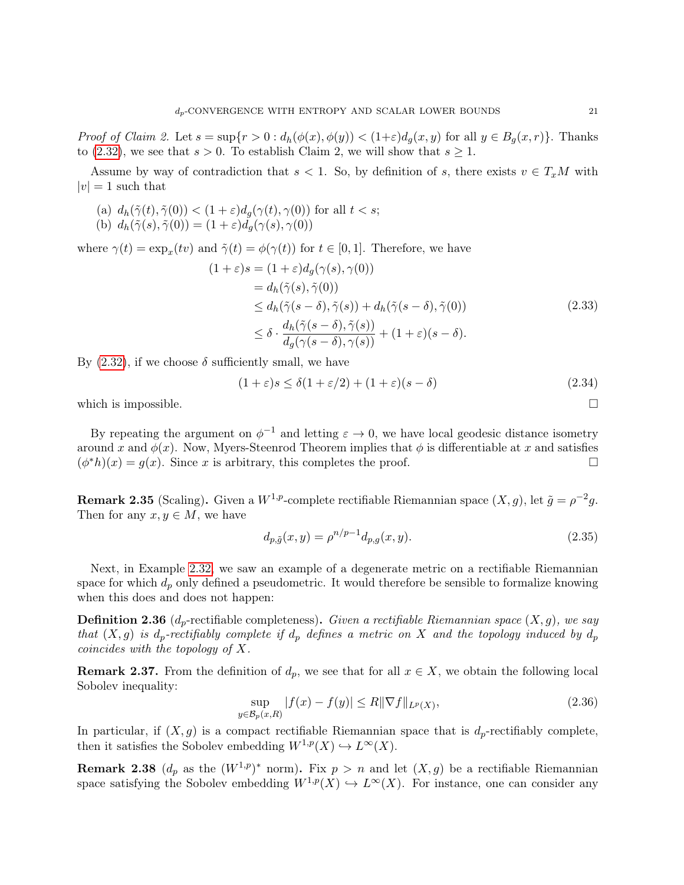*Proof of Claim 2.* Let $s = \sup\{r > 0 : d_h(\phi(x), \phi(y)) < (1+\varepsilon) d_g(x, y) \text{ for all } y \in B_g(x, r)\}$. Thanks to (2.32), we see that $s > 0$. To establish Claim 2, we will show that $s \geq 1$.

Assume by way of contradiction that $s < 1$. So, by definition of $s$, there exists $v \in T_xM$ with $|v| = 1$ such that

(a) $d_h(\tilde{\gamma}(t), \tilde{\gamma}(0)) < (1+\varepsilon) d_g(\gamma(t), \gamma(0))$ for all $t < s$;
(b) $d_h(\tilde{\gamma}(s), \tilde{\gamma}(0)) = (1+\varepsilon) d_g(\gamma(s), \gamma(0))$

where $\gamma(t) = \exp_x(tv)$ and $\tilde{\gamma}(t) = \phi(\gamma(t))$ for $t \in [0, 1]$. Therefore, we have

$$
\begin{aligned}
(1+\varepsilon)s &= (1+\varepsilon) d_g(\gamma(s), \gamma(0)) \\
&= d_h(\tilde{\gamma}(s), \tilde{\gamma}(0)) \\
&\leq d_h(\tilde{\gamma}(s-\delta), \tilde{\gamma}(s)) + d_h(\tilde{\gamma}(s-\delta), \tilde{\gamma}(0)) \\
&\leq \delta \cdot \frac{d_h(\tilde{\gamma}(s-\delta), \tilde{\gamma}(s))}{d_g(\gamma(s-\delta), \gamma(s))} + (1+\varepsilon)(s-\delta).
\end{aligned}
\tag{2.33}
$$

By (2.32), if we choose $\delta$ sufficiently small, we have

$$
(1+\varepsilon)s \leq \delta(1+\varepsilon/2) + (1+\varepsilon)(s-\delta) \tag{2.34}
$$

which is impossible. $\square$

By repeating the argument on $\phi^{-1}$ and letting $\varepsilon \to 0$, we have local geodesic distance isometry around $x$ and $\phi(x)$. Now, Myers-Steenrod Theorem implies that $\phi$ is differentiable at $x$ and satisfies $(\phi^* h)(x) = g(x)$. Since $x$ is arbitrary, this completes the proof. $\square$

**Remark 2.35** (Scaling)**.** Given a $W^{1,p}$-complete rectifiable Riemannian space $(X, g)$, let $\tilde{g} = \rho^{-2} g$. Then for any $x, y \in M$, we have

$$
d_{p,\tilde{g}}(x, y) = \rho^{n/p-1} d_{p,g}(x, y). \tag{2.35}
$$

Next, in Example 2.32 we saw an example of a degenerate metric on a rectifiable Riemannian space for which $d_p$ only defined a pseudometric. It would therefore be sensible to formalize knowing when this does and does not happen:

**Definition 2.36** ($d_p$-rectifiable completeness)**.** *Given a rectifiable Riemannian space $(X, g)$, we say that $(X, g)$ is $d_p$-rectifiably complete if $d_p$ defines a metric on $X$ and the topology induced by $d_p$ coincides with the topology of $X$.*

**Remark 2.37.** From the definition of $d_p$, we see that for all $x \in X$, we obtain the following local Sobolev inequality:

$$
\sup_{y \in \mathcal{B}_p(x,R)} |f(x) - f(y)| \leq R \|\nabla f\|_{L^p(X)}, \tag{2.36}
$$

In particular, if $(X, g)$ is a compact rectifiable Riemannian space that is $d_p$-rectifiably complete, then it satisfies the Sobolev embedding $W^{1,p}(X) \hookrightarrow L^\infty(X)$.

**Remark 2.38** ($d_p$ as the $(W^{1,p})^*$ norm)**.** Fix $p > n$ and let $(X, g)$ be a rectifiable Riemannian space satisfying the Sobolev embedding $W^{1,p}(X) \hookrightarrow L^\infty(X)$. For instance, one can consider any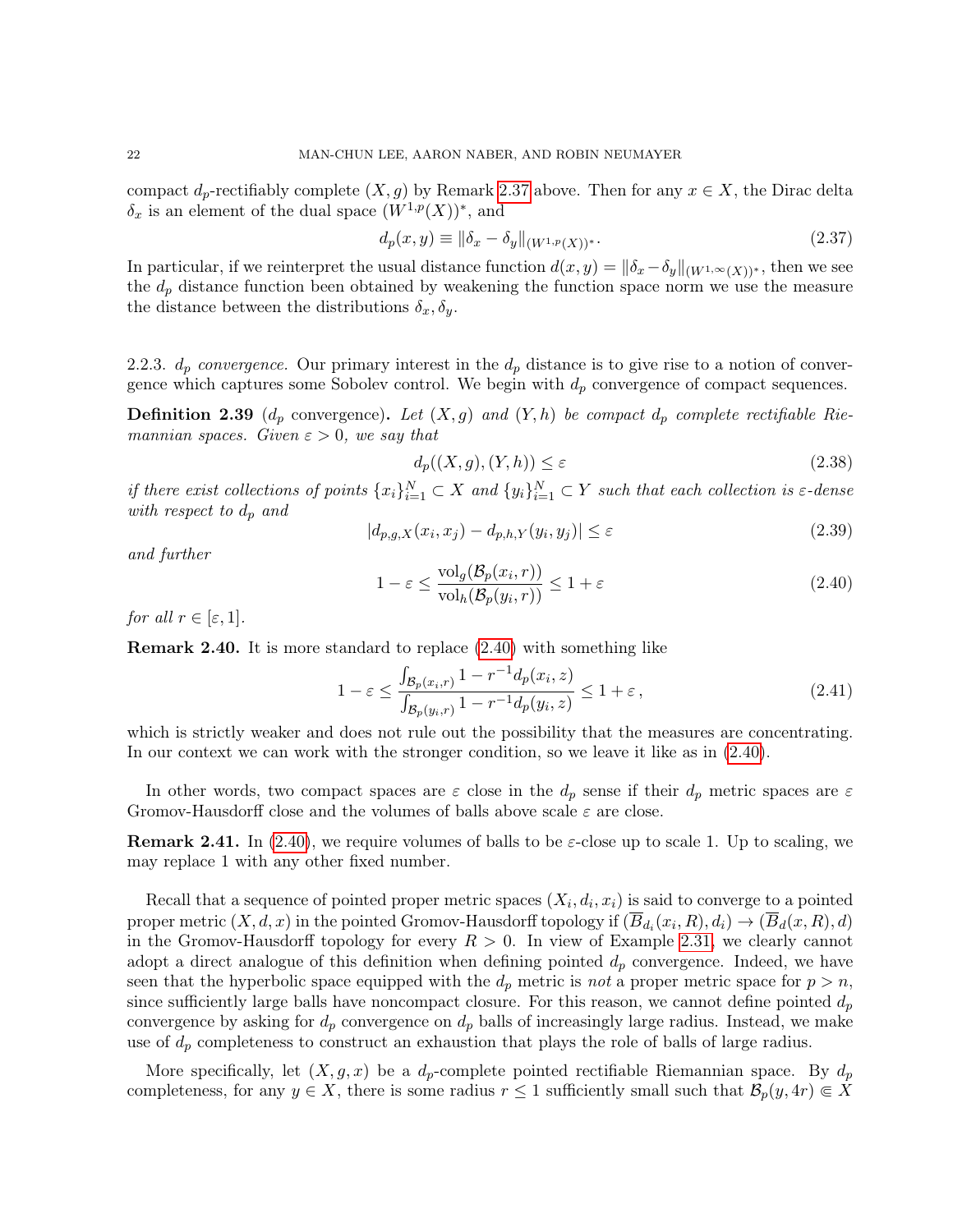compact $d_p$-rectifiably complete $(X, g)$ by Remark 2.37 above. Then for any $x \in X$, the Dirac delta $\delta_x$ is an element of the dual space $(W^{1,p}(X))^*$, and

$$d_p(x, y) \equiv \|\delta_x - \delta_y\|_{(W^{1,p}(X))^*}. \tag{2.37}$$

In particular, if we reinterpret the usual distance function $d(x, y) = \|\delta_x - \delta_y\|_{(W^{1,\infty}(X))^*}$, then we see the $d_p$ distance function been obtained by weakening the function space norm we use the measure the distance between the distributions $\delta_x, \delta_y$.

### 2.2.3. $d_p$ *convergence.*

Our primary interest in the $d_p$ distance is to give rise to a notion of convergence which captures some Sobolev control. We begin with $d_p$ convergence of compact sequences.

**Definition 2.39** ($d_p$ convergence)**.** *Let $(X, g)$ and $(Y, h)$ be compact $d_p$ complete rectifiable Riemannian spaces. Given $\varepsilon > 0$, we say that*

$$d_p((X, g), (Y, h)) \leq \varepsilon \tag{2.38}$$

*if there exist collections of points $\{x_i\}_{i=1}^N \subset X$ and $\{y_i\}_{i=1}^N \subset Y$ such that each collection is $\varepsilon$-dense with respect to $d_p$ and*

$$|d_{p,g,X}(x_i, x_j) - d_{p,h,Y}(y_i, y_j)| \leq \varepsilon \tag{2.39}$$

*and further*

$$1 - \varepsilon \leq \frac{\mathrm{vol}_g(\mathcal{B}_p(x_i, r))}{\mathrm{vol}_h(\mathcal{B}_p(y_i, r))} \leq 1 + \varepsilon \tag{2.40}$$

*for all $r \in [\varepsilon, 1]$.*

**Remark 2.40.** It is more standard to replace (2.40) with something like

$$1 - \varepsilon \leq \frac{\int_{\mathcal{B}_p(x_i, r)} 1 - r^{-1} d_p(x_i, z)}{\int_{\mathcal{B}_p(y_i, r)} 1 - r^{-1} d_p(y_i, z)} \leq 1 + \varepsilon\,, \tag{2.41}$$

which is strictly weaker and does not rule out the possibility that the measures are concentrating. In our context we can work with the stronger condition, so we leave it like as in (2.40).

In other words, two compact spaces are $\varepsilon$ close in the $d_p$ sense if their $d_p$ metric spaces are $\varepsilon$ Gromov-Hausdorff close and the volumes of balls above scale $\varepsilon$ are close.

**Remark 2.41.** In (2.40), we require volumes of balls to be $\varepsilon$-close up to scale 1. Up to scaling, we may replace 1 with any other fixed number.

Recall that a sequence of pointed proper metric spaces $(X_i, d_i, x_i)$ is said to converge to a pointed proper metric $(X, d, x)$ in the pointed Gromov-Hausdorff topology if $(\overline{B}_{d_i}(x_i, R), d_i) \to (\overline{B}_d(x, R), d)$ in the Gromov-Hausdorff topology for every $R > 0$. In view of Example 2.31, we clearly cannot adopt a direct analogue of this definition when defining pointed $d_p$ convergence. Indeed, we have seen that the hyperbolic space equipped with the $d_p$ metric is *not* a proper metric space for $p > n$, since sufficiently large balls have noncompact closure. For this reason, we cannot define pointed $d_p$ convergence by asking for $d_p$ convergence on $d_p$ balls of increasingly large radius. Instead, we make use of $d_p$ completeness to construct an exhaustion that plays the role of balls of large radius.

More specifically, let $(X, g, x)$ be a $d_p$-complete pointed rectifiable Riemannian space. By $d_p$ completeness, for any $y \in X$, there is some radius $r \leq 1$ sufficiently small such that $\mathcal{B}_p(y, 4r) \Subset X$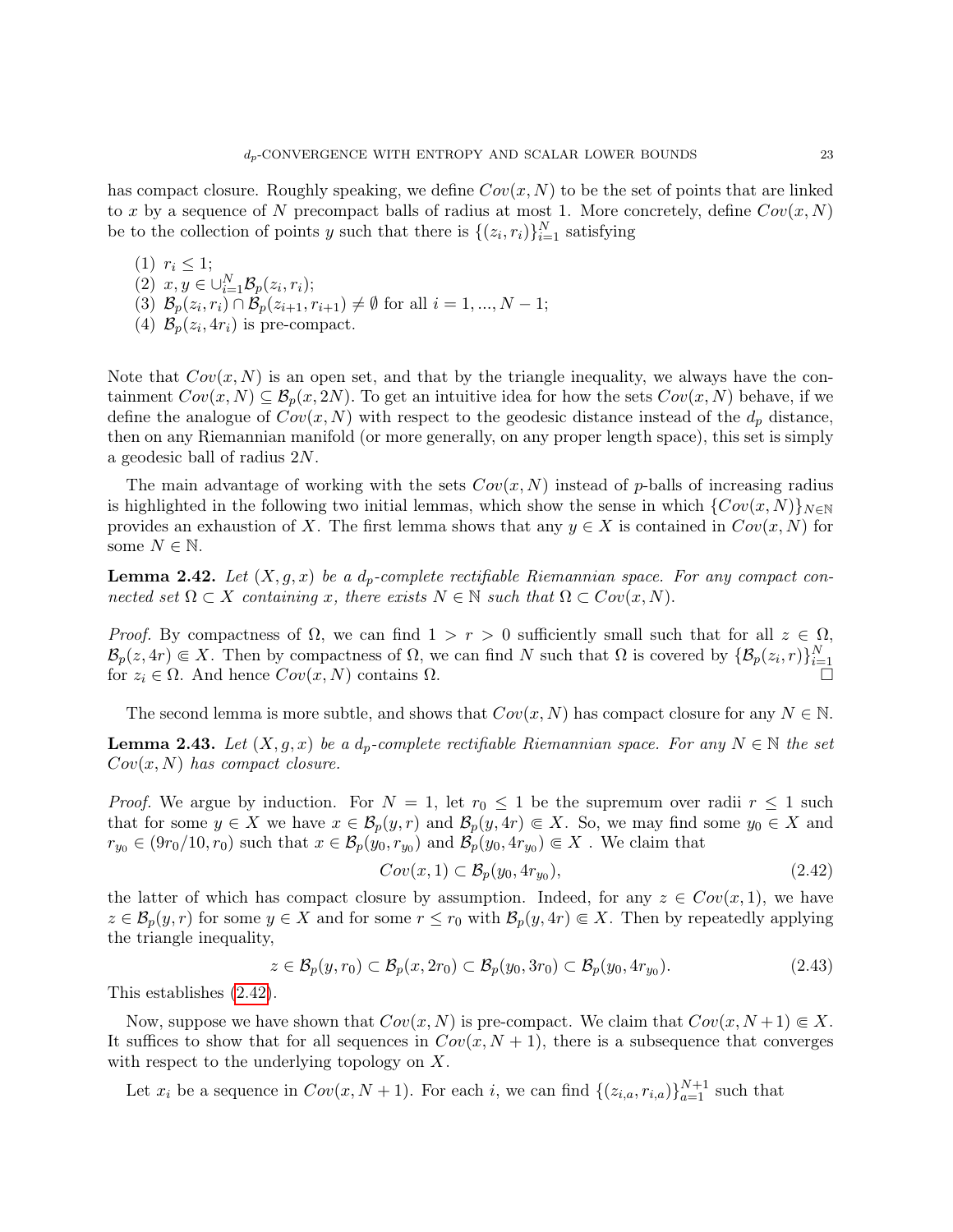has compact closure. Roughly speaking, we define $Cov(x, N)$ to be the set of points that are linked to $x$ by a sequence of $N$ precompact balls of radius at most 1. More concretely, define $Cov(x, N)$ be to the collection of points $y$ such that there is $\{(z_i, r_i)\}_{i=1}^N$ satisfying

(1) $r_i \leq 1$;
(2) $x, y \in \cup_{i=1}^N \mathcal{B}_p(z_i, r_i)$;
(3) $\mathcal{B}_p(z_i, r_i) \cap \mathcal{B}_p(z_{i+1}, r_{i+1}) \neq \emptyset$ for all $i = 1, ..., N-1$;
(4) $\mathcal{B}_p(z_i, 4r_i)$ is pre-compact.

Note that $Cov(x, N)$ is an open set, and that by the triangle inequality, we always have the containment $Cov(x, N) \subseteq \mathcal{B}_p(x, 2N)$. To get an intuitive idea for how the sets $Cov(x, N)$ behave, if we define the analogue of $Cov(x, N)$ with respect to the geodesic distance instead of the $d_p$ distance, then on any Riemannian manifold (or more generally, on any proper length space), this set is simply a geodesic ball of radius $2N$.

The main advantage of working with the sets $Cov(x, N)$ instead of $p$-balls of increasing radius is highlighted in the following two initial lemmas, which show the sense in which $\{Cov(x, N)\}_{N \in \mathbb{N}}$ provides an exhaustion of $X$. The first lemma shows that any $y \in X$ is contained in $Cov(x, N)$ for some $N \in \mathbb{N}$.

**Lemma 2.42.** *Let $(X, g, x)$ be a $d_p$-complete rectifiable Riemannian space. For any compact connected set $\Omega \subset X$ containing $x$, there exists $N \in \mathbb{N}$ such that $\Omega \subset Cov(x, N)$.*

*Proof.* By compactness of $\Omega$, we can find $1 > r > 0$ sufficiently small such that for all $z \in \Omega$, $\mathcal{B}_p(z, 4r) \Subset X$. Then by compactness of $\Omega$, we can find $N$ such that $\Omega$ is covered by $\{\mathcal{B}_p(z_i, r)\}_{i=1}^N$ for $z_i \in \Omega$. And hence $Cov(x, N)$ contains $\Omega$. □

The second lemma is more subtle, and shows that $Cov(x, N)$ has compact closure for any $N \in \mathbb{N}$.

**Lemma 2.43.** *Let $(X, g, x)$ be a $d_p$-complete rectifiable Riemannian space. For any $N \in \mathbb{N}$ the set $Cov(x, N)$ has compact closure.*

*Proof.* We argue by induction. For $N = 1$, let $r_0 \leq 1$ be the supremum over radii $r \leq 1$ such that for some $y \in X$ we have $x \in \mathcal{B}_p(y, r)$ and $\mathcal{B}_p(y, 4r) \Subset X$. So, we may find some $y_0 \in X$ and $r_{y_0} \in (9r_0/10, r_0)$ such that $x \in \mathcal{B}_p(y_0, r_{y_0})$ and $\mathcal{B}_p(y_0, 4r_{y_0}) \Subset X$ . We claim that

$$Cov(x, 1) \subset \mathcal{B}_p(y_0, 4r_{y_0}), \tag{2.42}$$

the latter of which has compact closure by assumption. Indeed, for any $z \in Cov(x, 1)$, we have $z \in \mathcal{B}_p(y, r)$ for some $y \in X$ and for some $r \leq r_0$ with $\mathcal{B}_p(y, 4r) \Subset X$. Then by repeatedly applying the triangle inequality,

$$z \in \mathcal{B}_p(y, r_0) \subset \mathcal{B}_p(x, 2r_0) \subset \mathcal{B}_p(y_0, 3r_0) \subset \mathcal{B}_p(y_0, 4r_{y_0}). \tag{2.43}$$

This establishes (2.42).

Now, suppose we have shown that $Cov(x, N)$ is pre-compact. We claim that $Cov(x, N+1) \Subset X$. It suffices to show that for all sequences in $Cov(x, N+1)$, there is a subsequence that converges with respect to the underlying topology on $X$.

Let $x_i$ be a sequence in $Cov(x, N+1)$. For each $i$, we can find $\{(z_{i,a}, r_{i,a})\}_{a=1}^{N+1}$ such that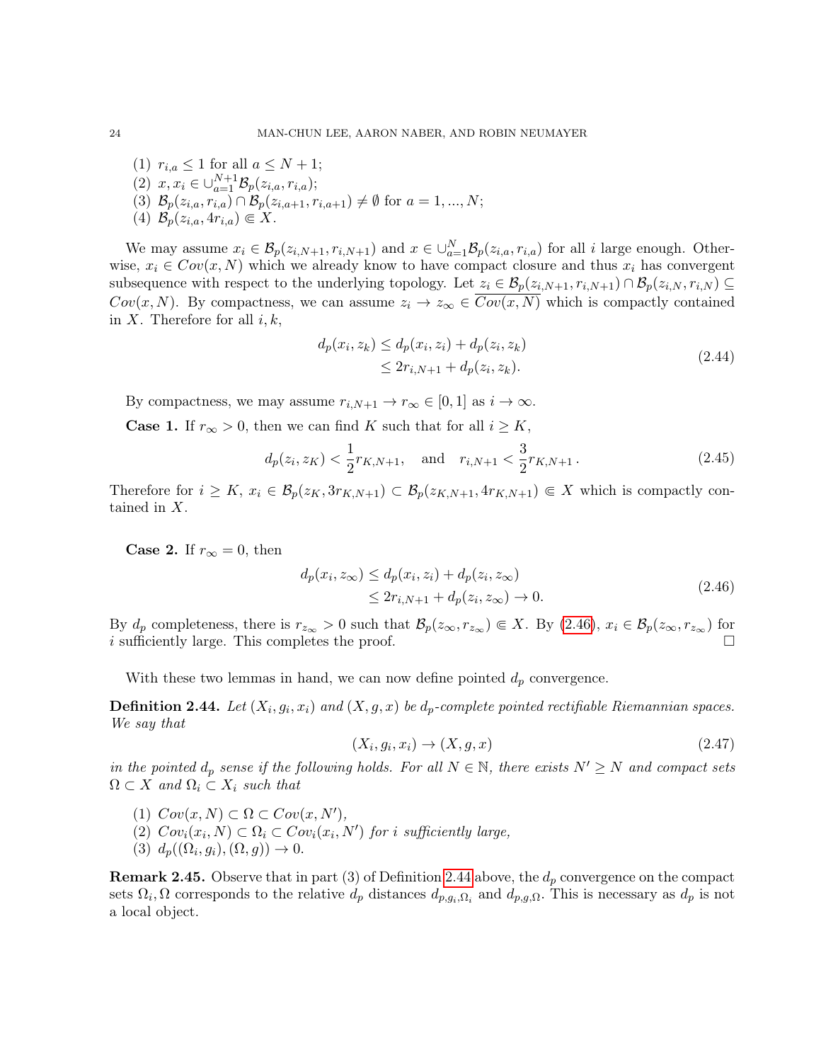(1) $r_{i,a} \leq 1$ for all $a \leq N+1$;
(2) $x, x_i \in \cup_{a=1}^{N+1} \mathcal{B}_p(z_{i,a}, r_{i,a})$;
(3) $\mathcal{B}_p(z_{i,a}, r_{i,a}) \cap \mathcal{B}_p(z_{i,a+1}, r_{i,a+1}) \neq \emptyset$ for $a = 1, ..., N$;
(4) $\mathcal{B}_p(z_{i,a}, 4r_{i,a}) \Subset X$.

We may assume $x_i \in \mathcal{B}_p(z_{i,N+1}, r_{i,N+1})$ and $x \in \cup_{a=1}^{N} \mathcal{B}_p(z_{i,a}, r_{i,a})$ for all $i$ large enough. Otherwise, $x_i \in Cov(x, N)$ which we already know to have compact closure and thus $x_i$ has convergent subsequence with respect to the underlying topology. Let $z_i \in \mathcal{B}_p(z_{i,N+1}, r_{i,N+1}) \cap \mathcal{B}_p(z_{i,N}, r_{i,N}) \subseteq Cov(x, N)$. By compactness, we can assume $z_i \to z_\infty \in \overline{Cov(x, N)}$ which is compactly contained in $X$. Therefore for all $i, k$,

$$
\begin{aligned}
d_p(x_i, z_k) &\leq d_p(x_i, z_i) + d_p(z_i, z_k) \\
&\leq 2r_{i,N+1} + d_p(z_i, z_k).
\end{aligned}
\tag{2.44}
$$

By compactness, we may assume $r_{i,N+1} \to r_\infty \in [0, 1]$ as $i \to \infty$.

**Case 1.** If $r_\infty > 0$, then we can find $K$ such that for all $i \geq K$,

$$
d_p(z_i, z_K) < \frac{1}{2} r_{K,N+1}, \quad \text{and} \quad r_{i,N+1} < \frac{3}{2} r_{K,N+1}\,. \tag{2.45}
$$

Therefore for $i \geq K$, $x_i \in \mathcal{B}_p(z_K, 3r_{K,N+1}) \subset \mathcal{B}_p(z_{K,N+1}, 4r_{K,N+1}) \Subset X$ which is compactly contained in $X$.

**Case 2.** If $r_\infty = 0$, then

$$
\begin{aligned}
d_p(x_i, z_\infty) &\leq d_p(x_i, z_i) + d_p(z_i, z_\infty) \\
&\leq 2r_{i,N+1} + d_p(z_i, z_\infty) \to 0.
\end{aligned}
\tag{2.46}
$$

By $d_p$ completeness, there is $r_{z_\infty} > 0$ such that $\mathcal{B}_p(z_\infty, r_{z_\infty}) \Subset X$. By (2.46), $x_i \in \mathcal{B}_p(z_\infty, r_{z_\infty})$ for $i$ sufficiently large. This completes the proof. □

With these two lemmas in hand, we can now define pointed $d_p$ convergence.

**Definition 2.44.** *Let $(X_i, g_i, x_i)$ and $(X, g, x)$ be $d_p$-complete pointed rectifiable Riemannian spaces. We say that*

$$
(X_i, g_i, x_i) \to (X, g, x) \tag{2.47}
$$

*in the pointed $d_p$ sense if the following holds. For all $N \in \mathbb{N}$, there exists $N' \geq N$ and compact sets $\Omega \subset X$ and $\Omega_i \subset X_i$ such that*

(1) $Cov(x, N) \subset \Omega \subset Cov(x, N')$,
(2) $Cov_i(x_i, N) \subset \Omega_i \subset Cov_i(x_i, N')$ *for $i$ sufficiently large,*
(3) $d_p((\Omega_i, g_i), (\Omega, g)) \to 0$.

**Remark 2.45.** Observe that in part (3) of Definition 2.44 above, the $d_p$ convergence on the compact sets $\Omega_i, \Omega$ corresponds to the relative $d_p$ distances $d_{p,g_i,\Omega_i}$ and $d_{p,g,\Omega}$. This is necessary as $d_p$ is not a local object.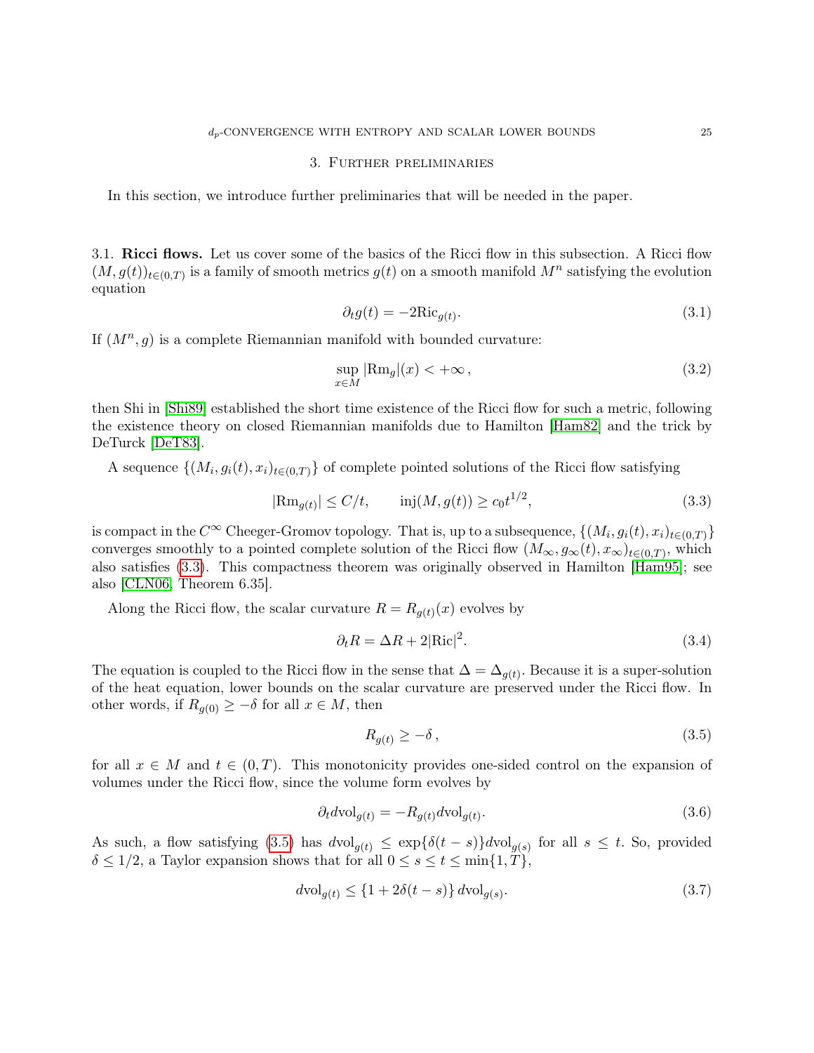## 3. Further preliminaries

In this section, we introduce further preliminaries that will be needed in the paper.

### 3.1. Ricci flows.

Let us cover some of the basics of the Ricci flow in this subsection. A Ricci flow $(M, g(t))_{t\in(0,T)}$ is a family of smooth metrics $g(t)$ on a smooth manifold $M^n$ satisfying the evolution equation

$$\partial_t g(t) = -2\mathrm{Ric}_{g(t)}. \tag{3.1}$$

If $(M^n, g)$ is a complete Riemannian manifold with bounded curvature:

$$\sup_{x\in M} |\mathrm{Rm}_g|(x) < +\infty\,, \tag{3.2}$$

then Shi in [Shi89] established the short time existence of the Ricci flow for such a metric, following the existence theory on closed Riemannian manifolds due to Hamilton [Ham82] and the trick by DeTurck [DeT83].

A sequence $\{(M_i, g_i(t), x_i)_{t\in(0,T)}\}$ of complete pointed solutions of the Ricci flow satisfying

$$|\mathrm{Rm}_{g(t)}| \le C/t, \qquad \mathrm{inj}(M, g(t)) \ge c_0 t^{1/2}, \tag{3.3}$$

is compact in the $C^\infty$ Cheeger-Gromov topology. That is, up to a subsequence, $\{(M_i, g_i(t), x_i)_{t\in(0,T)}\}$ converges smoothly to a pointed complete solution of the Ricci flow $(M_\infty, g_\infty(t), x_\infty)_{t\in(0,T)}$, which also satisfies (3.3). This compactness theorem was originally observed in Hamilton [Ham95]; see also [CLN06, Theorem 6.35].

Along the Ricci flow, the scalar curvature $R = R_{g(t)}(x)$ evolves by

$$\partial_t R = \Delta R + 2|\mathrm{Ric}|^2. \tag{3.4}$$

The equation is coupled to the Ricci flow in the sense that $\Delta = \Delta_{g(t)}$. Because it is a super-solution of the heat equation, lower bounds on the scalar curvature are preserved under the Ricci flow. In other words, if $R_{g(0)} \ge -\delta$ for all $x \in M$, then

$$R_{g(t)} \ge -\delta\,, \tag{3.5}$$

for all $x \in M$ and $t \in (0, T)$. This monotonicity provides one-sided control on the expansion of volumes under the Ricci flow, since the volume form evolves by

$$\partial_t d\mathrm{vol}_{g(t)} = -R_{g(t)} d\mathrm{vol}_{g(t)}. \tag{3.6}$$

As such, a flow satisfying (3.5) has $d\mathrm{vol}_{g(t)} \le \exp\{\delta(t-s)\} d\mathrm{vol}_{g(s)}$ for all $s \le t$. So, provided $\delta \le 1/2$, a Taylor expansion shows that for all $0 \le s \le t \le \min\{1, T\}$,

$$d\mathrm{vol}_{g(t)} \le \{1 + 2\delta(t-s)\}\, d\mathrm{vol}_{g(s)}. \tag{3.7}$$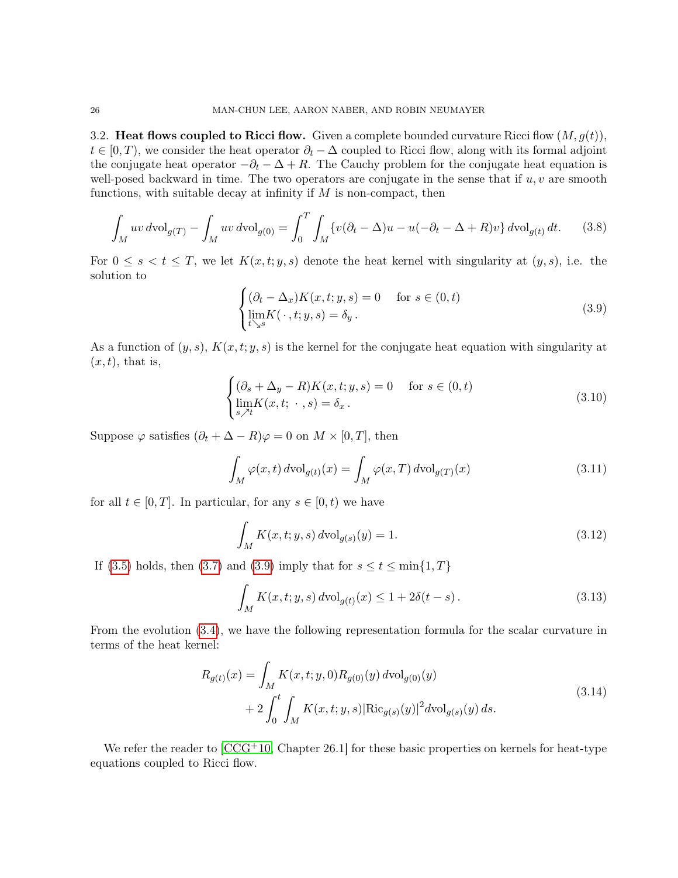3.2. **Heat flows coupled to Ricci flow.** Given a complete bounded curvature Ricci flow $(M, g(t))$, $t \in [0, T)$, we consider the heat operator $\partial_t - \Delta$ coupled to Ricci flow, along with its formal adjoint the conjugate heat operator $-\partial_t - \Delta + R$. The Cauchy problem for the conjugate heat equation is well-posed backward in time. The two operators are conjugate in the sense that if $u, v$ are smooth functions, with suitable decay at infinity if $M$ is non-compact, then

$$\int_M uv \, d\mathrm{vol}_{g(T)} - \int_M uv \, d\mathrm{vol}_{g(0)} = \int_0^T \int_M \{v(\partial_t - \Delta)u - u(-\partial_t - \Delta + R)v\} \, d\mathrm{vol}_{g(t)} \, dt. \tag{3.8}$$

For $0 \le s < t \le T$, we let $K(x, t; y, s)$ denote the heat kernel with singularity at $(y, s)$, i.e. the solution to

$$\begin{cases} (\partial_t - \Delta_x)K(x, t; y, s) = 0 & \text{for } s \in (0, t) \\ \lim\limits_{t \searrow s} K(\,\cdot\,, t; y, s) = \delta_y \,. \end{cases} \tag{3.9}$$

As a function of $(y, s)$, $K(x, t; y, s)$ is the kernel for the conjugate heat equation with singularity at $(x, t)$, that is,

$$\begin{cases} (\partial_s + \Delta_y - R)K(x, t; y, s) = 0 & \text{for } s \in (0, t) \\ \lim\limits_{s \nearrow t} K(x, t; \,\cdot\,, s) = \delta_x \,. \end{cases} \tag{3.10}$$

Suppose $\varphi$ satisfies $(\partial_t + \Delta - R)\varphi = 0$ on $M \times [0, T]$, then

$$\int_M \varphi(x, t) \, d\mathrm{vol}_{g(t)}(x) = \int_M \varphi(x, T) \, d\mathrm{vol}_{g(T)}(x) \tag{3.11}$$

for all $t \in [0, T]$. In particular, for any $s \in [0, t)$ we have

$$\int_M K(x, t; y, s) \, d\mathrm{vol}_{g(s)}(y) = 1. \tag{3.12}$$

If (3.5) holds, then (3.7) and (3.9) imply that for $s \le t \le \min\{1, T\}$

$$\int_M K(x, t; y, s) \, d\mathrm{vol}_{g(t)}(x) \le 1 + 2\delta(t - s) \,. \tag{3.13}$$

From the evolution (3.4), we have the following representation formula for the scalar curvature in terms of the heat kernel:

$$\begin{aligned} R_{g(t)}(x) = &\int_M K(x, t; y, 0) R_{g(0)}(y) \, d\mathrm{vol}_{g(0)}(y) \\ &+ 2 \int_0^t \int_M K(x, t; y, s) |\mathrm{Ric}_{g(s)}(y)|^2 d\mathrm{vol}_{g(s)}(y) \, ds. \end{aligned} \tag{3.14}$$

We refer the reader to [CCG+10, Chapter 26.1] for these basic properties on kernels for heat-type equations coupled to Ricci flow.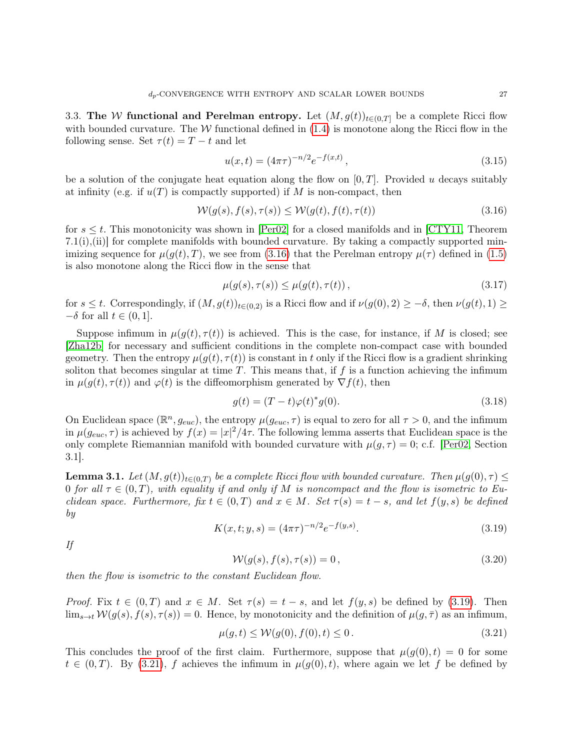3.3. **The $\mathcal{W}$ functional and Perelman entropy.** Let $(M, g(t))_{t\in(0,T]}$ be a complete Ricci flow with bounded curvature. The $\mathcal{W}$ functional defined in (1.4) is monotone along the Ricci flow in the following sense. Set $\tau(t) = T - t$ and let

$$u(x,t) = (4\pi\tau)^{-n/2} e^{-f(x,t)}\,, \tag{3.15}$$

be a solution of the conjugate heat equation along the flow on $[0,T]$. Provided $u$ decays suitably at infinity (e.g. if $u(T)$ is compactly supported) if $M$ is non-compact, then

$$\mathcal{W}(g(s), f(s), \tau(s)) \leq \mathcal{W}(g(t), f(t), \tau(t)) \tag{3.16}$$

for $s \leq t$. This monotonicity was shown in [Per02] for a closed manifolds and in [CTY11, Theorem 7.1(i),(ii)] for complete manifolds with bounded curvature. By taking a compactly supported minimizing sequence for $\mu(g(t), T)$, we see from (3.16) that the Perelman entropy $\mu(\tau)$ defined in (1.5) is also monotone along the Ricci flow in the sense that

$$\mu(g(s), \tau(s)) \leq \mu(g(t), \tau(t))\,, \tag{3.17}$$

for $s \leq t$. Correspondingly, if $(M, g(t))_{t\in(0,2)}$ is a Ricci flow and if $\nu(g(0), 2) \geq -\delta$, then $\nu(g(t), 1) \geq -\delta$ for all $t \in (0, 1]$.

Suppose infimum in $\mu(g(t), \tau(t))$ is achieved. This is the case, for instance, if $M$ is closed; see [Zha12b] for necessary and sufficient conditions in the complete non-compact case with bounded geometry. Then the entropy $\mu(g(t), \tau(t))$ is constant in $t$ only if the Ricci flow is a gradient shrinking soliton that becomes singular at time $T$. This means that, if $f$ is a function achieving the infimum in $\mu(g(t), \tau(t))$ and $\varphi(t)$ is the diffeomorphism generated by $\nabla f(t)$, then

$$g(t) = (T - t)\varphi(t)^* g(0). \tag{3.18}$$

On Euclidean space $(\mathbb{R}^n, g_{euc})$, the entropy $\mu(g_{euc}, \tau)$ is equal to zero for all $\tau > 0$, and the infimum in $\mu(g_{euc}, \tau)$ is achieved by $f(x) = |x|^2/4\tau$. The following lemma asserts that Euclidean space is the only complete Riemannian manifold with bounded curvature with $\mu(g, \tau) = 0$; c.f. [Per02, Section 3.1].

**Lemma 3.1.** *Let $(M, g(t))_{t\in(0,T)}$ be a complete Ricci flow with bounded curvature. Then $\mu(g(0), \tau) \leq 0$ for all $\tau \in (0, T)$, with equality if and only if $M$ is noncompact and the flow is isometric to Euclidean space. Furthermore, fix $t \in (0, T)$ and $x \in M$. Set $\tau(s) = t - s$, and let $f(y, s)$ be defined by*

$$K(x, t; y, s) = (4\pi\tau)^{-n/2} e^{-f(y,s)}. \tag{3.19}$$

*If*

$$\mathcal{W}(g(s), f(s), \tau(s)) = 0\,, \tag{3.20}$$

*then the flow is isometric to the constant Euclidean flow.*

*Proof.* Fix $t \in (0, T)$ and $x \in M$. Set $\tau(s) = t - s$, and let $f(y, s)$ be defined by (3.19). Then $\lim_{s\to t} \mathcal{W}(g(s), f(s), \tau(s)) = 0$. Hence, by monotonicity and the definition of $\mu(g, \bar{\tau})$ as an infimum,

$$\mu(g, t) \leq \mathcal{W}(g(0), f(0), t) \leq 0\,. \tag{3.21}$$

This concludes the proof of the first claim. Furthermore, suppose that $\mu(g(0), t) = 0$ for some $t \in (0, T)$. By (3.21), $f$ achieves the infimum in $\mu(g(0), t)$, where again we let $f$ be defined by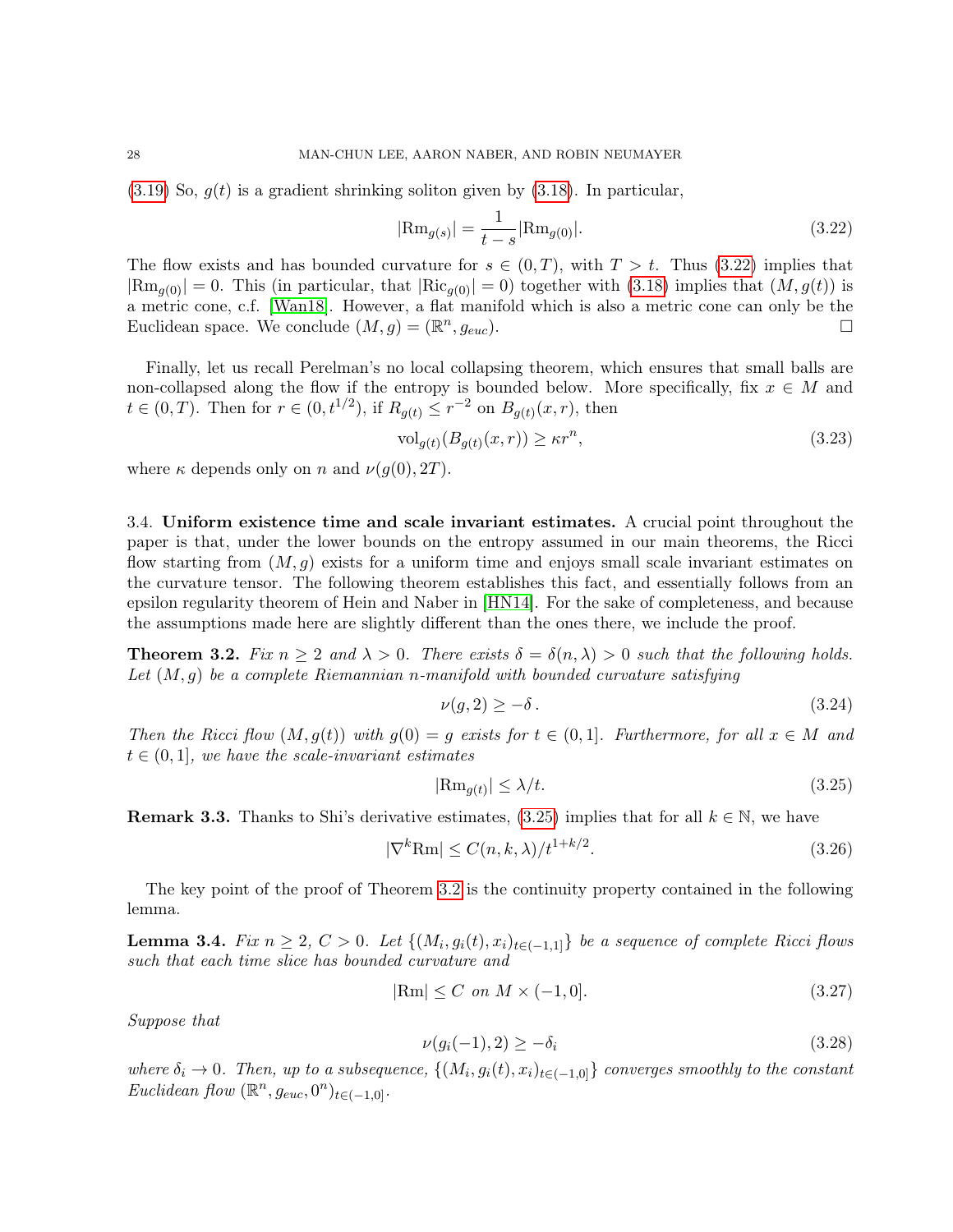(3.19) So, $g(t)$ is a gradient shrinking soliton given by (3.18). In particular,

$$|\mathrm{Rm}_{g(s)}| = \frac{1}{t-s}|\mathrm{Rm}_{g(0)}|. \tag{3.22}$$

The flow exists and has bounded curvature for $s \in (0, T)$, with $T > t$. Thus (3.22) implies that $|\mathrm{Rm}_{g(0)}| = 0$. This (in particular, that $|\mathrm{Ric}_{g(0)}| = 0$) together with (3.18) implies that $(M, g(t))$ is a metric cone, c.f. [Wan18]. However, a flat manifold which is also a metric cone can only be the Euclidean space. We conclude $(M, g) = (\mathbb{R}^n, g_{euc})$. □

Finally, let us recall Perelman's no local collapsing theorem, which ensures that small balls are non-collapsed along the flow if the entropy is bounded below. More specifically, fix $x \in M$ and $t \in (0, T)$. Then for $r \in (0, t^{1/2})$, if $R_{g(t)} \le r^{-2}$ on $B_{g(t)}(x, r)$, then

$$\mathrm{vol}_{g(t)}(B_{g(t)}(x, r)) \ge \kappa r^n, \tag{3.23}$$

where $\kappa$ depends only on $n$ and $\nu(g(0), 2T)$.

### 3.4. Uniform existence time and scale invariant estimates.

A crucial point throughout the paper is that, under the lower bounds on the entropy assumed in our main theorems, the Ricci flow starting from $(M, g)$ exists for a uniform time and enjoys small scale invariant estimates on the curvature tensor. The following theorem establishes this fact, and essentially follows from an epsilon regularity theorem of Hein and Naber in [HN14]. For the sake of completeness, and because the assumptions made here are slightly different than the ones there, we include the proof.

**Theorem 3.2.** *Fix $n \ge 2$ and $\lambda > 0$. There exists $\delta = \delta(n, \lambda) > 0$ such that the following holds. Let $(M, g)$ be a complete Riemannian $n$-manifold with bounded curvature satisfying*

$$\nu(g, 2) \ge -\delta\,. \tag{3.24}$$

*Then the Ricci flow $(M, g(t))$ with $g(0) = g$ exists for $t \in (0, 1]$. Furthermore, for all $x \in M$ and $t \in (0, 1]$, we have the scale-invariant estimates*

$$|\mathrm{Rm}_{g(t)}| \le \lambda/t. \tag{3.25}$$

**Remark 3.3.** Thanks to Shi's derivative estimates, (3.25) implies that for all $k \in \mathbb{N}$, we have

$$|\nabla^k \mathrm{Rm}| \le C(n, k, \lambda)/t^{1+k/2}. \tag{3.26}$$

The key point of the proof of Theorem 3.2 is the continuity property contained in the following lemma.

**Lemma 3.4.** *Fix $n \ge 2$, $C > 0$. Let $\{(M_i, g_i(t), x_i)_{t\in(-1,1]}\}$ be a sequence of complete Ricci flows such that each time slice has bounded curvature and*

$$|\mathrm{Rm}| \le C \text{ on } M \times (-1, 0]. \tag{3.27}$$

*Suppose that*

$$\nu(g_i(-1), 2) \ge -\delta_i \tag{3.28}$$

*where $\delta_i \to 0$. Then, up to a subsequence, $\{(M_i, g_i(t), x_i)_{t\in(-1,0]}\}$ converges smoothly to the constant Euclidean flow $(\mathbb{R}^n, g_{euc}, 0^n)_{t\in(-1,0]}$.*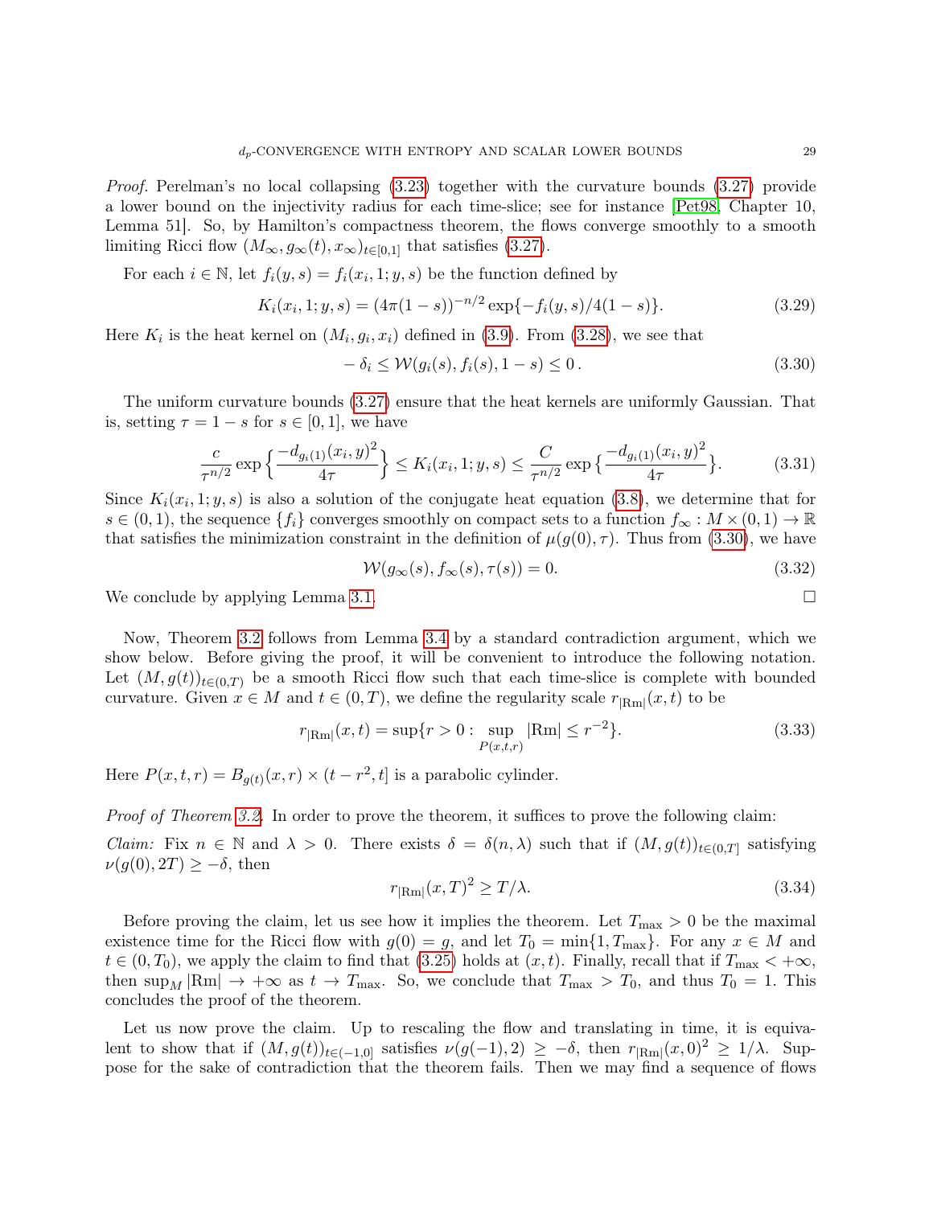*Proof.* Perelman's no local collapsing (3.23) together with the curvature bounds (3.27) provide a lower bound on the injectivity radius for each time-slice; see for instance [Pet98, Chapter 10, Lemma 51]. So, by Hamilton's compactness theorem, the flows converge smoothly to a smooth limiting Ricci flow $(M_\infty, g_\infty(t), x_\infty)_{t\in[0,1]}$ that satisfies (3.27).

For each $i \in \mathbb{N}$, let $f_i(y,s) = f_i(x_i, 1; y, s)$ be the function defined by

$$K_i(x_i, 1; y, s) = (4\pi(1-s))^{-n/2} \exp\{-f_i(y,s)/4(1-s)\}. \tag{3.29}$$

Here $K_i$ is the heat kernel on $(M_i, g_i, x_i)$ defined in (3.9). From (3.28), we see that

$$-\delta_i \leq \mathcal{W}(g_i(s), f_i(s), 1-s) \leq 0\,. \tag{3.30}$$

The uniform curvature bounds (3.27) ensure that the heat kernels are uniformly Gaussian. That is, setting $\tau = 1-s$ for $s \in [0,1]$, we have

$$\frac{c}{\tau^{n/2}} \exp\Big\{\frac{-d_{g_i(1)}(x_i,y)^2}{4\tau}\Big\} \leq K_i(x_i,1;y,s) \leq \frac{C}{\tau^{n/2}} \exp\big\{\frac{-d_{g_i(1)}(x_i,y)^2}{4\tau}\big\}. \tag{3.31}$$

Since $K_i(x_i, 1; y, s)$ is also a solution of the conjugate heat equation (3.8), we determine that for $s \in (0,1)$, the sequence $\{f_i\}$ converges smoothly on compact sets to a function $f_\infty : M \times (0,1) \to \mathbb{R}$ that satisfies the minimization constraint in the definition of $\mu(g(0), \tau)$. Thus from (3.30), we have

$$\mathcal{W}(g_\infty(s), f_\infty(s), \tau(s)) = 0. \tag{3.32}$$

We conclude by applying Lemma 3.1. $\square$

Now, Theorem 3.2 follows from Lemma 3.4 by a standard contradiction argument, which we show below. Before giving the proof, it will be convenient to introduce the following notation. Let $(M, g(t))_{t\in(0,T)}$ be a smooth Ricci flow such that each time-slice is complete with bounded curvature. Given $x \in M$ and $t \in (0,T)$, we define the regularity scale $r_{|\mathrm{Rm}|}(x,t)$ to be

$$r_{|\mathrm{Rm}|}(x,t) = \sup\{r > 0 : \sup_{P(x,t,r)} |\mathrm{Rm}| \leq r^{-2}\}. \tag{3.33}$$

Here $P(x,t,r) = B_{g(t)}(x,r) \times (t - r^2, t]$ is a parabolic cylinder.

*Proof of Theorem 3.2.* In order to prove the theorem, it suffices to prove the following claim:

*Claim:* Fix $n \in \mathbb{N}$ and $\lambda > 0$. There exists $\delta = \delta(n, \lambda)$ such that if $(M, g(t))_{t\in(0,T]}$ satisfying $\nu(g(0), 2T) \geq -\delta$, then

$$r_{|\mathrm{Rm}|}(x,T)^2 \geq T/\lambda. \tag{3.34}$$

Before proving the claim, let us see how it implies the theorem. Let $T_{\max} > 0$ be the maximal existence time for the Ricci flow with $g(0) = g$, and let $T_0 = \min\{1, T_{\max}\}$. For any $x \in M$ and $t \in (0, T_0)$, we apply the claim to find that (3.25) holds at $(x,t)$. Finally, recall that if $T_{\max} < +\infty$, then $\sup_M |\mathrm{Rm}| \to +\infty$ as $t \to T_{\max}$. So, we conclude that $T_{\max} > T_0$, and thus $T_0 = 1$. This concludes the proof of the theorem.

Let us now prove the claim. Up to rescaling the flow and translating in time, it is equivalent to show that if $(M, g(t))_{t\in(-1,0]}$ satisfies $\nu(g(-1), 2) \geq -\delta$, then $r_{|\mathrm{Rm}|}(x,0)^2 \geq 1/\lambda$. Suppose for the sake of contradiction that the theorem fails. Then we may find a sequence of flows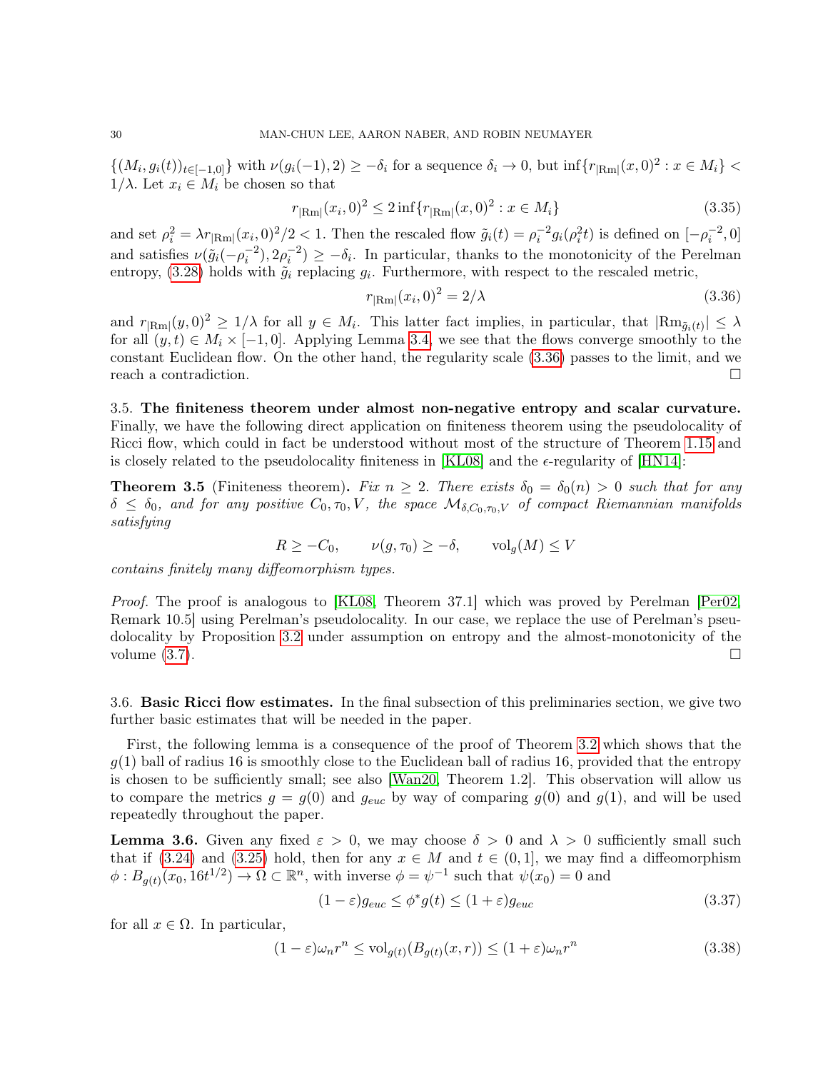$\{(M_i, g_i(t))_{t\in[-1,0]}\}$ with $\nu(g_i(-1), 2) \geq -\delta_i$ for a sequence $\delta_i \to 0$, but $\inf\{r_{|\mathrm{Rm}|}(x, 0)^2 : x \in M_i\} < 1/\lambda$. Let $x_i \in M_i$ be chosen so that

$$r_{|\mathrm{Rm}|}(x_i, 0)^2 \leq 2 \inf\{r_{|\mathrm{Rm}|}(x, 0)^2 : x \in M_i\} \tag{3.35}$$

and set $\rho_i^2 = \lambda r_{|\mathrm{Rm}|}(x_i, 0)^2/2 < 1$. Then the rescaled flow $\tilde{g}_i(t) = \rho_i^{-2} g_i(\rho_i^2 t)$ is defined on $[-\rho_i^{-2}, 0]$ and satisfies $\nu(\tilde{g}_i(-\rho_i^{-2}), 2\rho_i^{-2}) \geq -\delta_i$. In particular, thanks to the monotonicity of the Perelman entropy, (3.28) holds with $\tilde{g}_i$ replacing $g_i$. Furthermore, with respect to the rescaled metric,

$$r_{|\mathrm{Rm}|}(x_i, 0)^2 = 2/\lambda \tag{3.36}$$

and $r_{|\mathrm{Rm}|}(y, 0)^2 \geq 1/\lambda$ for all $y \in M_i$. This latter fact implies, in particular, that $|\mathrm{Rm}_{\tilde{g}_i(t)}| \leq \lambda$ for all $(y, t) \in M_i \times [-1, 0]$. Applying Lemma 3.4, we see that the flows converge smoothly to the constant Euclidean flow. On the other hand, the regularity scale (3.36) passes to the limit, and we reach a contradiction. □

### 3.5. The finiteness theorem under almost non-negative entropy and scalar curvature.

Finally, we have the following direct application on finiteness theorem using the pseudolocality of Ricci flow, which could in fact be understood without most of the structure of Theorem 1.15 and is closely related to the pseudolocality finiteness in [KL08] and the $\epsilon$-regularity of [HN14]:

**Theorem 3.5** (Finiteness theorem)**.** *Fix $n \geq 2$. There exists $\delta_0 = \delta_0(n) > 0$ such that for any $\delta \leq \delta_0$, and for any positive $C_0, \tau_0, V$, the space $\mathcal{M}_{\delta, C_0, \tau_0, V}$ of compact Riemannian manifolds satisfying*

$$R \geq -C_0, \qquad \nu(g, \tau_0) \geq -\delta, \qquad \mathrm{vol}_g(M) \leq V$$

*contains finitely many diffeomorphism types.*

*Proof.* The proof is analogous to [KL08, Theorem 37.1] which was proved by Perelman [Per02, Remark 10.5] using Perelman's pseudolocality. In our case, we replace the use of Perelman's pseudolocality by Proposition 3.2 under assumption on entropy and the almost-monotonicity of the volume (3.7). □

### 3.6. Basic Ricci flow estimates.

In the final subsection of this preliminaries section, we give two further basic estimates that will be needed in the paper.

First, the following lemma is a consequence of the proof of Theorem 3.2 which shows that the $g(1)$ ball of radius 16 is smoothly close to the Euclidean ball of radius 16, provided that the entropy is chosen to be sufficiently small; see also [Wan20, Theorem 1.2]. This observation will allow us to compare the metrics $g = g(0)$ and $g_{euc}$ by way of comparing $g(0)$ and $g(1)$, and will be used repeatedly throughout the paper.

**Lemma 3.6.** Given any fixed $\varepsilon > 0$, we may choose $\delta > 0$ and $\lambda > 0$ sufficiently small such that if (3.24) and (3.25) hold, then for any $x \in M$ and $t \in (0, 1]$, we may find a diffeomorphism $\phi : B_{g(t)}(x_0, 16t^{1/2}) \to \Omega \subset \mathbb{R}^n$, with inverse $\phi = \psi^{-1}$ such that $\psi(x_0) = 0$ and

$$(1 - \varepsilon) g_{euc} \leq \phi^* g(t) \leq (1 + \varepsilon) g_{euc} \tag{3.37}$$

for all $x \in \Omega$. In particular,

$$(1 - \varepsilon)\omega_n r^n \leq \mathrm{vol}_{g(t)}(B_{g(t)}(x, r)) \leq (1 + \varepsilon)\omega_n r^n \tag{3.38}$$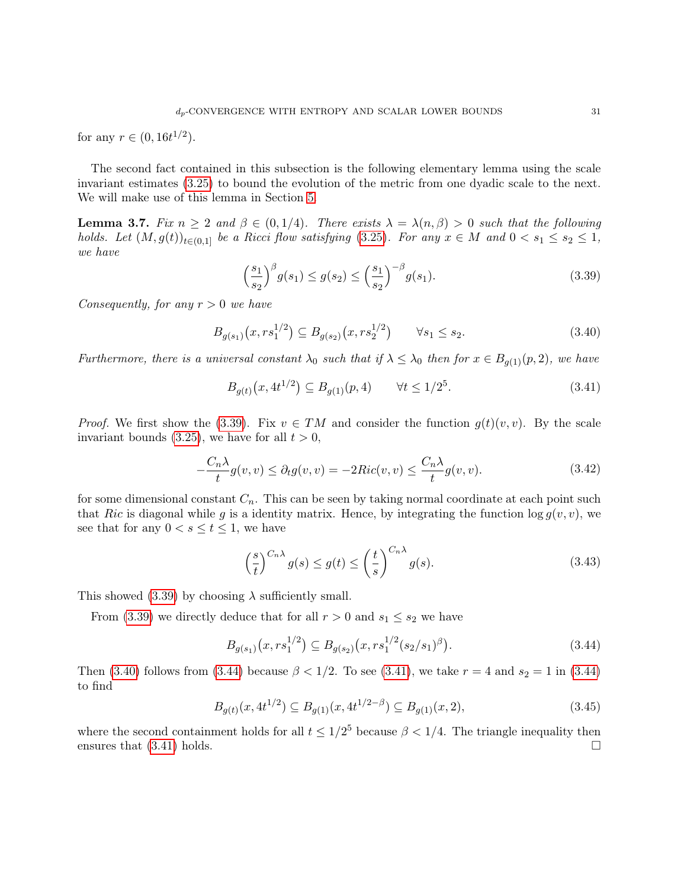for any $r \in (0, 16t^{1/2})$.

The second fact contained in this subsection is the following elementary lemma using the scale invariant estimates (3.25) to bound the evolution of the metric from one dyadic scale to the next. We will make use of this lemma in Section 5.

**Lemma 3.7.** *Fix $n \geq 2$ and $\beta \in (0, 1/4)$. There exists $\lambda = \lambda(n, \beta) > 0$ such that the following holds. Let $(M, g(t))_{t\in(0,1]}$ be a Ricci flow satisfying (3.25). For any $x \in M$ and $0 < s_1 \leq s_2 \leq 1$, we have*

$$\left(\frac{s_1}{s_2}\right)^{\beta} g(s_1) \leq g(s_2) \leq \left(\frac{s_1}{s_2}\right)^{-\beta} g(s_1). \tag{3.39}$$

*Consequently, for any $r > 0$ we have*

$$B_{g(s_1)}\big(x, r s_1^{1/2}\big) \subseteq B_{g(s_2)}\big(x, r s_2^{1/2}\big) \qquad \forall s_1 \leq s_2. \tag{3.40}$$

*Furthermore, there is a universal constant $\lambda_0$ such that if $\lambda \leq \lambda_0$ then for $x \in B_{g(1)}(p, 2)$, we have*

$$B_{g(t)}\big(x, 4t^{1/2}\big) \subseteq B_{g(1)}(p, 4) \qquad \forall t \leq 1/2^5. \tag{3.41}$$

*Proof.* We first show the (3.39). Fix $v \in TM$ and consider the function $g(t)(v, v)$. By the scale invariant bounds (3.25), we have for all $t > 0$,

$$-\frac{C_n\lambda}{t} g(v, v) \leq \partial_t g(v, v) = -2Ric(v, v) \leq \frac{C_n\lambda}{t} g(v, v). \tag{3.42}$$

for some dimensional constant $C_n$. This can be seen by taking normal coordinate at each point such that $Ric$ is diagonal while $g$ is a identity matrix. Hence, by integrating the function $\log g(v, v)$, we see that for any $0 < s \leq t \leq 1$, we have

$$\left(\frac{s}{t}\right)^{C_n\lambda} g(s) \leq g(t) \leq \left(\frac{t}{s}\right)^{C_n\lambda} g(s). \tag{3.43}$$

This showed (3.39) by choosing $\lambda$ sufficiently small.

From (3.39) we directly deduce that for all $r > 0$ and $s_1 \leq s_2$ we have

$$B_{g(s_1)}\big(x, r s_1^{1/2}\big) \subseteq B_{g(s_2)}\big(x, r s_1^{1/2}(s_2/s_1)^{\beta}\big). \tag{3.44}$$

Then (3.40) follows from (3.44) because $\beta < 1/2$. To see (3.41), we take $r = 4$ and $s_2 = 1$ in (3.44) to find

$$B_{g(t)}(x, 4t^{1/2}) \subseteq B_{g(1)}(x, 4t^{1/2-\beta}) \subseteq B_{g(1)}(x, 2), \tag{3.45}$$

where the second containment holds for all $t \leq 1/2^5$ because $\beta < 1/4$. The triangle inequality then ensures that (3.41) holds. $\square$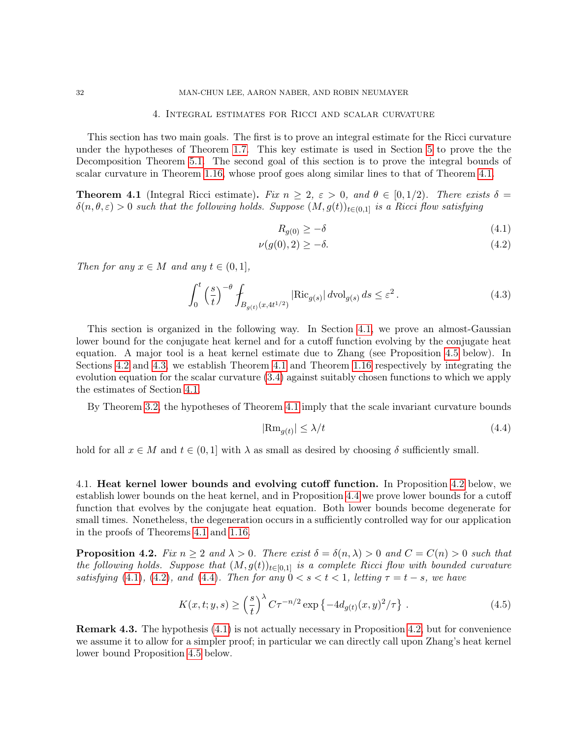## 4. Integral estimates for Ricci and scalar curvature

This section has two main goals. The first is to prove an integral estimate for the Ricci curvature under the hypotheses of Theorem 1.7. This key estimate is used in Section 5 to prove the the Decomposition Theorem 5.1. The second goal of this section is to prove the integral bounds of scalar curvature in Theorem 1.16, whose proof goes along similar lines to that of Theorem 4.1.

**Theorem 4.1** (Integral Ricci estimate)**.** *Fix $n \geq 2$, $\varepsilon > 0$, and $\theta \in [0, 1/2)$. There exists $\delta = \delta(n, \theta, \varepsilon) > 0$ such that the following holds. Suppose $(M, g(t))_{t\in(0,1]}$ is a Ricci flow satisfying*

$$R_{g(0)} \geq -\delta \tag{4.1}$$

$$\nu(g(0), 2) \geq -\delta. \tag{4.2}$$

*Then for any $x \in M$ and any $t \in (0, 1]$,*

$$\int_0^t \left(\frac{s}{t}\right)^{-\theta} \fint_{B_{g(t)}(x,4t^{1/2})} |\mathrm{Ric}_{g(s)}| \, d\mathrm{vol}_{g(s)} \, ds \leq \varepsilon^2 \, . \tag{4.3}$$

This section is organized in the following way. In Section 4.1, we prove an almost-Gaussian lower bound for the conjugate heat kernel and for a cutoff function evolving by the conjugate heat equation. A major tool is a heat kernel estimate due to Zhang (see Proposition 4.5 below). In Sections 4.2 and 4.3, we establish Theorem 4.1 and Theorem 1.16 respectively by integrating the evolution equation for the scalar curvature (3.4) against suitably chosen functions to which we apply the estimates of Section 4.1.

By Theorem 3.2, the hypotheses of Theorem 4.1 imply that the scale invariant curvature bounds

$$|\mathrm{Rm}_{g(t)}| \leq \lambda/t \tag{4.4}$$

hold for all $x \in M$ and $t \in (0, 1]$ with $\lambda$ as small as desired by choosing $\delta$ sufficiently small.

### 4.1. Heat kernel lower bounds and evolving cutoff function.

In Proposition 4.2 below, we establish lower bounds on the heat kernel, and in Proposition 4.4 we prove lower bounds for a cutoff function that evolves by the conjugate heat equation. Both lower bounds become degenerate for small times. Nonetheless, the degeneration occurs in a sufficiently controlled way for our application in the proofs of Theorems 4.1 and 1.16.

**Proposition 4.2.** *Fix $n \geq 2$ and $\lambda > 0$. There exist $\delta = \delta(n, \lambda) > 0$ and $C = C(n) > 0$ such that the following holds. Suppose that $(M, g(t))_{t\in[0,1]}$ is a complete Ricci flow with bounded curvature satisfying (4.1), (4.2), and (4.4). Then for any $0 < s < t < 1$, letting $\tau = t - s$, we have*

$$K(x, t; y, s) \geq \left(\frac{s}{t}\right)^{\lambda} C\tau^{-n/2} \exp\left\{-4d_{g(t)}(x, y)^2/\tau\right\} \, . \tag{4.5}$$

**Remark 4.3.** The hypothesis (4.1) is not actually necessary in Proposition 4.2, but for convenience we assume it to allow for a simpler proof; in particular we can directly call upon Zhang's heat kernel lower bound Proposition 4.5 below.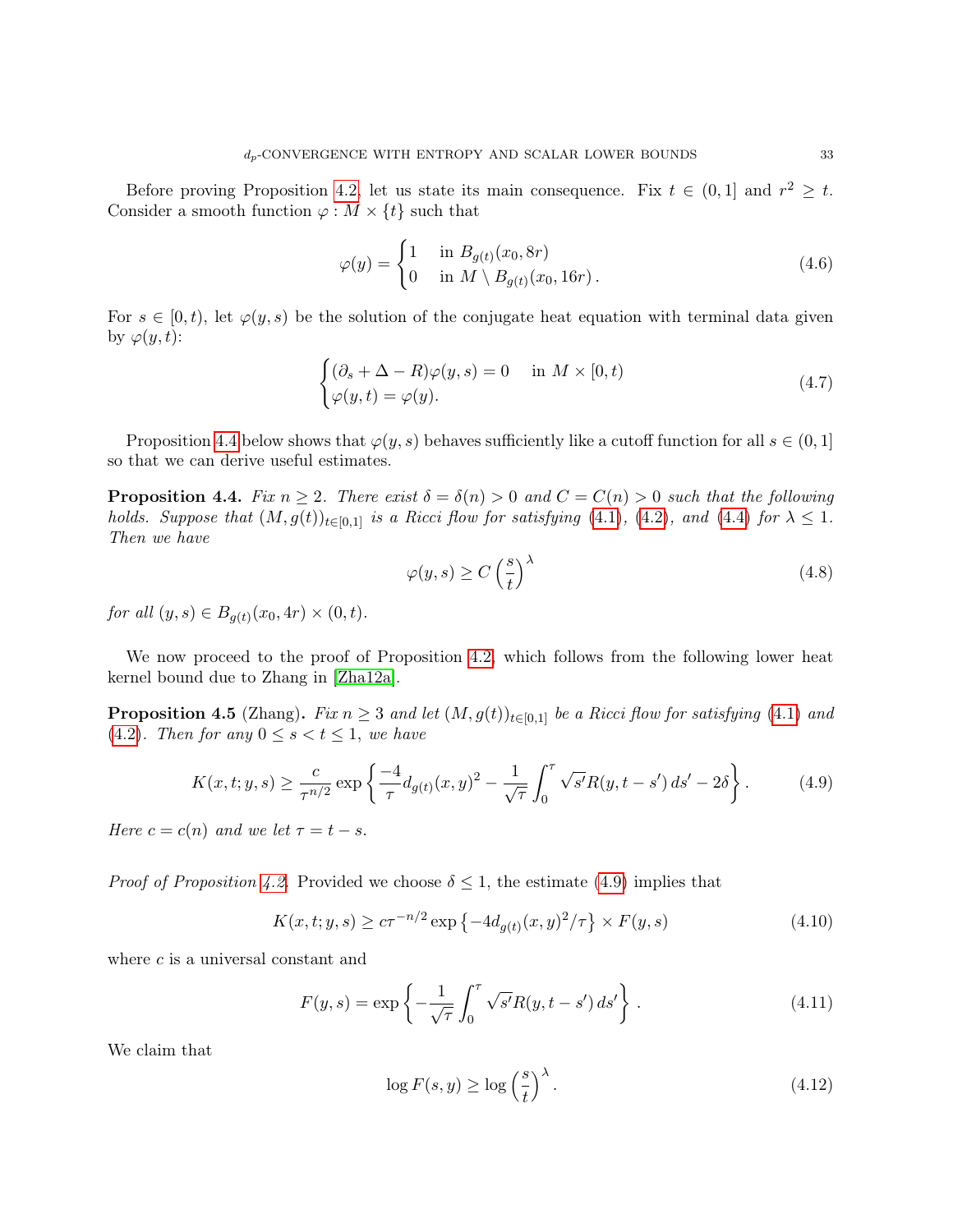Before proving Proposition 4.2, let us state its main consequence. Fix $t \in (0,1]$ and $r^2 \geq t$. Consider a smooth function $\varphi : M \times \{t\}$ such that

$$\varphi(y) = \begin{cases} 1 & \text{in } B_{g(t)}(x_0, 8r) \\ 0 & \text{in } M \setminus B_{g(t)}(x_0, 16r)\,. \end{cases} \tag{4.6}$$

For $s \in [0,t)$, let $\varphi(y,s)$ be the solution of the conjugate heat equation with terminal data given by $\varphi(y,t)$:

$$\begin{cases} (\partial_s + \Delta - R)\varphi(y,s) = 0 & \text{in } M \times [0,t) \\ \varphi(y,t) = \varphi(y). \end{cases} \tag{4.7}$$

Proposition 4.4 below shows that $\varphi(y,s)$ behaves sufficiently like a cutoff function for all $s \in (0,1]$ so that we can derive useful estimates.

**Proposition 4.4.** *Fix $n \geq 2$. There exist $\delta = \delta(n) > 0$ and $C = C(n) > 0$ such that the following holds. Suppose that $(M, g(t))_{t\in[0,1]}$ is a Ricci flow for satisfying (4.1), (4.2), and (4.4) for $\lambda \leq 1$. Then we have*

$$\varphi(y,s) \geq C\left(\frac{s}{t}\right)^{\lambda} \tag{4.8}$$

*for all $(y,s) \in B_{g(t)}(x_0, 4r) \times (0,t)$.*

We now proceed to the proof of Proposition 4.2, which follows from the following lower heat kernel bound due to Zhang in [Zha12a].

**Proposition 4.5** (Zhang)**.** *Fix $n \geq 3$ and let $(M, g(t))_{t\in[0,1]}$ be a Ricci flow for satisfying (4.1) and (4.2). Then for any $0 \leq s < t \leq 1$, we have*

$$K(x,t;y,s) \geq \frac{c}{\tau^{n/2}} \exp\left\{ \frac{-4}{\tau} d_{g(t)}(x,y)^2 - \frac{1}{\sqrt{\tau}} \int_0^{\tau} \sqrt{s'} R(y, t-s')\, ds' - 2\delta \right\}. \tag{4.9}$$

*Here $c = c(n)$ and we let $\tau = t - s$.*

*Proof of Proposition 4.2.* Provided we choose $\delta \leq 1$, the estimate (4.9) implies that

$$K(x,t;y,s) \geq c\tau^{-n/2} \exp\left\{-4 d_{g(t)}(x,y)^2/\tau\right\} \times F(y,s) \tag{4.10}$$

where $c$ is a universal constant and

$$F(y,s) = \exp\left\{ -\frac{1}{\sqrt{\tau}} \int_0^{\tau} \sqrt{s'} R(y, t-s')\, ds' \right\}. \tag{4.11}$$

We claim that

$$\log F(s,y) \geq \log\left(\frac{s}{t}\right)^{\lambda}. \tag{4.12}$$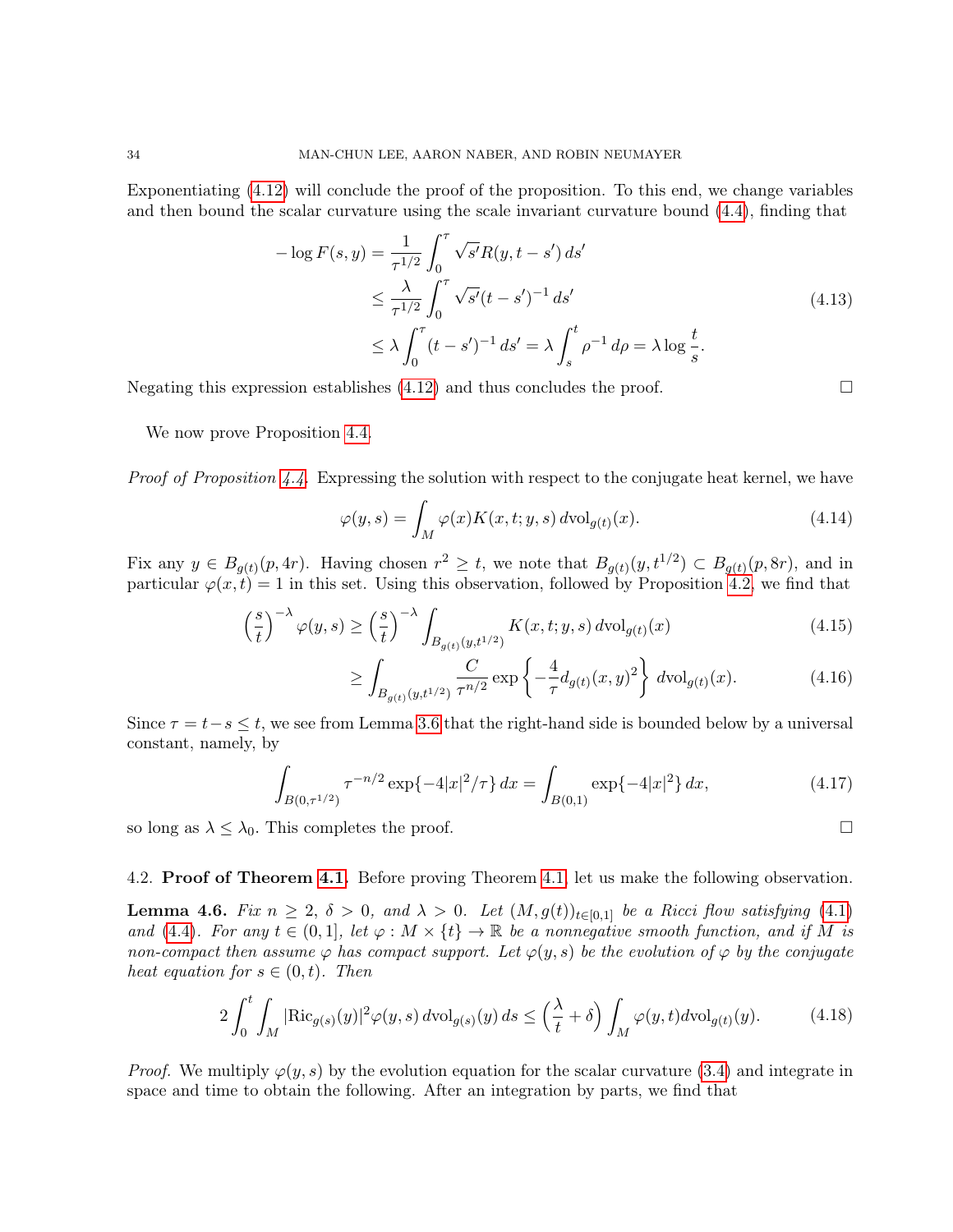Exponentiating (4.12) will conclude the proof of the proposition. To this end, we change variables and then bound the scalar curvature using the scale invariant curvature bound (4.4), finding that

$$\begin{aligned}
-\log F(s,y) &= \frac{1}{\tau^{1/2}}\int_0^\tau \sqrt{s'}R(y,t-s')\,ds' \\
&\le \frac{\lambda}{\tau^{1/2}}\int_0^\tau \sqrt{s'}(t-s')^{-1}\,ds' \\
&\le \lambda\int_0^\tau (t-s')^{-1}\,ds' = \lambda\int_s^t \rho^{-1}\,d\rho = \lambda\log\frac{t}{s}.
\end{aligned} \tag{4.13}$$

Negating this expression establishes (4.12) and thus concludes the proof. □

We now prove Proposition 4.4.

*Proof of Proposition 4.4.* Expressing the solution with respect to the conjugate heat kernel, we have

$$\varphi(y,s) = \int_M \varphi(x)K(x,t;y,s)\,d\mathrm{vol}_{g(t)}(x). \tag{4.14}$$

Fix any $y \in B_{g(t)}(p,4r)$. Having chosen $r^2 \ge t$, we note that $B_{g(t)}(y,t^{1/2}) \subset B_{g(t)}(p,8r)$, and in particular $\varphi(x,t) = 1$ in this set. Using this observation, followed by Proposition 4.2, we find that

$$\left(\frac{s}{t}\right)^{-\lambda}\varphi(y,s) \ge \left(\frac{s}{t}\right)^{-\lambda}\int_{B_{g(t)}(y,t^{1/2})} K(x,t;y,s)\,d\mathrm{vol}_{g(t)}(x) \tag{4.15}$$

$$\ge \int_{B_{g(t)}(y,t^{1/2})} \frac{C}{\tau^{n/2}}\exp\left\{-\frac{4}{\tau}d_{g(t)}(x,y)^2\right\}\,d\mathrm{vol}_{g(t)}(x). \tag{4.16}$$

Since $\tau = t-s \le t$, we see from Lemma 3.6 that the right-hand side is bounded below by a universal constant, namely, by

$$\int_{B(0,\tau^{1/2})} \tau^{-n/2}\exp\{-4|x|^2/\tau\}\,dx = \int_{B(0,1)} \exp\{-4|x|^2\}\,dx, \tag{4.17}$$

so long as $\lambda \le \lambda_0$. This completes the proof. □

## 4.2. **Proof of Theorem 4.1.**

Before proving Theorem 4.1, let us make the following observation.

**Lemma 4.6.** *Fix $n \ge 2$, $\delta > 0$, and $\lambda > 0$. Let $(M, g(t))_{t\in[0,1]}$ be a Ricci flow satisfying (4.1) and (4.4). For any $t \in (0,1]$, let $\varphi : M \times \{t\} \to \mathbb{R}$ be a nonnegative smooth function, and if $M$ is non-compact then assume $\varphi$ has compact support. Let $\varphi(y,s)$ be the evolution of $\varphi$ by the conjugate heat equation for $s \in (0,t)$. Then*

$$2\int_0^t\int_M |\mathrm{Ric}_{g(s)}(y)|^2\varphi(y,s)\,d\mathrm{vol}_{g(s)}(y)\,ds \le \left(\frac{\lambda}{t}+\delta\right)\int_M \varphi(y,t)d\mathrm{vol}_{g(t)}(y). \tag{4.18}$$

*Proof.* We multiply $\varphi(y,s)$ by the evolution equation for the scalar curvature (3.4) and integrate in space and time to obtain the following. After an integration by parts, we find that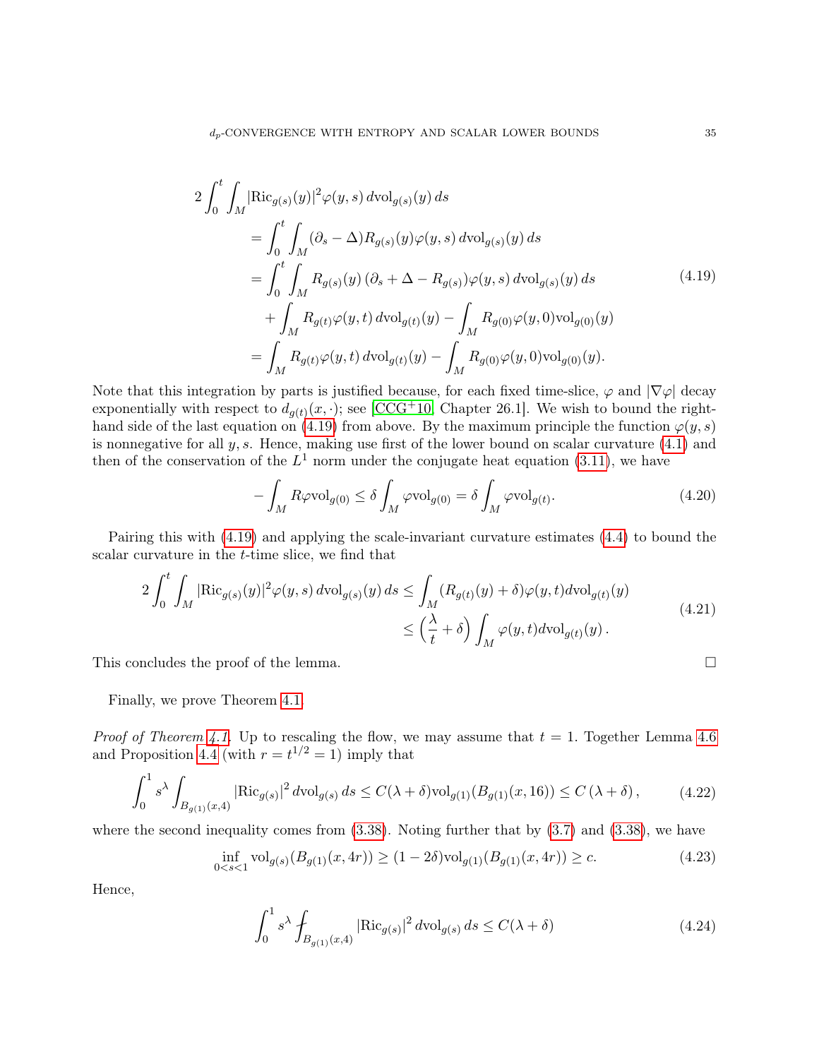$$
\begin{aligned}
2\int_0^t \int_M |\mathrm{Ric}_{g(s)}(y)|^2 \varphi(y,s)\, d\mathrm{vol}_{g(s)}(y)\, ds
&= \int_0^t \int_M (\partial_s - \Delta) R_{g(s)}(y) \varphi(y,s)\, d\mathrm{vol}_{g(s)}(y)\, ds \\
&= \int_0^t \int_M R_{g(s)}(y)\, (\partial_s + \Delta - R_{g(s)})\varphi(y,s)\, d\mathrm{vol}_{g(s)}(y)\, ds \\
&\quad + \int_M R_{g(t)} \varphi(y,t)\, d\mathrm{vol}_{g(t)}(y) - \int_M R_{g(0)}\varphi(y,0) \mathrm{vol}_{g(0)}(y) \\
&= \int_M R_{g(t)} \varphi(y,t)\, d\mathrm{vol}_{g(t)}(y) - \int_M R_{g(0)}\varphi(y,0) \mathrm{vol}_{g(0)}(y).
\end{aligned}
\tag{4.19}
$$

Note that this integration by parts is justified because, for each fixed time-slice, $\varphi$ and $|\nabla \varphi|$ decay exponentially with respect to $d_{g(t)}(x,\cdot)$; see [CCG+10, Chapter 26.1]. We wish to bound the right-hand side of the last equation on (4.19) from above. By the maximum principle the function $\varphi(y,s)$ is nonnegative for all $y, s$. Hence, making use first of the lower bound on scalar curvature (4.1) and then of the conservation of the $L^1$ norm under the conjugate heat equation (3.11), we have

$$
-\int_M R\varphi \mathrm{vol}_{g(0)} \leq \delta \int_M \varphi \mathrm{vol}_{g(0)} = \delta \int_M \varphi \mathrm{vol}_{g(t)}. \tag{4.20}
$$

Pairing this with (4.19) and applying the scale-invariant curvature estimates (4.4) to bound the scalar curvature in the $t$-time slice, we find that

$$
\begin{aligned}
2\int_0^t \int_M |\mathrm{Ric}_{g(s)}(y)|^2 \varphi(y,s)\, d\mathrm{vol}_{g(s)}(y)\, ds &\leq \int_M (R_{g(t)}(y) + \delta)\varphi(y,t) d\mathrm{vol}_{g(t)}(y) \\
&\leq \Big(\frac{\lambda}{t} + \delta\Big) \int_M \varphi(y,t) d\mathrm{vol}_{g(t)}(y)\,.
\end{aligned}
\tag{4.21}
$$

This concludes the proof of the lemma. $\square$

Finally, we prove Theorem 4.1.

*Proof of Theorem 4.1.* Up to rescaling the flow, we may assume that $t = 1$. Together Lemma 4.6 and Proposition 4.4 (with $r = t^{1/2} = 1$) imply that

$$
\int_0^1 s^\lambda \int_{B_{g(1)}(x,4)} |\mathrm{Ric}_{g(s)}|^2\, d\mathrm{vol}_{g(s)}\, ds \leq C(\lambda + \delta) \mathrm{vol}_{g(1)}(B_{g(1)}(x,16)) \leq C\,(\lambda + \delta)\,, \tag{4.22}
$$

where the second inequality comes from (3.38). Noting further that by (3.7) and (3.38), we have

$$
\inf_{0<s<1} \mathrm{vol}_{g(s)}(B_{g(1)}(x,4r)) \geq (1-2\delta) \mathrm{vol}_{g(1)}(B_{g(1)}(x,4r)) \geq c. \tag{4.23}
$$

Hence,

$$
\int_0^1 s^\lambda \fint_{B_{g(1)}(x,4)} |\mathrm{Ric}_{g(s)}|^2\, d\mathrm{vol}_{g(s)}\, ds \leq C(\lambda + \delta) \tag{4.24}
$$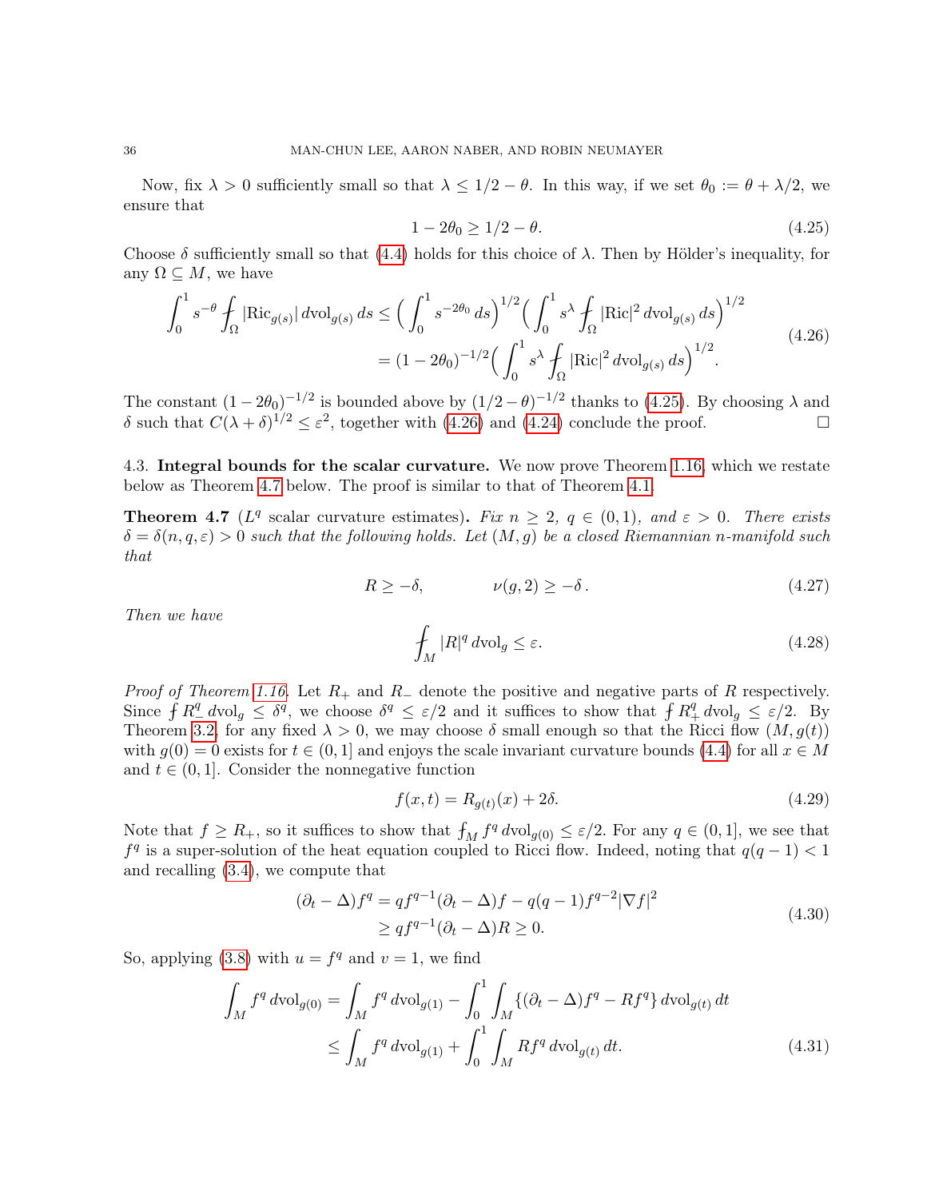Now, fix $\lambda > 0$ sufficiently small so that $\lambda \leq 1/2 - \theta$. In this way, if we set $\theta_0 := \theta + \lambda/2$, we ensure that

$$1 - 2\theta_0 \geq 1/2 - \theta. \tag{4.25}$$

Choose $\delta$ sufficiently small so that (4.4) holds for this choice of $\lambda$. Then by Hölder's inequality, for any $\Omega \subseteq M$, we have

$$\begin{aligned}\int_0^1 s^{-\theta} \fint_\Omega |\mathrm{Ric}_{g(s)}|\, d\mathrm{vol}_{g(s)}\, ds &\leq \Big(\int_0^1 s^{-2\theta_0}\, ds\Big)^{1/2} \Big(\int_0^1 s^{\lambda} \fint_\Omega |\mathrm{Ric}|^2\, d\mathrm{vol}_{g(s)}\, ds\Big)^{1/2} \\ &= (1-2\theta_0)^{-1/2} \Big(\int_0^1 s^{\lambda} \fint_\Omega |\mathrm{Ric}|^2\, d\mathrm{vol}_{g(s)}\, ds\Big)^{1/2}.\end{aligned} \tag{4.26}$$

The constant $(1-2\theta_0)^{-1/2}$ is bounded above by $(1/2-\theta)^{-1/2}$ thanks to (4.25). By choosing $\lambda$ and $\delta$ such that $C(\lambda+\delta)^{1/2} \leq \varepsilon^2$, together with (4.26) and (4.24) conclude the proof. $\square$

4.3. **Integral bounds for the scalar curvature.** We now prove Theorem 1.16, which we restate below as Theorem 4.7 below. The proof is similar to that of Theorem 4.1.

**Theorem 4.7** ($L^q$ scalar curvature estimates)**.** *Fix $n \geq 2$, $q \in (0,1)$, and $\varepsilon > 0$. There exists $\delta = \delta(n, q, \varepsilon) > 0$ such that the following holds. Let $(M, g)$ be a closed Riemannian $n$-manifold such that*

$$R \geq -\delta, \qquad\qquad \nu(g, 2) \geq -\delta\,. \tag{4.27}$$

*Then we have*

$$\fint_M |R|^q\, d\mathrm{vol}_g \leq \varepsilon. \tag{4.28}$$

*Proof of Theorem 1.16.* Let $R_+$ and $R_-$ denote the positive and negative parts of $R$ respectively. Since $\fint R_-^q\, d\mathrm{vol}_g \leq \delta^q$, we choose $\delta^q \leq \varepsilon/2$ and it suffices to show that $\fint R_+^q\, d\mathrm{vol}_g \leq \varepsilon/2$. By Theorem 3.2, for any fixed $\lambda > 0$, we may choose $\delta$ small enough so that the Ricci flow $(M, g(t))$ with $g(0) = 0$ exists for $t \in (0,1]$ and enjoys the scale invariant curvature bounds (4.4) for all $x \in M$ and $t \in (0,1]$. Consider the nonnegative function

$$f(x,t) = R_{g(t)}(x) + 2\delta. \tag{4.29}$$

Note that $f \geq R_+$, so it suffices to show that $\fint_M f^q\, d\mathrm{vol}_{g(0)} \leq \varepsilon/2$. For any $q \in (0,1]$, we see that $f^q$ is a super-solution of the heat equation coupled to Ricci flow. Indeed, noting that $q(q-1) < 1$ and recalling (3.4), we compute that

$$\begin{aligned}(\partial_t - \Delta) f^q &= q f^{q-1} (\partial_t - \Delta) f - q(q-1) f^{q-2} |\nabla f|^2 \\ &\geq q f^{q-1} (\partial_t - \Delta) R \geq 0.\end{aligned} \tag{4.30}$$

So, applying (3.8) with $u = f^q$ and $v = 1$, we find

$$\begin{aligned}\int_M f^q\, d\mathrm{vol}_{g(0)} &= \int_M f^q\, d\mathrm{vol}_{g(1)} - \int_0^1 \int_M \{(\partial_t - \Delta) f^q - R f^q\}\, d\mathrm{vol}_{g(t)}\, dt \\ &\leq \int_M f^q\, d\mathrm{vol}_{g(1)} + \int_0^1 \int_M R f^q\, d\mathrm{vol}_{g(t)}\, dt.\end{aligned} \tag{4.31}$$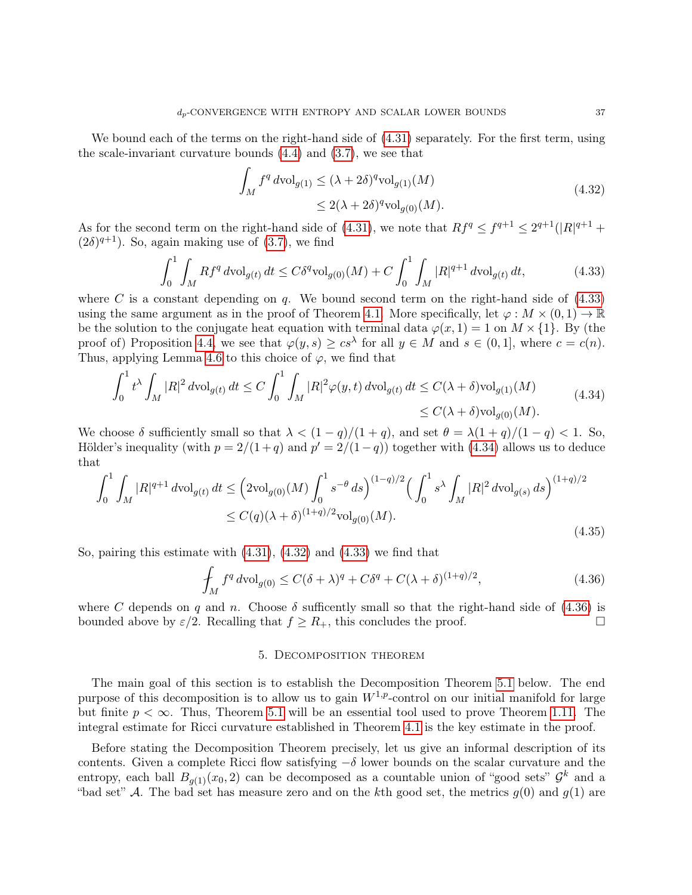We bound each of the terms on the right-hand side of (4.31) separately. For the first term, using the scale-invariant curvature bounds (4.4) and (3.7), we see that

$$\begin{aligned}\int_M f^q \, d\mathrm{vol}_{g(1)} &\le (\lambda + 2\delta)^q \mathrm{vol}_{g(1)}(M) \\ &\le 2(\lambda+2\delta)^q \mathrm{vol}_{g(0)}(M).\end{aligned} \tag{4.32}$$

As for the second term on the right-hand side of (4.31), we note that $Rf^q \le f^{q+1} \le 2^{q+1}(|R|^{q+1} + (2\delta)^{q+1})$. So, again making use of (3.7), we find

$$\int_0^1 \int_M R f^q \, d\mathrm{vol}_{g(t)} \, dt \le C\delta^q \mathrm{vol}_{g(0)}(M) + C\int_0^1 \int_M |R|^{q+1} \, d\mathrm{vol}_{g(t)} \, dt, \tag{4.33}$$

where $C$ is a constant depending on $q$. We bound second term on the right-hand side of (4.33) using the same argument as in the proof of Theorem 4.1. More specifically, let $\varphi : M \times (0,1) \to \mathbb{R}$ be the solution to the conjugate heat equation with terminal data $\varphi(x,1) = 1$ on $M \times \{1\}$. By (the proof of) Proposition 4.4, we see that $\varphi(y,s) \ge cs^\lambda$ for all $y \in M$ and $s \in (0,1]$, where $c = c(n)$. Thus, applying Lemma 4.6 to this choice of $\varphi$, we find that

$$\begin{aligned}\int_0^1 t^\lambda \int_M |R|^2 \, d\mathrm{vol}_{g(t)} \, dt \le C\int_0^1 \int_M |R|^2 \varphi(y,t) \, d\mathrm{vol}_{g(t)} \, dt &\le C(\lambda+\delta)\mathrm{vol}_{g(1)}(M) \\ &\le C(\lambda+\delta)\mathrm{vol}_{g(0)}(M).\end{aligned} \tag{4.34}$$

We choose $\delta$ sufficiently small so that $\lambda < (1-q)/(1+q)$, and set $\theta = \lambda(1+q)/(1-q) < 1$. So, Hölder's inequality (with $p = 2/(1+q)$ and $p' = 2/(1-q)$) together with (4.34) allows us to deduce that

$$\begin{aligned}\int_0^1 \int_M |R|^{q+1} \, d\mathrm{vol}_{g(t)} \, dt &\le \Big( 2\mathrm{vol}_{g(0)}(M) \int_0^1 s^{-\theta} \, ds\Big)^{(1-q)/2} \Big( \int_0^1 s^\lambda \int_M |R|^2 \, d\mathrm{vol}_{g(s)} \, ds\Big)^{(1+q)/2} \\ &\le C(q)(\lambda+\delta)^{(1+q)/2}\mathrm{vol}_{g(0)}(M).\end{aligned} \tag{4.35}$$

So, pairing this estimate with (4.31), (4.32) and (4.33) we find that

$$⨍_M f^q \, d\mathrm{vol}_{g(0)} \le C(\delta+\lambda)^q + C\delta^q + C(\lambda+\delta)^{(1+q)/2}, \tag{4.36}$$

where $C$ depends on $q$ and $n$. Choose $\delta$ sufficently small so that the right-hand side of (4.36) is bounded above by $\varepsilon/2$. Recalling that $f \ge R_+$, this concludes the proof. $\square$

## 5. Decomposition theorem

The main goal of this section is to establish the Decomposition Theorem 5.1 below. The end purpose of this decomposition is to allow us to gain $W^{1,p}$-control on our initial manifold for large but finite $p < \infty$. Thus, Theorem 5.1 will be an essential tool used to prove Theorem 1.11. The integral estimate for Ricci curvature established in Theorem 4.1 is the key estimate in the proof.

Before stating the Decomposition Theorem precisely, let us give an informal description of its contents. Given a complete Ricci flow satisfying $-\delta$ lower bounds on the scalar curvature and the entropy, each ball $B_{g(1)}(x_0, 2)$ can be decomposed as a countable union of "good sets" $\mathcal{G}^k$ and a "bad set" $\mathcal{A}$. The bad set has measure zero and on the $k$th good set, the metrics $g(0)$ and $g(1)$ are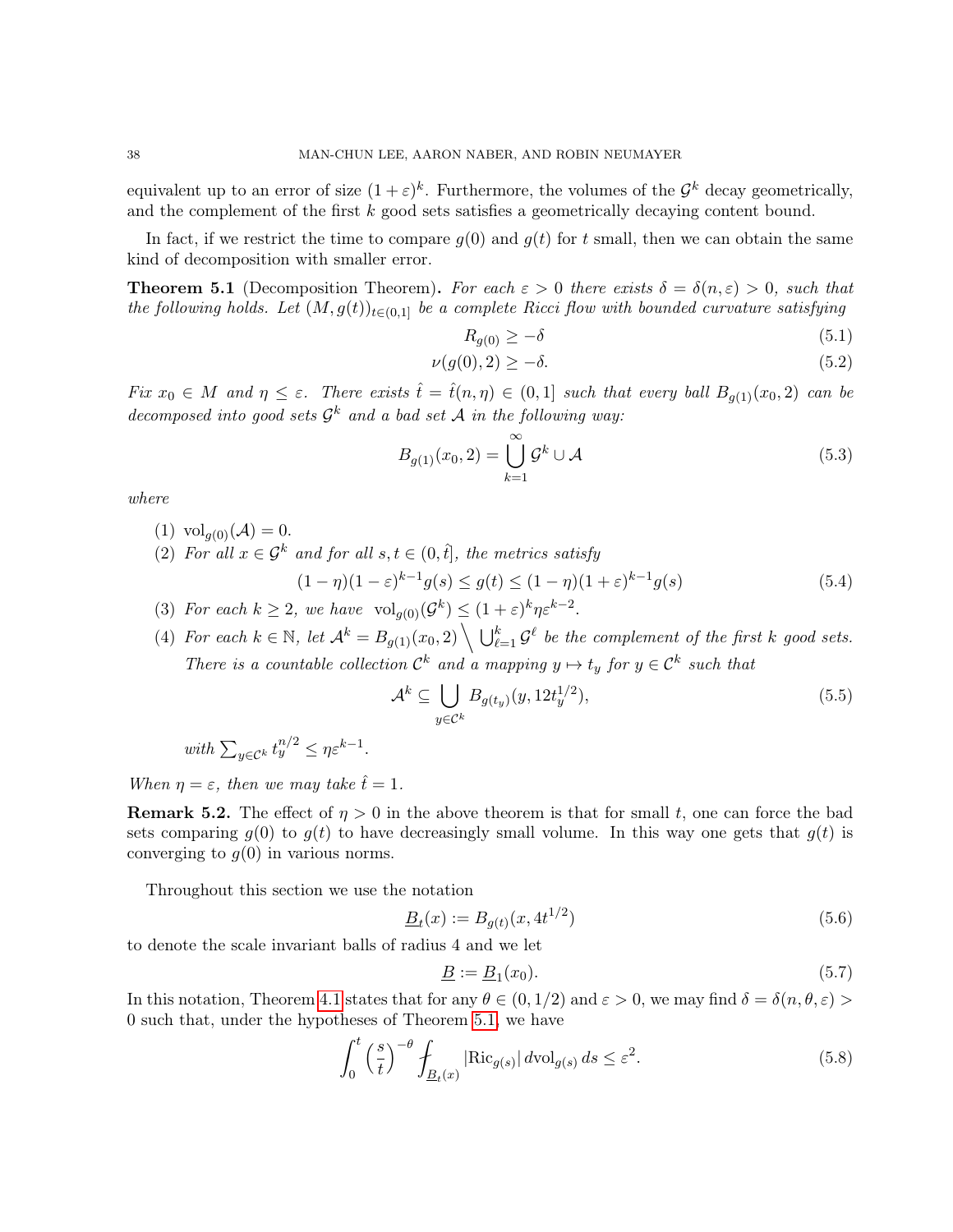equivalent up to an error of size $(1+\varepsilon)^k$. Furthermore, the volumes of the $\mathcal{G}^k$ decay geometrically, and the complement of the first $k$ good sets satisfies a geometrically decaying content bound.

In fact, if we restrict the time to compare $g(0)$ and $g(t)$ for $t$ small, then we can obtain the same kind of decomposition with smaller error.

**Theorem 5.1** (Decomposition Theorem)**.** *For each $\varepsilon > 0$ there exists $\delta = \delta(n, \varepsilon) > 0$, such that the following holds. Let $(M, g(t))_{t\in(0,1]}$ be a complete Ricci flow with bounded curvature satisfying*

$$R_{g(0)} \geq -\delta \tag{5.1}$$

$$\nu(g(0), 2) \geq -\delta. \tag{5.2}$$

*Fix $x_0 \in M$ and $\eta \leq \varepsilon$. There exists $\hat{t} = \hat{t}(n, \eta) \in (0, 1]$ such that every ball $B_{g(1)}(x_0, 2)$ can be decomposed into good sets $\mathcal{G}^k$ and a bad set $\mathcal{A}$ in the following way:*

$$B_{g(1)}(x_0, 2) = \bigcup_{k=1}^{\infty} \mathcal{G}^k \cup \mathcal{A} \tag{5.3}$$

*where*

1. $\mathrm{vol}_{g(0)}(\mathcal{A}) = 0$.
2. *For all $x \in \mathcal{G}^k$ and for all $s, t \in (0, \hat{t}]$, the metrics satisfy*
$$(1-\eta)(1-\varepsilon)^{k-1} g(s) \leq g(t) \leq (1-\eta)(1+\varepsilon)^{k-1} g(s) \tag{5.4}$$
3. *For each $k \geq 2$, we have* $\mathrm{vol}_{g(0)}(\mathcal{G}^k) \leq (1+\varepsilon)^k \eta \varepsilon^{k-2}$.
4. *For each $k \in \mathbb{N}$, let $\mathcal{A}^k = B_{g(1)}(x_0, 2) \Big\backslash \bigcup_{\ell=1}^{k} \mathcal{G}^\ell$ be the complement of the first $k$ good sets. There is a countable collection $\mathcal{C}^k$ and a mapping $y \mapsto t_y$ for $y \in \mathcal{C}^k$ such that*
$$\mathcal{A}^k \subseteq \bigcup_{y\in\mathcal{C}^k} B_{g(t_y)}(y, 12 t_y^{1/2}), \tag{5.5}$$
*with $\sum_{y\in\mathcal{C}^k} t_y^{n/2} \leq \eta \varepsilon^{k-1}$.*

*When $\eta = \varepsilon$, then we may take $\hat{t} = 1$.*

**Remark 5.2.** The effect of $\eta > 0$ in the above theorem is that for small $t$, one can force the bad sets comparing $g(0)$ to $g(t)$ to have decreasingly small volume. In this way one gets that $g(t)$ is converging to $g(0)$ in various norms.

Throughout this section we use the notation

$$\underline{B}_t(x) := B_{g(t)}(x, 4t^{1/2}) \tag{5.6}$$

to denote the scale invariant balls of radius 4 and we let

$$\underline{B} := \underline{B}_1(x_0). \tag{5.7}$$

In this notation, Theorem 4.1 states that for any $\theta \in (0, 1/2)$ and $\varepsilon > 0$, we may find $\delta = \delta(n, \theta, \varepsilon) > 0$ such that, under the hypotheses of Theorem 5.1, we have

$$\int_0^t \left(\frac{s}{t}\right)^{-\theta} \fint_{\underline{B}_t(x)} |\mathrm{Ric}_{g(s)}| \, d\mathrm{vol}_{g(s)} \, ds \leq \varepsilon^2. \tag{5.8}$$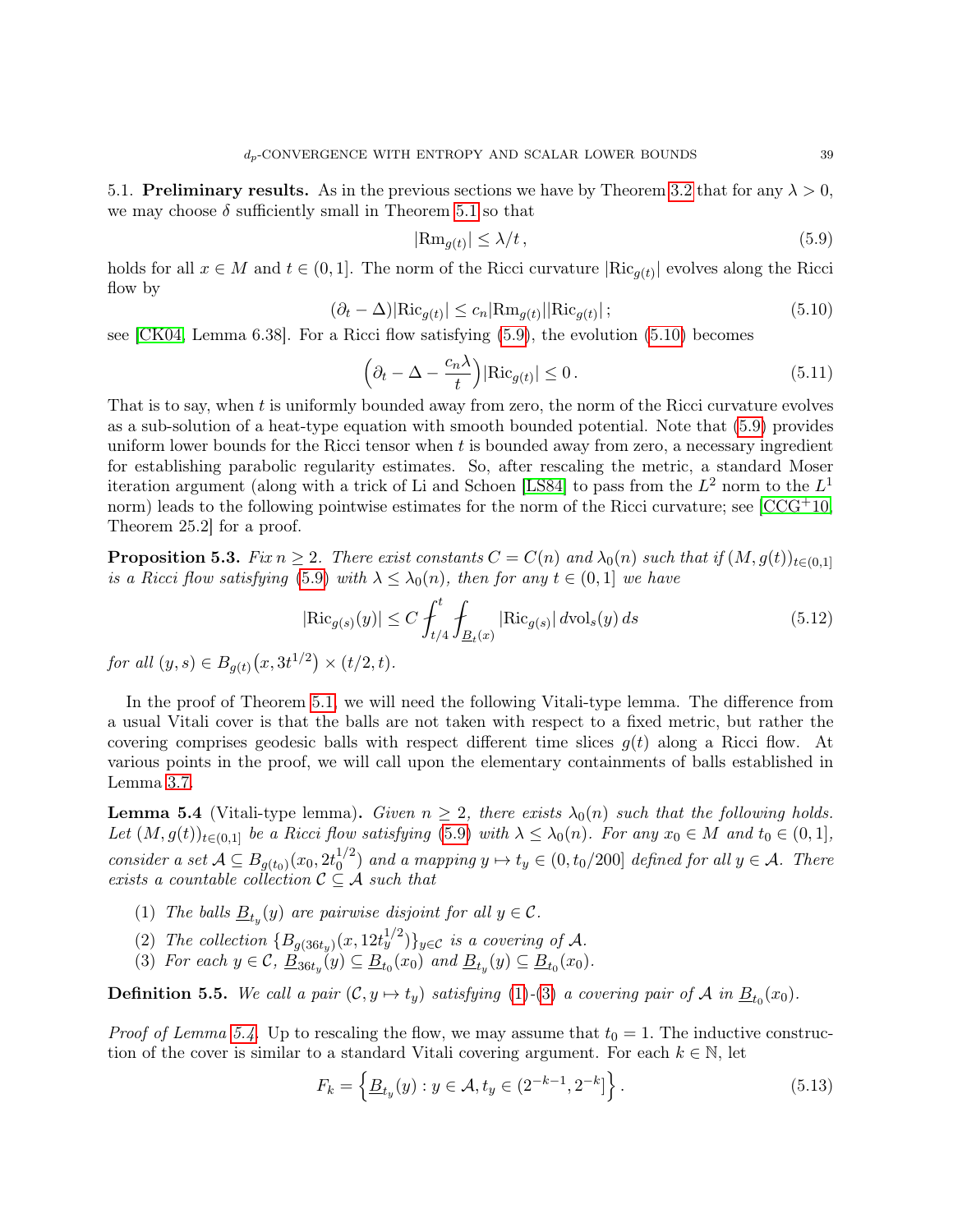**5.1. Preliminary results.** As in the previous sections we have by Theorem 3.2 that for any $\lambda > 0$, we may choose $\delta$ sufficiently small in Theorem 5.1 so that

$$|\mathrm{Rm}_{g(t)}| \leq \lambda/t\,, \tag{5.9}$$

holds for all $x \in M$ and $t \in (0,1]$. The norm of the Ricci curvature $|\mathrm{Ric}_{g(t)}|$ evolves along the Ricci flow by

$$(\partial_t - \Delta)|\mathrm{Ric}_{g(t)}| \leq c_n |\mathrm{Rm}_{g(t)}||\mathrm{Ric}_{g(t)}|\,; \tag{5.10}$$

see [CK04, Lemma 6.38]. For a Ricci flow satisfying (5.9), the evolution (5.10) becomes

$$\Big(\partial_t - \Delta - \frac{c_n \lambda}{t}\Big)|\mathrm{Ric}_{g(t)}| \leq 0\,. \tag{5.11}$$

That is to say, when $t$ is uniformly bounded away from zero, the norm of the Ricci curvature evolves as a sub-solution of a heat-type equation with smooth bounded potential. Note that (5.9) provides uniform lower bounds for the Ricci tensor when $t$ is bounded away from zero, a necessary ingredient for establishing parabolic regularity estimates. So, after rescaling the metric, a standard Moser iteration argument (along with a trick of Li and Schoen [LS84] to pass from the $L^2$ norm to the $L^1$ norm) leads to the following pointwise estimates for the norm of the Ricci curvature; see [CCG+10, Theorem 25.2] for a proof.

**Proposition 5.3.** *Fix $n \geq 2$. There exist constants $C = C(n)$ and $\lambda_0(n)$ such that if $(M, g(t))_{t\in(0,1]}$ is a Ricci flow satisfying (5.9) with $\lambda \leq \lambda_0(n)$, then for any $t \in (0,1]$ we have*

$$|\mathrm{Ric}_{g(s)}(y)| \leq C \fint_{t/4}^{t} \fint_{\underline{B}_t(x)} |\mathrm{Ric}_{g(s)}|\, d\mathrm{vol}_s(y)\, ds \tag{5.12}$$

*for all $(y,s) \in B_{g(t)}\big(x, 3t^{1/2}\big) \times (t/2, t)$.*

In the proof of Theorem 5.1, we will need the following Vitali-type lemma. The difference from a usual Vitali cover is that the balls are not taken with respect to a fixed metric, but rather the covering comprises geodesic balls with respect different time slices $g(t)$ along a Ricci flow. At various points in the proof, we will call upon the elementary containments of balls established in Lemma 3.7.

**Lemma 5.4** (Vitali-type lemma). *Given $n \geq 2$, there exists $\lambda_0(n)$ such that the following holds. Let $(M, g(t))_{t\in(0,1]}$ be a Ricci flow satisfying (5.9) with $\lambda \leq \lambda_0(n)$. For any $x_0 \in M$ and $t_0 \in (0,1]$, consider a set $\mathcal{A} \subseteq B_{g(t_0)}(x_0, 2t_0^{1/2})$ and a mapping $y \mapsto t_y \in (0, t_0/200]$ defined for all $y \in \mathcal{A}$. There exists a countable collection $\mathcal{C} \subseteq \mathcal{A}$ such that*

1. *The balls $\underline{B}_{t_y}(y)$ are pairwise disjoint for all $y \in \mathcal{C}$.*
2. *The collection $\{B_{g(36t_y)}(x, 12t_y^{1/2})\}_{y\in\mathcal{C}}$ is a covering of $\mathcal{A}$.*
3. *For each $y \in \mathcal{C}$, $\underline{B}_{36t_y}(y) \subseteq \underline{B}_{t_0}(x_0)$ and $\underline{B}_{t_y}(y) \subseteq \underline{B}_{t_0}(x_0)$.*

**Definition 5.5.** *We call a pair $(\mathcal{C}, y \mapsto t_y)$ satisfying (1)-(3) a covering pair of $\mathcal{A}$ in $\underline{B}_{t_0}(x_0)$.*

*Proof of Lemma 5.4.* Up to rescaling the flow, we may assume that $t_0 = 1$. The inductive construction of the cover is similar to a standard Vitali covering argument. For each $k \in \mathbb{N}$, let

$$F_k = \Big\{\underline{B}_{t_y}(y) : y \in \mathcal{A}, t_y \in (2^{-k-1}, 2^{-k}]\Big\}\,. \tag{5.13}$$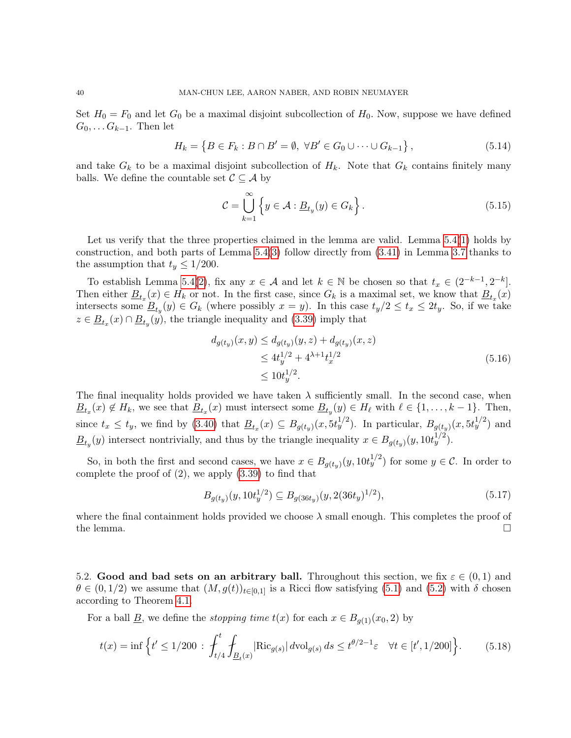Set $H_0 = F_0$ and let $G_0$ be a maximal disjoint subcollection of $H_0$. Now, suppose we have defined $G_0, \dots G_{k-1}$. Then let

$$H_k = \left\{ B \in F_k : B \cap B' = \emptyset, \ \forall B' \in G_0 \cup \dots \cup G_{k-1} \right\}, \tag{5.14}$$

and take $G_k$ to be a maximal disjoint subcollection of $H_k$. Note that $G_k$ contains finitely many balls. We define the countable set $\mathcal{C} \subseteq \mathcal{A}$ by

$$\mathcal{C} = \bigcup_{k=1}^{\infty} \left\{ y \in \mathcal{A} : \underline{B}_{t_y}(y) \in G_k \right\}. \tag{5.15}$$

Let us verify that the three properties claimed in the lemma are valid. Lemma 5.4(1) holds by construction, and both parts of Lemma 5.4(3) follow directly from (3.41) in Lemma 3.7 thanks to the assumption that $t_y \leq 1/200$.

To establish Lemma 5.4(2), fix any $x \in \mathcal{A}$ and let $k \in \mathbb{N}$ be chosen so that $t_x \in (2^{-k-1}, 2^{-k}]$. Then either $\underline{B}_{t_x}(x) \in H_k$ or not. In the first case, since $G_k$ is a maximal set, we know that $\underline{B}_{t_x}(x)$ intersects some $\underline{B}_{t_y}(y) \in G_k$ (where possibly $x = y$). In this case $t_y/2 \leq t_x \leq 2t_y$. So, if we take $z \in \underline{B}_{t_x}(x) \cap \underline{B}_{t_y}(y)$, the triangle inequality and (3.39) imply that

$$\begin{aligned} d_{g(t_y)}(x, y) &\leq d_{g(t_y)}(y, z) + d_{g(t_y)}(x, z) \\ &\leq 4t_y^{1/2} + 4^{\lambda+1} t_x^{1/2} \\ &\leq 10 t_y^{1/2}. \end{aligned} \tag{5.16}$$

The final inequality holds provided we have taken $\lambda$ sufficiently small. In the second case, when $\underline{B}_{t_x}(x) \notin H_k$, we see that $\underline{B}_{t_x}(x)$ must intersect some $\underline{B}_{t_y}(y) \in H_\ell$ with $\ell \in \{1, \dots, k-1\}$. Then, since $t_x \leq t_y$, we find by (3.40) that $\underline{B}_{t_x}(x) \subseteq B_{g(t_y)}(x, 5t_y^{1/2})$. In particular, $B_{g(t_y)}(x, 5t_y^{1/2})$ and $\underline{B}_{t_y}(y)$ intersect nontrivially, and thus by the triangle inequality $x \in B_{g(t_y)}(y, 10t_y^{1/2})$.

So, in both the first and second cases, we have $x \in B_{g(t_y)}(y, 10t_y^{1/2})$ for some $y \in \mathcal{C}$. In order to complete the proof of (2), we apply (3.39) to find that

$$B_{g(t_y)}(y, 10t_y^{1/2}) \subseteq B_{g(36t_y)}(y, 2(36t_y)^{1/2}), \tag{5.17}$$

where the final containment holds provided we choose $\lambda$ small enough. This completes the proof of the lemma. $\square$

## 5.2. Good and bad sets on an arbitrary ball.

Throughout this section, we fix $\varepsilon \in (0, 1)$ and $\theta \in (0, 1/2)$ we assume that $(M, g(t))_{t \in [0,1]}$ is a Ricci flow satisfying (5.1) and (5.2) with $\delta$ chosen according to Theorem 4.1.

For a ball $\underline{B}$, we define the *stopping time* $t(x)$ for each $x \in B_{g(1)}(x_0, 2)$ by

$$t(x) = \inf \left\{ t' \leq 1/200 \, : \, \fint_{t/4}^{t} \fint_{\underline{B}_t(x)} |\mathrm{Ric}_{g(s)}| \, d\mathrm{vol}_{g(s)} \, ds \leq t^{\theta/2 - 1} \varepsilon \quad \forall t \in [t', 1/200] \right\}. \tag{5.18}$$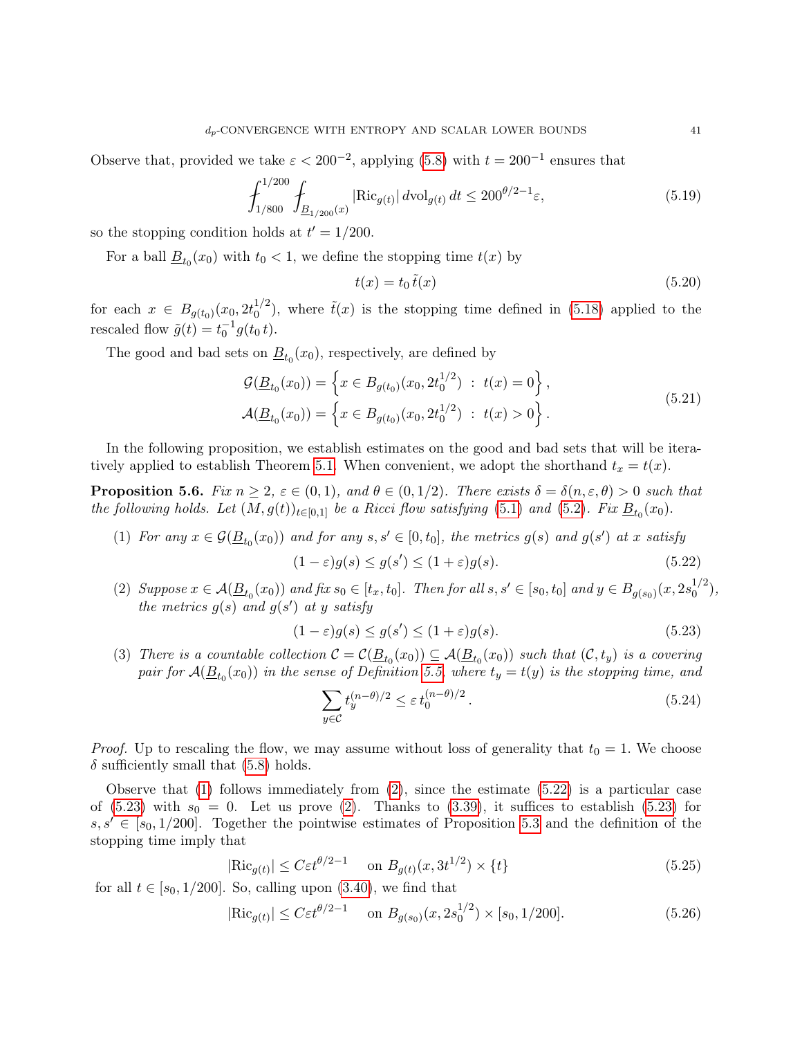Observe that, provided we take $\varepsilon < 200^{-2}$, applying (5.8) with $t = 200^{-1}$ ensures that

$$\fint_{1/800}^{1/200} \fint_{\underline{B}_{1/200}(x)} |\mathrm{Ric}_{g(t)}| \, d\mathrm{vol}_{g(t)} \, dt \leq 200^{\theta/2-1}\varepsilon, \tag{5.19}$$

so the stopping condition holds at $t' = 1/200$.

For a ball $\underline{B}_{t_0}(x_0)$ with $t_0 < 1$, we define the stopping time $t(x)$ by

$$t(x) = t_0 \, \tilde{t}(x) \tag{5.20}$$

for each $x \in B_{g(t_0)}(x_0, 2t_0^{1/2})$, where $\tilde{t}(x)$ is the stopping time defined in (5.18) applied to the rescaled flow $\tilde{g}(t) = t_0^{-1} g(t_0 \, t)$.

The good and bad sets on $\underline{B}_{t_0}(x_0)$, respectively, are defined by

$$\begin{aligned} \mathcal{G}(\underline{B}_{t_0}(x_0)) &= \left\{ x \in B_{g(t_0)}(x_0, 2t_0^{1/2}) \ : \ t(x) = 0 \right\}, \\ \mathcal{A}(\underline{B}_{t_0}(x_0)) &= \left\{ x \in B_{g(t_0)}(x_0, 2t_0^{1/2}) \ : \ t(x) > 0 \right\}. \end{aligned} \tag{5.21}$$

In the following proposition, we establish estimates on the good and bad sets that will be iteratively applied to establish Theorem 5.1. When convenient, we adopt the shorthand $t_x = t(x)$.

**Proposition 5.6.** *Fix $n \geq 2$, $\varepsilon \in (0, 1)$, and $\theta \in (0, 1/2)$. There exists $\delta = \delta(n, \varepsilon, \theta) > 0$ such that the following holds. Let $(M, g(t))_{t \in [0,1]}$ be a Ricci flow satisfying (5.1) and (5.2). Fix $\underline{B}_{t_0}(x_0)$.*

(1) *For any $x \in \mathcal{G}(\underline{B}_{t_0}(x_0))$ and for any $s, s' \in [0, t_0]$, the metrics $g(s)$ and $g(s')$ at $x$ satisfy*
$$(1 - \varepsilon) g(s) \leq g(s') \leq (1 + \varepsilon) g(s). \tag{5.22}$$

(2) *Suppose $x \in \mathcal{A}(\underline{B}_{t_0}(x_0))$ and fix $s_0 \in [t_x, t_0]$. Then for all $s, s' \in [s_0, t_0]$ and $y \in B_{g(s_0)}(x, 2s_0^{1/2})$, the metrics $g(s)$ and $g(s')$ at $y$ satisfy*
$$(1 - \varepsilon) g(s) \leq g(s') \leq (1 + \varepsilon) g(s). \tag{5.23}$$

(3) *There is a countable collection $\mathcal{C} = \mathcal{C}(\underline{B}_{t_0}(x_0)) \subseteq \mathcal{A}(\underline{B}_{t_0}(x_0))$ such that $(\mathcal{C}, t_y)$ is a covering pair for $\mathcal{A}(\underline{B}_{t_0}(x_0))$ in the sense of Definition 5.5, where $t_y = t(y)$ is the stopping time, and*
$$\sum_{y \in \mathcal{C}} t_y^{(n-\theta)/2} \leq \varepsilon \, t_0^{(n-\theta)/2}. \tag{5.24}$$

*Proof.* Up to rescaling the flow, we may assume without loss of generality that $t_0 = 1$. We choose $\delta$ sufficiently small that (5.8) holds.

Observe that (1) follows immediately from (2), since the estimate (5.22) is a particular case of (5.23) with $s_0 = 0$. Let us prove (2). Thanks to (3.39), it suffices to establish (5.23) for $s, s' \in [s_0, 1/200]$. Together the pointwise estimates of Proposition 5.3 and the definition of the stopping time imply that

$$|\mathrm{Ric}_{g(t)}| \leq C\varepsilon t^{\theta/2-1} \quad \text{on } B_{g(t)}(x, 3t^{1/2}) \times \{t\} \tag{5.25}$$

for all $t \in [s_0, 1/200]$. So, calling upon (3.40), we find that

$$|\mathrm{Ric}_{g(t)}| \leq C\varepsilon t^{\theta/2-1} \quad \text{on } B_{g(s_0)}(x, 2s_0^{1/2}) \times [s_0, 1/200]. \tag{5.26}$$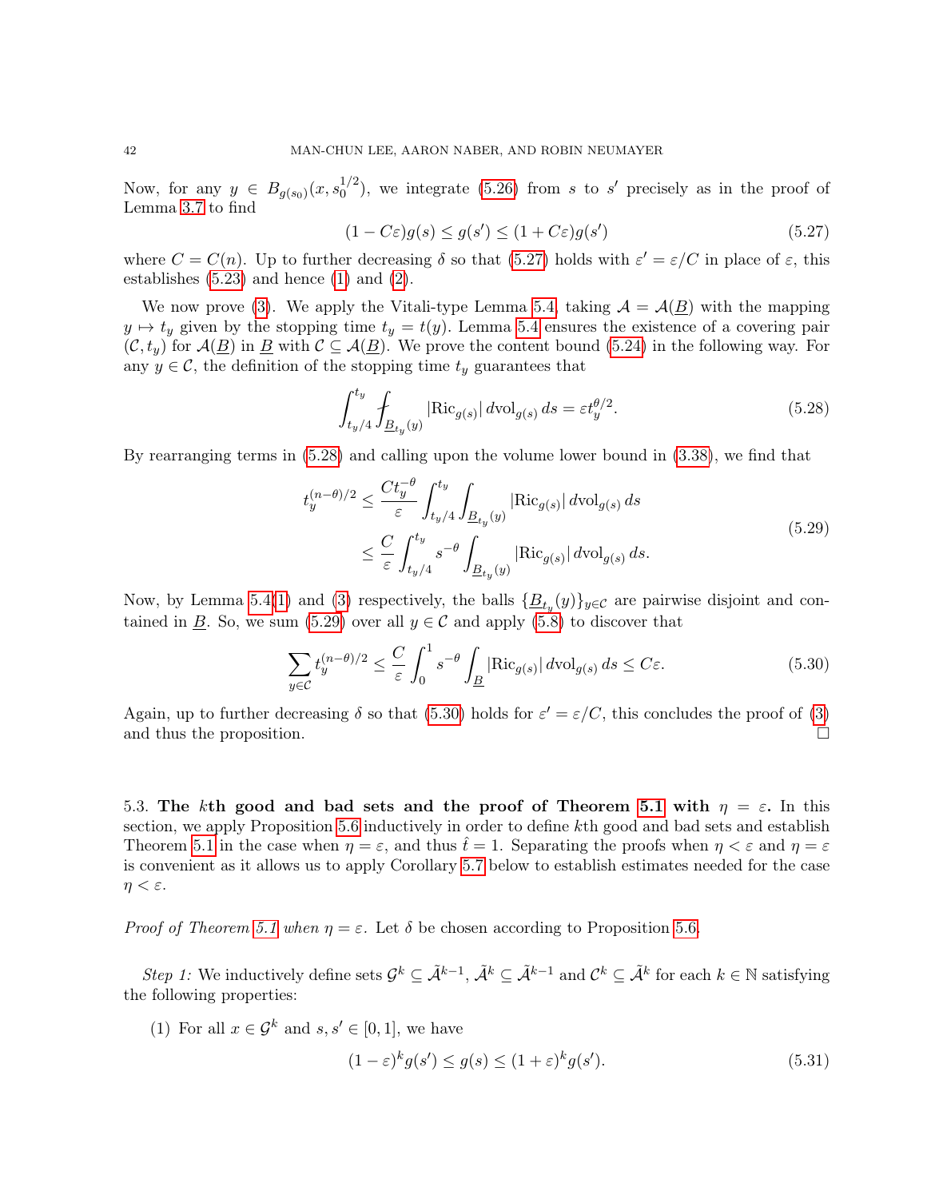Now, for any $y \in B_{g(s_0)}(x, s_0^{1/2})$, we integrate (5.26) from $s$ to $s'$ precisely as in the proof of Lemma 3.7 to find

$$(1 - C\varepsilon) g(s) \leq g(s') \leq (1 + C\varepsilon) g(s') \tag{5.27}$$

where $C = C(n)$. Up to further decreasing $\delta$ so that (5.27) holds with $\varepsilon' = \varepsilon/C$ in place of $\varepsilon$, this establishes (5.23) and hence (1) and (2).

We now prove (3). We apply the Vitali-type Lemma 5.4, taking $\mathcal{A} = \mathcal{A}(\underline{B})$ with the mapping $y \mapsto t_y$ given by the stopping time $t_y = t(y)$. Lemma 5.4 ensures the existence of a covering pair $(\mathcal{C}, t_y)$ for $\mathcal{A}(\underline{B})$ in $\underline{B}$ with $\mathcal{C} \subseteq \mathcal{A}(\underline{B})$. We prove the content bound (5.24) in the following way. For any $y \in \mathcal{C}$, the definition of the stopping time $t_y$ guarantees that

$$\int_{t_y/4}^{t_y} \fint_{\underline{B}_{t_y}(y)} |\mathrm{Ric}_{g(s)}| \, d\mathrm{vol}_{g(s)} \, ds = \varepsilon t_y^{\theta/2}. \tag{5.28}$$

By rearranging terms in (5.28) and calling upon the volume lower bound in (3.38), we find that

$$\begin{aligned} t_y^{(n-\theta)/2} &\leq \frac{C t_y^{-\theta}}{\varepsilon} \int_{t_y/4}^{t_y} \int_{\underline{B}_{t_y}(y)} |\mathrm{Ric}_{g(s)}| \, d\mathrm{vol}_{g(s)} \, ds \\ &\leq \frac{C}{\varepsilon} \int_{t_y/4}^{t_y} s^{-\theta} \int_{\underline{B}_{t_y}(y)} |\mathrm{Ric}_{g(s)}| \, d\mathrm{vol}_{g(s)} \, ds. \end{aligned} \tag{5.29}$$

Now, by Lemma 5.4(1) and (3) respectively, the balls $\{\underline{B}_{t_y}(y)\}_{y \in \mathcal{C}}$ are pairwise disjoint and contained in $\underline{B}$. So, we sum (5.29) over all $y \in \mathcal{C}$ and apply (5.8) to discover that

$$\sum_{y \in \mathcal{C}} t_y^{(n-\theta)/2} \leq \frac{C}{\varepsilon} \int_0^1 s^{-\theta} \int_{\underline{B}} |\mathrm{Ric}_{g(s)}| \, d\mathrm{vol}_{g(s)} \, ds \leq C\varepsilon. \tag{5.30}$$

Again, up to further decreasing $\delta$ so that (5.30) holds for $\varepsilon' = \varepsilon/C$, this concludes the proof of (3) and thus the proposition. □

### 5.3. The $k$th good and bad sets and the proof of Theorem 5.1 with $\eta = \varepsilon$.

In this section, we apply Proposition 5.6 inductively in order to define $k$th good and bad sets and establish Theorem 5.1 in the case when $\eta = \varepsilon$, and thus $\hat{t} = 1$. Separating the proofs when $\eta < \varepsilon$ and $\eta = \varepsilon$ is convenient as it allows us to apply Corollary 5.7 below to establish estimates needed for the case $\eta < \varepsilon$.

*Proof of Theorem 5.1 when $\eta = \varepsilon$.* Let $\delta$ be chosen according to Proposition 5.6.

*Step 1:* We inductively define sets $\mathcal{G}^k \subseteq \tilde{\mathcal{A}}^{k-1}$, $\tilde{\mathcal{A}}^k \subseteq \tilde{\mathcal{A}}^{k-1}$ and $\mathcal{C}^k \subseteq \tilde{\mathcal{A}}^k$ for each $k \in \mathbb{N}$ satisfying the following properties:

(1) For all $x \in \mathcal{G}^k$ and $s, s' \in [0,1]$, we have

$$(1 - \varepsilon)^k g(s') \leq g(s) \leq (1 + \varepsilon)^k g(s'). \tag{5.31}$$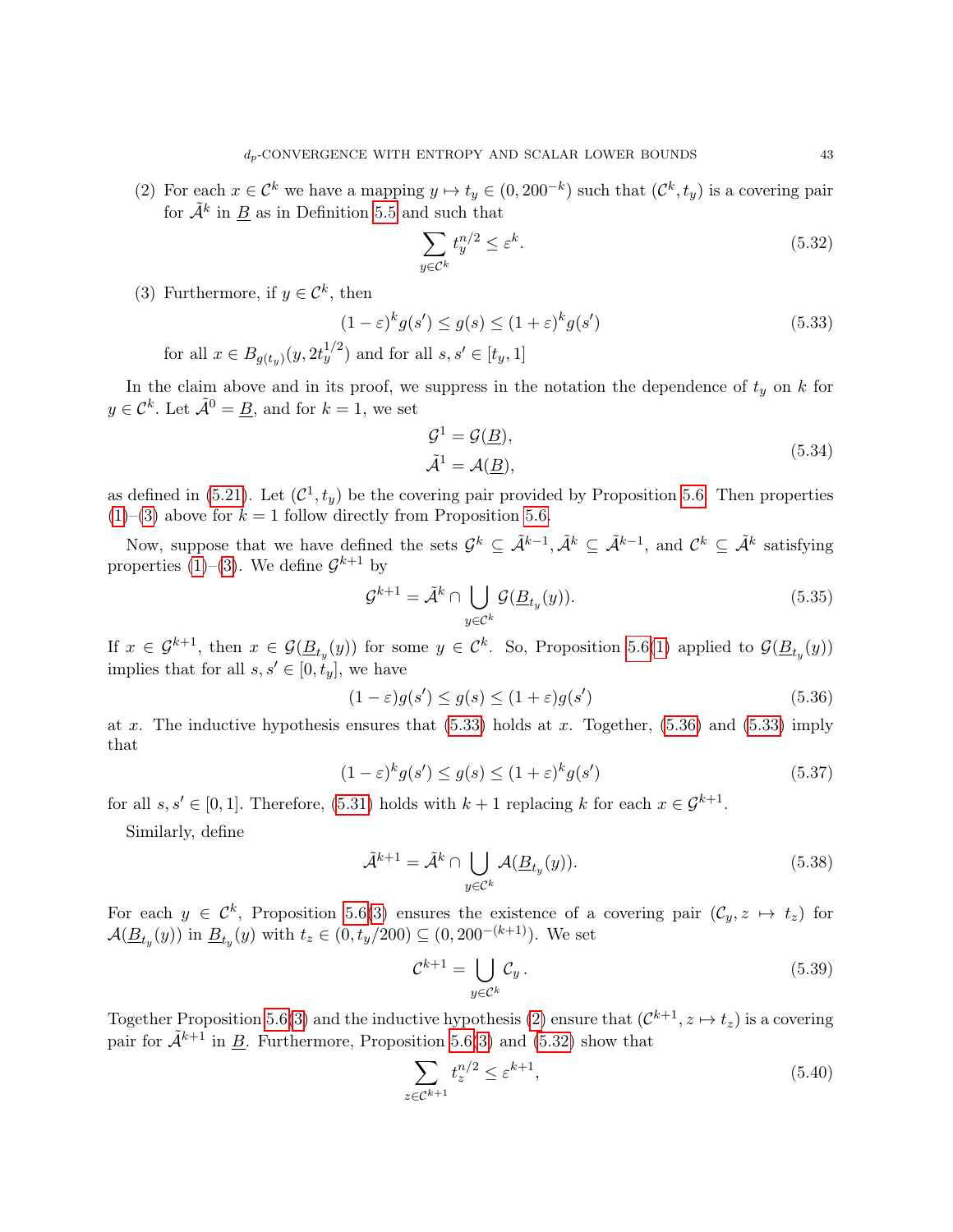(2) For each $x \in \mathcal{C}^k$ we have a mapping $y \mapsto t_y \in (0, 200^{-k})$ such that $(\mathcal{C}^k, t_y)$ is a covering pair for $\tilde{\mathcal{A}}^k$ in $\underline{B}$ as in Definition 5.5 and such that

$$\sum_{y \in \mathcal{C}^k} t_y^{n/2} \leq \varepsilon^k. \tag{5.32}$$

(3) Furthermore, if $y \in \mathcal{C}^k$, then

$$(1-\varepsilon)^k g(s') \leq g(s) \leq (1+\varepsilon)^k g(s') \tag{5.33}$$

for all $x \in B_{g(t_y)}(y, 2t_y^{1/2})$ and for all $s, s' \in [t_y, 1]$

In the claim above and in its proof, we suppress in the notation the dependence of $t_y$ on $k$ for $y \in \mathcal{C}^k$. Let $\tilde{\mathcal{A}}^0 = \underline{B}$, and for $k = 1$, we set

$$\begin{aligned} \mathcal{G}^1 &= \mathcal{G}(\underline{B}), \\ \tilde{\mathcal{A}}^1 &= \mathcal{A}(\underline{B}), \end{aligned} \tag{5.34}$$

as defined in (5.21). Let $(\mathcal{C}^1, t_y)$ be the covering pair provided by Proposition 5.6. Then properties (1)–(3) above for $k = 1$ follow directly from Proposition 5.6.

Now, suppose that we have defined the sets $\mathcal{G}^k \subseteq \tilde{\mathcal{A}}^{k-1}, \tilde{\mathcal{A}}^k \subseteq \tilde{\mathcal{A}}^{k-1}$, and $\mathcal{C}^k \subseteq \tilde{\mathcal{A}}^k$ satisfying properties (1)–(3). We define $\mathcal{G}^{k+1}$ by

$$\mathcal{G}^{k+1} = \tilde{\mathcal{A}}^k \cap \bigcup_{y \in \mathcal{C}^k} \mathcal{G}(\underline{B}_{t_y}(y)). \tag{5.35}$$

If $x \in \mathcal{G}^{k+1}$, then $x \in \mathcal{G}(\underline{B}_{t_y}(y))$ for some $y \in \mathcal{C}^k$. So, Proposition 5.6(1) applied to $\mathcal{G}(\underline{B}_{t_y}(y))$ implies that for all $s, s' \in [0, t_y]$, we have

$$(1-\varepsilon) g(s') \leq g(s) \leq (1+\varepsilon) g(s') \tag{5.36}$$

at $x$. The inductive hypothesis ensures that (5.33) holds at $x$. Together, (5.36) and (5.33) imply that

$$(1-\varepsilon)^k g(s') \leq g(s) \leq (1+\varepsilon)^k g(s') \tag{5.37}$$

for all $s, s' \in [0, 1]$. Therefore, (5.31) holds with $k+1$ replacing $k$ for each $x \in \mathcal{G}^{k+1}$.

Similarly, define

$$\tilde{\mathcal{A}}^{k+1} = \tilde{\mathcal{A}}^k \cap \bigcup_{y \in \mathcal{C}^k} \mathcal{A}(\underline{B}_{t_y}(y)). \tag{5.38}$$

For each $y \in \mathcal{C}^k$, Proposition 5.6(3) ensures the existence of a covering pair $(\mathcal{C}_y, z \mapsto t_z)$ for $\mathcal{A}(\underline{B}_{t_y}(y))$ in $\underline{B}_{t_y}(y)$ with $t_z \in (0, t_y/200) \subseteq (0, 200^{-(k+1)})$. We set

$$\mathcal{C}^{k+1} = \bigcup_{y \in \mathcal{C}^k} \mathcal{C}_y\,. \tag{5.39}$$

Together Proposition 5.6(3) and the inductive hypothesis (2) ensure that $(\mathcal{C}^{k+1}, z \mapsto t_z)$ is a covering pair for $\tilde{\mathcal{A}}^{k+1}$ in $\underline{B}$. Furthermore, Proposition 5.6(3) and (5.32) show that

$$\sum_{z \in \mathcal{C}^{k+1}} t_z^{n/2} \leq \varepsilon^{k+1}, \tag{5.40}$$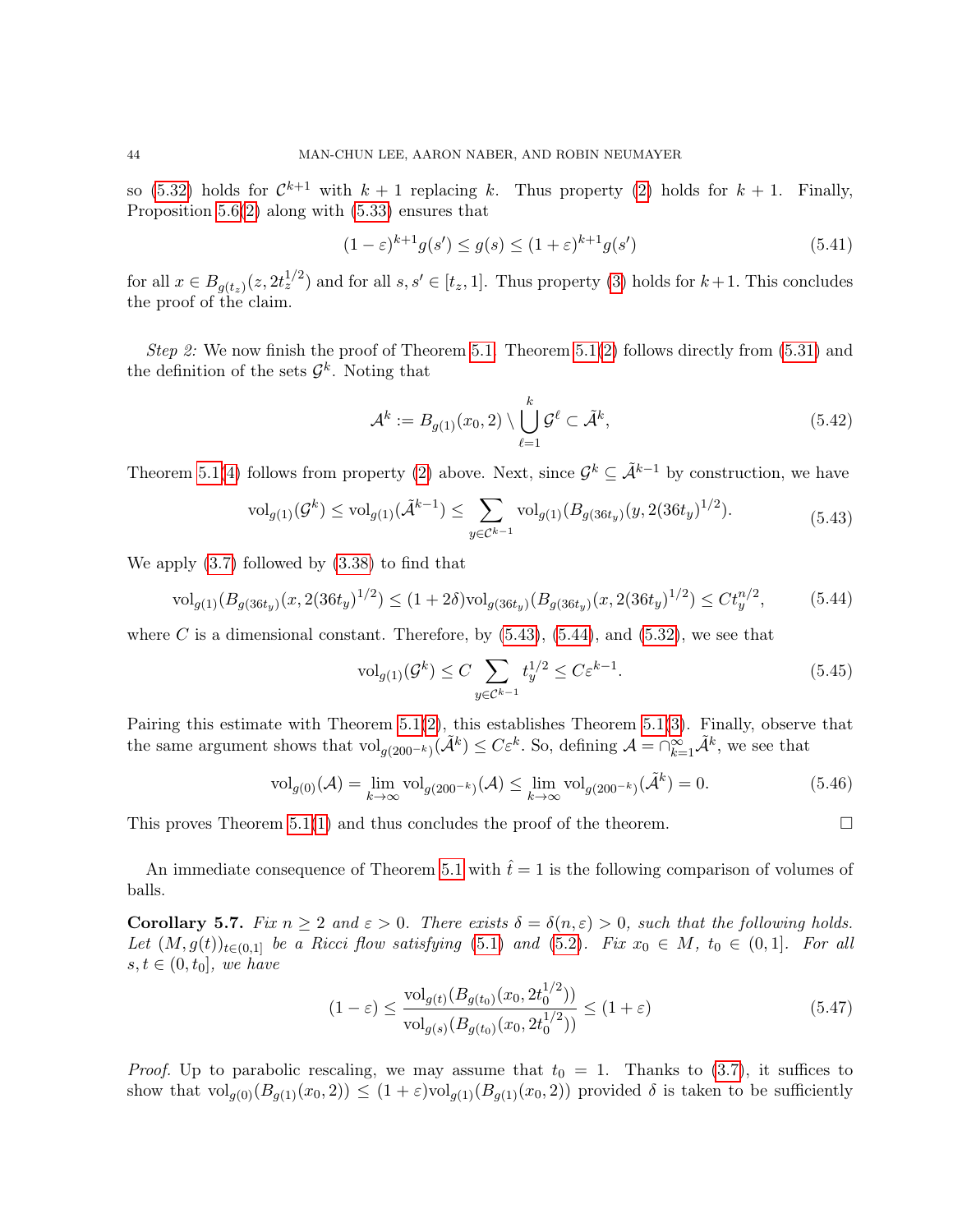so (5.32) holds for $\mathcal{C}^{k+1}$ with $k+1$ replacing $k$. Thus property (2) holds for $k+1$. Finally, Proposition 5.6(2) along with (5.33) ensures that

$$(1-\varepsilon)^{k+1} g(s') \leq g(s) \leq (1+\varepsilon)^{k+1} g(s') \tag{5.41}$$

for all $x \in B_{g(t_z)}(z, 2t_z^{1/2})$ and for all $s, s' \in [t_z, 1]$. Thus property (3) holds for $k+1$. This concludes the proof of the claim.

*Step 2:* We now finish the proof of Theorem 5.1. Theorem 5.1(2) follows directly from (5.31) and the definition of the sets $\mathcal{G}^k$. Noting that

$$\mathcal{A}^k := B_{g(1)}(x_0, 2) \setminus \bigcup_{\ell=1}^{k} \mathcal{G}^\ell \subset \tilde{\mathcal{A}}^k, \tag{5.42}$$

Theorem 5.1(4) follows from property (2) above. Next, since $\mathcal{G}^k \subseteq \tilde{\mathcal{A}}^{k-1}$ by construction, we have

$$\mathrm{vol}_{g(1)}(\mathcal{G}^k) \leq \mathrm{vol}_{g(1)}(\tilde{\mathcal{A}}^{k-1}) \leq \sum_{y \in \mathcal{C}^{k-1}} \mathrm{vol}_{g(1)}(B_{g(36t_y)}(y, 2(36t_y)^{1/2}). \tag{5.43}$$

We apply (3.7) followed by (3.38) to find that

$$\mathrm{vol}_{g(1)}(B_{g(36t_y)}(x, 2(36t_y)^{1/2}) \leq (1+2\delta)\mathrm{vol}_{g(36t_y)}(B_{g(36t_y)}(x, 2(36t_y)^{1/2}) \leq C t_y^{n/2}, \tag{5.44}$$

where $C$ is a dimensional constant. Therefore, by (5.43), (5.44), and (5.32), we see that

$$\mathrm{vol}_{g(1)}(\mathcal{G}^k) \leq C \sum_{y \in \mathcal{C}^{k-1}} t_y^{1/2} \leq C\varepsilon^{k-1}. \tag{5.45}$$

Pairing this estimate with Theorem 5.1(2), this establishes Theorem 5.1(3). Finally, observe that the same argument shows that $\mathrm{vol}_{g(200^{-k})}(\tilde{\mathcal{A}}^k) \leq C\varepsilon^k$. So, defining $\mathcal{A} = \cap_{k=1}^{\infty} \tilde{\mathcal{A}}^k$, we see that

$$\mathrm{vol}_{g(0)}(\mathcal{A}) = \lim_{k\to\infty} \mathrm{vol}_{g(200^{-k})}(\mathcal{A}) \leq \lim_{k\to\infty} \mathrm{vol}_{g(200^{-k})}(\tilde{\mathcal{A}}^k) = 0. \tag{5.46}$$

This proves Theorem 5.1(1) and thus concludes the proof of the theorem. □

An immediate consequence of Theorem 5.1 with $\hat{t} = 1$ is the following comparison of volumes of balls.

**Corollary 5.7.** *Fix $n \geq 2$ and $\varepsilon > 0$. There exists $\delta = \delta(n, \varepsilon) > 0$, such that the following holds. Let $(M, g(t))_{t\in(0,1]}$ be a Ricci flow satisfying (5.1) and (5.2). Fix $x_0 \in M$, $t_0 \in (0, 1]$. For all $s, t \in (0, t_0]$, we have*

$$(1-\varepsilon) \leq \frac{\mathrm{vol}_{g(t)}(B_{g(t_0)}(x_0, 2t_0^{1/2}))}{\mathrm{vol}_{g(s)}(B_{g(t_0)}(x_0, 2t_0^{1/2}))} \leq (1+\varepsilon) \tag{5.47}$$

*Proof.* Up to parabolic rescaling, we may assume that $t_0 = 1$. Thanks to (3.7), it suffices to show that $\mathrm{vol}_{g(0)}(B_{g(1)}(x_0, 2)) \leq (1+\varepsilon)\mathrm{vol}_{g(1)}(B_{g(1)}(x_0, 2))$ provided $\delta$ is taken to be sufficiently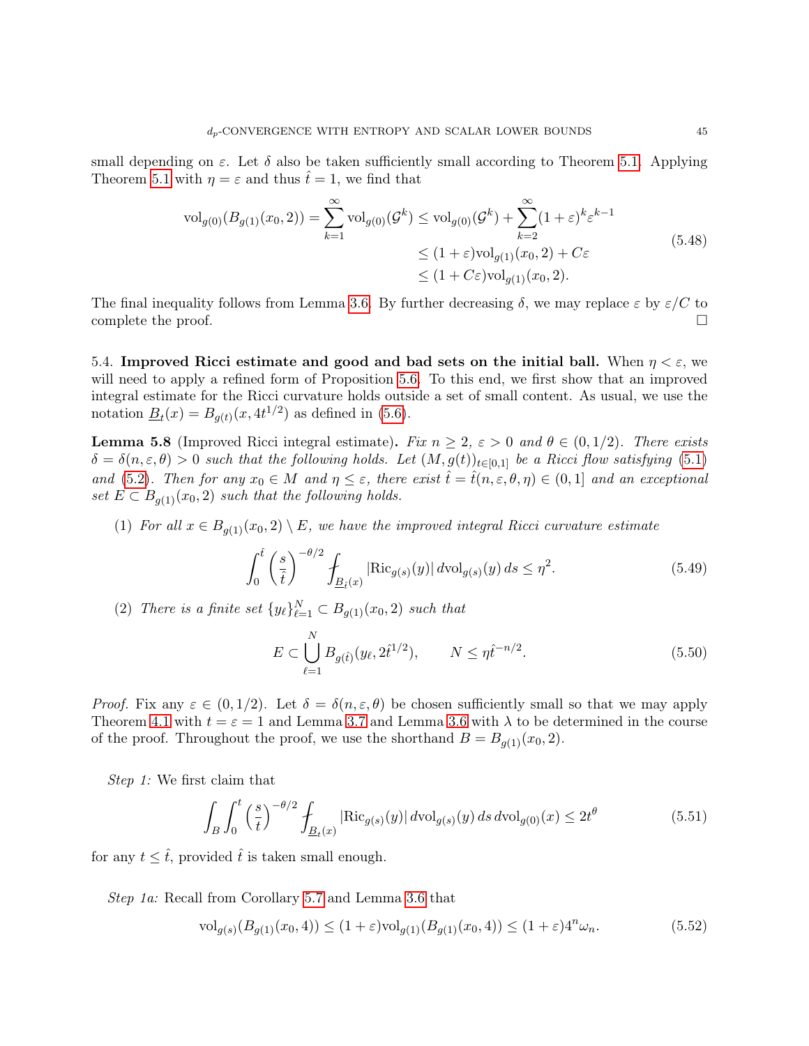small depending on $\varepsilon$. Let $\delta$ also be taken sufficiently small according to Theorem 5.1. Applying Theorem 5.1 with $\eta = \varepsilon$ and thus $\hat{t} = 1$, we find that

$$
\begin{aligned}
\mathrm{vol}_{g(0)}(B_{g(1)}(x_0, 2)) = \sum_{k=1}^{\infty} \mathrm{vol}_{g(0)}(\mathcal{G}^k) &\le \mathrm{vol}_{g(0)}(\mathcal{G}^k) + \sum_{k=2}^{\infty} (1+\varepsilon)^k \varepsilon^{k-1} \\
&\le (1+\varepsilon)\mathrm{vol}_{g(1)}(x_0, 2) + C\varepsilon \\
&\le (1 + C\varepsilon)\mathrm{vol}_{g(1)}(x_0, 2).
\end{aligned} \tag{5.48}
$$

The final inequality follows from Lemma 3.6. By further decreasing $\delta$, we may replace $\varepsilon$ by $\varepsilon/C$ to complete the proof. $\square$

5.4. **Improved Ricci estimate and good and bad sets on the initial ball.** When $\eta < \varepsilon$, we will need to apply a refined form of Proposition 5.6. To this end, we first show that an improved integral estimate for the Ricci curvature holds outside a set of small content. As usual, we use the notation $\underline{B}_t(x) = B_{g(t)}(x, 4t^{1/2})$ as defined in (5.6).

**Lemma 5.8** (Improved Ricci integral estimate)**.** *Fix $n \ge 2$, $\varepsilon > 0$ and $\theta \in (0, 1/2)$. There exists $\delta = \delta(n, \varepsilon, \theta) > 0$ such that the following holds. Let $(M, g(t))_{t\in[0,1]}$ be a Ricci flow satisfying (5.1) and (5.2). Then for any $x_0 \in M$ and $\eta \le \varepsilon$, there exist $\hat{t} = \hat{t}(n, \varepsilon, \theta, \eta) \in (0, 1]$ and an exceptional set $E \subset B_{g(1)}(x_0, 2)$ such that the following holds.*

(1) *For all $x \in B_{g(1)}(x_0, 2) \setminus E$, we have the improved integral Ricci curvature estimate*

$$
\int_0^{\hat{t}} \left(\frac{s}{\hat{t}}\right)^{-\theta/2} \fint_{\underline{B}_{\hat{t}}(x)} |\mathrm{Ric}_{g(s)}(y)| \, d\mathrm{vol}_{g(s)}(y) \, ds \le \eta^2. \tag{5.49}
$$

(2) *There is a finite set $\{y_\ell\}_{\ell=1}^N \subset B_{g(1)}(x_0, 2)$ such that*

$$
E \subset \bigcup_{\ell=1}^N B_{g(\hat{t})}(y_\ell, 2\hat{t}^{1/2}), \qquad N \le \eta \hat{t}^{-n/2}. \tag{5.50}
$$

*Proof.* Fix any $\varepsilon \in (0, 1/2)$. Let $\delta = \delta(n, \varepsilon, \theta)$ be chosen sufficiently small so that we may apply Theorem 4.1 with $t = \varepsilon = 1$ and Lemma 3.7 and Lemma 3.6 with $\lambda$ to be determined in the course of the proof. Throughout the proof, we use the shorthand $B = B_{g(1)}(x_0, 2)$.

*Step 1:* We first claim that

$$
\int_B \int_0^t \left(\frac{s}{t}\right)^{-\theta/2} \fint_{\underline{B}_t(x)} |\mathrm{Ric}_{g(s)}(y)| \, d\mathrm{vol}_{g(s)}(y) \, ds \, d\mathrm{vol}_{g(0)}(x) \le 2t^\theta \tag{5.51}
$$

for any $t \le \hat{t}$, provided $\hat{t}$ is taken small enough.

*Step 1a:* Recall from Corollary 5.7 and Lemma 3.6 that

$$
\mathrm{vol}_{g(s)}(B_{g(1)}(x_0, 4)) \le (1+\varepsilon)\mathrm{vol}_{g(1)}(B_{g(1)}(x_0, 4)) \le (1+\varepsilon)4^n \omega_n. \tag{5.52}
$$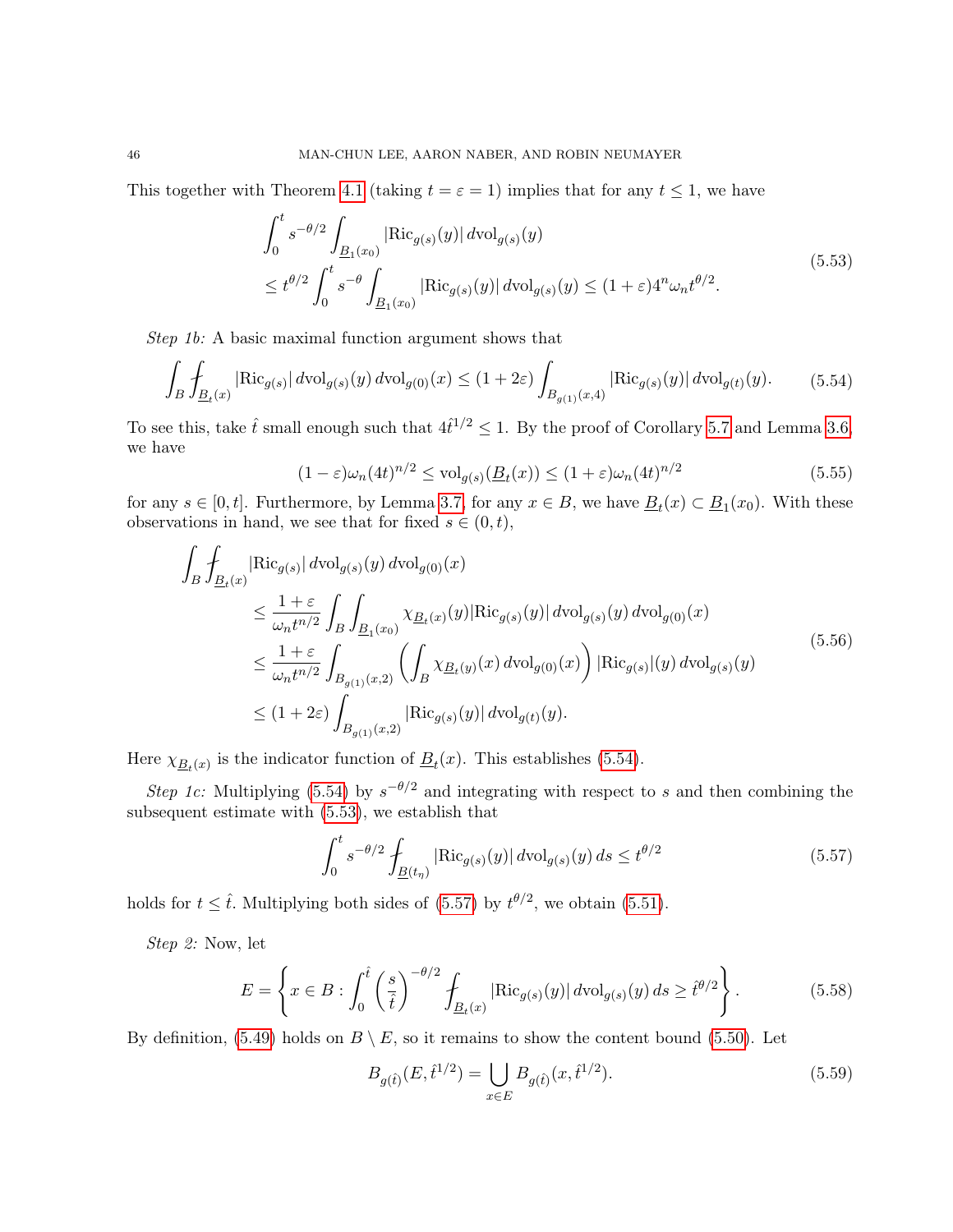This together with Theorem 4.1 (taking $t = \varepsilon = 1$) implies that for any $t \le 1$, we have

$$
\begin{aligned}
&\int_0^t s^{-\theta/2} \int_{\underline{B}_1(x_0)} |\mathrm{Ric}_{g(s)}(y)|\, d\mathrm{vol}_{g(s)}(y) \\
&\le t^{\theta/2} \int_0^t s^{-\theta} \int_{\underline{B}_1(x_0)} |\mathrm{Ric}_{g(s)}(y)|\, d\mathrm{vol}_{g(s)}(y) \le (1+\varepsilon) 4^n \omega_n t^{\theta/2}.
\end{aligned}
\tag{5.53}
$$

*Step 1b:* A basic maximal function argument shows that

$$
\int_B \fint_{\underline{B}_t(x)} |\mathrm{Ric}_{g(s)}|\, d\mathrm{vol}_{g(s)}(y)\, d\mathrm{vol}_{g(0)}(x) \le (1+2\varepsilon) \int_{B_{g(1)}(x,4)} |\mathrm{Ric}_{g(s)}(y)|\, d\mathrm{vol}_{g(t)}(y). \tag{5.54}
$$

To see this, take $\hat{t}$ small enough such that $4\hat{t}^{1/2} \le 1$. By the proof of Corollary 5.7 and Lemma 3.6, we have

$$
(1-\varepsilon)\omega_n (4t)^{n/2} \le \mathrm{vol}_{g(s)}(\underline{B}_t(x)) \le (1+\varepsilon)\omega_n (4t)^{n/2} \tag{5.55}
$$

for any $s \in [0,t]$. Furthermore, by Lemma 3.7, for any $x \in B$, we have $\underline{B}_t(x) \subset \underline{B}_1(x_0)$. With these observations in hand, we see that for fixed $s \in (0,t)$,

$$
\begin{aligned}
&\int_B \fint_{\underline{B}_t(x)} |\mathrm{Ric}_{g(s)}|\, d\mathrm{vol}_{g(s)}(y)\, d\mathrm{vol}_{g(0)}(x) \\
&\qquad \le \frac{1+\varepsilon}{\omega_n t^{n/2}} \int_B \int_{\underline{B}_1(x_0)} \chi_{\underline{B}_t(x)}(y) |\mathrm{Ric}_{g(s)}(y)|\, d\mathrm{vol}_{g(s)}(y)\, d\mathrm{vol}_{g(0)}(x) \\
&\qquad \le \frac{1+\varepsilon}{\omega_n t^{n/2}} \int_{B_{g(1)}(x,2)} \left( \int_B \chi_{\underline{B}_t(y)}(x)\, d\mathrm{vol}_{g(0)}(x) \right) |\mathrm{Ric}_{g(s)}|(y)\, d\mathrm{vol}_{g(s)}(y) \\
&\qquad \le (1+2\varepsilon) \int_{B_{g(1)}(x,2)} |\mathrm{Ric}_{g(s)}(y)|\, d\mathrm{vol}_{g(t)}(y).
\end{aligned}
\tag{5.56}
$$

Here $\chi_{\underline{B}_t(x)}$ is the indicator function of $\underline{B}_t(x)$. This establishes (5.54).

*Step 1c:* Multiplying (5.54) by $s^{-\theta/2}$ and integrating with respect to $s$ and then combining the subsequent estimate with (5.53), we establish that

$$
\int_0^t s^{-\theta/2} \fint_{\underline{B}(t_\eta)} |\mathrm{Ric}_{g(s)}(y)|\, d\mathrm{vol}_{g(s)}(y)\, ds \le t^{\theta/2} \tag{5.57}
$$

holds for $t \le \hat{t}$. Multiplying both sides of (5.57) by $t^{\theta/2}$, we obtain (5.51).

*Step 2:* Now, let

$$
E = \left\{ x \in B : \int_0^{\hat{t}} \left( \frac{s}{\hat{t}} \right)^{-\theta/2} \fint_{\underline{B}_t(x)} |\mathrm{Ric}_{g(s)}(y)|\, d\mathrm{vol}_{g(s)}(y)\, ds \ge \hat{t}^{\theta/2} \right\}. \tag{5.58}
$$

By definition, (5.49) holds on $B \setminus E$, so it remains to show the content bound (5.50). Let

$$
B_{g(\hat{t})}(E, \hat{t}^{1/2}) = \bigcup_{x \in E} B_{g(\hat{t})}(x, \hat{t}^{1/2}). \tag{5.59}
$$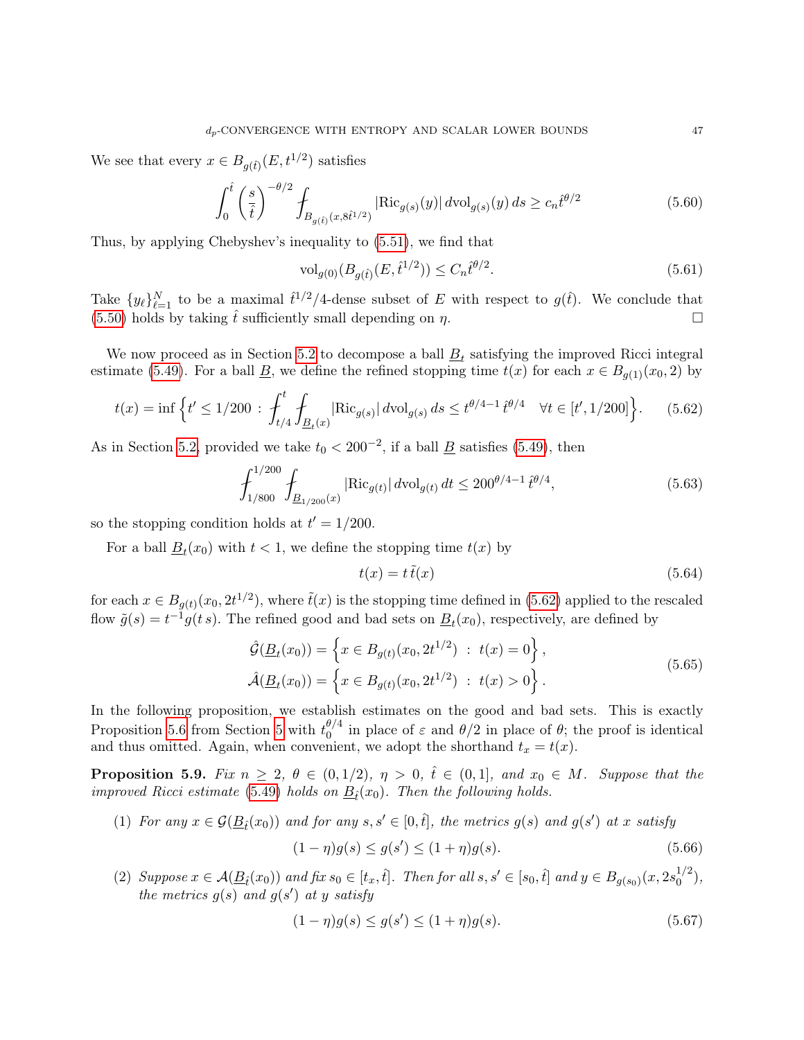We see that every $x \in B_{g(\hat{t})}(E, t^{1/2})$ satisfies

$$\int_0^{\hat{t}} \left(\frac{s}{\hat{t}}\right)^{-\theta/2} \fint_{B_{g(\hat{t})}(x, 8\hat{t}^{1/2})} |\mathrm{Ric}_{g(s)}(y)| \, d\mathrm{vol}_{g(s)}(y) \, ds \geq c_n \hat{t}^{\theta/2} \tag{5.60}$$

Thus, by applying Chebyshev's inequality to (5.51), we find that

$$\mathrm{vol}_{g(0)}(B_{g(\hat{t})}(E, \hat{t}^{1/2})) \leq C_n \hat{t}^{\theta/2}. \tag{5.61}$$

Take $\{y_\ell\}_{\ell=1}^N$ to be a maximal $\hat{t}^{1/2}/4$-dense subset of $E$ with respect to $g(\hat{t})$. We conclude that (5.50) holds by taking $\hat{t}$ sufficiently small depending on $\eta$. □

We now proceed as in Section 5.2 to decompose a ball $\underline{B}_t$ satisfying the improved Ricci integral estimate (5.49). For a ball $\underline{B}$, we define the refined stopping time $t(x)$ for each $x \in B_{g(1)}(x_0, 2)$ by

$$t(x) = \inf \Big\{ t' \leq 1/200 \, : \, \fint_{t/4}^{t} \fint_{\underline{B}_t(x)} |\mathrm{Ric}_{g(s)}| \, d\mathrm{vol}_{g(s)} \, ds \leq t^{\theta/4-1} \, \hat{t}^{\theta/4} \quad \forall t \in [t', 1/200] \Big\}. \tag{5.62}$$

As in Section 5.2, provided we take $t_0 < 200^{-2}$, if a ball $\underline{B}$ satisfies (5.49), then

$$\fint_{1/800}^{1/200} \fint_{\underline{B}_{1/200}(x)} |\mathrm{Ric}_{g(t)}| \, d\mathrm{vol}_{g(t)} \, dt \leq 200^{\theta/4-1} \, \hat{t}^{\theta/4}, \tag{5.63}$$

so the stopping condition holds at $t' = 1/200$.

For a ball $\underline{B}_t(x_0)$ with $t < 1$, we define the stopping time $t(x)$ by

$$t(x) = t \, \tilde{t}(x) \tag{5.64}$$

for each $x \in B_{g(t)}(x_0, 2t^{1/2})$, where $\tilde{t}(x)$ is the stopping time defined in (5.62) applied to the rescaled flow $\tilde{g}(s) = t^{-1} g(t\, s)$. The refined good and bad sets on $\underline{B}_t(x_0)$, respectively, are defined by

$$\begin{aligned} \hat{\mathcal{G}}(\underline{B}_t(x_0)) &= \Big\{ x \in B_{g(t)}(x_0, 2t^{1/2}) \ : \ t(x) = 0 \Big\}, \\ \hat{\mathcal{A}}(\underline{B}_t(x_0)) &= \Big\{ x \in B_{g(t)}(x_0, 2t^{1/2}) \ : \ t(x) > 0 \Big\}. \end{aligned} \tag{5.65}$$

In the following proposition, we establish estimates on the good and bad sets. This is exactly Proposition 5.6 from Section 5 with $t_0^{\theta/4}$ in place of $\varepsilon$ and $\theta/2$ in place of $\theta$; the proof is identical and thus omitted. Again, when convenient, we adopt the shorthand $t_x = t(x)$.

**Proposition 5.9.** *Fix $n \geq 2$, $\theta \in (0, 1/2)$, $\eta > 0$, $\hat{t} \in (0, 1]$, and $x_0 \in M$. Suppose that the improved Ricci estimate (5.49) holds on $\underline{B}_{\hat{t}}(x_0)$. Then the following holds.*

(1) *For any $x \in \mathcal{G}(\underline{B}_{\hat{t}}(x_0))$ and for any $s, s' \in [0, \hat{t}]$, the metrics $g(s)$ and $g(s')$ at $x$ satisfy*

$$(1 - \eta) g(s) \leq g(s') \leq (1 + \eta) g(s). \tag{5.66}$$

(2) *Suppose $x \in \mathcal{A}(\underline{B}_{\hat{t}}(x_0))$ and fix $s_0 \in [t_x, \hat{t}]$. Then for all $s, s' \in [s_0, \hat{t}]$ and $y \in B_{g(s_0)}(x, 2s_0^{1/2})$, the metrics $g(s)$ and $g(s')$ at $y$ satisfy*

$$(1 - \eta) g(s) \leq g(s') \leq (1 + \eta) g(s). \tag{5.67}$$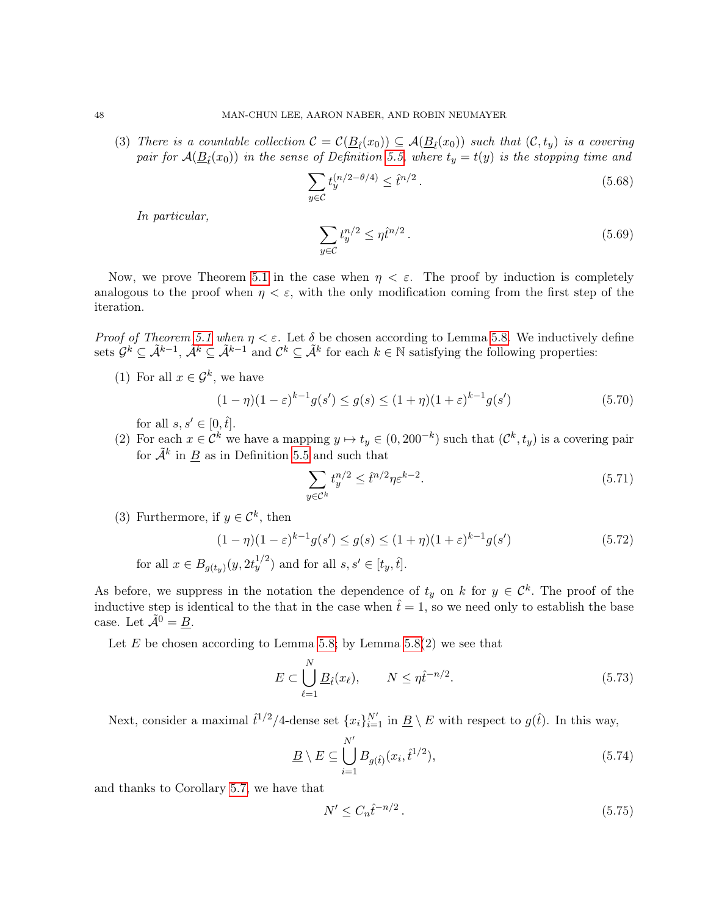(3) *There is a countable collection $\mathcal{C} = \mathcal{C}(\underline{B}_{\hat{t}}(x_0)) \subseteq \mathcal{A}(\underline{B}_{\hat{t}}(x_0))$ such that $(\mathcal{C}, t_y)$ is a covering pair for $\mathcal{A}(\underline{B}_{\hat{t}}(x_0))$ in the sense of Definition 5.5, where $t_y = t(y)$ is the stopping time and*

$$\sum_{y \in \mathcal{C}} t_y^{(n/2 - \theta/4)} \leq \hat{t}^{n/2} . \tag{5.68}$$

*In particular,*

$$\sum_{y \in \mathcal{C}} t_y^{n/2} \leq \eta \hat{t}^{n/2} . \tag{5.69}$$

Now, we prove Theorem 5.1 in the case when $\eta < \varepsilon$. The proof by induction is completely analogous to the proof when $\eta < \varepsilon$, with the only modification coming from the first step of the iteration.

*Proof of Theorem 5.1 when $\eta < \varepsilon$.* Let $\delta$ be chosen according to Lemma 5.8. We inductively define sets $\mathcal{G}^k \subseteq \tilde{\mathcal{A}}^{k-1}$, $\mathcal{A}^k \subseteq \tilde{\mathcal{A}}^{k-1}$ and $\mathcal{C}^k \subseteq \tilde{\mathcal{A}}^k$ for each $k \in \mathbb{N}$ satisfying the following properties:

(1) For all $x \in \mathcal{G}^k$, we have

$$(1-\eta)(1-\varepsilon)^{k-1} g(s') \leq g(s) \leq (1+\eta)(1+\varepsilon)^{k-1} g(s') \tag{5.70}$$

for all $s, s' \in [0, \hat{t}]$.

(2) For each $x \in \mathcal{C}^k$ we have a mapping $y \mapsto t_y \in (0, 200^{-k})$ such that $(\mathcal{C}^k, t_y)$ is a covering pair for $\tilde{\mathcal{A}}^k$ in $\underline{B}$ as in Definition 5.5 and such that

$$\sum_{y \in \mathcal{C}^k} t_y^{n/2} \leq \hat{t}^{n/2} \eta \varepsilon^{k-2}. \tag{5.71}$$

(3) Furthermore, if $y \in \mathcal{C}^k$, then

$$(1-\eta)(1-\varepsilon)^{k-1} g(s') \leq g(s) \leq (1+\eta)(1+\varepsilon)^{k-1} g(s') \tag{5.72}$$

for all $x \in B_{g(t_y)}(y, 2t_y^{1/2})$ and for all $s, s' \in [t_y, \hat{t}]$.

As before, we suppress in the notation the dependence of $t_y$ on $k$ for $y \in \mathcal{C}^k$. The proof of the inductive step is identical to the that in the case when $\hat{t} = 1$, so we need only to establish the base case. Let $\tilde{\mathcal{A}}^0 = \underline{B}$.

Let $E$ be chosen according to Lemma 5.8; by Lemma 5.8(2) we see that

$$E \subset \bigcup_{\ell=1}^{N} \underline{B}_{\hat{t}}(x_\ell), \qquad N \leq \eta \hat{t}^{-n/2}. \tag{5.73}$$

Next, consider a maximal $\hat{t}^{1/2}/4$-dense set $\{x_i\}_{i=1}^{N'}$ in $\underline{B} \setminus E$ with respect to $g(\hat{t})$. In this way,

$$\underline{B} \setminus E \subseteq \bigcup_{i=1}^{N'} B_{g(\hat{t})}(x_i, \hat{t}^{1/2}), \tag{5.74}$$

and thanks to Corollary 5.7, we have that

$$N' \leq C_n \hat{t}^{-n/2} . \tag{5.75}$$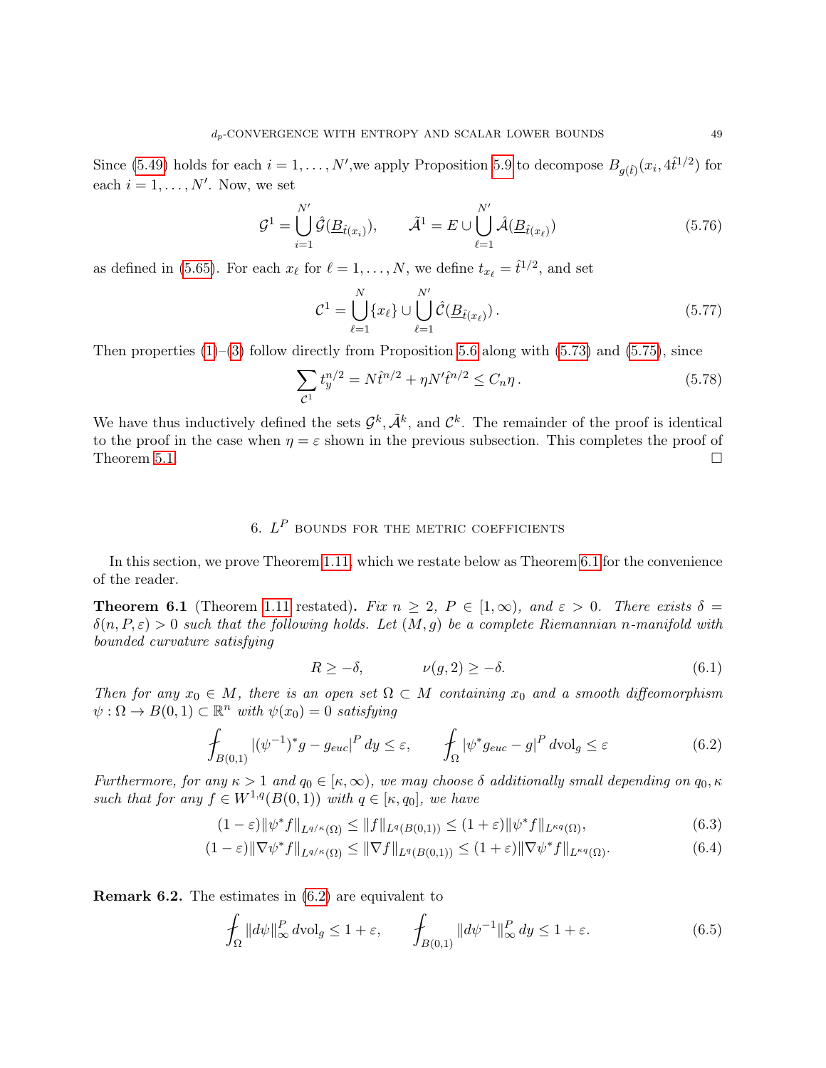Since (5.49) holds for each $i = 1, \dots, N'$,we apply Proposition 5.9 to decompose $B_{g(\hat{t})}(x_i, 4\hat{t}^{1/2})$ for each $i = 1, \dots, N'$. Now, we set

$$\mathcal{G}^1 = \bigcup_{i=1}^{N'} \hat{\mathcal{G}}(\underline{B}_{\hat{t}(x_i)}), \qquad \tilde{\mathcal{A}}^1 = E \cup \bigcup_{\ell=1}^{N'} \hat{\mathcal{A}}(\underline{B}_{\hat{t}(x_\ell)}) \tag{5.76}$$

as defined in (5.65). For each $x_\ell$ for $\ell = 1, \dots, N$, we define $t_{x_\ell} = \hat{t}^{1/2}$, and set

$$\mathcal{C}^1 = \bigcup_{\ell=1}^{N} \{x_\ell\} \cup \bigcup_{\ell=1}^{N'} \hat{\mathcal{C}}(\underline{B}_{\hat{t}(x_\ell)}) \,. \tag{5.77}$$

Then properties (1)–(3) follow directly from Proposition 5.6 along with (5.73) and (5.75), since

$$\sum_{\mathcal{C}^1} t_y^{n/2} = N\hat{t}^{n/2} + \eta N'\hat{t}^{n/2} \le C_n \eta \,. \tag{5.78}$$

We have thus inductively defined the sets $\mathcal{G}^k, \tilde{\mathcal{A}}^k$, and $\mathcal{C}^k$. The remainder of the proof is identical to the proof in the case when $\eta = \varepsilon$ shown in the previous subsection. This completes the proof of Theorem 5.1. □

## 6. $L^P$ bounds for the metric coefficients

In this section, we prove Theorem 1.11, which we restate below as Theorem 6.1 for the convenience of the reader.

**Theorem 6.1** (Theorem 1.11 restated)**.** *Fix $n \ge 2$, $P \in [1, \infty)$, and $\varepsilon > 0$. There exists $\delta = \delta(n, P, \varepsilon) > 0$ such that the following holds. Let $(M, g)$ be a complete Riemannian $n$-manifold with bounded curvature satisfying*

$$R \ge -\delta, \qquad\qquad \nu(g, 2) \ge -\delta. \tag{6.1}$$

*Then for any $x_0 \in M$, there is an open set $\Omega \subset M$ containing $x_0$ and a smooth diffeomorphism $\psi : \Omega \to B(0, 1) \subset \mathbb{R}^n$ with $\psi(x_0) = 0$ satisfying*

$$\fint_{B(0,1)} |(\psi^{-1})^* g - g_{euc}|^P \, dy \le \varepsilon, \qquad \fint_{\Omega} |\psi^* g_{euc} - g|^P \, \mathrm{dvol}_g \le \varepsilon \tag{6.2}$$

*Furthermore, for any $\kappa > 1$ and $q_0 \in [\kappa, \infty)$, we may choose $\delta$ additionally small depending on $q_0, \kappa$ such that for any $f \in W^{1,q}(B(0,1))$ with $q \in [\kappa, q_0]$, we have*

$$(1 - \varepsilon)\|\psi^* f\|_{L^{q/\kappa}(\Omega)} \le \|f\|_{L^q(B(0,1))} \le (1 + \varepsilon)\|\psi^* f\|_{L^{\kappa q}(\Omega)}, \tag{6.3}$$

$$(1 - \varepsilon)\|\nabla \psi^* f\|_{L^{q/\kappa}(\Omega)} \le \|\nabla f\|_{L^q(B(0,1))} \le (1 + \varepsilon)\|\nabla \psi^* f\|_{L^{\kappa q}(\Omega)}. \tag{6.4}$$

**Remark 6.2.** The estimates in (6.2) are equivalent to

$$\fint_{\Omega} \|d\psi\|_\infty^P \, \mathrm{dvol}_g \le 1 + \varepsilon, \qquad \fint_{B(0,1)} \|d\psi^{-1}\|_\infty^P \, dy \le 1 + \varepsilon. \tag{6.5}$$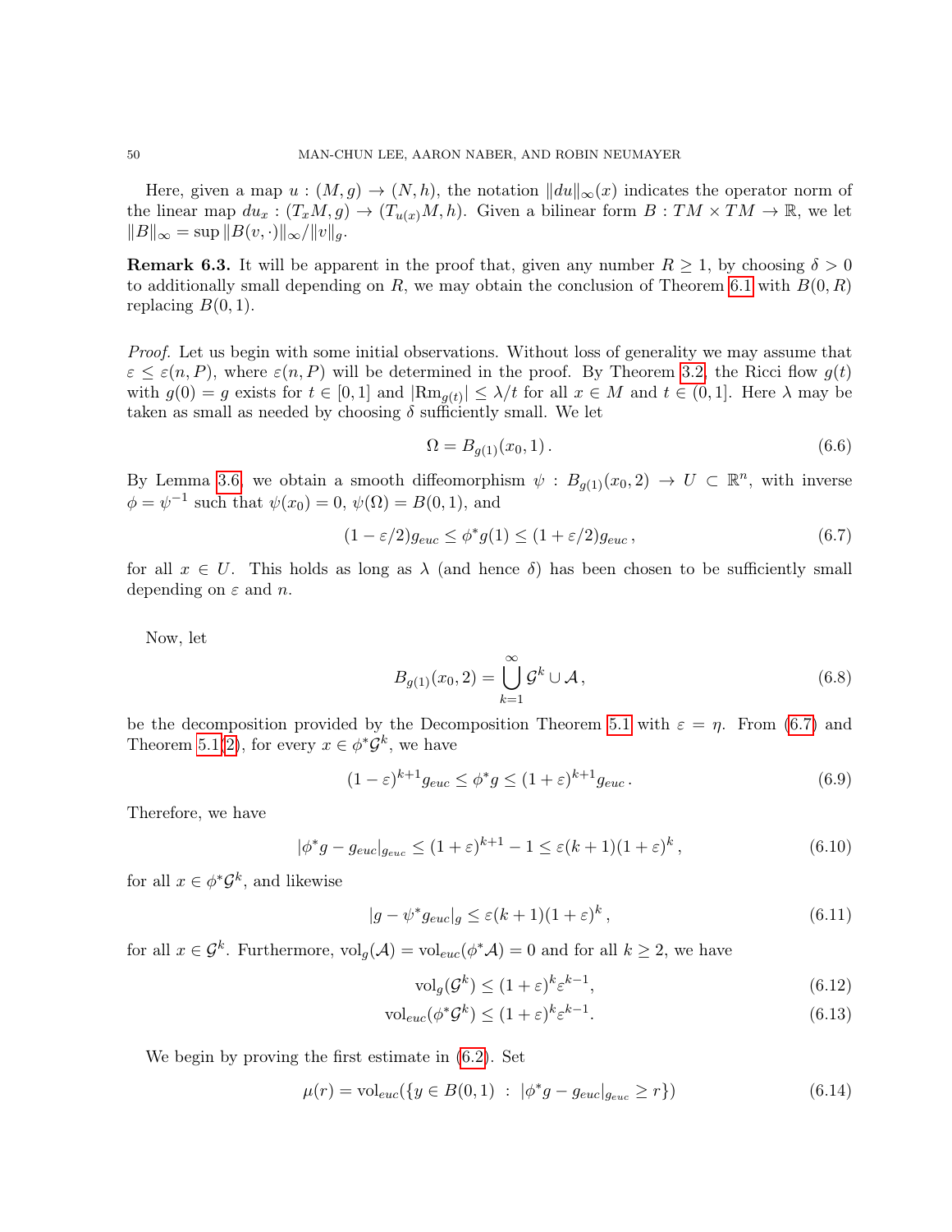Here, given a map $u : (M, g) \to (N, h)$, the notation $\|du\|_\infty(x)$ indicates the operator norm of the linear map $du_x : (T_x M, g) \to (T_{u(x)}M, h)$. Given a bilinear form $B : TM \times TM \to \mathbb{R}$, we let $\|B\|_\infty = \sup \|B(v, \cdot)\|_\infty / \|v\|_g$.

**Remark 6.3.** It will be apparent in the proof that, given any number $R \geq 1$, by choosing $\delta > 0$ to additionally small depending on $R$, we may obtain the conclusion of Theorem 6.1 with $B(0, R)$ replacing $B(0, 1)$.

*Proof.* Let us begin with some initial observations. Without loss of generality we may assume that $\varepsilon \leq \varepsilon(n, P)$, where $\varepsilon(n, P)$ will be determined in the proof. By Theorem 3.2, the Ricci flow $g(t)$ with $g(0) = g$ exists for $t \in [0, 1]$ and $|\mathrm{Rm}_{g(t)}| \leq \lambda/t$ for all $x \in M$ and $t \in (0, 1]$. Here $\lambda$ may be taken as small as needed by choosing $\delta$ sufficiently small. We let

$$\Omega = B_{g(1)}(x_0, 1)\,. \tag{6.6}$$

By Lemma 3.6, we obtain a smooth diffeomorphism $\psi : B_{g(1)}(x_0, 2) \to U \subset \mathbb{R}^n$, with inverse $\phi = \psi^{-1}$ such that $\psi(x_0) = 0$, $\psi(\Omega) = B(0, 1)$, and

$$(1 - \varepsilon/2) g_{euc} \leq \phi^* g(1) \leq (1 + \varepsilon/2) g_{euc}\,, \tag{6.7}$$

for all $x \in U$. This holds as long as $\lambda$ (and hence $\delta$) has been chosen to be sufficiently small depending on $\varepsilon$ and $n$.

Now, let

$$B_{g(1)}(x_0, 2) = \bigcup_{k=1}^{\infty} \mathcal{G}^k \cup \mathcal{A}\,, \tag{6.8}$$

be the decomposition provided by the Decomposition Theorem 5.1 with $\varepsilon = \eta$. From (6.7) and Theorem 5.1(2), for every $x \in \phi^* \mathcal{G}^k$, we have

$$(1 - \varepsilon)^{k+1} g_{euc} \leq \phi^* g \leq (1 + \varepsilon)^{k+1} g_{euc}\,. \tag{6.9}$$

Therefore, we have

$$|\phi^* g - g_{euc}|_{g_{euc}} \leq (1 + \varepsilon)^{k+1} - 1 \leq \varepsilon(k + 1)(1 + \varepsilon)^k\,, \tag{6.10}$$

for all $x \in \phi^* \mathcal{G}^k$, and likewise

$$|g - \psi^* g_{euc}|_g \leq \varepsilon(k + 1)(1 + \varepsilon)^k\,, \tag{6.11}$$

for all $x \in \mathcal{G}^k$. Furthermore, $\mathrm{vol}_g(\mathcal{A}) = \mathrm{vol}_{euc}(\phi^* \mathcal{A}) = 0$ and for all $k \geq 2$, we have

$$\mathrm{vol}_g(\mathcal{G}^k) \leq (1 + \varepsilon)^k \varepsilon^{k-1}, \tag{6.12}$$

$$\mathrm{vol}_{euc}(\phi^* \mathcal{G}^k) \leq (1 + \varepsilon)^k \varepsilon^{k-1}. \tag{6.13}$$

We begin by proving the first estimate in (6.2). Set

$$\mu(r) = \mathrm{vol}_{euc}(\{y \in B(0, 1) \ : \ |\phi^* g - g_{euc}|_{g_{euc}} \geq r\}) \tag{6.14}$$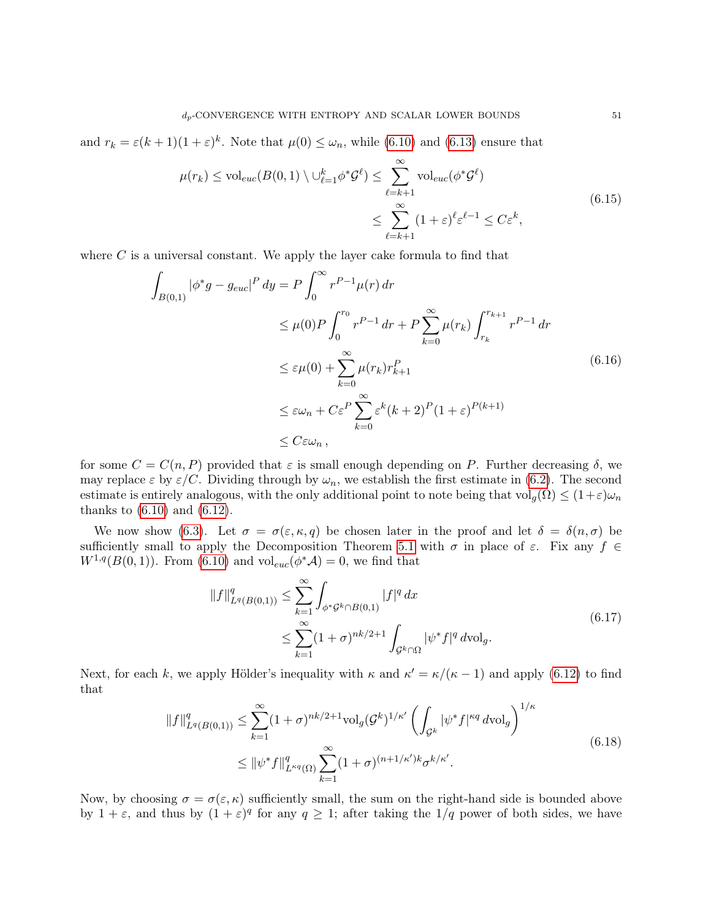and $r_k = \varepsilon(k+1)(1+\varepsilon)^k$. Note that $\mu(0) \le \omega_n$, while (6.10) and (6.13) ensure that

$$
\begin{aligned}
\mu(r_k) \le \mathrm{vol}_{euc}(B(0,1) \setminus \cup_{\ell=1}^{k} \phi^* \mathcal{G}^\ell) \le \sum_{\ell=k+1}^{\infty} \mathrm{vol}_{euc}(\phi^* \mathcal{G}^\ell) \\
\le \sum_{\ell=k+1}^{\infty} (1+\varepsilon)^\ell \varepsilon^{\ell-1} \le C\varepsilon^k,
\end{aligned}
\tag{6.15}
$$

where $C$ is a universal constant. We apply the layer cake formula to find that

$$
\begin{aligned}
\int_{B(0,1)} |\phi^* g - g_{euc}|^P \, dy &= P \int_0^\infty r^{P-1} \mu(r) \, dr \\
&\le \mu(0) P \int_0^{r_0} r^{P-1} \, dr + P \sum_{k=0}^{\infty} \mu(r_k) \int_{r_k}^{r_{k+1}} r^{P-1} \, dr \\
&\le \varepsilon \mu(0) + \sum_{k=0}^{\infty} \mu(r_k) r_{k+1}^P \\
&\le \varepsilon \omega_n + C\varepsilon^P \sum_{k=0}^{\infty} \varepsilon^k (k+2)^P (1+\varepsilon)^{P(k+1)} \\
&\le C\varepsilon\omega_n \, ,
\end{aligned}
\tag{6.16}
$$

for some $C = C(n, P)$ provided that $\varepsilon$ is small enough depending on $P$. Further decreasing $\delta$, we may replace $\varepsilon$ by $\varepsilon/C$. Dividing through by $\omega_n$, we establish the first estimate in (6.2). The second estimate is entirely analogous, with the only additional point to note being that $\mathrm{vol}_g(\Omega) \le (1+\varepsilon)\omega_n$ thanks to (6.10) and (6.12).

We now show (6.3). Let $\sigma = \sigma(\varepsilon, \kappa, q)$ be chosen later in the proof and let $\delta = \delta(n, \sigma)$ be sufficiently small to apply the Decomposition Theorem 5.1 with $\sigma$ in place of $\varepsilon$. Fix any $f \in W^{1,q}(B(0,1))$. From (6.10) and $\mathrm{vol}_{euc}(\phi^* \mathcal{A}) = 0$, we find that

$$
\begin{aligned}
\|f\|^q_{L^q(B(0,1))} &\le \sum_{k=1}^{\infty} \int_{\phi^* \mathcal{G}^k \cap B(0,1)} |f|^q \, dx \\
&\le \sum_{k=1}^{\infty} (1+\sigma)^{nk/2+1} \int_{\mathcal{G}^k \cap \Omega} |\psi^* f|^q \, d\mathrm{vol}_g.
\end{aligned}
\tag{6.17}
$$

Next, for each $k$, we apply Hölder's inequality with $\kappa$ and $\kappa' = \kappa/(\kappa-1)$ and apply (6.12) to find that

$$
\begin{aligned}
\|f\|^q_{L^q(B(0,1))} &\le \sum_{k=1}^{\infty} (1+\sigma)^{nk/2+1} \mathrm{vol}_g(\mathcal{G}^k)^{1/\kappa'} \left( \int_{\mathcal{G}^k} |\psi^* f|^{\kappa q} \, d\mathrm{vol}_g \right)^{1/\kappa} \\
&\le \|\psi^* f\|^q_{L^{\kappa q}(\Omega)} \sum_{k=1}^{\infty} (1+\sigma)^{(n+1/\kappa')k} \sigma^{k/\kappa'}.
\end{aligned}
\tag{6.18}
$$

Now, by choosing $\sigma = \sigma(\varepsilon, \kappa)$ sufficiently small, the sum on the right-hand side is bounded above by $1+\varepsilon$, and thus by $(1+\varepsilon)^q$ for any $q \ge 1$; after taking the $1/q$ power of both sides, we have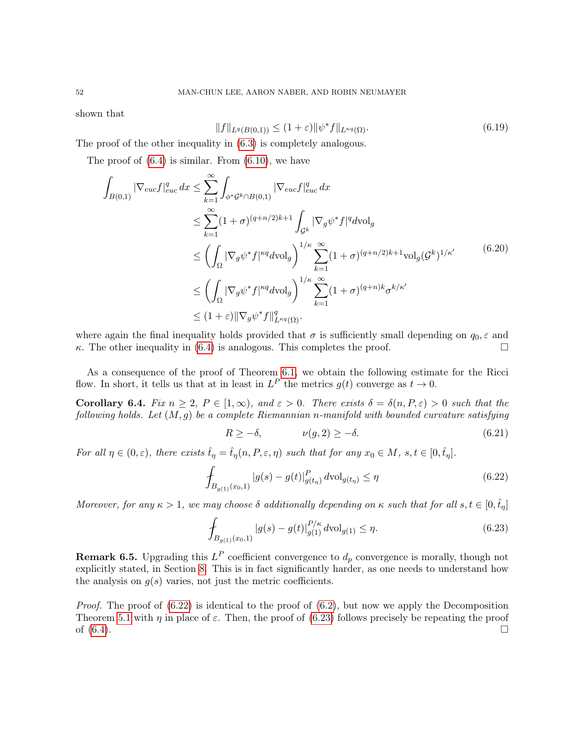shown that

$$\|f\|_{L^q(B(0,1))} \leq (1+\varepsilon)\|\psi^* f\|_{L^{\kappa q}(\Omega)}. \tag{6.19}$$

The proof of the other inequality in (6.3) is completely analogous.

The proof of (6.4) is similar. From (6.10), we have

$$\begin{aligned}
\int_{B(0,1)} |\nabla_{euc} f|^q_{euc}\, dx &\leq \sum_{k=1}^{\infty} \int_{\phi^* \mathcal{G}^k \cap B(0,1)} |\nabla_{euc} f|^q_{euc}\, dx \\
&\leq \sum_{k=1}^{\infty} (1+\sigma)^{(q+n/2)k+1} \int_{\mathcal{G}^k} |\nabla_g \psi^* f|^q \mathrm{dvol}_g \\
&\leq \left( \int_{\Omega} |\nabla_g \psi^* f|^{\kappa q} \mathrm{dvol}_g \right)^{1/\kappa} \sum_{k=1}^{\infty} (1+\sigma)^{(q+n/2)k+1} \mathrm{vol}_g(\mathcal{G}^k)^{1/\kappa'} \\
&\leq \left( \int_{\Omega} |\nabla_g \psi^* f|^{\kappa q} \mathrm{dvol}_g \right)^{1/\kappa} \sum_{k=1}^{\infty} (1+\sigma)^{(q+n)k} \sigma^{k/\kappa'} \\
&\leq (1+\varepsilon) \|\nabla_g \psi^* f\|^q_{L^{\kappa q}(\Omega)}.
\end{aligned} \tag{6.20}$$

where again the final inequality holds provided that $\sigma$ is sufficiently small depending on $q_0, \varepsilon$ and $\kappa$. The other inequality in (6.4) is analogous. This completes the proof. □

As a consequence of the proof of Theorem 6.1, we obtain the following estimate for the Ricci flow. In short, it tells us that at in least in $L^P$ the metrics $g(t)$ converge as $t \to 0$.

**Corollary 6.4.** *Fix $n \geq 2$, $P \in [1, \infty)$, and $\varepsilon > 0$. There exists $\delta = \delta(n, P, \varepsilon) > 0$ such that the following holds. Let $(M, g)$ be a complete Riemannian $n$-manifold with bounded curvature satisfying*

$$R \geq -\delta, \qquad\qquad \nu(g, 2) \geq -\delta. \tag{6.21}$$

*For all $\eta \in (0, \varepsilon)$, there exists $\hat{t}_\eta = \hat{t}_\eta(n, P, \varepsilon, \eta)$ such that for any $x_0 \in M$, $s, t \in [0, \hat{t}_\eta]$.*

$$\fint_{B_{g(1)}(x_0,1)} |g(s) - g(t)|^P_{g(t_\eta)}\, \mathrm{dvol}_{g(t_\eta)} \leq \eta \tag{6.22}$$

*Moreover, for any $\kappa > 1$, we may choose $\delta$ additionally depending on $\kappa$ such that for all $s, t \in [0, \hat{t}_\eta]$*

$$\fint_{B_{g(1)}(x_0,1)} |g(s) - g(t)|^{P/\kappa}_{g(1)}\, \mathrm{dvol}_{g(1)} \leq \eta. \tag{6.23}$$

**Remark 6.5.** Upgrading this $L^P$ coefficient convergence to $d_p$ convergence is morally, though not explicitly stated, in Section 8. This is in fact significantly harder, as one needs to understand how the analysis on $g(s)$ varies, not just the metric coefficients.

*Proof.* The proof of (6.22) is identical to the proof of (6.2), but now we apply the Decomposition Theorem 5.1 with $\eta$ in place of $\varepsilon$. Then, the proof of (6.23) follows precisely be repeating the proof of (6.4). □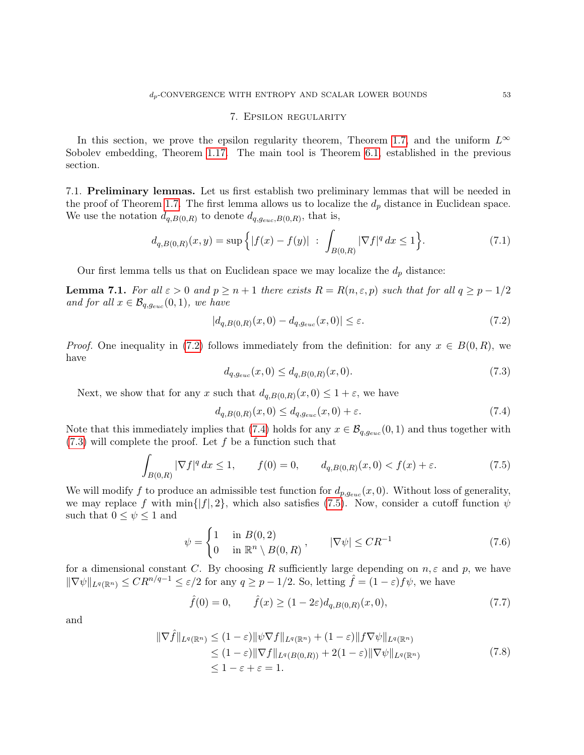## 7. Epsilon regularity

In this section, we prove the epsilon regularity theorem, Theorem 1.7, and the uniform $L^\infty$ Sobolev embedding, Theorem 1.17. The main tool is Theorem 6.1 established in the previous section.

### 7.1. **Preliminary lemmas.**

Let us first establish two preliminary lemmas that will be needed in the proof of Theorem 1.7. The first lemma allows us to localize the $d_p$ distance in Euclidean space. We use the notation $d_{q,B(0,R)}$ to denote $d_{q,g_{euc},B(0,R)}$, that is,

$$d_{q,B(0,R)}(x,y) = \sup\Big\{|f(x) - f(y)| \ : \ \int_{B(0,R)} |\nabla f|^q \, dx \leq 1\Big\}. \tag{7.1}$$

Our first lemma tells us that on Euclidean space we may localize the $d_p$ distance:

**Lemma 7.1.** *For all $\varepsilon > 0$ and $p \geq n+1$ there exists $R = R(n, \varepsilon, p)$ such that for all $q \geq p - 1/2$ and for all $x \in \mathcal{B}_{q,g_{euc}}(0,1)$, we have*

$$|d_{q,B(0,R)}(x,0) - d_{q,g_{euc}}(x,0)| \leq \varepsilon. \tag{7.2}$$

*Proof.* One inequality in (7.2) follows immediately from the definition: for any $x \in B(0,R)$, we have

$$d_{q,g_{euc}}(x,0) \leq d_{q,B(0,R)}(x,0). \tag{7.3}$$

Next, we show that for any $x$ such that $d_{q,B(0,R)}(x,0) \leq 1+\varepsilon$, we have

$$d_{q,B(0,R)}(x,0) \leq d_{q,g_{euc}}(x,0) + \varepsilon. \tag{7.4}$$

Note that this immediately implies that (7.4) holds for any $x \in \mathcal{B}_{q,g_{euc}}(0,1)$ and thus together with (7.3) will complete the proof. Let $f$ be a function such that

$$\int_{B(0,R)} |\nabla f|^q \, dx \leq 1, \qquad f(0) = 0, \qquad d_{q,B(0,R)}(x,0) < f(x) + \varepsilon. \tag{7.5}$$

We will modify $f$ to produce an admissible test function for $d_{p,g_{euc}}(x,0)$. Without loss of generality, we may replace $f$ with $\min\{|f|, 2\}$, which also satisfies (7.5). Now, consider a cutoff function $\psi$ such that $0 \leq \psi \leq 1$ and

$$\psi = \begin{cases} 1 & \text{in } B(0,2) \\ 0 & \text{in } \mathbb{R}^n \setminus B(0,R) \end{cases}, \qquad |\nabla \psi| \leq CR^{-1} \tag{7.6}$$

for a dimensional constant $C$. By choosing $R$ sufficiently large depending on $n, \varepsilon$ and $p$, we have $\|\nabla \psi\|_{L^q(\mathbb{R}^n)} \leq CR^{n/q-1} \leq \varepsilon/2$ for any $q \geq p - 1/2$. So, letting $\hat{f} = (1-\varepsilon) f \psi$, we have

$$\hat{f}(0) = 0, \qquad \hat{f}(x) \geq (1-2\varepsilon) d_{q,B(0,R)}(x,0), \tag{7.7}$$

and

$$\begin{aligned} \|\nabla \hat{f}\|_{L^q(\mathbb{R}^n)} &\leq (1-\varepsilon)\|\psi \nabla f\|_{L^q(\mathbb{R}^n)} + (1-\varepsilon)\|f \nabla \psi\|_{L^q(\mathbb{R}^n)} \\ &\leq (1-\varepsilon)\|\nabla f\|_{L^q(B(0,R))} + 2(1-\varepsilon)\|\nabla \psi\|_{L^q(\mathbb{R}^n)} \\ &\leq 1 - \varepsilon + \varepsilon = 1. \end{aligned} \tag{7.8}$$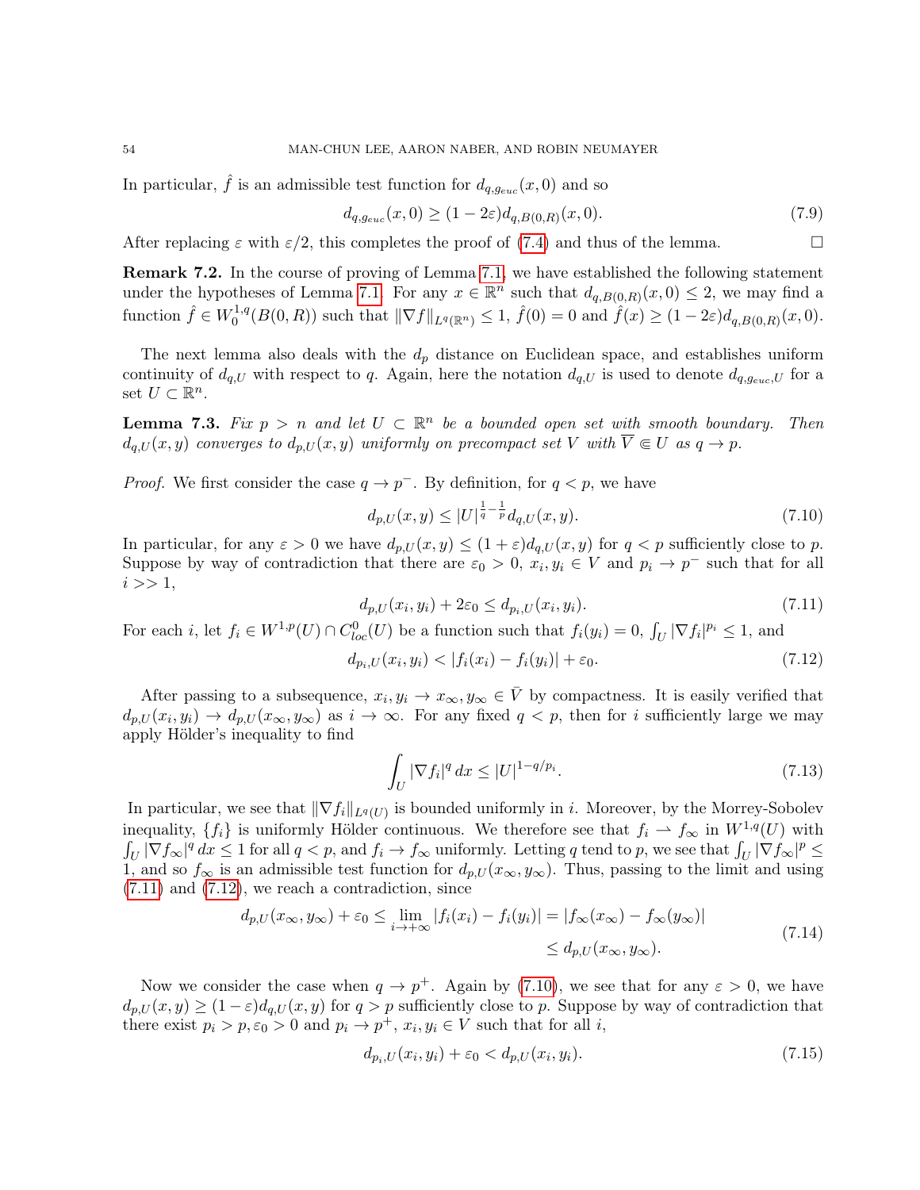In particular, $\hat{f}$ is an admissible test function for $d_{q,g_{euc}}(x, 0)$ and so

$$d_{q,g_{euc}}(x, 0) \geq (1 - 2\varepsilon) d_{q,B(0,R)}(x, 0). \tag{7.9}$$

After replacing $\varepsilon$ with $\varepsilon/2$, this completes the proof of (7.4) and thus of the lemma. $\square$

**Remark 7.2.** In the course of proving of Lemma 7.1, we have established the following statement under the hypotheses of Lemma 7.1. For any $x \in \mathbb{R}^n$ such that $d_{q,B(0,R)}(x, 0) \leq 2$, we may find a function $\hat{f} \in W_0^{1,q}(B(0, R))$ such that $\|\nabla f\|_{L^q(\mathbb{R}^n)} \leq 1$, $\hat{f}(0) = 0$ and $\hat{f}(x) \geq (1 - 2\varepsilon) d_{q,B(0,R)}(x, 0)$.

The next lemma also deals with the $d_p$ distance on Euclidean space, and establishes uniform continuity of $d_{q,U}$ with respect to $q$. Again, here the notation $d_{q,U}$ is used to denote $d_{q,g_{euc},U}$ for a set $U \subset \mathbb{R}^n$.

**Lemma 7.3.** *Fix $p > n$ and let $U \subset \mathbb{R}^n$ be a bounded open set with smooth boundary. Then $d_{q,U}(x, y)$ converges to $d_{p,U}(x, y)$ uniformly on precompact set $V$ with $\overline{V} \Subset U$ as $q \to p$.*

*Proof.* We first consider the case $q \to p^-$. By definition, for $q < p$, we have

$$d_{p,U}(x, y) \leq |U|^{\frac{1}{q} - \frac{1}{p}} d_{q,U}(x, y). \tag{7.10}$$

In particular, for any $\varepsilon > 0$ we have $d_{p,U}(x, y) \leq (1 + \varepsilon) d_{q,U}(x, y)$ for $q < p$ sufficiently close to $p$. Suppose by way of contradiction that there are $\varepsilon_0 > 0$, $x_i, y_i \in V$ and $p_i \to p^-$ such that for all $i >> 1$,

$$d_{p,U}(x_i, y_i) + 2\varepsilon_0 \leq d_{p_i,U}(x_i, y_i). \tag{7.11}$$

For each $i$, let $f_i \in W^{1,p}(U) \cap C^0_{loc}(U)$ be a function such that $f_i(y_i) = 0$, $\int_U |\nabla f_i|^{p_i} \leq 1$, and

$$d_{p_i,U}(x_i, y_i) < |f_i(x_i) - f_i(y_i)| + \varepsilon_0. \tag{7.12}$$

After passing to a subsequence, $x_i, y_i \to x_\infty, y_\infty \in \bar{V}$ by compactness. It is easily verified that $d_{p,U}(x_i, y_i) \to d_{p,U}(x_\infty, y_\infty)$ as $i \to \infty$. For any fixed $q < p$, then for $i$ sufficiently large we may apply Hölder's inequality to find

$$\int_U |\nabla f_i|^q \, dx \leq |U|^{1 - q/p_i}. \tag{7.13}$$

In particular, we see that $\|\nabla f_i\|_{L^q(U)}$ is bounded uniformly in $i$. Moreover, by the Morrey-Sobolev inequality, $\{f_i\}$ is uniformly Hölder continuous. We therefore see that $f_i \rightharpoonup f_\infty$ in $W^{1,q}(U)$ with $\int_U |\nabla f_\infty|^q \, dx \leq 1$ for all $q < p$, and $f_i \to f_\infty$ uniformly. Letting $q$ tend to $p$, we see that $\int_U |\nabla f_\infty|^p \leq 1$, and so $f_\infty$ is an admissible test function for $d_{p,U}(x_\infty, y_\infty)$. Thus, passing to the limit and using (7.11) and (7.12), we reach a contradiction, since

$$\begin{aligned} d_{p,U}(x_\infty, y_\infty) + \varepsilon_0 \leq \lim_{i \to +\infty} |f_i(x_i) - f_i(y_i)| &= |f_\infty(x_\infty) - f_\infty(y_\infty)| \\ &\leq d_{p,U}(x_\infty, y_\infty). \end{aligned} \tag{7.14}$$

Now we consider the case when $q \to p^+$. Again by (7.10), we see that for any $\varepsilon > 0$, we have $d_{p,U}(x, y) \geq (1 - \varepsilon) d_{q,U}(x, y)$ for $q > p$ sufficiently close to $p$. Suppose by way of contradiction that there exist $p_i > p, \varepsilon_0 > 0$ and $p_i \to p^+$, $x_i, y_i \in V$ such that for all $i$,

$$d_{p_i,U}(x_i, y_i) + \varepsilon_0 < d_{p,U}(x_i, y_i). \tag{7.15}$$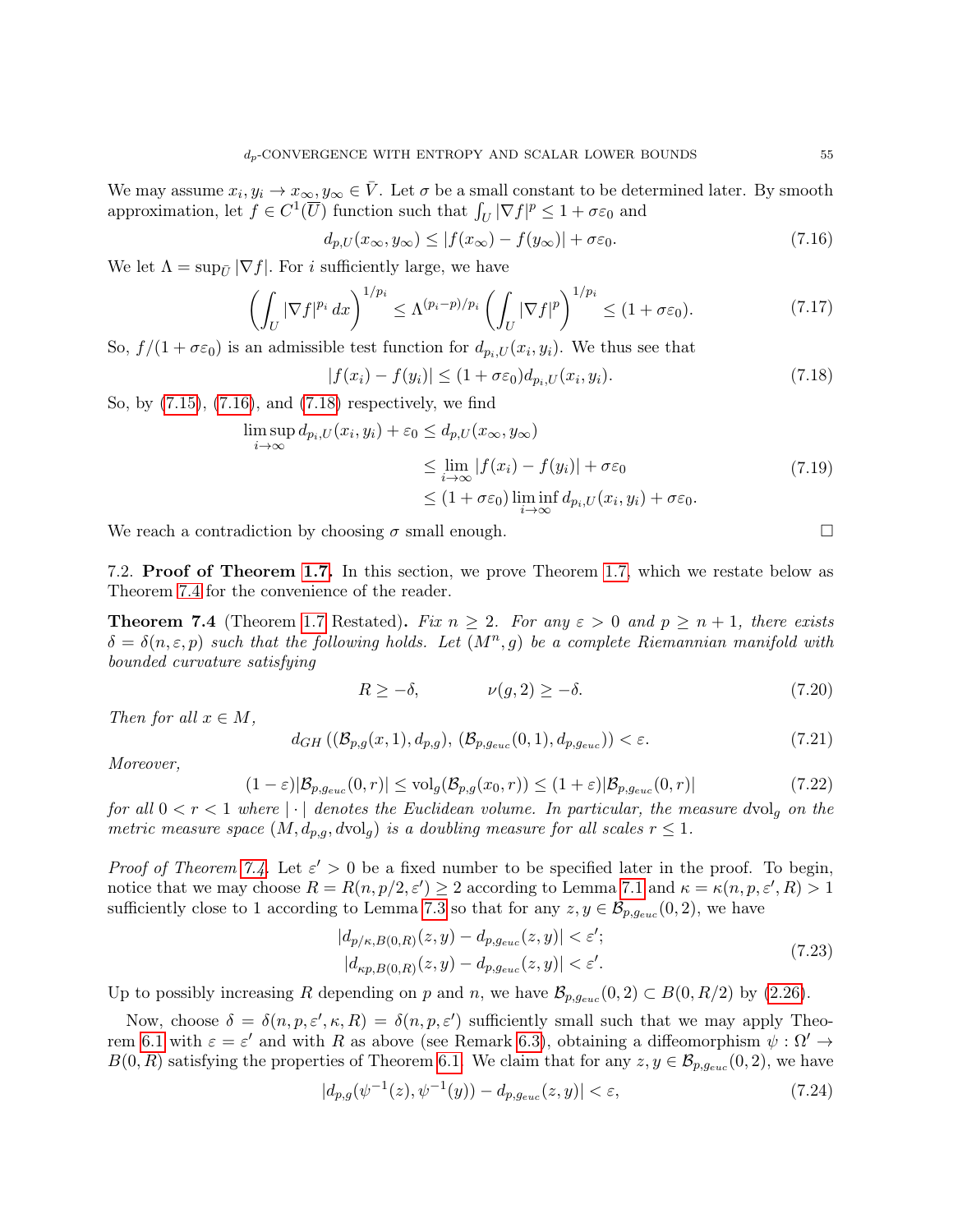We may assume $x_i, y_i \to x_\infty, y_\infty \in \bar{V}$. Let $\sigma$ be a small constant to be determined later. By smooth approximation, let $f \in C^1(\overline{U})$ function such that $\int_U |\nabla f|^p \leq 1 + \sigma\varepsilon_0$ and

$$d_{p,U}(x_\infty, y_\infty) \leq |f(x_\infty) - f(y_\infty)| + \sigma\varepsilon_0. \tag{7.16}$$

We let $\Lambda = \sup_{\bar{U}} |\nabla f|$. For $i$ sufficiently large, we have

$$\left(\int_U |\nabla f|^{p_i}\, dx\right)^{1/p_i} \leq \Lambda^{(p_i - p)/p_i} \left(\int_U |\nabla f|^p\right)^{1/p_i} \leq (1 + \sigma\varepsilon_0). \tag{7.17}$$

So, $f/(1+\sigma\varepsilon_0)$ is an admissible test function for $d_{p_i,U}(x_i, y_i)$. We thus see that

$$|f(x_i) - f(y_i)| \leq (1 + \sigma\varepsilon_0) d_{p_i,U}(x_i, y_i). \tag{7.18}$$

So, by (7.15), (7.16), and (7.18) respectively, we find

$$\begin{aligned}
\limsup_{i\to\infty} d_{p_i,U}(x_i, y_i) + \varepsilon_0 &\leq d_{p,U}(x_\infty, y_\infty) \\
&\leq \lim_{i\to\infty} |f(x_i) - f(y_i)| + \sigma\varepsilon_0 \\
&\leq (1+\sigma\varepsilon_0) \liminf_{i\to\infty} d_{p_i,U}(x_i, y_i) + \sigma\varepsilon_0.
\end{aligned} \tag{7.19}$$

We reach a contradiction by choosing $\sigma$ small enough. □

7.2. **Proof of Theorem 1.7.** In this section, we prove Theorem 1.7, which we restate below as Theorem 7.4 for the convenience of the reader.

**Theorem 7.4** (Theorem 1.7 Restated)**.** *Fix $n \geq 2$. For any $\varepsilon > 0$ and $p \geq n+1$, there exists $\delta = \delta(n, \varepsilon, p)$ such that the following holds. Let $(M^n, g)$ be a complete Riemannian manifold with bounded curvature satisfying*

$$R \geq -\delta, \qquad \nu(g, 2) \geq -\delta. \tag{7.20}$$

*Then for all $x \in M$,*

$$d_{GH}\left((\mathcal{B}_{p,g}(x,1), d_{p,g}),\ (\mathcal{B}_{p,g_{euc}}(0,1), d_{p,g_{euc}})\right) < \varepsilon. \tag{7.21}$$

*Moreover,*

$$(1-\varepsilon)|\mathcal{B}_{p,g_{euc}}(0,r)| \leq \mathrm{vol}_g(\mathcal{B}_{p,g}(x_0, r)) \leq (1+\varepsilon)|\mathcal{B}_{p,g_{euc}}(0,r)| \tag{7.22}$$

*for all $0 < r < 1$ where $|\cdot|$ denotes the Euclidean volume. In particular, the measure $d\mathrm{vol}_g$ on the metric measure space $(M, d_{p,g}, d\mathrm{vol}_g)$ is a doubling measure for all scales $r \leq 1$.*

*Proof of Theorem 7.4.* Let $\varepsilon' > 0$ be a fixed number to be specified later in the proof. To begin, notice that we may choose $R = R(n, p/2, \varepsilon') \geq 2$ according to Lemma 7.1 and $\kappa = \kappa(n, p, \varepsilon', R) > 1$ sufficiently close to 1 according to Lemma 7.3 so that for any $z, y \in \mathcal{B}_{p,g_{euc}}(0,2)$, we have

$$\begin{aligned}
|d_{p/\kappa, B(0,R)}(z,y) - d_{p,g_{euc}}(z,y)| &< \varepsilon'; \\
|d_{\kappa p, B(0,R)}(z,y) - d_{p,g_{euc}}(z,y)| &< \varepsilon'.
\end{aligned} \tag{7.23}$$

Up to possibly increasing $R$ depending on $p$ and $n$, we have $\mathcal{B}_{p,g_{euc}}(0,2) \subset B(0, R/2)$ by (2.26).

Now, choose $\delta = \delta(n, p, \varepsilon', \kappa, R) = \delta(n, p, \varepsilon')$ sufficiently small such that we may apply Theorem 6.1 with $\varepsilon = \varepsilon'$ and with $R$ as above (see Remark 6.3), obtaining a diffeomorphism $\psi : \Omega' \to B(0,R)$ satisfying the properties of Theorem 6.1. We claim that for any $z, y \in \mathcal{B}_{p,g_{euc}}(0,2)$, we have

$$|d_{p,g}(\psi^{-1}(z), \psi^{-1}(y)) - d_{p,g_{euc}}(z,y)| < \varepsilon, \tag{7.24}$$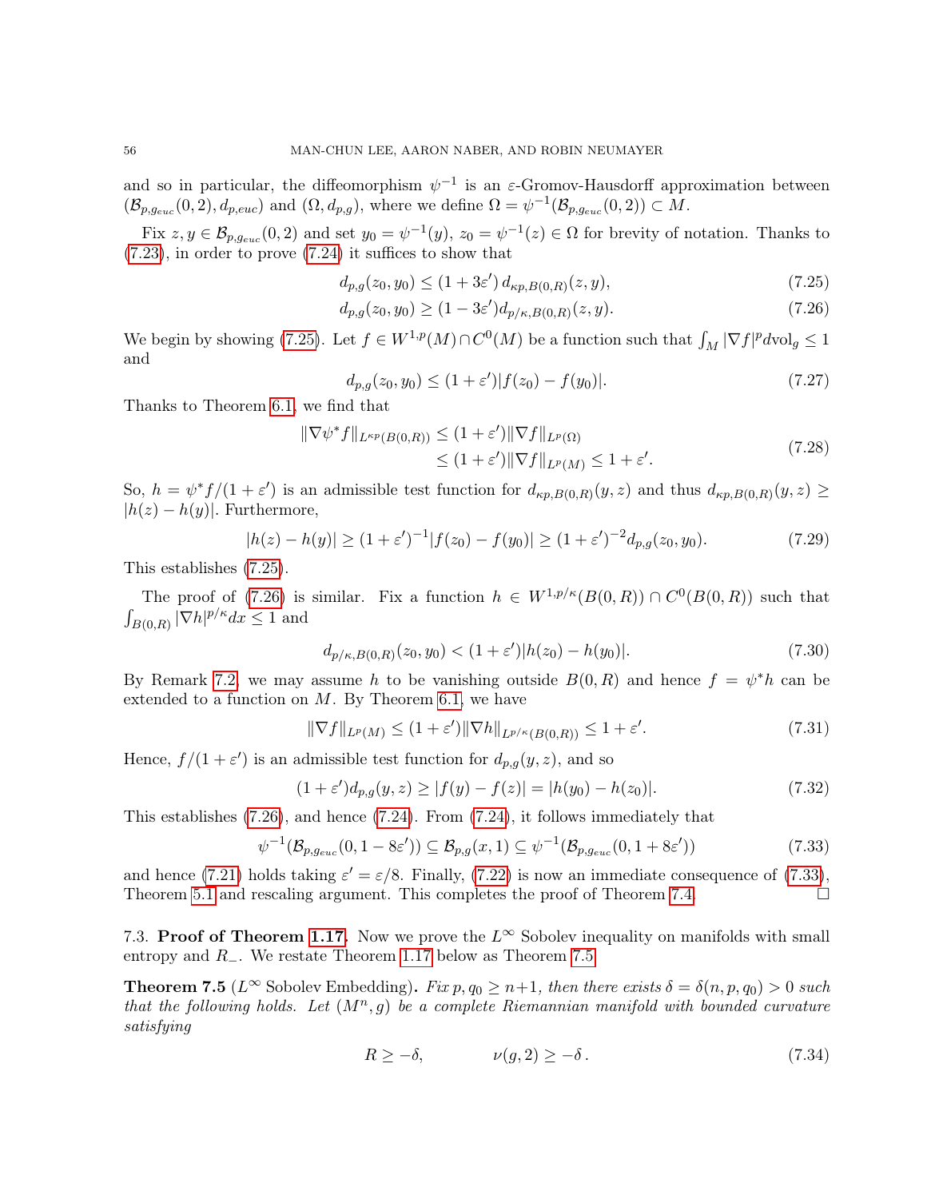and so in particular, the diffeomorphism $\psi^{-1}$ is an $\varepsilon$-Gromov-Hausdorff approximation between $(\mathcal{B}_{p,g_{euc}}(0,2), d_{p,euc})$ and $(\Omega, d_{p,g})$, where we define $\Omega = \psi^{-1}(\mathcal{B}_{p,g_{euc}}(0,2)) \subset M$.

Fix $z, y \in \mathcal{B}_{p,g_{euc}}(0,2)$ and set $y_0 = \psi^{-1}(y)$, $z_0 = \psi^{-1}(z) \in \Omega$ for brevity of notation. Thanks to (7.23), in order to prove (7.24) it suffices to show that

$$d_{p,g}(z_0, y_0) \le (1 + 3\varepsilon')\, d_{\kappa p, B(0,R)}(z, y), \tag{7.25}$$

$$d_{p,g}(z_0, y_0) \ge (1 - 3\varepsilon') d_{p/\kappa, B(0,R)}(z, y). \tag{7.26}$$

We begin by showing (7.25). Let $f \in W^{1,p}(M) \cap C^0(M)$ be a function such that $\int_M |\nabla f|^p d\mathrm{vol}_g \le 1$ and

$$d_{p,g}(z_0, y_0) \le (1 + \varepsilon')|f(z_0) - f(y_0)|. \tag{7.27}$$

Thanks to Theorem 6.1, we find that

$$\begin{aligned}\|\nabla \psi^* f\|_{L^{\kappa p}(B(0,R))} &\le (1 + \varepsilon')\|\nabla f\|_{L^p(\Omega)} \\ &\le (1 + \varepsilon')\|\nabla f\|_{L^p(M)} \le 1 + \varepsilon'.\end{aligned} \tag{7.28}$$

So, $h = \psi^* f/(1 + \varepsilon')$ is an admissible test function for $d_{\kappa p, B(0,R)}(y, z)$ and thus $d_{\kappa p, B(0,R)}(y, z) \ge |h(z) - h(y)|$. Furthermore,

$$|h(z) - h(y)| \ge (1 + \varepsilon')^{-1}|f(z_0) - f(y_0)| \ge (1 + \varepsilon')^{-2} d_{p,g}(z_0, y_0). \tag{7.29}$$

This establishes (7.25).

The proof of (7.26) is similar. Fix a function $h \in W^{1,p/\kappa}(B(0,R)) \cap C^0(B(0,R))$ such that $\int_{B(0,R)} |\nabla h|^{p/\kappa} dx \le 1$ and

$$d_{p/\kappa, B(0,R)}(z_0, y_0) < (1 + \varepsilon')|h(z_0) - h(y_0)|. \tag{7.30}$$

By Remark 7.2, we may assume $h$ to be vanishing outside $B(0,R)$ and hence $f = \psi^* h$ can be extended to a function on $M$. By Theorem 6.1, we have

$$\|\nabla f\|_{L^p(M)} \le (1 + \varepsilon')\|\nabla h\|_{L^{p/\kappa}(B(0,R))} \le 1 + \varepsilon'. \tag{7.31}$$

Hence, $f/(1 + \varepsilon')$ is an admissible test function for $d_{p,g}(y, z)$, and so

$$(1 + \varepsilon')d_{p,g}(y, z) \ge |f(y) - f(z)| = |h(y_0) - h(z_0)|. \tag{7.32}$$

This establishes (7.26), and hence (7.24). From (7.24), it follows immediately that

$$\psi^{-1}(\mathcal{B}_{p,g_{euc}}(0, 1 - 8\varepsilon')) \subseteq \mathcal{B}_{p,g}(x, 1) \subseteq \psi^{-1}(\mathcal{B}_{p,g_{euc}}(0, 1 + 8\varepsilon')) \tag{7.33}$$

and hence (7.21) holds taking $\varepsilon' = \varepsilon/8$. Finally, (7.22) is now an immediate consequence of (7.33), Theorem 5.1 and rescaling argument. This completes the proof of Theorem 7.4. □

### 7.3. Proof of Theorem 1.17.

Now we prove the $L^\infty$ Sobolev inequality on manifolds with small entropy and $R_-$. We restate Theorem 1.17 below as Theorem 7.5

**Theorem 7.5** ($L^\infty$ Sobolev Embedding)**.** *Fix $p, q_0 \ge n+1$, then there exists $\delta = \delta(n, p, q_0) > 0$ such that the following holds. Let $(M^n, g)$ be a complete Riemannian manifold with bounded curvature satisfying*

$$R \ge -\delta, \qquad \nu(g, 2) \ge -\delta\,. \tag{7.34}$$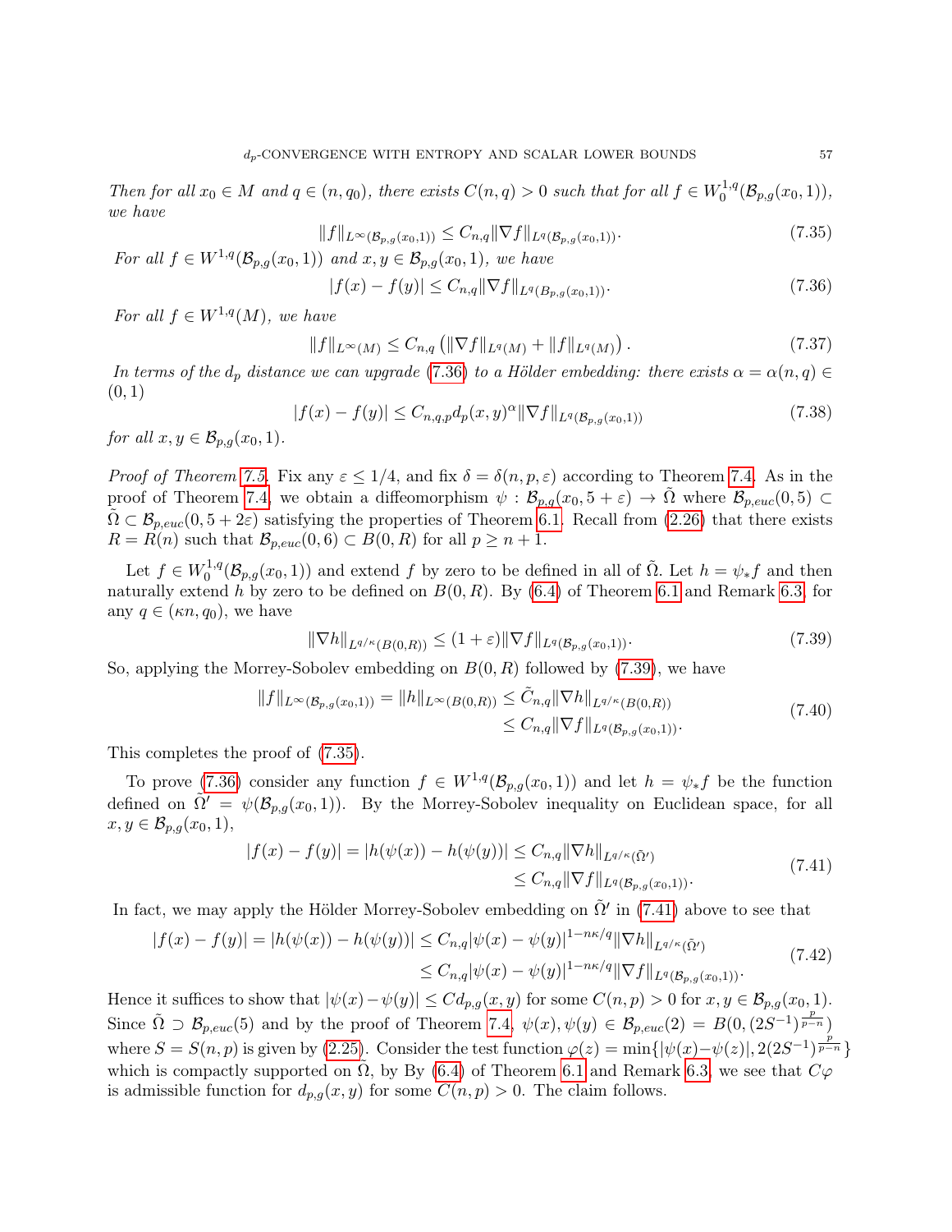*Then for all $x_0 \in M$ and $q \in (n, q_0)$, there exists $C(n,q) > 0$ such that for all $f \in W_0^{1,q}(\mathcal{B}_{p,g}(x_0, 1))$, we have*

$$\|f\|_{L^\infty(\mathcal{B}_{p,g}(x_0,1))} \leq C_{n,q} \|\nabla f\|_{L^q(\mathcal{B}_{p,g}(x_0,1))}. \tag{7.35}$$

*For all $f \in W^{1,q}(\mathcal{B}_{p,g}(x_0, 1))$ and $x, y \in \mathcal{B}_{p,g}(x_0, 1)$, we have*

$$|f(x) - f(y)| \leq C_{n,q} \|\nabla f\|_{L^q(\mathcal{B}_{p,g}(x_0,1))}. \tag{7.36}$$

*For all $f \in W^{1,q}(M)$, we have*

$$\|f\|_{L^\infty(M)} \leq C_{n,q} \left( \|\nabla f\|_{L^q(M)} + \|f\|_{L^q(M)} \right). \tag{7.37}$$

*In terms of the $d_p$ distance we can upgrade (7.36) to a Hölder embedding: there exists $\alpha = \alpha(n, q) \in (0, 1)$*

$$|f(x) - f(y)| \leq C_{n,q,p} d_p(x, y)^\alpha \|\nabla f\|_{L^q(\mathcal{B}_{p,g}(x_0,1))} \tag{7.38}$$

*for all $x, y \in \mathcal{B}_{p,g}(x_0, 1)$.*

*Proof of Theorem 7.5.* Fix any $\varepsilon \leq 1/4$, and fix $\delta = \delta(n, p, \varepsilon)$ according to Theorem 7.4. As in the proof of Theorem 7.4, we obtain a diffeomorphism $\psi : \mathcal{B}_{p,g}(x_0, 5 + \varepsilon) \to \tilde{\Omega}$ where $\mathcal{B}_{p,euc}(0, 5) \subset \tilde{\Omega} \subset \mathcal{B}_{p,euc}(0, 5 + 2\varepsilon)$ satisfying the properties of Theorem 6.1. Recall from (2.26) that there exists $R = R(n)$ such that $\mathcal{B}_{p,euc}(0, 6) \subset B(0, R)$ for all $p \geq n + 1$.

Let $f \in W_0^{1,q}(\mathcal{B}_{p,g}(x_0, 1))$ and extend $f$ by zero to be defined in all of $\tilde{\Omega}$. Let $h = \psi_* f$ and then naturally extend $h$ by zero to be defined on $B(0, R)$. By (6.4) of Theorem 6.1 and Remark 6.3, for any $q \in (\kappa n, q_0)$, we have

$$\|\nabla h\|_{L^{q/\kappa}(B(0,R))} \leq (1 + \varepsilon) \|\nabla f\|_{L^q(\mathcal{B}_{p,g}(x_0,1))}. \tag{7.39}$$

So, applying the Morrey-Sobolev embedding on $B(0, R)$ followed by (7.39), we have

$$\begin{aligned} \|f\|_{L^\infty(\mathcal{B}_{p,g}(x_0,1))} = \|h\|_{L^\infty(B(0,R))} &\leq \tilde{C}_{n,q} \|\nabla h\|_{L^{q/\kappa}(B(0,R))} \\ &\leq C_{n,q} \|\nabla f\|_{L^q(\mathcal{B}_{p,g}(x_0,1))}. \end{aligned} \tag{7.40}$$

This completes the proof of (7.35).

To prove (7.36) consider any function $f \in W^{1,q}(\mathcal{B}_{p,g}(x_0, 1))$ and let $h = \psi_* f$ be the function defined on $\tilde{\Omega}' = \psi(\mathcal{B}_{p,g}(x_0, 1))$. By the Morrey-Sobolev inequality on Euclidean space, for all $x, y \in \mathcal{B}_{p,g}(x_0, 1)$,

$$\begin{aligned} |f(x) - f(y)| = |h(\psi(x)) - h(\psi(y))| &\leq C_{n,q} \|\nabla h\|_{L^{q/\kappa}(\tilde{\Omega}')} \\ &\leq C_{n,q} \|\nabla f\|_{L^q(\mathcal{B}_{p,g}(x_0,1))}. \end{aligned} \tag{7.41}$$

In fact, we may apply the Hölder Morrey-Sobolev embedding on $\tilde{\Omega}'$ in (7.41) above to see that

$$\begin{aligned} |f(x) - f(y)| = |h(\psi(x)) - h(\psi(y))| &\leq C_{n,q} |\psi(x) - \psi(y)|^{1 - n\kappa/q} \|\nabla h\|_{L^{q/\kappa}(\tilde{\Omega}')} \\ &\leq C_{n,q} |\psi(x) - \psi(y)|^{1 - n\kappa/q} \|\nabla f\|_{L^q(\mathcal{B}_{p,g}(x_0,1))}. \end{aligned} \tag{7.42}$$

Hence it suffices to show that $|\psi(x) - \psi(y)| \leq C d_{p,g}(x, y)$ for some $C(n, p) > 0$ for $x, y \in \mathcal{B}_{p,g}(x_0, 1)$. Since $\tilde{\Omega} \supset \mathcal{B}_{p,euc}(5)$ and by the proof of Theorem 7.4, $\psi(x), \psi(y) \in \mathcal{B}_{p,euc}(2) = B(0, (2S^{-1})^{\frac{p}{p-n}})$ where $S = S(n, p)$ is given by (2.25). Consider the test function $\varphi(z) = \min\{|\psi(x) - \psi(z)|, 2(2S^{-1})^{\frac{p}{p-n}}\}$ which is compactly supported on $\tilde{\Omega}$, by By (6.4) of Theorem 6.1 and Remark 6.3, we see that $C\varphi$ is admissible function for $d_{p,g}(x, y)$ for some $C(n, p) > 0$. The claim follows.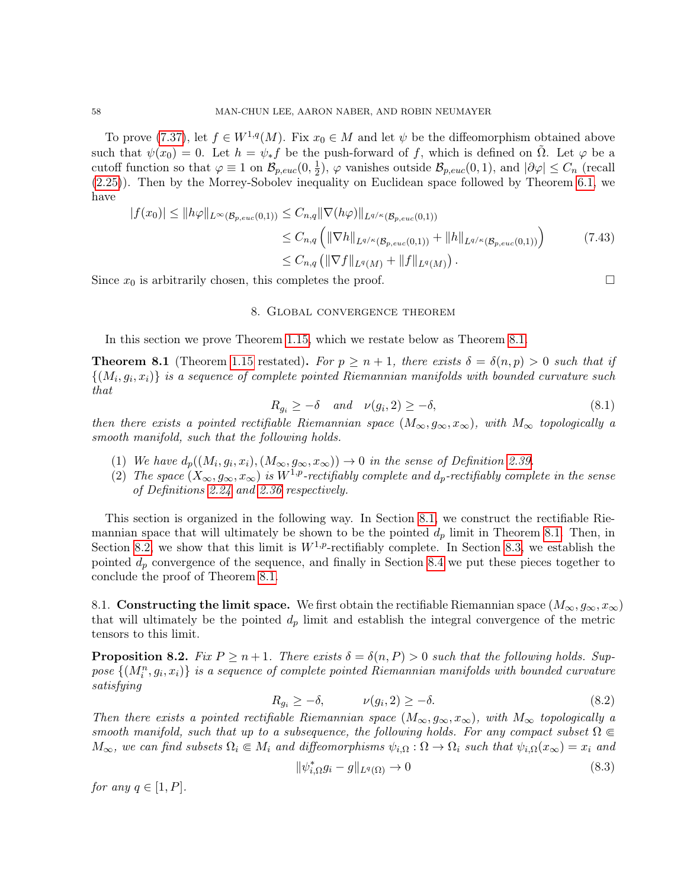To prove (7.37), let $f \in W^{1,q}(M)$. Fix $x_0 \in M$ and let $\psi$ be the diffeomorphism obtained above such that $\psi(x_0) = 0$. Let $h = \psi_* f$ be the push-forward of $f$, which is defined on $\tilde{\Omega}$. Let $\varphi$ be a cutoff function so that $\varphi \equiv 1$ on $\mathcal{B}_{p,euc}(0, \frac{1}{2})$, $\varphi$ vanishes outside $\mathcal{B}_{p,euc}(0,1)$, and $|\partial \varphi| \le C_n$ (recall (2.25)). Then by the Morrey-Sobolev inequality on Euclidean space followed by Theorem 6.1, we have

$$
\begin{aligned}
|f(x_0)| \le \|h\varphi\|_{L^\infty(\mathcal{B}_{p,euc}(0,1))} &\le C_{n,q} \|\nabla(h\varphi)\|_{L^{q/\kappa}(\mathcal{B}_{p,euc}(0,1))} \\
&\le C_{n,q} \left( \|\nabla h\|_{L^{q/\kappa}(\mathcal{B}_{p,euc}(0,1))} + \|h\|_{L^{q/\kappa}(\mathcal{B}_{p,euc}(0,1))} \right) \\
&\le C_{n,q} \left( \|\nabla f\|_{L^q(M)} + \|f\|_{L^q(M)} \right).
\end{aligned}
\tag{7.43}
$$

Since $x_0$ is arbitrarily chosen, this completes the proof. $\square$

## 8. Global convergence theorem

In this section we prove Theorem 1.15, which we restate below as Theorem 8.1.

**Theorem 8.1** (Theorem 1.15 restated)**.** *For $p \ge n+1$, there exists $\delta = \delta(n,p) > 0$ such that if $\{(M_i, g_i, x_i)\}$ is a sequence of complete pointed Riemannian manifolds with bounded curvature such that*

$$
R_{g_i} \ge -\delta \quad \text{and} \quad \nu(g_i, 2) \ge -\delta, \tag{8.1}
$$

*then there exists a pointed rectifiable Riemannian space $(M_\infty, g_\infty, x_\infty)$, with $M_\infty$ topologically a smooth manifold, such that the following holds.*

1. *We have $d_p((M_i, g_i, x_i), (M_\infty, g_\infty, x_\infty)) \to 0$ in the sense of Definition 2.39.*
2. *The space $(X_\infty, g_\infty, x_\infty)$ is $W^{1,p}$-rectifiably complete and $d_p$-rectifiably complete in the sense of Definitions 2.24 and 2.36 respectively.*

This section is organized in the following way. In Section 8.1, we construct the rectifiable Riemannian space that will ultimately be shown to be the pointed $d_p$ limit in Theorem 8.1. Then, in Section 8.2, we show that this limit is $W^{1,p}$-rectifiably complete. In Section 8.3, we establish the pointed $d_p$ convergence of the sequence, and finally in Section 8.4 we put these pieces together to conclude the proof of Theorem 8.1.

8.1. **Constructing the limit space.** We first obtain the rectifiable Riemannian space $(M_\infty, g_\infty, x_\infty)$ that will ultimately be the pointed $d_p$ limit and establish the integral convergence of the metric tensors to this limit.

**Proposition 8.2.** *Fix $P \ge n+1$. There exists $\delta = \delta(n, P) > 0$ such that the following holds. Suppose $\{(M_i^n, g_i, x_i)\}$ is a sequence of complete pointed Riemannian manifolds with bounded curvature satisfying*

$$
R_{g_i} \ge -\delta, \qquad \nu(g_i, 2) \ge -\delta. \tag{8.2}
$$

*Then there exists a pointed rectifiable Riemannian space $(M_\infty, g_\infty, x_\infty)$, with $M_\infty$ topologically a smooth manifold, such that up to a subsequence, the following holds. For any compact subset $\Omega \Subset M_\infty$, we can find subsets $\Omega_i \Subset M_i$ and diffeomorphisms $\psi_{i,\Omega} : \Omega \to \Omega_i$ such that $\psi_{i,\Omega}(x_\infty) = x_i$ and*

$$
\|\psi_{i,\Omega}^* g_i - g\|_{L^q(\Omega)} \to 0 \tag{8.3}
$$

*for any $q \in [1, P]$.*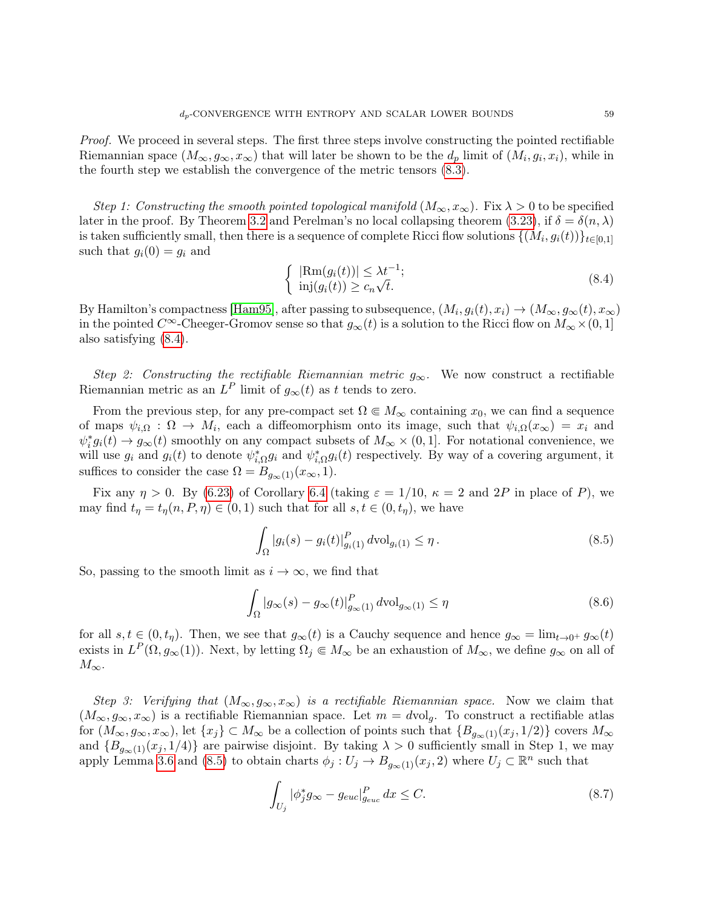*Proof.* We proceed in several steps. The first three steps involve constructing the pointed rectifiable Riemannian space $(M_\infty, g_\infty, x_\infty)$ that will later be shown to be the $d_p$ limit of $(M_i, g_i, x_i)$, while in the fourth step we establish the convergence of the metric tensors (8.3).

*Step 1: Constructing the smooth pointed topological manifold $(M_\infty, x_\infty)$.* Fix $\lambda > 0$ to be specified later in the proof. By Theorem 3.2 and Perelman's no local collapsing theorem (3.23), if $\delta = \delta(n, \lambda)$ is taken sufficiently small, then there is a sequence of complete Ricci flow solutions $\{(M_i, g_i(t))\}_{t\in[0,1]}$ such that $g_i(0) = g_i$ and

$$\begin{cases} |\mathrm{Rm}(g_i(t))| \le \lambda t^{-1}; \\ \mathrm{inj}(g_i(t)) \ge c_n\sqrt{t}. \end{cases} \tag{8.4}$$

By Hamilton's compactness [Ham95], after passing to subsequence, $(M_i, g_i(t), x_i) \to (M_\infty, g_\infty(t), x_\infty)$ in the pointed $C^\infty$-Cheeger-Gromov sense so that $g_\infty(t)$ is a solution to the Ricci flow on $M_\infty \times (0, 1]$ also satisfying (8.4).

*Step 2: Constructing the rectifiable Riemannian metric $g_\infty$.* We now construct a rectifiable Riemannian metric as an $L^P$ limit of $g_\infty(t)$ as $t$ tends to zero.

From the previous step, for any pre-compact set $\Omega \Subset M_\infty$ containing $x_0$, we can find a sequence of maps $\psi_{i,\Omega} : \Omega \to M_i$, each a diffeomorphism onto its image, such that $\psi_{i,\Omega}(x_\infty) = x_i$ and $\psi_i^* g_i(t) \to g_\infty(t)$ smoothly on any compact subsets of $M_\infty \times (0, 1]$. For notational convenience, we will use $g_i$ and $g_i(t)$ to denote $\psi_{i,\Omega}^* g_i$ and $\psi_{i,\Omega}^* g_i(t)$ respectively. By way of a covering argument, it suffices to consider the case $\Omega = B_{g_\infty(1)}(x_\infty, 1)$.

Fix any $\eta > 0$. By (6.23) of Corollary 6.4 (taking $\varepsilon = 1/10$, $\kappa = 2$ and $2P$ in place of $P$), we may find $t_\eta = t_\eta(n, P, \eta) \in (0, 1)$ such that for all $s, t \in (0, t_\eta)$, we have

$$\int_\Omega |g_i(s) - g_i(t)|^P_{g_i(1)} \, d\mathrm{vol}_{g_i(1)} \le \eta \,. \tag{8.5}$$

So, passing to the smooth limit as $i \to \infty$, we find that

$$\int_\Omega |g_\infty(s) - g_\infty(t)|^P_{g_\infty(1)} \, d\mathrm{vol}_{g_\infty(1)} \le \eta \tag{8.6}$$

for all $s, t \in (0, t_\eta)$. Then, we see that $g_\infty(t)$ is a Cauchy sequence and hence $g_\infty = \lim_{t\to 0^+} g_\infty(t)$ exists in $L^P(\Omega, g_\infty(1))$. Next, by letting $\Omega_j \Subset M_\infty$ be an exhaustion of $M_\infty$, we define $g_\infty$ on all of $M_\infty$.

*Step 3: Verifying that $(M_\infty, g_\infty, x_\infty)$ is a rectifiable Riemannian space.* Now we claim that $(M_\infty, g_\infty, x_\infty)$ is a rectifiable Riemannian space. Let $m = d\mathrm{vol}_g$. To construct a rectifiable atlas for $(M_\infty, g_\infty, x_\infty)$, let $\{x_j\} \subset M_\infty$ be a collection of points such that $\{B_{g_\infty(1)}(x_j, 1/2)\}$ covers $M_\infty$ and $\{B_{g_\infty(1)}(x_j, 1/4)\}$ are pairwise disjoint. By taking $\lambda > 0$ sufficiently small in Step 1, we may apply Lemma 3.6 and (8.5) to obtain charts $\phi_j : U_j \to B_{g_\infty(1)}(x_j, 2)$ where $U_j \subset \mathbb{R}^n$ such that

$$\int_{U_j} |\phi_j^* g_\infty - g_{euc}|^P_{g_{euc}} \, dx \le C. \tag{8.7}$$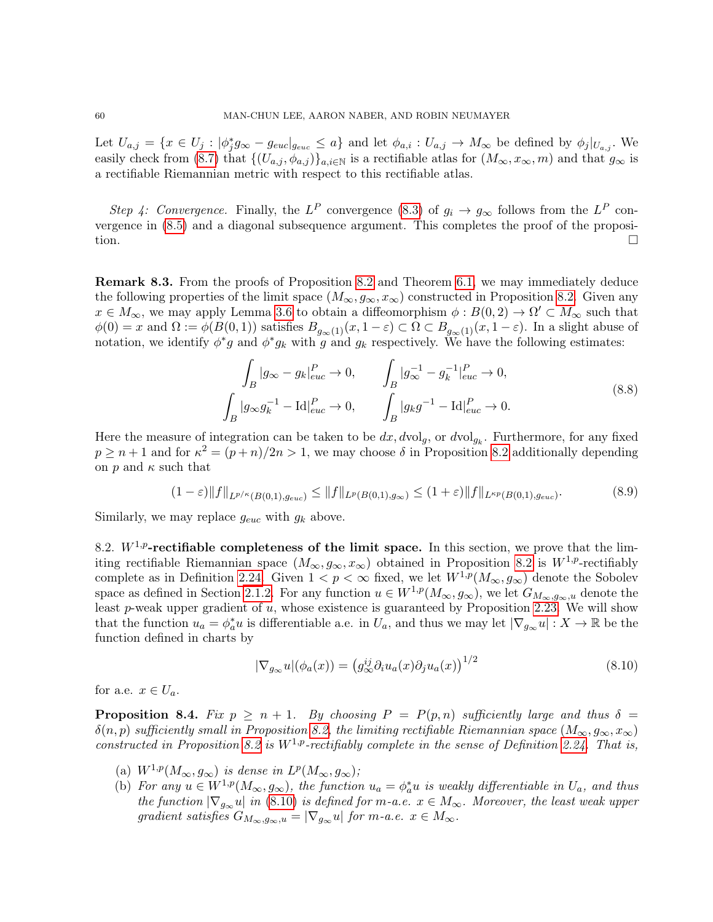Let $U_{a,j} = \{x \in U_j : |\phi_j^* g_\infty - g_{euc}|_{g_{euc}} \leq a\}$ and let $\phi_{a,i} : U_{a,j} \to M_\infty$ be defined by $\phi_j|_{U_{a,j}}$. We easily check from (8.7) that $\{(U_{a,j}, \phi_{a,j})\}_{a,i\in\mathbb{N}}$ is a rectifiable atlas for $(M_\infty, x_\infty, m)$ and that $g_\infty$ is a rectifiable Riemannian metric with respect to this rectifiable atlas.

*Step 4: Convergence.* Finally, the $L^P$ convergence (8.3) of $g_i \to g_\infty$ follows from the $L^P$ convergence in (8.5) and a diagonal subsequence argument. This completes the proof of the proposition. □

**Remark 8.3.** From the proofs of Proposition 8.2 and Theorem 6.1, we may immediately deduce the following properties of the limit space $(M_\infty, g_\infty, x_\infty)$ constructed in Proposition 8.2. Given any $x \in M_\infty$, we may apply Lemma 3.6 to obtain a diffeomorphism $\phi : B(0,2) \to \Omega' \subset M_\infty$ such that $\phi(0) = x$ and $\Omega := \phi(B(0,1))$ satisfies $B_{g_\infty(1)}(x, 1-\varepsilon) \subset \Omega \subset B_{g_\infty(1)}(x, 1-\varepsilon)$. In a slight abuse of notation, we identify $\phi^* g$ and $\phi^* g_k$ with $g$ and $g_k$ respectively. We have the following estimates:

$$
\begin{aligned}
\int_B |g_\infty - g_k|_{euc}^P \to 0, \qquad & \int_B |g_\infty^{-1} - g_k^{-1}|_{euc}^P \to 0, \\
\int_B |g_\infty g_k^{-1} - \mathrm{Id}|_{euc}^P \to 0, \qquad & \int_B |g_k g^{-1} - \mathrm{Id}|_{euc}^P \to 0.
\end{aligned}
\tag{8.8}
$$

Here the measure of integration can be taken to be $dx, d\mathrm{vol}_g$, or $d\mathrm{vol}_{g_k}$. Furthermore, for any fixed $p \geq n+1$ and for $\kappa^2 = (p+n)/2n > 1$, we may choose $\delta$ in Proposition 8.2 additionally depending on $p$ and $\kappa$ such that

$$
(1-\varepsilon)\|f\|_{L^{p/\kappa}(B(0,1),g_{euc})} \leq \|f\|_{L^p(B(0,1),g_\infty)} \leq (1+\varepsilon)\|f\|_{L^{\kappa p}(B(0,1),g_{euc})}. \tag{8.9}
$$

Similarly, we may replace $g_{euc}$ with $g_k$ above.

8.2. **$W^{1,p}$-rectifiable completeness of the limit space.** In this section, we prove that the limiting rectifiable Riemannian space $(M_\infty, g_\infty, x_\infty)$ obtained in Proposition 8.2 is $W^{1,p}$-rectifiably complete as in Definition 2.24. Given $1 < p < \infty$ fixed, we let $W^{1,p}(M_\infty, g_\infty)$ denote the Sobolev space as defined in Section 2.1.2. For any function $u \in W^{1,p}(M_\infty, g_\infty)$, we let $G_{M_\infty, g_\infty, u}$ denote the least $p$-weak upper gradient of $u$, whose existence is guaranteed by Proposition 2.23. We will show that the function $u_a = \phi_a^* u$ is differentiable a.e. in $U_a$, and thus we may let $|\nabla_{g_\infty} u| : X \to \mathbb{R}$ be the function defined in charts by

$$
|\nabla_{g_\infty} u|(\phi_a(x)) = \left(g_\infty^{ij} \partial_i u_a(x) \partial_j u_a(x)\right)^{1/2} \tag{8.10}
$$

for a.e. $x \in U_a$.

**Proposition 8.4.** *Fix $p \geq n+1$. By choosing $P = P(p,n)$ sufficiently large and thus $\delta = \delta(n,p)$ sufficiently small in Proposition 8.2, the limiting rectifiable Riemannian space $(M_\infty, g_\infty, x_\infty)$ constructed in Proposition 8.2 is $W^{1,p}$-rectifiably complete in the sense of Definition 2.24. That is,*

(a) *$W^{1,p}(M_\infty, g_\infty)$ is dense in $L^p(M_\infty, g_\infty)$;*

(b) *For any $u \in W^{1,p}(M_\infty, g_\infty)$, the function $u_a = \phi_a^* u$ is weakly differentiable in $U_a$, and thus the function $|\nabla_{g_\infty} u|$ in (8.10) is defined for $m$-a.e. $x \in M_\infty$. Moreover, the least weak upper gradient satisfies $G_{M_\infty, g_\infty, u} = |\nabla_{g_\infty} u|$ for $m$-a.e. $x \in M_\infty$.*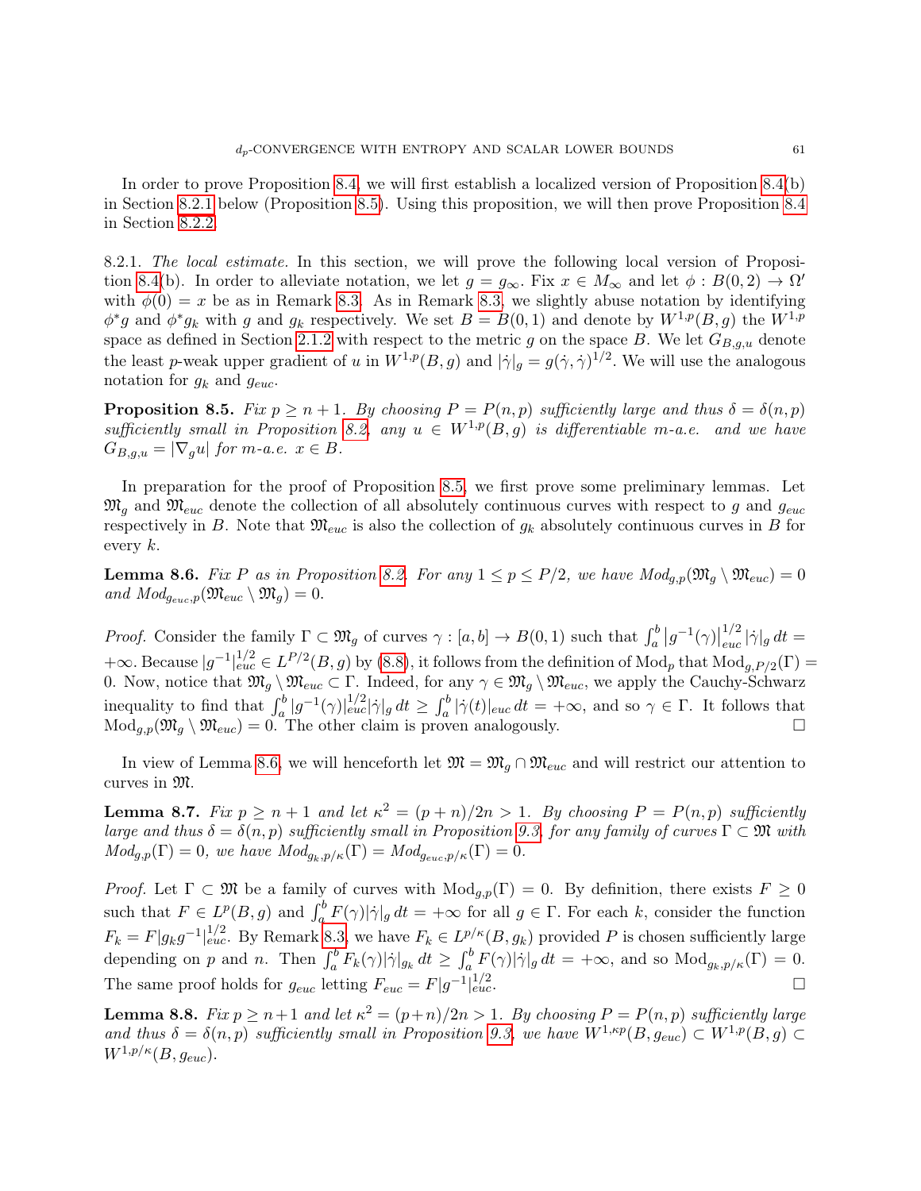In order to prove Proposition 8.4, we will first establish a localized version of Proposition 8.4(b) in Section 8.2.1 below (Proposition 8.5). Using this proposition, we will then prove Proposition 8.4 in Section 8.2.2.

8.2.1. *The local estimate.* In this section, we will prove the following local version of Proposition 8.4(b). In order to alleviate notation, we let $g = g_\infty$. Fix $x \in M_\infty$ and let $\phi : B(0,2) \to \Omega'$ with $\phi(0) = x$ be as in Remark 8.3. As in Remark 8.3, we slightly abuse notation by identifying $\phi^* g$ and $\phi^* g_k$ with $g$ and $g_k$ respectively. We set $B = B(0,1)$ and denote by $W^{1,p}(B,g)$ the $W^{1,p}$ space as defined in Section 2.1.2 with respect to the metric $g$ on the space $B$. We let $G_{B,g,u}$ denote the least $p$-weak upper gradient of $u$ in $W^{1,p}(B,g)$ and $|\dot\gamma|_g = g(\dot\gamma,\dot\gamma)^{1/2}$. We will use the analogous notation for $g_k$ and $g_{euc}$.

**Proposition 8.5.** *Fix $p \geq n+1$. By choosing $P = P(n,p)$ sufficiently large and thus $\delta = \delta(n,p)$ sufficiently small in Proposition 8.2, any $u \in W^{1,p}(B,g)$ is differentiable $m$-a.e. and we have $G_{B,g,u} = |\nabla_g u|$ for $m$-a.e. $x \in B$.*

In preparation for the proof of Proposition 8.5, we first prove some preliminary lemmas. Let $\mathfrak{M}_g$ and $\mathfrak{M}_{euc}$ denote the collection of all absolutely continuous curves with respect to $g$ and $g_{euc}$ respectively in $B$. Note that $\mathfrak{M}_{euc}$ is also the collection of $g_k$ absolutely continuous curves in $B$ for every $k$.

**Lemma 8.6.** *Fix $P$ as in Proposition 8.2. For any $1 \leq p \leq P/2$, we have $Mod_{g,p}(\mathfrak{M}_g \setminus \mathfrak{M}_{euc}) = 0$ and $Mod_{g_{euc},p}(\mathfrak{M}_{euc} \setminus \mathfrak{M}_g) = 0$.*

*Proof.* Consider the family $\Gamma \subset \mathfrak{M}_g$ of curves $\gamma : [a,b] \to B(0,1)$ such that $\int_a^b |g^{-1}(\gamma)|_{euc}^{1/2} |\dot\gamma|_g \, dt = +\infty$. Because $|g^{-1}|_{euc}^{1/2} \in L^{P/2}(B,g)$ by (8.8), it follows from the definition of $\mathrm{Mod}_p$ that $\mathrm{Mod}_{g,P/2}(\Gamma) = 0$. Now, notice that $\mathfrak{M}_g \setminus \mathfrak{M}_{euc} \subset \Gamma$. Indeed, for any $\gamma \in \mathfrak{M}_g \setminus \mathfrak{M}_{euc}$, we apply the Cauchy-Schwarz inequality to find that $\int_a^b |g^{-1}(\gamma)|_{euc}^{1/2} |\dot\gamma|_g \, dt \geq \int_a^b |\dot\gamma(t)|_{euc} \, dt = +\infty$, and so $\gamma \in \Gamma$. It follows that $\mathrm{Mod}_{g,p}(\mathfrak{M}_g \setminus \mathfrak{M}_{euc}) = 0$. The other claim is proven analogously. $\square$

In view of Lemma 8.6, we will henceforth let $\mathfrak{M} = \mathfrak{M}_g \cap \mathfrak{M}_{euc}$ and will restrict our attention to curves in $\mathfrak{M}$.

**Lemma 8.7.** *Fix $p \geq n+1$ and let $\kappa^2 = (p+n)/2n > 1$. By choosing $P = P(n,p)$ sufficiently large and thus $\delta = \delta(n,p)$ sufficiently small in Proposition 9.3, for any family of curves $\Gamma \subset \mathfrak{M}$ with $Mod_{g,p}(\Gamma) = 0$, we have $Mod_{g_k,p/\kappa}(\Gamma) = Mod_{g_{euc},p/\kappa}(\Gamma) = 0$.*

*Proof.* Let $\Gamma \subset \mathfrak{M}$ be a family of curves with $\mathrm{Mod}_{g,p}(\Gamma) = 0$. By definition, there exists $F \geq 0$ such that $F \in L^p(B,g)$ and $\int_a^b F(\gamma)|\dot\gamma|_g \, dt = +\infty$ for all $g \in \Gamma$. For each $k$, consider the function $F_k = F|g_k g^{-1}|_{euc}^{1/2}$. By Remark 8.3, we have $F_k \in L^{p/\kappa}(B,g_k)$ provided $P$ is chosen sufficiently large depending on $p$ and $n$. Then $\int_a^b F_k(\gamma)|\dot\gamma|_{g_k} \, dt \geq \int_a^b F(\gamma)|\dot\gamma|_g \, dt = +\infty$, and so $\mathrm{Mod}_{g_k,p/\kappa}(\Gamma) = 0$. The same proof holds for $g_{euc}$ letting $F_{euc} = F|g^{-1}|_{euc}^{1/2}$. $\square$

**Lemma 8.8.** *Fix $p \geq n+1$ and let $\kappa^2 = (p+n)/2n > 1$. By choosing $P = P(n,p)$ sufficiently large and thus $\delta = \delta(n,p)$ sufficiently small in Proposition 9.3, we have $W^{1,\kappa p}(B,g_{euc}) \subset W^{1,p}(B,g) \subset W^{1,p/\kappa}(B,g_{euc})$.*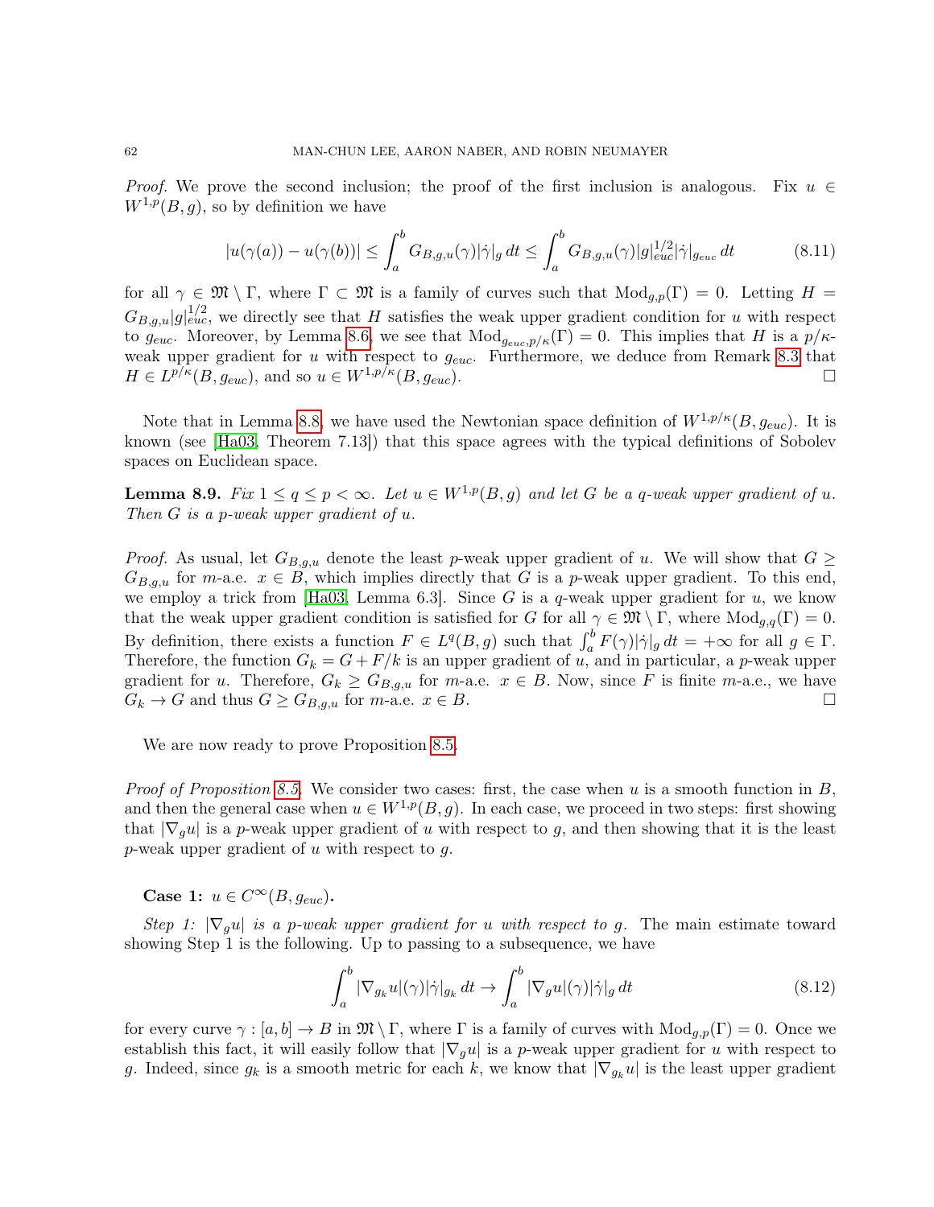*Proof.* We prove the second inclusion; the proof of the first inclusion is analogous. Fix $u \in W^{1,p}(B,g)$, so by definition we have

$$|u(\gamma(a)) - u(\gamma(b))| \leq \int_a^b G_{B,g,u}(\gamma)|\dot{\gamma}|_g \, dt \leq \int_a^b G_{B,g,u}(\gamma)|g|_{euc}^{1/2}|\dot{\gamma}|_{g_{euc}} \, dt \tag{8.11}$$

for all $\gamma \in \mathfrak{M} \setminus \Gamma$, where $\Gamma \subset \mathfrak{M}$ is a family of curves such that $\mathrm{Mod}_{g,p}(\Gamma) = 0$. Letting $H = G_{B,g,u}|g|_{euc}^{1/2}$, we directly see that $H$ satisfies the weak upper gradient condition for $u$ with respect to $g_{euc}$. Moreover, by Lemma 8.6, we see that $\mathrm{Mod}_{g_{euc},p/\kappa}(\Gamma) = 0$. This implies that $H$ is a $p/\kappa$-weak upper gradient for $u$ with respect to $g_{euc}$. Furthermore, we deduce from Remark 8.3 that $H \in L^{p/\kappa}(B, g_{euc})$, and so $u \in W^{1,p/\kappa}(B, g_{euc})$. $\square$

Note that in Lemma 8.8, we have used the Newtonian space definition of $W^{1,p/\kappa}(B, g_{euc})$. It is known (see [Ha03, Theorem 7.13]) that this space agrees with the typical definitions of Sobolev spaces on Euclidean space.

**Lemma 8.9.** *Fix $1 \leq q \leq p < \infty$. Let $u \in W^{1,p}(B,g)$ and let $G$ be a $q$-weak upper gradient of $u$. Then $G$ is a $p$-weak upper gradient of $u$.*

*Proof.* As usual, let $G_{B,g,u}$ denote the least $p$-weak upper gradient of $u$. We will show that $G \geq G_{B,g,u}$ for $m$-a.e. $x \in B$, which implies directly that $G$ is a $p$-weak upper gradient. To this end, we employ a trick from [Ha03, Lemma 6.3]. Since $G$ is a $q$-weak upper gradient for $u$, we know that the weak upper gradient condition is satisfied for $G$ for all $\gamma \in \mathfrak{M} \setminus \Gamma$, where $\mathrm{Mod}_{g,q}(\Gamma) = 0$. By definition, there exists a function $F \in L^q(B,g)$ such that $\int_a^b F(\gamma)|\dot{\gamma}|_g \, dt = +\infty$ for all $g \in \Gamma$. Therefore, the function $G_k = G + F/k$ is an upper gradient of $u$, and in particular, a $p$-weak upper gradient for $u$. Therefore, $G_k \geq G_{B,g,u}$ for $m$-a.e. $x \in B$. Now, since $F$ is finite $m$-a.e., we have $G_k \to G$ and thus $G \geq G_{B,g,u}$ for $m$-a.e. $x \in B$. $\square$

We are now ready to prove Proposition 8.5.

*Proof of Proposition 8.5.* We consider two cases: first, the case when $u$ is a smooth function in $B$, and then the general case when $u \in W^{1,p}(B,g)$. In each case, we proceed in two steps: first showing that $|\nabla_g u|$ is a $p$-weak upper gradient of $u$ with respect to $g$, and then showing that it is the least $p$-weak upper gradient of $u$ with respect to $g$.

**Case 1: $u \in C^\infty(B, g_{euc})$.**

*Step 1: $|\nabla_g u|$ is a $p$-weak upper gradient for $u$ with respect to $g$.* The main estimate toward showing Step 1 is the following. Up to passing to a subsequence, we have

$$\int_a^b |\nabla_{g_k} u|(\gamma)|\dot{\gamma}|_{g_k} \, dt \to \int_a^b |\nabla_g u|(\gamma)|\dot{\gamma}|_g \, dt \tag{8.12}$$

for every curve $\gamma : [a,b] \to B$ in $\mathfrak{M} \setminus \Gamma$, where $\Gamma$ is a family of curves with $\mathrm{Mod}_{g,p}(\Gamma) = 0$. Once we establish this fact, it will easily follow that $|\nabla_g u|$ is a $p$-weak upper gradient for $u$ with respect to $g$. Indeed, since $g_k$ is a smooth metric for each $k$, we know that $|\nabla_{g_k} u|$ is the least upper gradient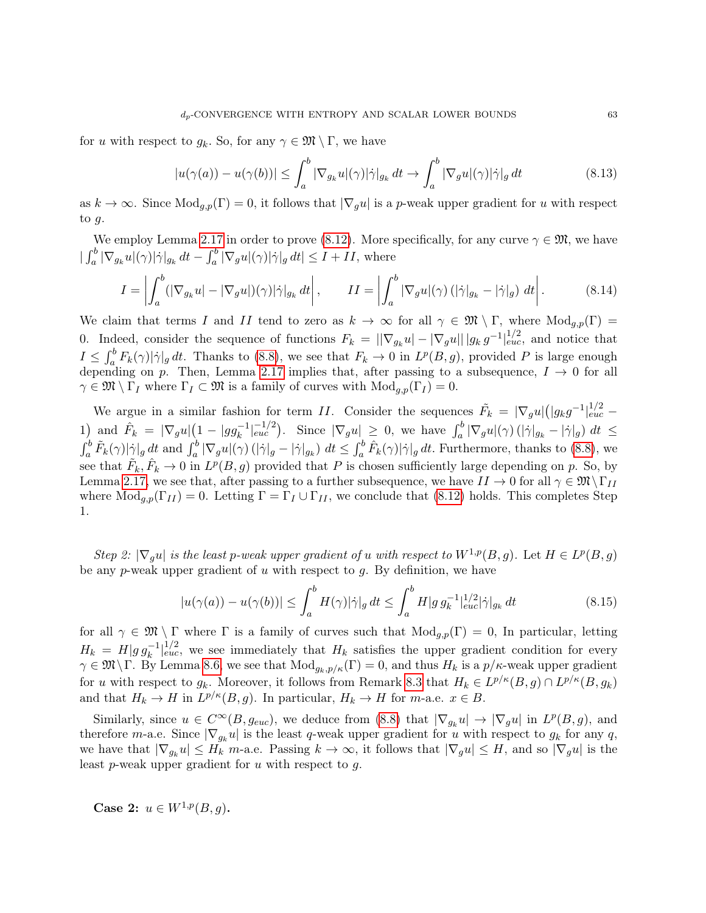for $u$ with respect to $g_k$. So, for any $\gamma \in \mathfrak{M} \setminus \Gamma$, we have

$$|u(\gamma(a)) - u(\gamma(b))| \leq \int_a^b |\nabla_{g_k} u|(\gamma)|\dot\gamma|_{g_k}\, dt \to \int_a^b |\nabla_g u|(\gamma)|\dot\gamma|_g\, dt \tag{8.13}$$

as $k \to \infty$. Since $\mathrm{Mod}_{g,p}(\Gamma) = 0$, it follows that $|\nabla_g u|$ is a $p$-weak upper gradient for $u$ with respect to $g$.

We employ Lemma 2.17 in order to prove (8.12). More specifically, for any curve $\gamma \in \mathfrak{M}$, we have $|\int_a^b |\nabla_{g_k} u|(\gamma)|\dot\gamma|_{g_k}\, dt - \int_a^b |\nabla_g u|(\gamma)|\dot\gamma|_g\, dt| \leq I + II$, where

$$I = \left|\int_a^b (|\nabla_{g_k} u| - |\nabla_g u|)(\gamma)|\dot\gamma|_{g_k}\, dt\right|, \qquad II = \left|\int_a^b |\nabla_g u|(\gamma)\left(|\dot\gamma|_{g_k} - |\dot\gamma|_g\right)\, dt\right|. \tag{8.14}$$

We claim that terms $I$ and $II$ tend to zero as $k \to \infty$ for all $\gamma \in \mathfrak{M} \setminus \Gamma$, where $\mathrm{Mod}_{g,p}(\Gamma) = 0$. Indeed, consider the sequence of functions $F_k = ||\nabla_{g_k} u| - |\nabla_g u||\, |g_k\, g^{-1}|_{euc}^{1/2}$, and notice that $I \leq \int_a^b F_k(\gamma)|\dot\gamma|_g\, dt$. Thanks to (8.8), we see that $F_k \to 0$ in $L^p(B, g)$, provided $P$ is large enough depending on $p$. Then, Lemma 2.17 implies that, after passing to a subsequence, $I \to 0$ for all $\gamma \in \mathfrak{M} \setminus \Gamma_I$ where $\Gamma_I \subset \mathfrak{M}$ is a family of curves with $\mathrm{Mod}_{g,p}(\Gamma_I) = 0$.

We argue in a similar fashion for term $II$. Consider the sequences $\tilde F_k = |\nabla_g u|\big(|g_k g^{-1}|_{euc}^{1/2} - 1\big)$ and $\hat F_k = |\nabla_g u|\big(1 - |g g_k^{-1}|_{euc}^{-1/2}\big)$. Since $|\nabla_g u| \geq 0$, we have $\int_a^b |\nabla_g u|(\gamma)\left(|\dot\gamma|_{g_k} - |\dot\gamma|_g\right)\, dt \leq \int_a^b \tilde F_k(\gamma)|\dot\gamma|_g\, dt$ and $\int_a^b |\nabla_g u|(\gamma)\left(|\dot\gamma|_g - |\dot\gamma|_{g_k}\right)\, dt \leq \int_a^b \hat F_k(\gamma)|\dot\gamma|_g\, dt$. Furthermore, thanks to (8.8), we see that $\tilde F_k, \hat F_k \to 0$ in $L^p(B, g)$ provided that $P$ is chosen sufficiently large depending on $p$. So, by Lemma 2.17, we see that, after passing to a further subsequence, we have $II \to 0$ for all $\gamma \in \mathfrak{M} \setminus \Gamma_{II}$ where $\mathrm{Mod}_{g,p}(\Gamma_{II}) = 0$. Letting $\Gamma = \Gamma_I \cup \Gamma_{II}$, we conclude that (8.12) holds. This completes Step 1.

*Step 2: $|\nabla_g u|$ is the least $p$-weak upper gradient of $u$ with respect to $W^{1,p}(B, g)$.* Let $H \in L^p(B, g)$ be any $p$-weak upper gradient of $u$ with respect to $g$. By definition, we have

$$|u(\gamma(a)) - u(\gamma(b))| \leq \int_a^b H(\gamma)|\dot\gamma|_g\, dt \leq \int_a^b H|g\, g_k^{-1}|_{euc}^{1/2}|\dot\gamma|_{g_k}\, dt \tag{8.15}$$

for all $\gamma \in \mathfrak{M} \setminus \Gamma$ where $\Gamma$ is a family of curves such that $\mathrm{Mod}_{g,p}(\Gamma) = 0$, In particular, letting $H_k = H|g\, g_k^{-1}|_{euc}^{1/2}$, we see immediately that $H_k$ satisfies the upper gradient condition for every $\gamma \in \mathfrak{M} \setminus \Gamma$. By Lemma 8.6, we see that $\mathrm{Mod}_{g_k, p/\kappa}(\Gamma) = 0$, and thus $H_k$ is a $p/\kappa$-weak upper gradient for $u$ with respect to $g_k$. Moreover, it follows from Remark 8.3 that $H_k \in L^{p/\kappa}(B, g) \cap L^{p/\kappa}(B, g_k)$ and that $H_k \to H$ in $L^{p/\kappa}(B, g)$. In particular, $H_k \to H$ for $m$-a.e. $x \in B$.

Similarly, since $u \in C^\infty(B, g_{euc})$, we deduce from (8.8) that $|\nabla_{g_k} u| \to |\nabla_g u|$ in $L^p(B, g)$, and therefore $m$-a.e. Since $|\nabla_{g_k} u|$ is the least $q$-weak upper gradient for $u$ with respect to $g_k$ for any $q$, we have that $|\nabla_{g_k} u| \leq H_k$ $m$-a.e. Passing $k \to \infty$, it follows that $|\nabla_g u| \leq H$, and so $|\nabla_g u|$ is the least $p$-weak upper gradient for $u$ with respect to $g$.

**Case 2: $u \in W^{1,p}(B, g)$.**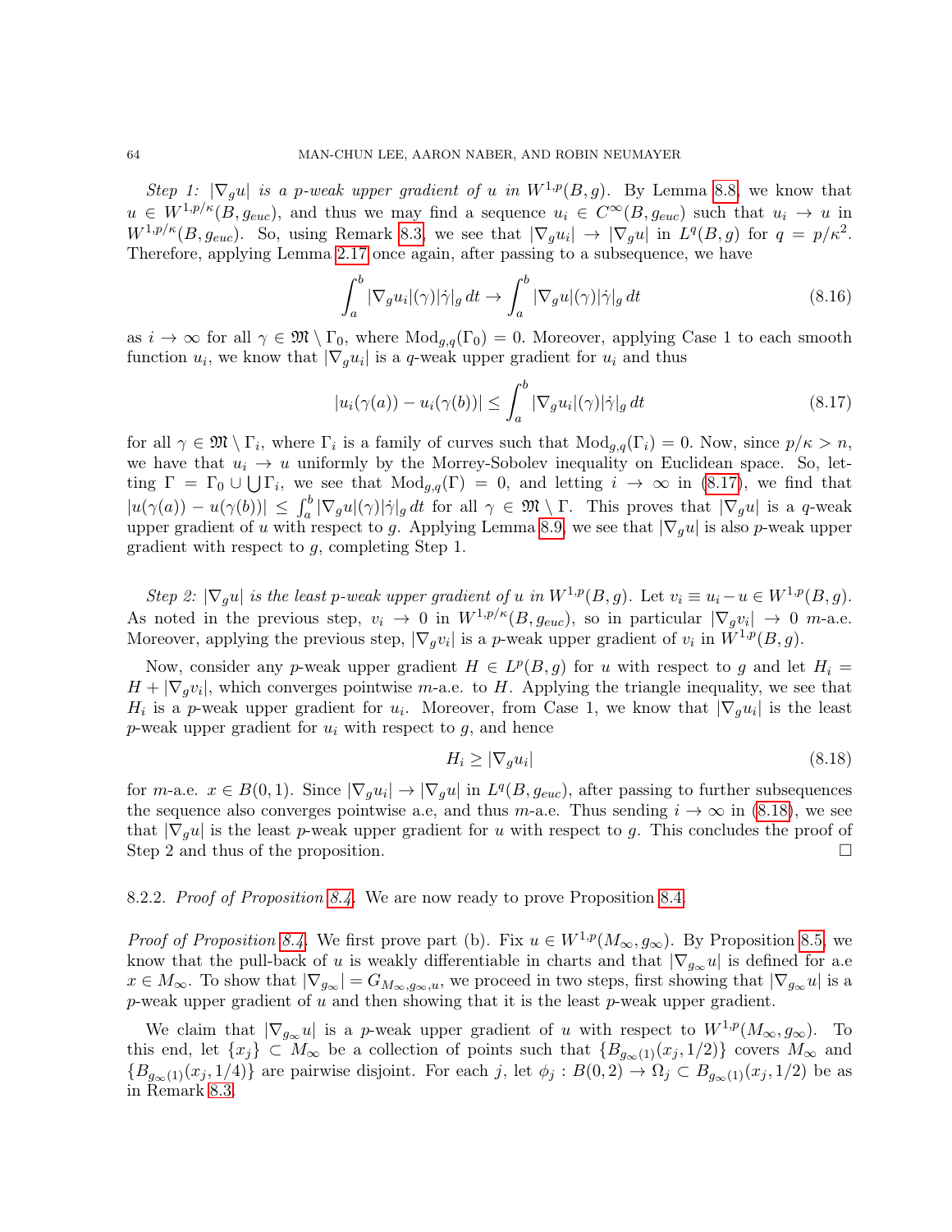*Step 1: $|\nabla_g u|$ is a p-weak upper gradient of $u$ in $W^{1,p}(B,g)$.* By Lemma 8.8, we know that $u \in W^{1,p/\kappa}(B, g_{euc})$, and thus we may find a sequence $u_i \in C^\infty(B, g_{euc})$ such that $u_i \to u$ in $W^{1,p/\kappa}(B, g_{euc})$. So, using Remark 8.3, we see that $|\nabla_g u_i| \to |\nabla_g u|$ in $L^q(B,g)$ for $q = p/\kappa^2$. Therefore, applying Lemma 2.17 once again, after passing to a subsequence, we have

$$\int_a^b |\nabla_g u_i|(\gamma)|\dot{\gamma}|_g \, dt \to \int_a^b |\nabla_g u|(\gamma)|\dot{\gamma}|_g \, dt \tag{8.16}$$

as $i \to \infty$ for all $\gamma \in \mathfrak{M} \setminus \Gamma_0$, where $\mathrm{Mod}_{g,q}(\Gamma_0) = 0$. Moreover, applying Case 1 to each smooth function $u_i$, we know that $|\nabla_g u_i|$ is a $q$-weak upper gradient for $u_i$ and thus

$$|u_i(\gamma(a)) - u_i(\gamma(b))| \le \int_a^b |\nabla_g u_i|(\gamma)|\dot{\gamma}|_g \, dt \tag{8.17}$$

for all $\gamma \in \mathfrak{M} \setminus \Gamma_i$, where $\Gamma_i$ is a family of curves such that $\mathrm{Mod}_{g,q}(\Gamma_i) = 0$. Now, since $p/\kappa > n$, we have that $u_i \to u$ uniformly by the Morrey-Sobolev inequality on Euclidean space. So, letting $\Gamma = \Gamma_0 \cup \bigcup \Gamma_i$, we see that $\mathrm{Mod}_{g,q}(\Gamma) = 0$, and letting $i \to \infty$ in (8.17), we find that $|u(\gamma(a)) - u(\gamma(b))| \le \int_a^b |\nabla_g u|(\gamma)|\dot{\gamma}|_g \, dt$ for all $\gamma \in \mathfrak{M} \setminus \Gamma$. This proves that $|\nabla_g u|$ is a $q$-weak upper gradient of $u$ with respect to $g$. Applying Lemma 8.9, we see that $|\nabla_g u|$ is also $p$-weak upper gradient with respect to $g$, completing Step 1.

*Step 2: $|\nabla_g u|$ is the least p-weak upper gradient of $u$ in $W^{1,p}(B,g)$.* Let $v_i \equiv u_i - u \in W^{1,p}(B,g)$. As noted in the previous step, $v_i \to 0$ in $W^{1,p/\kappa}(B, g_{euc})$, so in particular $|\nabla_g v_i| \to 0$ $m$-a.e. Moreover, applying the previous step, $|\nabla_g v_i|$ is a $p$-weak upper gradient of $v_i$ in $W^{1,p}(B,g)$.

Now, consider any $p$-weak upper gradient $H \in L^p(B,g)$ for $u$ with respect to $g$ and let $H_i = H + |\nabla_g v_i|$, which converges pointwise $m$-a.e. to $H$. Applying the triangle inequality, we see that $H_i$ is a $p$-weak upper gradient for $u_i$. Moreover, from Case 1, we know that $|\nabla_g u_i|$ is the least $p$-weak upper gradient for $u_i$ with respect to $g$, and hence

$$H_i \ge |\nabla_g u_i| \tag{8.18}$$

for $m$-a.e. $x \in B(0,1)$. Since $|\nabla_g u_i| \to |\nabla_g u|$ in $L^q(B, g_{euc})$, after passing to further subsequences the sequence also converges pointwise a.e, and thus $m$-a.e. Thus sending $i \to \infty$ in (8.18), we see that $|\nabla_g u|$ is the least $p$-weak upper gradient for $u$ with respect to $g$. This concludes the proof of Step 2 and thus of the proposition. $\square$

8.2.2. *Proof of Proposition 8.4.* We are now ready to prove Proposition 8.4.

*Proof of Proposition 8.4.* We first prove part (b). Fix $u \in W^{1,p}(M_\infty, g_\infty)$. By Proposition 8.5, we know that the pull-back of $u$ is weakly differentiable in charts and that $|\nabla_{g_\infty} u|$ is defined for a.e $x \in M_\infty$. To show that $|\nabla_{g_\infty}| = G_{M_\infty, g_\infty, u}$, we proceed in two steps, first showing that $|\nabla_{g_\infty} u|$ is a $p$-weak upper gradient of $u$ and then showing that it is the least $p$-weak upper gradient.

We claim that $|\nabla_{g_\infty} u|$ is a $p$-weak upper gradient of $u$ with respect to $W^{1,p}(M_\infty, g_\infty)$. To this end, let $\{x_j\} \subset M_\infty$ be a collection of points such that $\{B_{g_\infty(1)}(x_j, 1/2)\}$ covers $M_\infty$ and $\{B_{g_\infty(1)}(x_j, 1/4)\}$ are pairwise disjoint. For each $j$, let $\phi_j : B(0,2) \to \Omega_j \subset B_{g_\infty(1)}(x_j, 1/2)$ be as in Remark 8.3.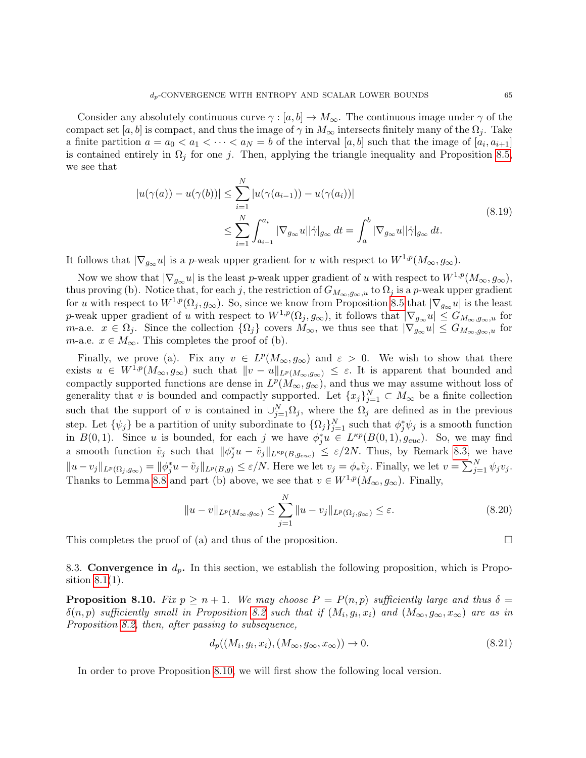Consider any absolutely continuous curve $\gamma : [a, b] \to M_\infty$. The continuous image under $\gamma$ of the compact set $[a, b]$ is compact, and thus the image of $\gamma$ in $M_\infty$ intersects finitely many of the $\Omega_j$. Take a finite partition $a = a_0 < a_1 < \cdots < a_N = b$ of the interval $[a, b]$ such that the image of $[a_i, a_{i+1}]$ is contained entirely in $\Omega_j$ for one $j$. Then, applying the triangle inequality and Proposition 8.5, we see that

$$
\begin{aligned}
|u(\gamma(a)) - u(\gamma(b))| &\leq \sum_{i=1}^{N} |u(\gamma(a_{i-1})) - u(\gamma(a_i))| \\
&\leq \sum_{i=1}^{N} \int_{a_{i-1}}^{a_i} |\nabla_{g_\infty} u| |\dot{\gamma}|_{g_\infty} \, dt = \int_a^b |\nabla_{g_\infty} u| |\dot{\gamma}|_{g_\infty} \, dt.
\end{aligned}
\tag{8.19}
$$

It follows that $|\nabla_{g_\infty} u|$ is a $p$-weak upper gradient for $u$ with respect to $W^{1,p}(M_\infty, g_\infty)$.

Now we show that $|\nabla_{g_\infty} u|$ is the least $p$-weak upper gradient of $u$ with respect to $W^{1,p}(M_\infty, g_\infty)$, thus proving (b). Notice that, for each $j$, the restriction of $G_{M_\infty, g_\infty, u}$ to $\Omega_j$ is a $p$-weak upper gradient for $u$ with respect to $W^{1,p}(\Omega_j, g_\infty)$. So, since we know from Proposition 8.5 that $|\nabla_{g_\infty} u|$ is the least $p$-weak upper gradient of $u$ with respect to $W^{1,p}(\Omega_j, g_\infty)$, it follows that $|\nabla_{g_\infty} u| \leq G_{M_\infty, g_\infty, u}$ for $m$-a.e. $x \in \Omega_j$. Since the collection $\{\Omega_j\}$ covers $M_\infty$, we thus see that $|\nabla_{g_\infty} u| \leq G_{M_\infty, g_\infty, u}$ for $m$-a.e. $x \in M_\infty$. This completes the proof of (b).

Finally, we prove (a). Fix any $v \in L^p(M_\infty, g_\infty)$ and $\varepsilon > 0$. We wish to show that there exists $u \in W^{1,p}(M_\infty, g_\infty)$ such that $\|v - u\|_{L^p(M_\infty, g_\infty)} \leq \varepsilon$. It is apparent that bounded and compactly supported functions are dense in $L^p(M_\infty, g_\infty)$, and thus we may assume without loss of generality that $v$ is bounded and compactly supported. Let $\{x_j\}_{j=1}^N \subset M_\infty$ be a finite collection such that the support of $v$ is contained in $\cup_{j=1}^N \Omega_j$, where the $\Omega_j$ are defined as in the previous step. Let $\{\psi_j\}$ be a partition of unity subordinate to $\{\Omega_j\}_{j=1}^N$ such that $\phi_j^* \psi_j$ is a smooth function in $B(0, 1)$. Since $u$ is bounded, for each $j$ we have $\phi_j^* u \in L^{\kappa p}(B(0, 1), g_{euc})$. So, we may find a smooth function $\tilde{v}_j$ such that $\|\phi_j^* u - \tilde{v}_j\|_{L^{\kappa p}(B, g_{euc})} \leq \varepsilon / 2N$. Thus, by Remark 8.3, we have $\|u - v_j\|_{L^p(\Omega_j, g_\infty)} = \|\phi_j^* u - \tilde{v}_j\|_{L^p(B, g)} \leq \varepsilon / N$. Here we let $v_j = \phi_* \tilde{v}_j$. Finally, we let $v = \sum_{j=1}^N \psi_j v_j$. Thanks to Lemma 8.8 and part (b) above, we see that $v \in W^{1,p}(M_\infty, g_\infty)$. Finally,

$$
\|u - v\|_{L^p(M_\infty, g_\infty)} \leq \sum_{j=1}^{N} \|u - v_j\|_{L^p(\Omega_j, g_\infty)} \leq \varepsilon. \tag{8.20}
$$

This completes the proof of (a) and thus of the proposition. $\square$

8.3. **Convergence in $d_p$.** In this section, we establish the following proposition, which is Proposition 8.1(1).

**Proposition 8.10.** *Fix $p \geq n + 1$. We may choose $P = P(n, p)$ sufficiently large and thus $\delta = \delta(n, p)$ sufficiently small in Proposition 8.2 such that if $(M_i, g_i, x_i)$ and $(M_\infty, g_\infty, x_\infty)$ are as in Proposition 8.2, then, after passing to subsequence,*

$$
d_p((M_i, g_i, x_i), (M_\infty, g_\infty, x_\infty)) \to 0. \tag{8.21}
$$

In order to prove Proposition 8.10, we will first show the following local version.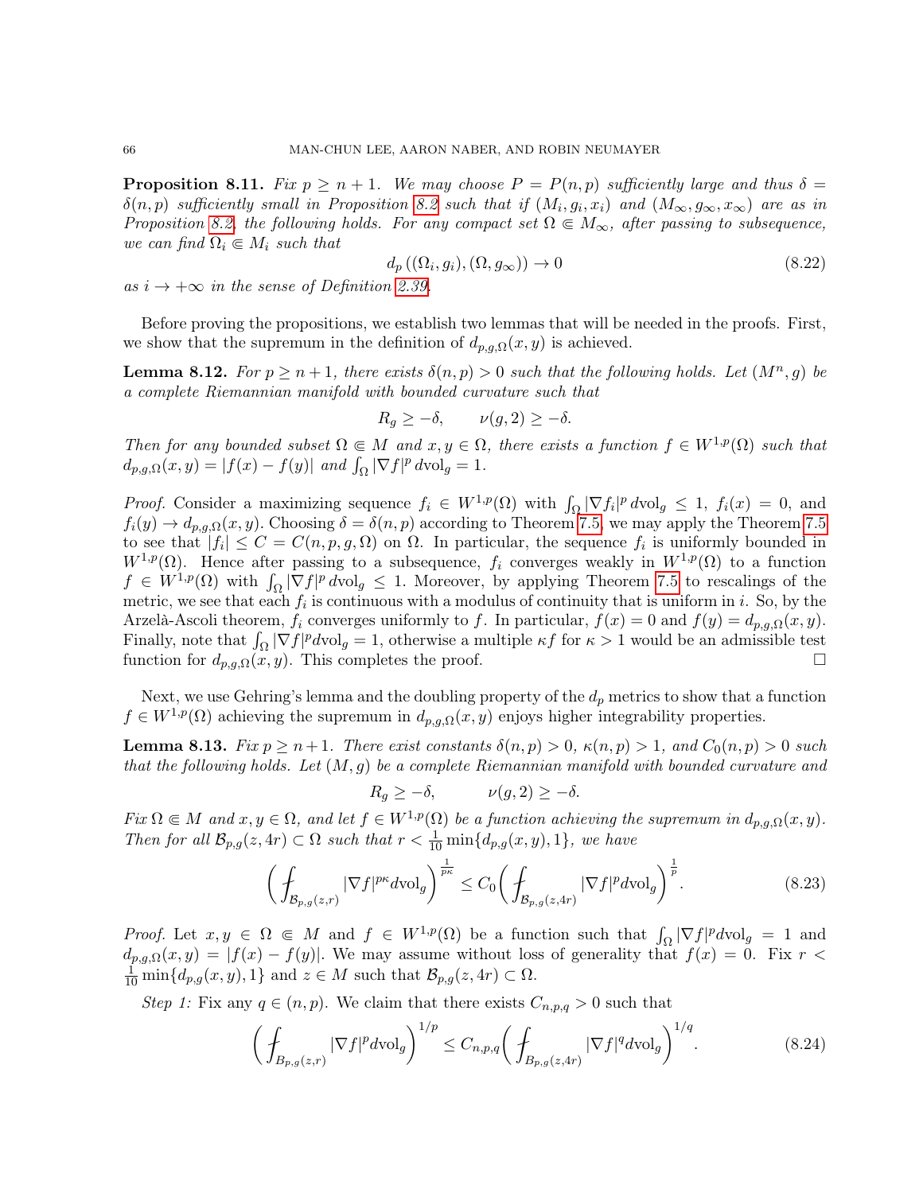**Proposition 8.11.** *Fix $p \geq n+1$. We may choose $P = P(n,p)$ sufficiently large and thus $\delta = \delta(n,p)$ sufficiently small in Proposition 8.2 such that if $(M_i, g_i, x_i)$ and $(M_\infty, g_\infty, x_\infty)$ are as in Proposition 8.2, the following holds. For any compact set $\Omega \Subset M_\infty$, after passing to subsequence, we can find $\Omega_i \Subset M_i$ such that*

$$d_p\left((\Omega_i, g_i), (\Omega, g_\infty)\right) \to 0 \tag{8.22}$$

*as $i \to +\infty$ in the sense of Definition 2.39.*

Before proving the propositions, we establish two lemmas that will be needed in the proofs. First, we show that the supremum in the definition of $d_{p,g,\Omega}(x,y)$ is achieved.

**Lemma 8.12.** *For $p \geq n+1$, there exists $\delta(n,p) > 0$ such that the following holds. Let $(M^n, g)$ be a complete Riemannian manifold with bounded curvature such that*

$$R_g \geq -\delta, \qquad \nu(g,2) \geq -\delta.$$

*Then for any bounded subset $\Omega \Subset M$ and $x, y \in \Omega$, there exists a function $f \in W^{1,p}(\Omega)$ such that $d_{p,g,\Omega}(x,y) = |f(x) - f(y)|$ and $\int_\Omega |\nabla f|^p \, d\mathrm{vol}_g = 1$.*

*Proof.* Consider a maximizing sequence $f_i \in W^{1,p}(\Omega)$ with $\int_\Omega |\nabla f_i|^p \, d\mathrm{vol}_g \leq 1$, $f_i(x) = 0$, and $f_i(y) \to d_{p,g,\Omega}(x,y)$. Choosing $\delta = \delta(n,p)$ according to Theorem 7.5, we may apply the Theorem 7.5 to see that $|f_i| \leq C = C(n,p,g,\Omega)$ on $\Omega$. In particular, the sequence $f_i$ is uniformly bounded in $W^{1,p}(\Omega)$. Hence after passing to a subsequence, $f_i$ converges weakly in $W^{1,p}(\Omega)$ to a function $f \in W^{1,p}(\Omega)$ with $\int_\Omega |\nabla f|^p \, d\mathrm{vol}_g \leq 1$. Moreover, by applying Theorem 7.5 to rescalings of the metric, we see that each $f_i$ is continuous with a modulus of continuity that is uniform in $i$. So, by the Arzelà-Ascoli theorem, $f_i$ converges uniformly to $f$. In particular, $f(x) = 0$ and $f(y) = d_{p,g,\Omega}(x,y)$. Finally, note that $\int_\Omega |\nabla f|^p d\mathrm{vol}_g = 1$, otherwise a multiple $\kappa f$ for $\kappa > 1$ would be an admissible test function for $d_{p,g,\Omega}(x,y)$. This completes the proof. $\square$

Next, we use Gehring's lemma and the doubling property of the $d_p$ metrics to show that a function $f \in W^{1,p}(\Omega)$ achieving the supremum in $d_{p,g,\Omega}(x,y)$ enjoys higher integrability properties.

**Lemma 8.13.** *Fix $p \geq n+1$. There exist constants $\delta(n,p) > 0$, $\kappa(n,p) > 1$, and $C_0(n,p) > 0$ such that the following holds. Let $(M,g)$ be a complete Riemannian manifold with bounded curvature and*

$$R_g \geq -\delta, \qquad \nu(g,2) \geq -\delta.$$

*Fix $\Omega \Subset M$ and $x, y \in \Omega$, and let $f \in W^{1,p}(\Omega)$ be a function achieving the supremum in $d_{p,g,\Omega}(x,y)$. Then for all $\mathcal{B}_{p,g}(z, 4r) \subset \Omega$ such that $r < \frac{1}{10}\min\{d_{p,g}(x,y), 1\}$, we have*

$$\left( \fint_{\mathcal{B}_{p,g}(z,r)} |\nabla f|^{p\kappa} d\mathrm{vol}_g \right)^{\frac{1}{p\kappa}} \leq C_0 \left( \fint_{\mathcal{B}_{p,g}(z,4r)} |\nabla f|^p d\mathrm{vol}_g \right)^{\frac{1}{p}}. \tag{8.23}$$

*Proof.* Let $x, y \in \Omega \Subset M$ and $f \in W^{1,p}(\Omega)$ be a function such that $\int_\Omega |\nabla f|^p d\mathrm{vol}_g = 1$ and $d_{p,g,\Omega}(x,y) = |f(x) - f(y)|$. We may assume without loss of generality that $f(x) = 0$. Fix $r < \frac{1}{10}\min\{d_{p,g}(x,y), 1\}$ and $z \in M$ such that $\mathcal{B}_{p,g}(z, 4r) \subset \Omega$.

*Step 1:* Fix any $q \in (n,p)$. We claim that there exists $C_{n,p,q} > 0$ such that

$$\left( \fint_{B_{p,g}(z,r)} |\nabla f|^p d\mathrm{vol}_g \right)^{1/p} \leq C_{n,p,q} \left( \fint_{B_{p,g}(z,4r)} |\nabla f|^q d\mathrm{vol}_g \right)^{1/q}. \tag{8.24}$$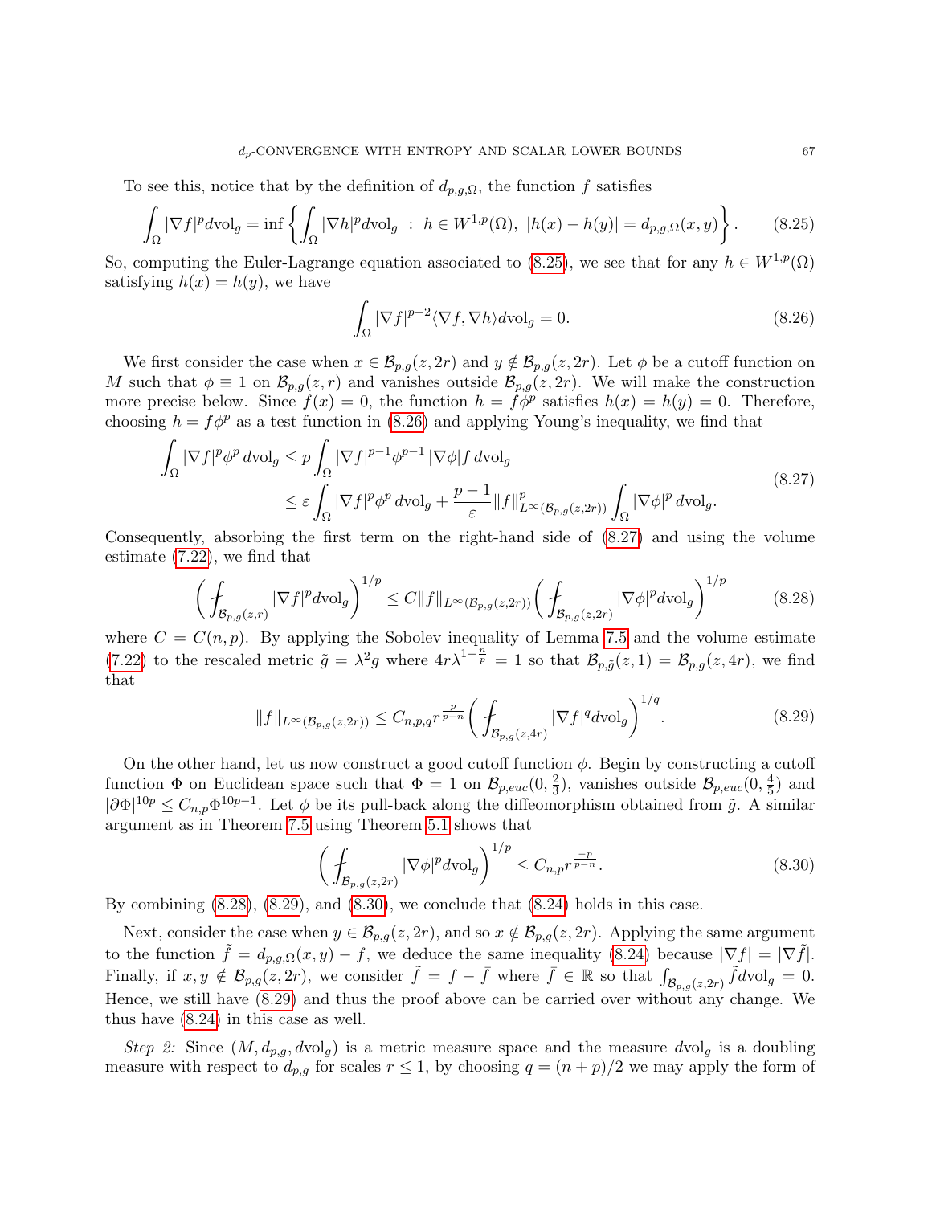To see this, notice that by the definition of $d_{p,g,\Omega}$, the function $f$ satisfies

$$\int_\Omega |\nabla f|^p d\mathrm{vol}_g = \inf \left\{ \int_\Omega |\nabla h|^p d\mathrm{vol}_g \ : \ h \in W^{1,p}(\Omega), \ |h(x) - h(y)| = d_{p,g,\Omega}(x,y) \right\}. \tag{8.25}$$

So, computing the Euler-Lagrange equation associated to (8.25), we see that for any $h \in W^{1,p}(\Omega)$ satisfying $h(x) = h(y)$, we have

$$\int_\Omega |\nabla f|^{p-2} \langle \nabla f, \nabla h \rangle d\mathrm{vol}_g = 0. \tag{8.26}$$

We first consider the case when $x \in \mathcal{B}_{p,g}(z, 2r)$ and $y \notin \mathcal{B}_{p,g}(z, 2r)$. Let $\phi$ be a cutoff function on $M$ such that $\phi \equiv 1$ on $\mathcal{B}_{p,g}(z, r)$ and vanishes outside $\mathcal{B}_{p,g}(z, 2r)$. We will make the construction more precise below. Since $f(x) = 0$, the function $h = f\phi^p$ satisfies $h(x) = h(y) = 0$. Therefore, choosing $h = f\phi^p$ as a test function in (8.26) and applying Young's inequality, we find that

$$\begin{aligned} \int_\Omega |\nabla f|^p \phi^p \, d\mathrm{vol}_g &\leq p \int_\Omega |\nabla f|^{p-1} \phi^{p-1} \, |\nabla \phi| f \, d\mathrm{vol}_g \\ &\leq \varepsilon \int_\Omega |\nabla f|^p \phi^p \, d\mathrm{vol}_g + \frac{p-1}{\varepsilon} \|f\|^p_{L^\infty(\mathcal{B}_{p,g}(z,2r))} \int_\Omega |\nabla \phi|^p \, d\mathrm{vol}_g. \end{aligned} \tag{8.27}$$

Consequently, absorbing the first term on the right-hand side of (8.27) and using the volume estimate (7.22), we find that

$$\left( \fint_{\mathcal{B}_{p,g}(z,r)} |\nabla f|^p d\mathrm{vol}_g \right)^{1/p} \leq C \|f\|_{L^\infty(\mathcal{B}_{p,g}(z,2r))} \left( \fint_{\mathcal{B}_{p,g}(z,2r)} |\nabla \phi|^p d\mathrm{vol}_g \right)^{1/p} \tag{8.28}$$

where $C = C(n,p)$. By applying the Sobolev inequality of Lemma 7.5 and the volume estimate (7.22) to the rescaled metric $\tilde{g} = \lambda^2 g$ where $4r\lambda^{1-\frac{n}{p}} = 1$ so that $\mathcal{B}_{p,\tilde{g}}(z, 1) = \mathcal{B}_{p,g}(z, 4r)$, we find that

$$\|f\|_{L^\infty(\mathcal{B}_{p,g}(z,2r))} \leq C_{n,p,q} r^{\frac{p}{p-n}} \left( \fint_{\mathcal{B}_{p,g}(z,4r)} |\nabla f|^q d\mathrm{vol}_g \right)^{1/q}. \tag{8.29}$$

On the other hand, let us now construct a good cutoff function $\phi$. Begin by constructing a cutoff function $\Phi$ on Euclidean space such that $\Phi = 1$ on $\mathcal{B}_{p,euc}(0, \frac{2}{3})$, vanishes outside $\mathcal{B}_{p,euc}(0, \frac{4}{5})$ and $|\partial \Phi|^{10p} \leq C_{n,p} \Phi^{10p-1}$. Let $\phi$ be its pull-back along the diffeomorphism obtained from $\tilde{g}$. A similar argument as in Theorem 7.5 using Theorem 5.1 shows that

$$\left( \fint_{\mathcal{B}_{p,g}(z,2r)} |\nabla \phi|^p d\mathrm{vol}_g \right)^{1/p} \leq C_{n,p} r^{\frac{-p}{p-n}}. \tag{8.30}$$

By combining (8.28), (8.29), and (8.30), we conclude that (8.24) holds in this case.

Next, consider the case when $y \in \mathcal{B}_{p,g}(z, 2r)$, and so $x \notin \mathcal{B}_{p,g}(z, 2r)$. Applying the same argument to the function $\tilde{f} = d_{p,g,\Omega}(x, y) - f$, we deduce the same inequality (8.24) because $|\nabla f| = |\nabla \tilde{f}|$. Finally, if $x, y \notin \mathcal{B}_{p,g}(z, 2r)$, we consider $\tilde{f} = f - \bar{f}$ where $\bar{f} \in \mathbb{R}$ so that $\int_{\mathcal{B}_{p,g}(z,2r)} \tilde{f} d\mathrm{vol}_g = 0$. Hence, we still have (8.29) and thus the proof above can be carried over without any change. We thus have (8.24) in this case as well.

*Step 2:* Since $(M, d_{p,g}, d\mathrm{vol}_g)$ is a metric measure space and the measure $d\mathrm{vol}_g$ is a doubling measure with respect to $d_{p,g}$ for scales $r \leq 1$, by choosing $q = (n + p)/2$ we may apply the form of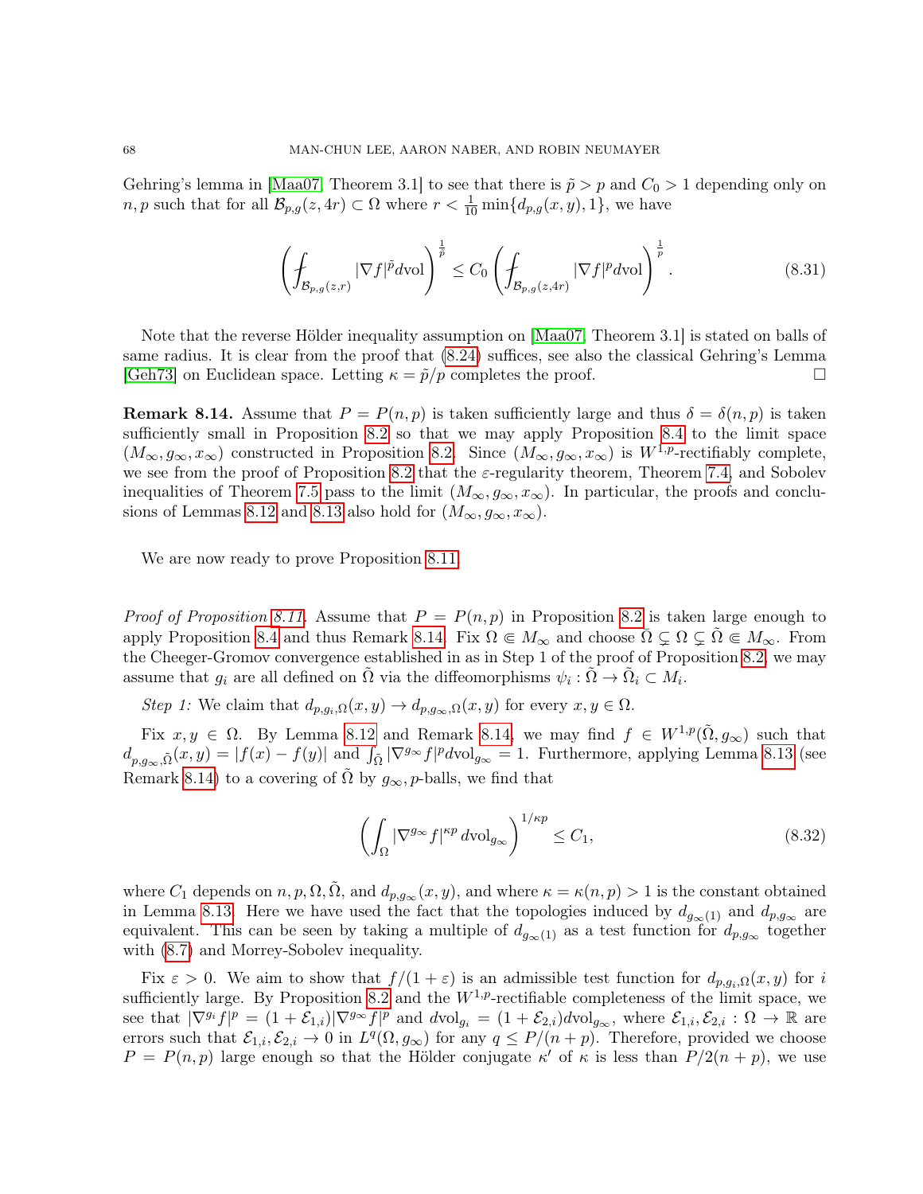Gehring's lemma in [Maa07, Theorem 3.1] to see that there is $\tilde{p} > p$ and $C_0 > 1$ depending only on $n, p$ such that for all $\mathcal{B}_{p,g}(z, 4r) \subset \Omega$ where $r < \frac{1}{10}\min\{d_{p,g}(x,y), 1\}$, we have

$$\left( \fint_{\mathcal{B}_{p,g}(z,r)} |\nabla f|^{\tilde{p}} d\mathrm{vol} \right)^{\frac{1}{\tilde{p}}} \leq C_0 \left( \fint_{\mathcal{B}_{p,g}(z,4r)} |\nabla f|^{p} d\mathrm{vol} \right)^{\frac{1}{p}}. \tag{8.31}$$

Note that the reverse Hölder inequality assumption on [Maa07, Theorem 3.1] is stated on balls of same radius. It is clear from the proof that (8.24) suffices, see also the classical Gehring's Lemma [Geh73] on Euclidean space. Letting $\kappa = \tilde{p}/p$ completes the proof. □

**Remark 8.14.** Assume that $P = P(n,p)$ is taken sufficiently large and thus $\delta = \delta(n,p)$ is taken sufficiently small in Proposition 8.2 so that we may apply Proposition 8.4 to the limit space $(M_\infty, g_\infty, x_\infty)$ constructed in Proposition 8.2. Since $(M_\infty, g_\infty, x_\infty)$ is $W^{1,p}$-rectifiably complete, we see from the proof of Proposition 8.2 that the $\varepsilon$-regularity theorem, Theorem 7.4, and Sobolev inequalities of Theorem 7.5 pass to the limit $(M_\infty, g_\infty, x_\infty)$. In particular, the proofs and conclusions of Lemmas 8.12 and 8.13 also hold for $(M_\infty, g_\infty, x_\infty)$.

We are now ready to prove Proposition 8.11.

*Proof of Proposition 8.11.* Assume that $P = P(n,p)$ in Proposition 8.2 is taken large enough to apply Proposition 8.4 and thus Remark 8.14. Fix $\Omega \Subset M_\infty$ and choose $\bar{\Omega} \subsetneq \Omega \subsetneq \tilde{\Omega} \Subset M_\infty$. From the Cheeger-Gromov convergence established in as in Step 1 of the proof of Proposition 8.2, we may assume that $g_i$ are all defined on $\tilde{\Omega}$ via the diffeomorphisms $\psi_i : \tilde{\Omega} \to \tilde{\Omega}_i \subset M_i$.

*Step 1:* We claim that $d_{p,g_i,\Omega}(x,y) \to d_{p,g_\infty,\Omega}(x,y)$ for every $x, y \in \Omega$.

Fix $x, y \in \Omega$. By Lemma 8.12 and Remark 8.14, we may find $f \in W^{1,p}(\tilde{\Omega}, g_\infty)$ such that $d_{p,g_\infty,\tilde{\Omega}}(x,y) = |f(x) - f(y)|$ and $\int_{\tilde{\Omega}} |\nabla^{g_\infty} f|^p d\mathrm{vol}_{g_\infty} = 1$. Furthermore, applying Lemma 8.13 (see Remark 8.14) to a covering of $\tilde{\Omega}$ by $g_\infty, p$-balls, we find that

$$\left( \int_{\Omega} |\nabla^{g_\infty} f|^{\kappa p} \, d\mathrm{vol}_{g_\infty} \right)^{1/\kappa p} \leq C_1, \tag{8.32}$$

where $C_1$ depends on $n, p, \Omega, \tilde{\Omega}$, and $d_{p,g_\infty}(x,y)$, and where $\kappa = \kappa(n,p) > 1$ is the constant obtained in Lemma 8.13. Here we have used the fact that the topologies induced by $d_{g_\infty(1)}$ and $d_{p,g_\infty}$ are equivalent. This can be seen by taking a multiple of $d_{g_\infty(1)}$ as a test function for $d_{p,g_\infty}$ together with (8.7) and Morrey-Sobolev inequality.

Fix $\varepsilon > 0$. We aim to show that $f/(1+\varepsilon)$ is an admissible test function for $d_{p,g_i,\Omega}(x,y)$ for $i$ sufficiently large. By Proposition 8.2 and the $W^{1,p}$-rectifiable completeness of the limit space, we see that $|\nabla^{g_i} f|^p = (1 + \mathcal{E}_{1,i})|\nabla^{g_\infty} f|^p$ and $d\mathrm{vol}_{g_i} = (1 + \mathcal{E}_{2,i})d\mathrm{vol}_{g_\infty}$, where $\mathcal{E}_{1,i}, \mathcal{E}_{2,i} : \Omega \to \mathbb{R}$ are errors such that $\mathcal{E}_{1,i}, \mathcal{E}_{2,i} \to 0$ in $L^q(\Omega, g_\infty)$ for any $q \leq P/(n+p)$. Therefore, provided we choose $P = P(n,p)$ large enough so that the Hölder conjugate $\kappa'$ of $\kappa$ is less than $P/2(n+p)$, we use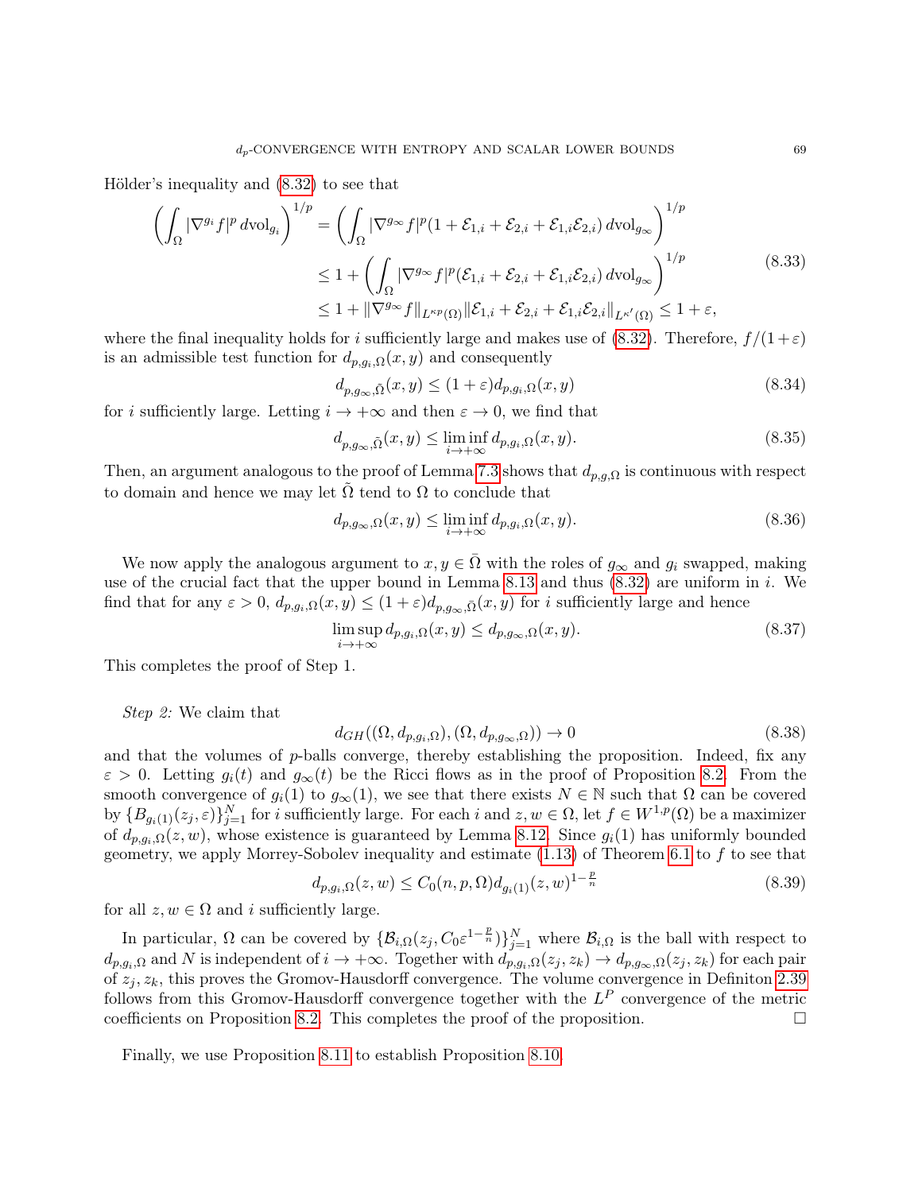Hölder's inequality and (8.32) to see that

$$
\begin{aligned}
\left(\int_\Omega |\nabla^{g_i} f|^p \, \mathrm{dvol}_{g_i}\right)^{1/p} &= \left(\int_\Omega |\nabla^{g_\infty} f|^p (1 + \mathcal{E}_{1,i} + \mathcal{E}_{2,i} + \mathcal{E}_{1,i}\mathcal{E}_{2,i}) \, \mathrm{dvol}_{g_\infty}\right)^{1/p} \\
&\leq 1 + \left(\int_\Omega |\nabla^{g_\infty} f|^p (\mathcal{E}_{1,i} + \mathcal{E}_{2,i} + \mathcal{E}_{1,i}\mathcal{E}_{2,i}) \, \mathrm{dvol}_{g_\infty}\right)^{1/p} \\
&\leq 1 + \|\nabla^{g_\infty} f\|_{L^{\kappa p}(\Omega)} \|\mathcal{E}_{1,i} + \mathcal{E}_{2,i} + \mathcal{E}_{1,i}\mathcal{E}_{2,i}\|_{L^{\kappa'}(\Omega)} \leq 1 + \varepsilon,
\end{aligned}
\tag{8.33}
$$

where the final inequality holds for $i$ sufficiently large and makes use of (8.32). Therefore, $f/(1+\varepsilon)$ is an admissible test function for $d_{p,g_i,\Omega}(x,y)$ and consequently

$$
d_{p,g_\infty,\tilde{\Omega}}(x,y) \leq (1+\varepsilon) d_{p,g_i,\Omega}(x,y) \tag{8.34}
$$

for $i$ sufficiently large. Letting $i \to +\infty$ and then $\varepsilon \to 0$, we find that

$$
d_{p,g_\infty,\tilde{\Omega}}(x,y) \leq \liminf_{i \to +\infty} d_{p,g_i,\Omega}(x,y). \tag{8.35}
$$

Then, an argument analogous to the proof of Lemma 7.3 shows that $d_{p,g,\Omega}$ is continuous with respect to domain and hence we may let $\tilde{\Omega}$ tend to $\Omega$ to conclude that

$$
d_{p,g_\infty,\Omega}(x,y) \leq \liminf_{i \to +\infty} d_{p,g_i,\Omega}(x,y). \tag{8.36}
$$

We now apply the analogous argument to $x, y \in \bar{\Omega}$ with the roles of $g_\infty$ and $g_i$ swapped, making use of the crucial fact that the upper bound in Lemma 8.13 and thus (8.32) are uniform in $i$. We find that for any $\varepsilon > 0$, $d_{p,g_i,\Omega}(x,y) \leq (1+\varepsilon) d_{p,g_\infty,\bar{\Omega}}(x,y)$ for $i$ sufficiently large and hence

$$
\limsup_{i \to +\infty} d_{p,g_i,\Omega}(x,y) \leq d_{p,g_\infty,\Omega}(x,y). \tag{8.37}
$$

This completes the proof of Step 1.

*Step 2:* We claim that

$$
d_{GH}((\Omega, d_{p,g_i,\Omega}), (\Omega, d_{p,g_\infty,\Omega})) \to 0 \tag{8.38}
$$

and that the volumes of $p$-balls converge, thereby establishing the proposition. Indeed, fix any $\varepsilon > 0$. Letting $g_i(t)$ and $g_\infty(t)$ be the Ricci flows as in the proof of Proposition 8.2. From the smooth convergence of $g_i(1)$ to $g_\infty(1)$, we see that there exists $N \in \mathbb{N}$ such that $\Omega$ can be covered by $\{B_{g_i(1)}(z_j, \varepsilon)\}_{j=1}^N$ for $i$ sufficiently large. For each $i$ and $z, w \in \Omega$, let $f \in W^{1,p}(\Omega)$ be a maximizer of $d_{p,g_i,\Omega}(z,w)$, whose existence is guaranteed by Lemma 8.12. Since $g_i(1)$ has uniformly bounded geometry, we apply Morrey-Sobolev inequality and estimate (1.13) of Theorem 6.1 to $f$ to see that

$$
d_{p,g_i,\Omega}(z,w) \leq C_0(n,p,\Omega) d_{g_i(1)}(z,w)^{1-\frac{p}{n}} \tag{8.39}
$$

for all $z, w \in \Omega$ and $i$ sufficiently large.

In particular, $\Omega$ can be covered by $\{\mathcal{B}_{i,\Omega}(z_j, C_0\varepsilon^{1-\frac{p}{n}})\}_{j=1}^N$ where $\mathcal{B}_{i,\Omega}$ is the ball with respect to $d_{p,g_i,\Omega}$ and $N$ is independent of $i \to +\infty$. Together with $d_{p,g_i,\Omega}(z_j,z_k) \to d_{p,g_\infty,\Omega}(z_j,z_k)$ for each pair of $z_j, z_k$, this proves the Gromov-Hausdorff convergence. The volume convergence in Definiton 2.39 follows from this Gromov-Hausdorff convergence together with the $L^P$ convergence of the metric coefficients on Proposition 8.2. This completes the proof of the proposition. □

Finally, we use Proposition 8.11 to establish Proposition 8.10.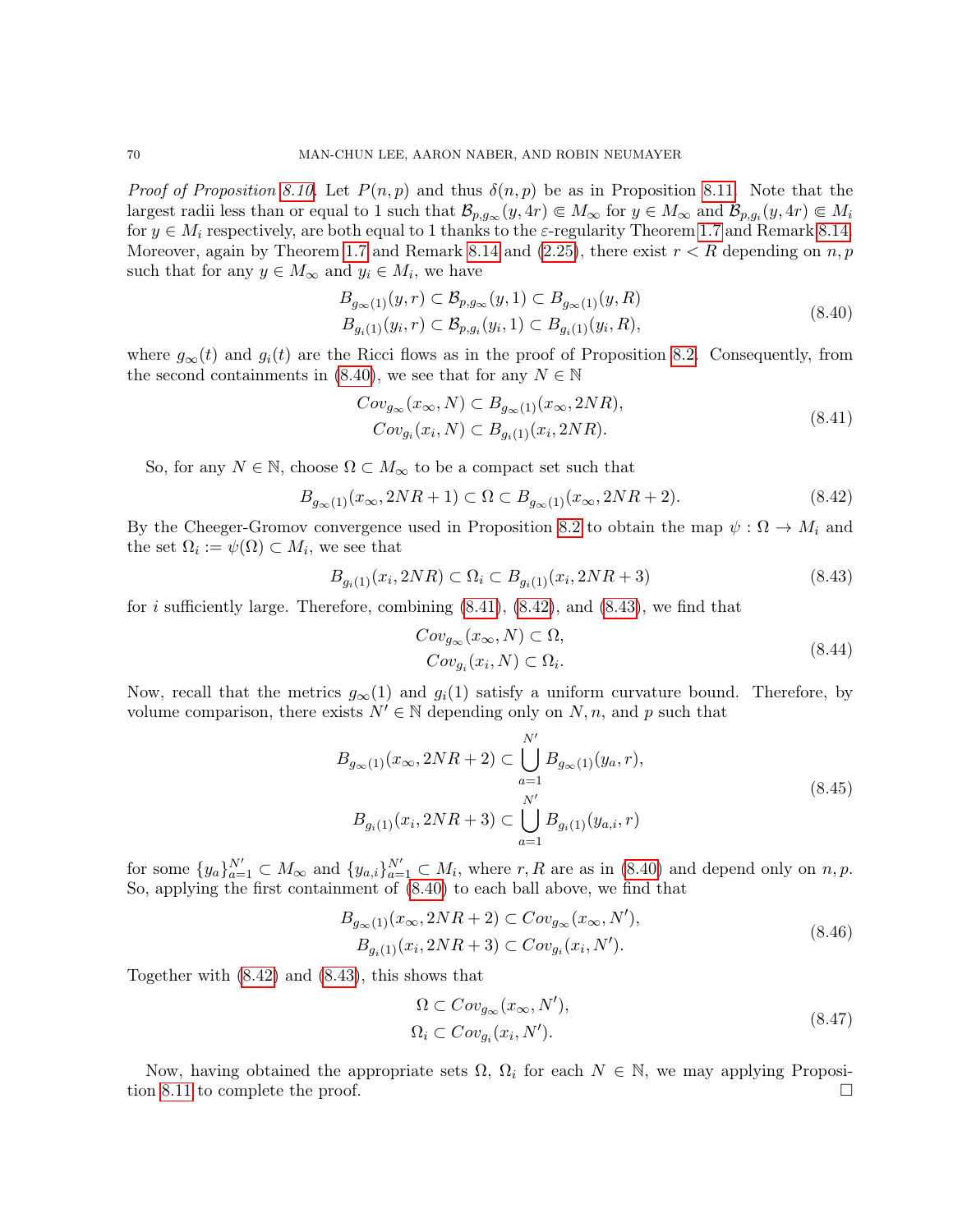*Proof of Proposition 8.10.* Let $P(n,p)$ and thus $\delta(n,p)$ be as in Proposition 8.11. Note that the largest radii less than or equal to 1 such that $\mathcal{B}_{p,g_\infty}(y,4r) \Subset M_\infty$ for $y \in M_\infty$ and $\mathcal{B}_{p,g_i}(y,4r) \Subset M_i$ for $y \in M_i$ respectively, are both equal to 1 thanks to the $\varepsilon$-regularity Theorem 1.7 and Remark 8.14. Moreover, again by Theorem 1.7 and Remark 8.14 and (2.25), there exist $r < R$ depending on $n,p$ such that for any $y \in M_\infty$ and $y_i \in M_i$, we have

$$
\begin{aligned}
B_{g_\infty(1)}(y,r) \subset \mathcal{B}_{p,g_\infty}(y,1) \subset B_{g_\infty(1)}(y,R)\\
B_{g_i(1)}(y_i,r) \subset \mathcal{B}_{p,g_i}(y_i,1) \subset B_{g_i(1)}(y_i,R),
\end{aligned}
\tag{8.40}
$$

where $g_\infty(t)$ and $g_i(t)$ are the Ricci flows as in the proof of Proposition 8.2. Consequently, from the second containments in (8.40), we see that for any $N \in \mathbb{N}$

$$
\begin{aligned}
Cov_{g_\infty}(x_\infty,N) \subset B_{g_\infty(1)}(x_\infty,2NR),\\
Cov_{g_i}(x_i,N) \subset B_{g_i(1)}(x_i,2NR).
\end{aligned}
\tag{8.41}
$$

So, for any $N \in \mathbb{N}$, choose $\Omega \subset M_\infty$ to be a compact set such that

$$
B_{g_\infty(1)}(x_\infty,2NR+1) \subset \Omega \subset B_{g_\infty(1)}(x_\infty,2NR+2). \tag{8.42}
$$

By the Cheeger-Gromov convergence used in Proposition 8.2 to obtain the map $\psi : \Omega \to M_i$ and the set $\Omega_i := \psi(\Omega) \subset M_i$, we see that

$$
B_{g_i(1)}(x_i,2NR) \subset \Omega_i \subset B_{g_i(1)}(x_i,2NR+3) \tag{8.43}
$$

for $i$ sufficiently large. Therefore, combining (8.41), (8.42), and (8.43), we find that

$$
\begin{aligned}
Cov_{g_\infty}(x_\infty,N) \subset \Omega,\\
Cov_{g_i}(x_i,N) \subset \Omega_i.
\end{aligned}
\tag{8.44}
$$

Now, recall that the metrics $g_\infty(1)$ and $g_i(1)$ satisfy a uniform curvature bound. Therefore, by volume comparison, there exists $N' \in \mathbb{N}$ depending only on $N, n$, and $p$ such that

$$
\begin{aligned}
B_{g_\infty(1)}(x_\infty,2NR+2) \subset \bigcup_{a=1}^{N'} B_{g_\infty(1)}(y_a,r),\\
B_{g_i(1)}(x_i,2NR+3) \subset \bigcup_{a=1}^{N'} B_{g_i(1)}(y_{a,i},r)
\end{aligned}
\tag{8.45}
$$

for some $\{y_a\}_{a=1}^{N'} \subset M_\infty$ and $\{y_{a,i}\}_{a=1}^{N'} \subset M_i$, where $r, R$ are as in (8.40) and depend only on $n, p$. So, applying the first containment of (8.40) to each ball above, we find that

$$
\begin{aligned}
B_{g_\infty(1)}(x_\infty,2NR+2) \subset Cov_{g_\infty}(x_\infty,N'),\\
B_{g_i(1)}(x_i,2NR+3) \subset Cov_{g_i}(x_i,N').
\end{aligned}
\tag{8.46}
$$

Together with (8.42) and (8.43), this shows that

$$
\begin{aligned}
\Omega \subset Cov_{g_\infty}(x_\infty,N'),\\
\Omega_i \subset Cov_{g_i}(x_i,N').
\end{aligned}
\tag{8.47}
$$

Now, having obtained the appropriate sets $\Omega$, $\Omega_i$ for each $N \in \mathbb{N}$, we may applying Proposition 8.11 to complete the proof. □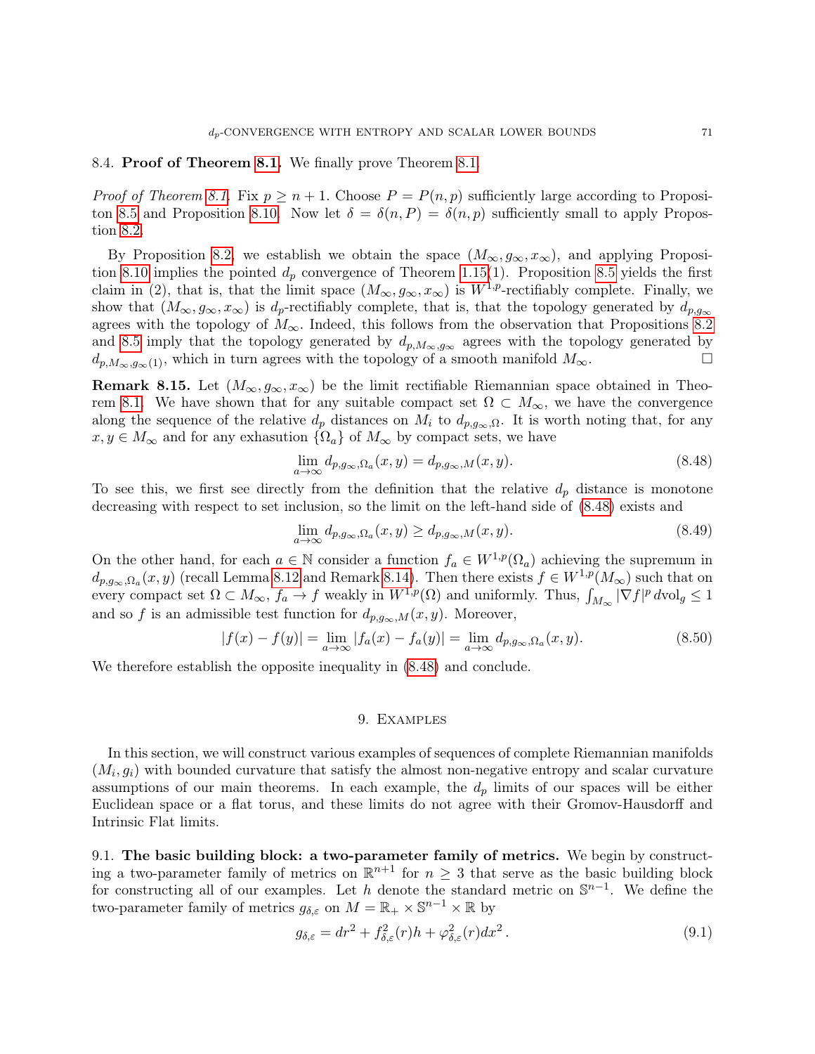### 8.4. **Proof of Theorem 8.1.** We finally prove Theorem 8.1.

*Proof of Theorem 8.1.* Fix $p \geq n+1$. Choose $P = P(n,p)$ sufficiently large according to Propositon 8.5 and Proposition 8.10. Now let $\delta = \delta(n, P) = \delta(n,p)$ sufficiently small to apply Propostion 8.2.

By Proposition 8.2, we establish we obtain the space $(M_\infty, g_\infty, x_\infty)$, and applying Proposition 8.10 implies the pointed $d_p$ convergence of Theorem 1.15(1). Proposition 8.5 yields the first claim in (2), that is, that the limit space $(M_\infty, g_\infty, x_\infty)$ is $W^{1,p}$-rectifiably complete. Finally, we show that $(M_\infty, g_\infty, x_\infty)$ is $d_p$-rectifiably complete, that is, that the topology generated by $d_{p,g_\infty}$ agrees with the topology of $M_\infty$. Indeed, this follows from the observation that Propositions 8.2 and 8.5 imply that the topology generated by $d_{p,M_\infty,g_\infty}$ agrees with the topology generated by $d_{p,M_\infty,g_\infty(1)}$, which in turn agrees with the topology of a smooth manifold $M_\infty$. □

**Remark 8.15.** Let $(M_\infty, g_\infty, x_\infty)$ be the limit rectifiable Riemannian space obtained in Theorem 8.1. We have shown that for any suitable compact set $\Omega \subset M_\infty$, we have the convergence along the sequence of the relative $d_p$ distances on $M_i$ to $d_{p,g_\infty,\Omega}$. It is worth noting that, for any $x, y \in M_\infty$ and for any exhaustion $\{\Omega_a\}$ of $M_\infty$ by compact sets, we have

$$\lim_{a\to\infty} d_{p,g_\infty,\Omega_a}(x,y) = d_{p,g_\infty,M}(x,y). \tag{8.48}$$

To see this, we first see directly from the definition that the relative $d_p$ distance is monotone decreasing with respect to set inclusion, so the limit on the left-hand side of (8.48) exists and

$$\lim_{a\to\infty} d_{p,g_\infty,\Omega_a}(x,y) \geq d_{p,g_\infty,M}(x,y). \tag{8.49}$$

On the other hand, for each $a \in \mathbb{N}$ consider a function $f_a \in W^{1,p}(\Omega_a)$ achieving the supremum in $d_{p,g_\infty,\Omega_a}(x,y)$ (recall Lemma 8.12 and Remark 8.14). Then there exists $f \in W^{1,p}(M_\infty)$ such that on every compact set $\Omega \subset M_\infty$, $f_a \to f$ weakly in $W^{1,p}(\Omega)$ and uniformly. Thus, $\int_{M_\infty} |\nabla f|^p \, d\mathrm{vol}_g \leq 1$ and so $f$ is an admissible test function for $d_{p,g_\infty,M}(x,y)$. Moreover,

$$|f(x) - f(y)| = \lim_{a\to\infty} |f_a(x) - f_a(y)| = \lim_{a\to\infty} d_{p,g_\infty,\Omega_a}(x,y). \tag{8.50}$$

We therefore establish the opposite inequality in (8.48) and conclude.

## 9. Examples

In this section, we will construct various examples of sequences of complete Riemannian manifolds $(M_i, g_i)$ with bounded curvature that satisfy the almost non-negative entropy and scalar curvature assumptions of our main theorems. In each example, the $d_p$ limits of our spaces will be either Euclidean space or a flat torus, and these limits do not agree with their Gromov-Hausdorff and Intrinsic Flat limits.

### 9.1. **The basic building block: a two-parameter family of metrics.** We begin by constructing a two-parameter family of metrics on $\mathbb{R}^{n+1}$ for $n \geq 3$ that serve as the basic building block for constructing all of our examples. Let $h$ denote the standard metric on $\mathbb{S}^{n-1}$. We define the two-parameter family of metrics $g_{\delta,\varepsilon}$ on $M = \mathbb{R}_+ \times \mathbb{S}^{n-1} \times \mathbb{R}$ by

$$g_{\delta,\varepsilon} = dr^2 + f_{\delta,\varepsilon}^2(r)h + \varphi_{\delta,\varepsilon}^2(r)dx^2\,. \tag{9.1}$$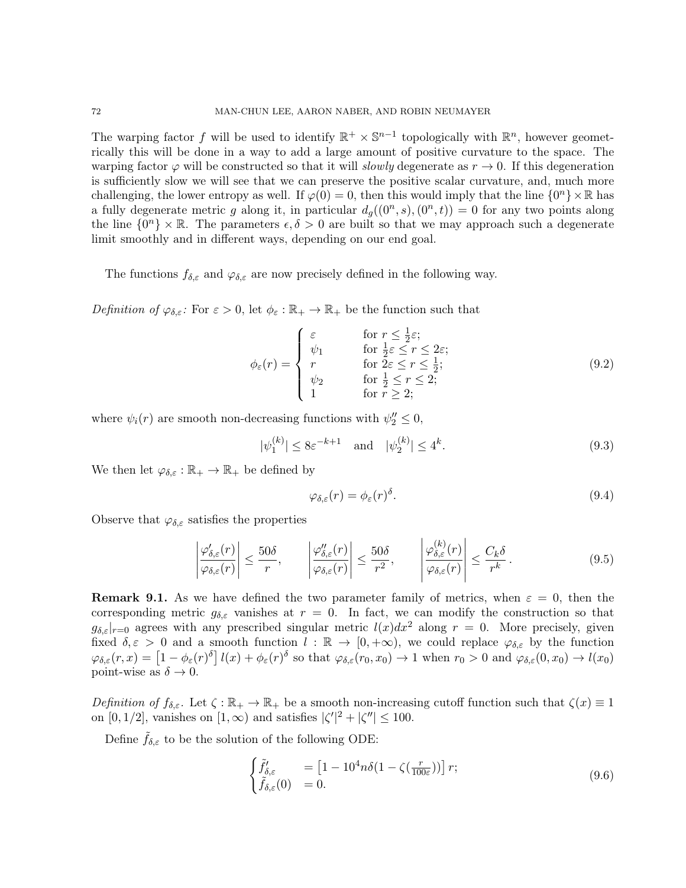The warping factor $f$ will be used to identify $\mathbb{R}^+ \times \mathbb{S}^{n-1}$ topologically with $\mathbb{R}^n$, however geometrically this will be done in a way to add a large amount of positive curvature to the space. The warping factor $\varphi$ will be constructed so that it will *slowly* degenerate as $r \to 0$. If this degeneration is sufficiently slow we will see that we can preserve the positive scalar curvature, and, much more challenging, the lower entropy as well. If $\varphi(0) = 0$, then this would imply that the line $\{0^n\} \times \mathbb{R}$ has a fully degenerate metric $g$ along it, in particular $d_g((0^n, s), (0^n, t)) = 0$ for any two points along the line $\{0^n\} \times \mathbb{R}$. The parameters $\epsilon, \delta > 0$ are built so that we may approach such a degenerate limit smoothly and in different ways, depending on our end goal.

The functions $f_{\delta,\varepsilon}$ and $\varphi_{\delta,\varepsilon}$ are now precisely defined in the following way.

*Definition of $\varphi_{\delta,\varepsilon}$:* For $\varepsilon > 0$, let $\phi_\varepsilon : \mathbb{R}_+ \to \mathbb{R}_+$ be the function such that

$$\phi_\varepsilon(r) = \begin{cases} \varepsilon & \text{for } r \leq \frac{1}{2}\varepsilon; \\ \psi_1 & \text{for } \frac{1}{2}\varepsilon \leq r \leq 2\varepsilon; \\ r & \text{for } 2\varepsilon \leq r \leq \frac{1}{2}; \\ \psi_2 & \text{for } \frac{1}{2} \leq r \leq 2; \\ 1 & \text{for } r \geq 2; \end{cases} \tag{9.2}$$

where $\psi_i(r)$ are smooth non-decreasing functions with $\psi_2'' \leq 0$,

$$|\psi_1^{(k)}| \leq 8\varepsilon^{-k+1} \quad \text{and} \quad |\psi_2^{(k)}| \leq 4^k. \tag{9.3}$$

We then let $\varphi_{\delta,\varepsilon} : \mathbb{R}_+ \to \mathbb{R}_+$ be defined by

$$\varphi_{\delta,\varepsilon}(r) = \phi_\varepsilon(r)^\delta. \tag{9.4}$$

Observe that $\varphi_{\delta,\varepsilon}$ satisfies the properties

$$\left|\frac{\varphi'_{\delta,\varepsilon}(r)}{\varphi_{\delta,\varepsilon}(r)}\right| \leq \frac{50\delta}{r}, \qquad \left|\frac{\varphi''_{\delta,\varepsilon}(r)}{\varphi_{\delta,\varepsilon}(r)}\right| \leq \frac{50\delta}{r^2}, \qquad \left|\frac{\varphi^{(k)}_{\delta,\varepsilon}(r)}{\varphi_{\delta,\varepsilon}(r)}\right| \leq \frac{C_k\delta}{r^k}. \tag{9.5}$$

**Remark 9.1.** As we have defined the two parameter family of metrics, when $\varepsilon = 0$, then the corresponding metric $g_{\delta,\varepsilon}$ vanishes at $r = 0$. In fact, we can modify the construction so that $g_{\delta,\varepsilon}|_{r=0}$ agrees with any prescribed singular metric $l(x)dx^2$ along $r = 0$. More precisely, given fixed $\delta, \varepsilon > 0$ and a smooth function $l : \mathbb{R} \to [0, +\infty)$, we could replace $\varphi_{\delta,\varepsilon}$ by the function $\varphi_{\delta,\varepsilon}(r, x) = \left[1 - \phi_\varepsilon(r)^\delta\right] l(x) + \phi_\varepsilon(r)^\delta$ so that $\varphi_{\delta,\varepsilon}(r_0, x_0) \to 1$ when $r_0 > 0$ and $\varphi_{\delta,\varepsilon}(0, x_0) \to l(x_0)$ point-wise as $\delta \to 0$.

*Definition of $f_{\delta,\varepsilon}$.* Let $\zeta : \mathbb{R}_+ \to \mathbb{R}_+$ be a smooth non-increasing cutoff function such that $\zeta(x) \equiv 1$ on $[0, 1/2]$, vanishes on $[1, \infty)$ and satisfies $|\zeta'|^2 + |\zeta''| \leq 100$.

Define $\tilde{f}_{\delta,\varepsilon}$ to be the solution of the following ODE:

$$\begin{cases} \tilde{f}'_{\delta,\varepsilon} &= \left[1 - 10^4 n\delta(1 - \zeta(\frac{r}{100\varepsilon}))\right] r; \\ \tilde{f}_{\delta,\varepsilon}(0) &= 0. \end{cases} \tag{9.6}$$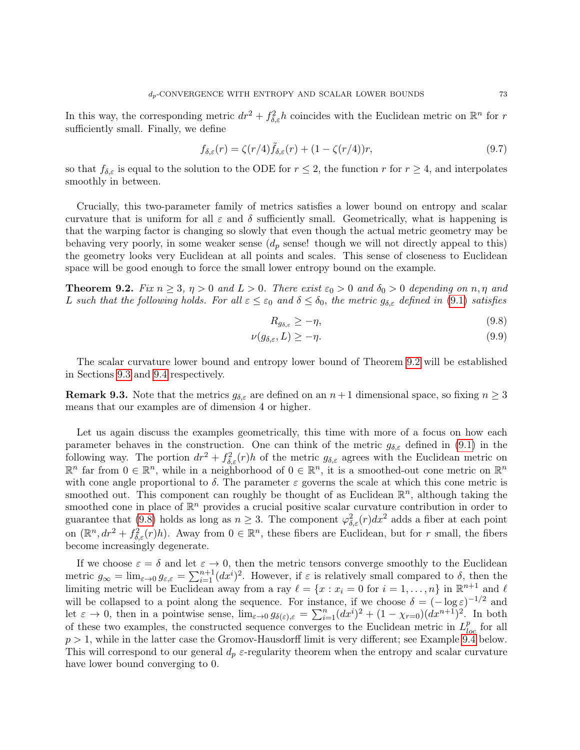In this way, the corresponding metric $dr^2 + f_{\delta,\varepsilon}^2 h$ coincides with the Euclidean metric on $\mathbb{R}^n$ for $r$ sufficiently small. Finally, we define

$$f_{\delta,\varepsilon}(r) = \zeta(r/4)\tilde{f}_{\delta,\varepsilon}(r) + (1 - \zeta(r/4))r, \tag{9.7}$$

so that $f_{\delta,\varepsilon}$ is equal to the solution to the ODE for $r \leq 2$, the function $r$ for $r \geq 4$, and interpolates smoothly in between.

Crucially, this two-parameter family of metrics satisfies a lower bound on entropy and scalar curvature that is uniform for all $\varepsilon$ and $\delta$ sufficiently small. Geometrically, what is happening is that the warping factor is changing so slowly that even though the actual metric geometry may be behaving very poorly, in some weaker sense ($d_p$ sense! though we will not directly appeal to this) the geometry looks very Euclidean at all points and scales. This sense of closeness to Euclidean space will be good enough to force the small lower entropy bound on the example.

**Theorem 9.2.** *Fix $n \geq 3$, $\eta > 0$ and $L > 0$. There exist $\varepsilon_0 > 0$ and $\delta_0 > 0$ depending on $n, \eta$ and $L$ such that the following holds. For all $\varepsilon \leq \varepsilon_0$ and $\delta \leq \delta_0$, the metric $g_{\delta,\varepsilon}$ defined in (9.1) satisfies*

$$R_{g_{\delta,\varepsilon}} \geq -\eta, \tag{9.8}$$

$$\nu(g_{\delta,\varepsilon}, L) \geq -\eta. \tag{9.9}$$

The scalar curvature lower bound and entropy lower bound of Theorem 9.2 will be established in Sections 9.3 and 9.4 respectively.

**Remark 9.3.** Note that the metrics $g_{\delta,\varepsilon}$ are defined on an $n+1$ dimensional space, so fixing $n \geq 3$ means that our examples are of dimension 4 or higher.

Let us again discuss the examples geometrically, this time with more of a focus on how each parameter behaves in the construction. One can think of the metric $g_{\delta,\varepsilon}$ defined in (9.1) in the following way. The portion $dr^2 + f_{\delta,\varepsilon}^2(r)h$ of the metric $g_{\delta,\varepsilon}$ agrees with the Euclidean metric on $\mathbb{R}^n$ far from $0 \in \mathbb{R}^n$, while in a neighborhood of $0 \in \mathbb{R}^n$, it is a smoothed-out cone metric on $\mathbb{R}^n$ with cone angle proportional to $\delta$. The parameter $\varepsilon$ governs the scale at which this cone metric is smoothed out. This component can roughly be thought of as Euclidean $\mathbb{R}^n$, although taking the smoothed cone in place of $\mathbb{R}^n$ provides a crucial positive scalar curvature contribution in order to guarantee that (9.8) holds as long as $n \geq 3$. The component $\varphi_{\delta,\varepsilon}^2(r)dx^2$ adds a fiber at each point on $(\mathbb{R}^n, dr^2 + f_{\delta,\varepsilon}^2(r)h)$. Away from $0 \in \mathbb{R}^n$, these fibers are Euclidean, but for $r$ small, the fibers become increasingly degenerate.

If we choose $\varepsilon = \delta$ and let $\varepsilon \to 0$, then the metric tensors converge smoothly to the Euclidean metric $g_\infty = \lim_{\varepsilon\to 0} g_{\varepsilon,\varepsilon} = \sum_{i=1}^{n+1}(dx^i)^2$. However, if $\varepsilon$ is relatively small compared to $\delta$, then the limiting metric will be Euclidean away from a ray $\ell = \{x : x_i = 0 \text{ for } i = 1, \ldots, n\}$ in $\mathbb{R}^{n+1}$ and $\ell$ will be collapsed to a point along the sequence. For instance, if we choose $\delta = (-\log\varepsilon)^{-1/2}$ and let $\varepsilon \to 0$, then in a pointwise sense, $\lim_{\varepsilon\to 0} g_{\delta(\varepsilon),\varepsilon} = \sum_{i=1}^{n}(dx^i)^2 + (1 - \chi_{r=0})(dx^{n+1})^2$. In both of these two examples, the constructed sequence converges to the Euclidean metric in $L^p_{loc}$ for all $p > 1$, while in the latter case the Gromov-Hausdorff limit is very different; see Example 9.4 below. This will correspond to our general $d_p$ $\varepsilon$-regularity theorem when the entropy and scalar curvature have lower bound converging to 0.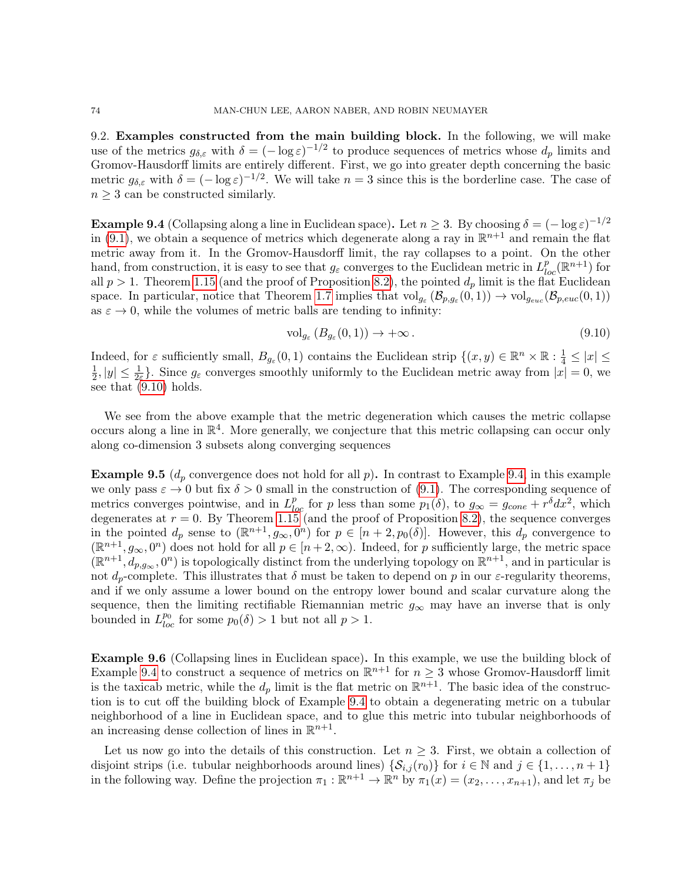9.2. **Examples constructed from the main building block.** In the following, we will make use of the metrics $g_{\delta,\varepsilon}$ with $\delta = (-\log \varepsilon)^{-1/2}$ to produce sequences of metrics whose $d_p$ limits and Gromov-Hausdorff limits are entirely different. First, we go into greater depth concerning the basic metric $g_{\delta,\varepsilon}$ with $\delta = (-\log \varepsilon)^{-1/2}$. We will take $n = 3$ since this is the borderline case. The case of $n \geq 3$ can be constructed similarly.

**Example 9.4** (Collapsing along a line in Euclidean space)**.** Let $n \geq 3$. By choosing $\delta = (-\log \varepsilon)^{-1/2}$ in (9.1), we obtain a sequence of metrics which degenerate along a ray in $\mathbb{R}^{n+1}$ and remain the flat metric away from it. In the Gromov-Hausdorff limit, the ray collapses to a point. On the other hand, from construction, it is easy to see that $g_\varepsilon$ converges to the Euclidean metric in $L^p_{loc}(\mathbb{R}^{n+1})$ for all $p > 1$. Theorem 1.15 (and the proof of Proposition 8.2), the pointed $d_p$ limit is the flat Euclidean space. In particular, notice that Theorem 1.7 implies that $\mathrm{vol}_{g_\varepsilon}(\mathcal{B}_{p,g_\varepsilon}(0,1)) \to \mathrm{vol}_{g_{euc}}(\mathcal{B}_{p,euc}(0,1))$ as $\varepsilon \to 0$, while the volumes of metric balls are tending to infinity:

$$\mathrm{vol}_{g_\varepsilon}(B_{g_\varepsilon}(0,1)) \to +\infty\,. \tag{9.10}$$

Indeed, for $\varepsilon$ sufficiently small, $B_{g_\varepsilon}(0,1)$ contains the Euclidean strip $\{(x,y) \in \mathbb{R}^n \times \mathbb{R} : \frac{1}{4} \leq |x| \leq \frac{1}{2}, |y| \leq \frac{1}{2\varepsilon}\}$. Since $g_\varepsilon$ converges smoothly uniformly to the Euclidean metric away from $|x| = 0$, we see that (9.10) holds.

We see from the above example that the metric degeneration which causes the metric collapse occurs along a line in $\mathbb{R}^4$. More generally, we conjecture that this metric collapsing can occur only along co-dimension 3 subsets along converging sequences

**Example 9.5** ($d_p$ convergence does not hold for all $p$)**.** In contrast to Example 9.4, in this example we only pass $\varepsilon \to 0$ but fix $\delta > 0$ small in the construction of (9.1). The corresponding sequence of metrics converges pointwise, and in $L^p_{loc}$ for $p$ less than some $p_1(\delta)$, to $g_\infty = g_{cone} + r^\delta dx^2$, which degenerates at $r = 0$. By Theorem 1.15 (and the proof of Proposition 8.2), the sequence converges in the pointed $d_p$ sense to $(\mathbb{R}^{n+1}, g_\infty, 0^n)$ for $p \in [n+2, p_0(\delta)]$. However, this $d_p$ convergence to $(\mathbb{R}^{n+1}, g_\infty, 0^n)$ does not hold for all $p \in [n+2, \infty)$. Indeed, for $p$ sufficiently large, the metric space $(\mathbb{R}^{n+1}, d_{p,g_\infty}, 0^n)$ is topologically distinct from the underlying topology on $\mathbb{R}^{n+1}$, and in particular is not $d_p$-complete. This illustrates that $\delta$ must be taken to depend on $p$ in our $\varepsilon$-regularity theorems, and if we only assume a lower bound on the entropy lower bound and scalar curvature along the sequence, then the limiting rectifiable Riemannian metric $g_\infty$ may have an inverse that is only bounded in $L^{p_0}_{loc}$ for some $p_0(\delta) > 1$ but not all $p > 1$.

**Example 9.6** (Collapsing lines in Euclidean space)**.** In this example, we use the building block of Example 9.4 to construct a sequence of metrics on $\mathbb{R}^{n+1}$ for $n \geq 3$ whose Gromov-Hausdorff limit is the taxicab metric, while the $d_p$ limit is the flat metric on $\mathbb{R}^{n+1}$. The basic idea of the construction is to cut off the building block of Example 9.4 to obtain a degenerating metric on a tubular neighborhood of a line in Euclidean space, and to glue this metric into tubular neighborhoods of an increasing dense collection of lines in $\mathbb{R}^{n+1}$.

Let us now go into the details of this construction. Let $n \geq 3$. First, we obtain a collection of disjoint strips (i.e. tubular neighborhoods around lines) $\{\mathcal{S}_{i,j}(r_0)\}$ for $i \in \mathbb{N}$ and $j \in \{1, \ldots, n+1\}$ in the following way. Define the projection $\pi_1 : \mathbb{R}^{n+1} \to \mathbb{R}^n$ by $\pi_1(x) = (x_2, \ldots, x_{n+1})$, and let $\pi_j$ be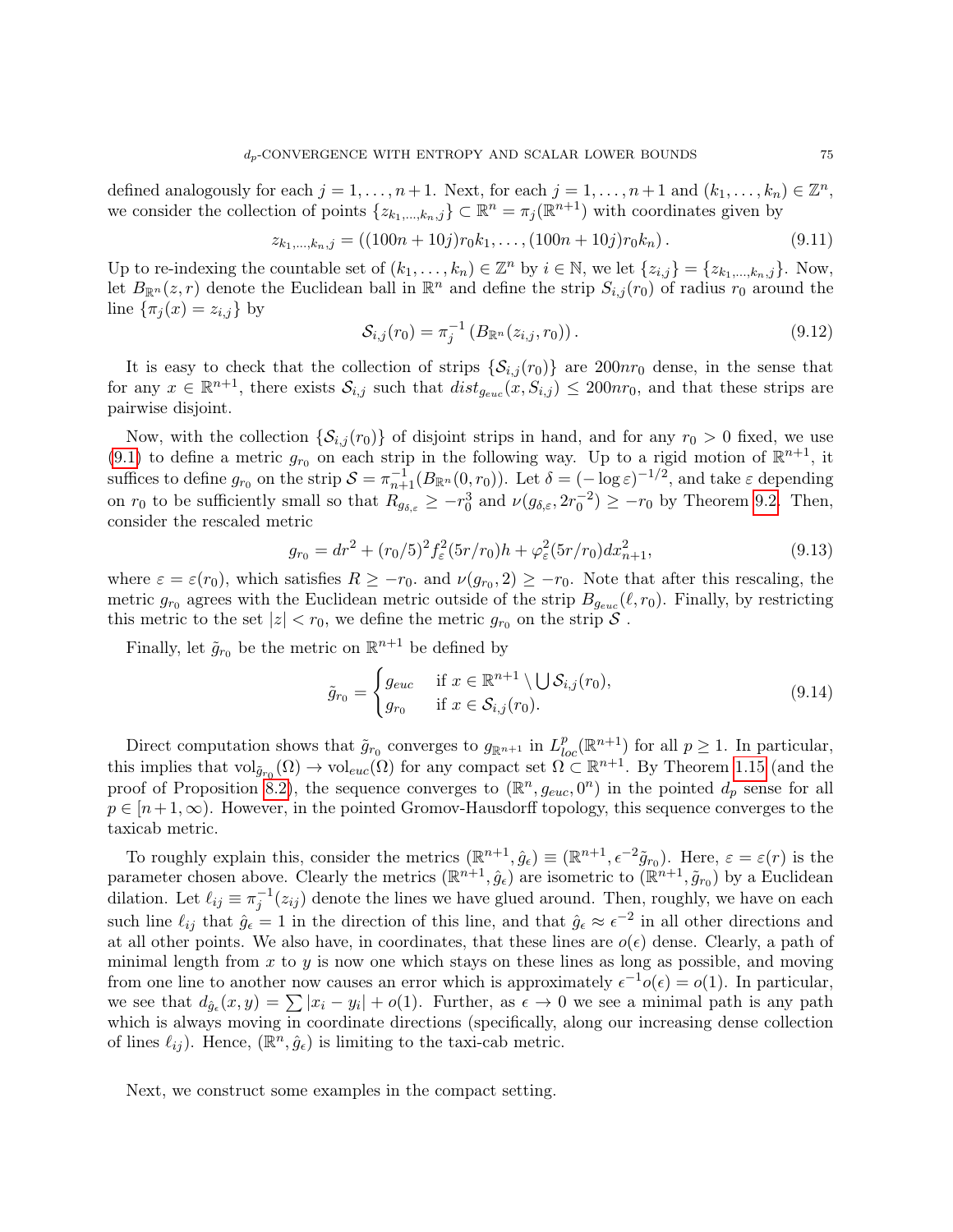defined analogously for each $j = 1, \ldots, n+1$. Next, for each $j = 1, \ldots, n+1$ and $(k_1, \ldots, k_n) \in \mathbb{Z}^n$, we consider the collection of points $\{z_{k_1,\ldots,k_n,j}\} \subset \mathbb{R}^n = \pi_j(\mathbb{R}^{n+1})$ with coordinates given by

$$z_{k_1,\ldots,k_n,j} = ((100n + 10j)r_0 k_1, \ldots, (100n + 10j)r_0 k_n). \tag{9.11}$$

Up to re-indexing the countable set of $(k_1, \ldots, k_n) \in \mathbb{Z}^n$ by $i \in \mathbb{N}$, we let $\{z_{i,j}\} = \{z_{k_1,\ldots,k_n,j}\}$. Now, let $B_{\mathbb{R}^n}(z, r)$ denote the Euclidean ball in $\mathbb{R}^n$ and define the strip $S_{i,j}(r_0)$ of radius $r_0$ around the line $\{\pi_j(x) = z_{i,j}\}$ by

$$\mathcal{S}_{i,j}(r_0) = \pi_j^{-1}\left(B_{\mathbb{R}^n}(z_{i,j}, r_0)\right). \tag{9.12}$$

It is easy to check that the collection of strips $\{\mathcal{S}_{i,j}(r_0)\}$ are $200nr_0$ dense, in the sense that for any $x \in \mathbb{R}^{n+1}$, there exists $\mathcal{S}_{i,j}$ such that $dist_{g_{euc}}(x, S_{i,j}) \leq 200nr_0$, and that these strips are pairwise disjoint.

Now, with the collection $\{\mathcal{S}_{i,j}(r_0)\}$ of disjoint strips in hand, and for any $r_0 > 0$ fixed, we use (9.1) to define a metric $g_{r_0}$ on each strip in the following way. Up to a rigid motion of $\mathbb{R}^{n+1}$, it suffices to define $g_{r_0}$ on the strip $\mathcal{S} = \pi_{n+1}^{-1}(B_{\mathbb{R}^n}(0, r_0))$. Let $\delta = (-\log \varepsilon)^{-1/2}$, and take $\varepsilon$ depending on $r_0$ to be sufficiently small so that $R_{g_{\delta,\varepsilon}} \geq -r_0^3$ and $\nu(g_{\delta,\varepsilon}, 2r_0^{-2}) \geq -r_0$ by Theorem 9.2. Then, consider the rescaled metric

$$g_{r_0} = dr^2 + (r_0/5)^2 f_\varepsilon^2(5r/r_0)h + \varphi_\varepsilon^2(5r/r_0)dx_{n+1}^2, \tag{9.13}$$

where $\varepsilon = \varepsilon(r_0)$, which satisfies $R \geq -r_0$. and $\nu(g_{r_0}, 2) \geq -r_0$. Note that after this rescaling, the metric $g_{r_0}$ agrees with the Euclidean metric outside of the strip $B_{g_{euc}}(\ell, r_0)$. Finally, by restricting this metric to the set $|z| < r_0$, we define the metric $g_{r_0}$ on the strip $\mathcal{S}$ .

Finally, let $\tilde{g}_{r_0}$ be the metric on $\mathbb{R}^{n+1}$ be defined by

$$\tilde{g}_{r_0} = \begin{cases} g_{euc} & \text{if } x \in \mathbb{R}^{n+1} \setminus \bigcup \mathcal{S}_{i,j}(r_0), \\ g_{r_0} & \text{if } x \in \mathcal{S}_{i,j}(r_0). \end{cases} \tag{9.14}$$

Direct computation shows that $\tilde{g}_{r_0}$ converges to $g_{\mathbb{R}^{n+1}}$ in $L^p_{loc}(\mathbb{R}^{n+1})$ for all $p \geq 1$. In particular, this implies that $\mathrm{vol}_{\tilde{g}_{r_0}}(\Omega) \to \mathrm{vol}_{euc}(\Omega)$ for any compact set $\Omega \subset \mathbb{R}^{n+1}$. By Theorem 1.15 (and the proof of Proposition 8.2), the sequence converges to $(\mathbb{R}^n, g_{euc}, 0^n)$ in the pointed $d_p$ sense for all $p \in [n+1, \infty)$. However, in the pointed Gromov-Hausdorff topology, this sequence converges to the taxicab metric.

To roughly explain this, consider the metrics $(\mathbb{R}^{n+1}, \hat{g}_\epsilon) \equiv (\mathbb{R}^{n+1}, \epsilon^{-2}\tilde{g}_{r_0})$. Here, $\varepsilon = \varepsilon(r)$ is the parameter chosen above. Clearly the metrics $(\mathbb{R}^{n+1}, \hat{g}_\epsilon)$ are isometric to $(\mathbb{R}^{n+1}, \tilde{g}_{r_0})$ by a Euclidean dilation. Let $\ell_{ij} \equiv \pi_j^{-1}(z_{ij})$ denote the lines we have glued around. Then, roughly, we have on each such line $\ell_{ij}$ that $\hat{g}_\epsilon = 1$ in the direction of this line, and that $\hat{g}_\epsilon \approx \epsilon^{-2}$ in all other directions and at all other points. We also have, in coordinates, that these lines are $o(\epsilon)$ dense. Clearly, a path of minimal length from $x$ to $y$ is now one which stays on these lines as long as possible, and moving from one line to another now causes an error which is approximately $\epsilon^{-1}o(\epsilon) = o(1)$. In particular, we see that $d_{\hat{g}_\epsilon}(x, y) = \sum |x_i - y_i| + o(1)$. Further, as $\epsilon \to 0$ we see a minimal path is any path which is always moving in coordinate directions (specifically, along our increasing dense collection of lines $\ell_{ij}$). Hence, $(\mathbb{R}^n, \hat{g}_\epsilon)$ is limiting to the taxi-cab metric.

Next, we construct some examples in the compact setting.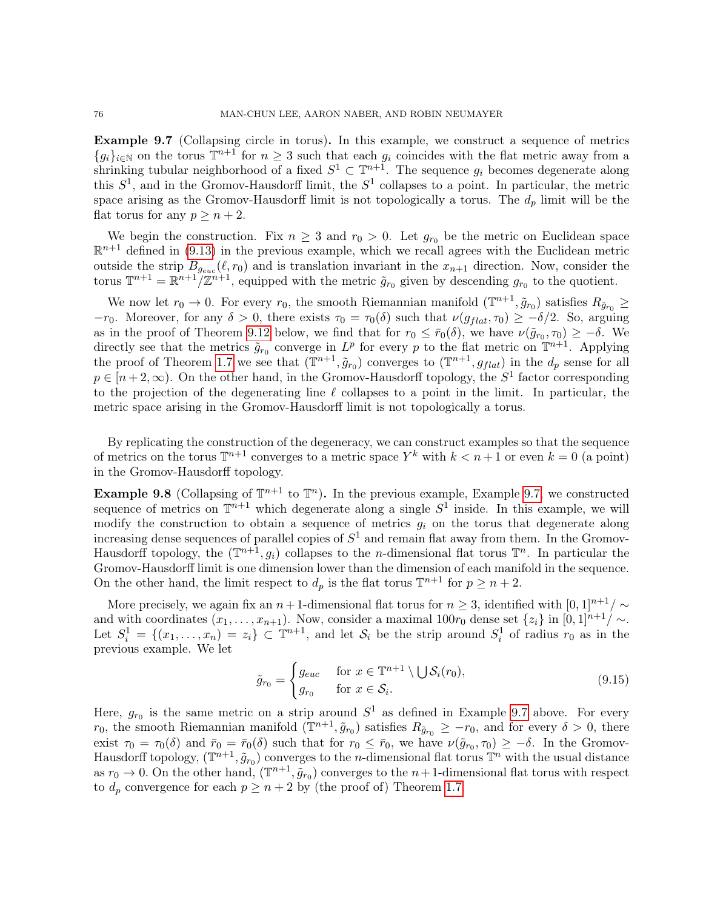**Example 9.7** (Collapsing circle in torus)**.** In this example, we construct a sequence of metrics $\{g_i\}_{i\in\mathbb{N}}$ on the torus $\mathbb{T}^{n+1}$ for $n \geq 3$ such that each $g_i$ coincides with the flat metric away from a shrinking tubular neighborhood of a fixed $S^1 \subset \mathbb{T}^{n+1}$. The sequence $g_i$ becomes degenerate along this $S^1$, and in the Gromov-Hausdorff limit, the $S^1$ collapses to a point. In particular, the metric space arising as the Gromov-Hausdorff limit is not topologically a torus. The $d_p$ limit will be the flat torus for any $p \geq n+2$.

We begin the construction. Fix $n \geq 3$ and $r_0 > 0$. Let $g_{r_0}$ be the metric on Euclidean space $\mathbb{R}^{n+1}$ defined in (9.13) in the previous example, which we recall agrees with the Euclidean metric outside the strip $B_{g_{euc}}(\ell, r_0)$ and is translation invariant in the $x_{n+1}$ direction. Now, consider the torus $\mathbb{T}^{n+1} = \mathbb{R}^{n+1}/\mathbb{Z}^{n+1}$, equipped with the metric $\tilde{g}_{r_0}$ given by descending $g_{r_0}$ to the quotient.

We now let $r_0 \to 0$. For every $r_0$, the smooth Riemannian manifold $(\mathbb{T}^{n+1}, \tilde{g}_{r_0})$ satisfies $R_{\tilde{g}_{r_0}} \geq -r_0$. Moreover, for any $\delta > 0$, there exists $\tau_0 = \tau_0(\delta)$ such that $\nu(g_{flat}, \tau_0) \geq -\delta/2$. So, arguing as in the proof of Theorem 9.12 below, we find that for $r_0 \leq \bar{r}_0(\delta)$, we have $\nu(\tilde{g}_{r_0}, \tau_0) \geq -\delta$. We directly see that the metrics $\tilde{g}_{r_0}$ converge in $L^p$ for every $p$ to the flat metric on $\mathbb{T}^{n+1}$. Applying the proof of Theorem 1.7 we see that $(\mathbb{T}^{n+1}, \tilde{g}_{r_0})$ converges to $(\mathbb{T}^{n+1}, g_{flat})$ in the $d_p$ sense for all $p \in [n+2, \infty)$. On the other hand, in the Gromov-Hausdorff topology, the $S^1$ factor corresponding to the projection of the degenerating line $\ell$ collapses to a point in the limit. In particular, the metric space arising in the Gromov-Hausdorff limit is not topologically a torus.

By replicating the construction of the degeneracy, we can construct examples so that the sequence of metrics on the torus $\mathbb{T}^{n+1}$ converges to a metric space $Y^k$ with $k < n+1$ or even $k = 0$ (a point) in the Gromov-Hausdorff topology.

**Example 9.8** (Collapsing of $\mathbb{T}^{n+1}$ to $\mathbb{T}^n$)**.** In the previous example, Example 9.7, we constructed sequence of metrics on $\mathbb{T}^{n+1}$ which degenerate along a single $S^1$ inside. In this example, we will modify the construction to obtain a sequence of metrics $g_i$ on the torus that degenerate along increasing dense sequences of parallel copies of $S^1$ and remain flat away from them. In the Gromov-Hausdorff topology, the $(\mathbb{T}^{n+1}, g_i)$ collapses to the $n$-dimensional flat torus $\mathbb{T}^n$. In particular the Gromov-Hausdorff limit is one dimension lower than the dimension of each manifold in the sequence. On the other hand, the limit respect to $d_p$ is the flat torus $\mathbb{T}^{n+1}$ for $p \geq n+2$.

More precisely, we again fix an $n+1$-dimensional flat torus for $n \geq 3$, identified with $[0,1]^{n+1}/\sim$ and with coordinates $(x_1, \ldots, x_{n+1})$. Now, consider a maximal $100r_0$ dense set $\{z_i\}$ in $[0,1]^{n+1}/\sim$. Let $S^1_i = \{(x_1, \ldots, x_n) = z_i\} \subset \mathbb{T}^{n+1}$, and let $\mathcal{S}_i$ be the strip around $S^1_i$ of radius $r_0$ as in the previous example. We let

$$\tilde{g}_{r_0} = \begin{cases} g_{euc} & \text{for } x \in \mathbb{T}^{n+1} \setminus \bigcup \mathcal{S}_i(r_0), \\ g_{r_0} & \text{for } x \in \mathcal{S}_i. \end{cases} \tag{9.15}$$

Here, $g_{r_0}$ is the same metric on a strip around $S^1$ as defined in Example 9.7 above. For every $r_0$, the smooth Riemannian manifold $(\mathbb{T}^{n+1}, \tilde{g}_{r_0})$ satisfies $R_{\tilde{g}_{r_0}} \geq -r_0$, and for every $\delta > 0$, there exist $\tau_0 = \tau_0(\delta)$ and $\bar{r}_0 = \bar{r}_0(\delta)$ such that for $r_0 \leq \bar{r}_0$, we have $\nu(\tilde{g}_{r_0}, \tau_0) \geq -\delta$. In the Gromov-Hausdorff topology, $(\mathbb{T}^{n+1}, \tilde{g}_{r_0})$ converges to the $n$-dimensional flat torus $\mathbb{T}^n$ with the usual distance as $r_0 \to 0$. On the other hand, $(\mathbb{T}^{n+1}, \tilde{g}_{r_0})$ converges to the $n+1$-dimensional flat torus with respect to $d_p$ convergence for each $p \geq n+2$ by (the proof of) Theorem 1.7.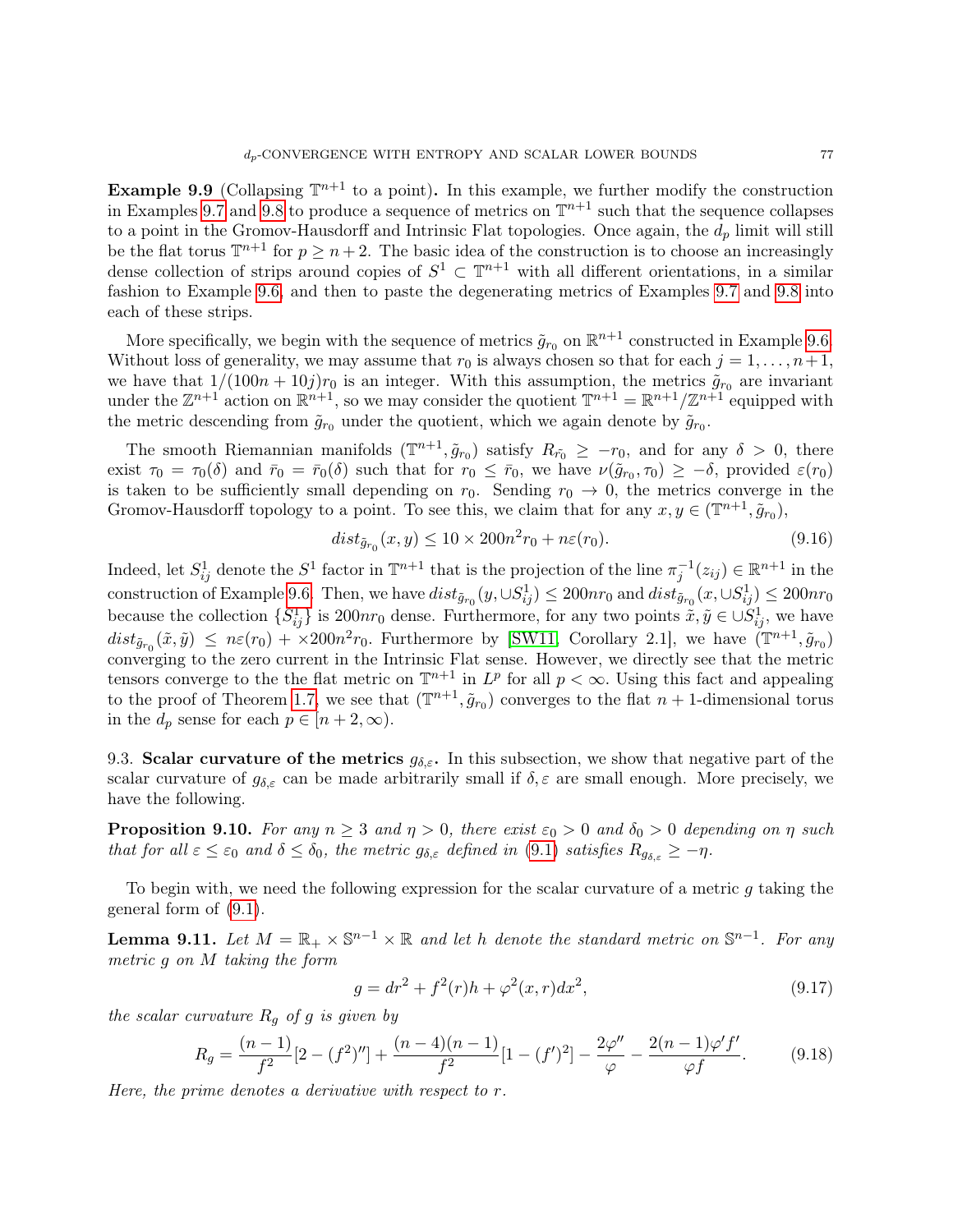**Example 9.9** (Collapsing $\mathbb{T}^{n+1}$ to a point)**.** In this example, we further modify the construction in Examples 9.7 and 9.8 to produce a sequence of metrics on $\mathbb{T}^{n+1}$ such that the sequence collapses to a point in the Gromov-Hausdorff and Intrinsic Flat topologies. Once again, the $d_p$ limit will still be the flat torus $\mathbb{T}^{n+1}$ for $p \geq n+2$. The basic idea of the construction is to choose an increasingly dense collection of strips around copies of $S^1 \subset \mathbb{T}^{n+1}$ with all different orientations, in a similar fashion to Example 9.6, and then to paste the degenerating metrics of Examples 9.7 and 9.8 into each of these strips.

More specifically, we begin with the sequence of metrics $\tilde{g}_{r_0}$ on $\mathbb{R}^{n+1}$ constructed in Example 9.6. Without loss of generality, we may assume that $r_0$ is always chosen so that for each $j = 1, \ldots, n+1$, we have that $1/(100n + 10j)r_0$ is an integer. With this assumption, the metrics $\tilde{g}_{r_0}$ are invariant under the $\mathbb{Z}^{n+1}$ action on $\mathbb{R}^{n+1}$, so we may consider the quotient $\mathbb{T}^{n+1} = \mathbb{R}^{n+1}/\mathbb{Z}^{n+1}$ equipped with the metric descending from $\tilde{g}_{r_0}$ under the quotient, which we again denote by $\tilde{g}_{r_0}$.

The smooth Riemannian manifolds $(\mathbb{T}^{n+1}, \tilde{g}_{r_0})$ satisfy $R_{\tilde{r_0}} \geq -r_0$, and for any $\delta > 0$, there exist $\tau_0 = \tau_0(\delta)$ and $\bar{r}_0 = \bar{r}_0(\delta)$ such that for $r_0 \leq \bar{r}_0$, we have $\nu(\tilde{g}_{r_0}, \tau_0) \geq -\delta$, provided $\varepsilon(r_0)$ is taken to be sufficiently small depending on $r_0$. Sending $r_0 \to 0$, the metrics converge in the Gromov-Hausdorff topology to a point. To see this, we claim that for any $x, y \in (\mathbb{T}^{n+1}, \tilde{g}_{r_0})$,

$$dist_{\tilde{g}_{r_0}}(x, y) \leq 10 \times 200n^2 r_0 + n\varepsilon(r_0). \tag{9.16}$$

Indeed, let $S^1_{ij}$ denote the $S^1$ factor in $\mathbb{T}^{n+1}$ that is the projection of the line $\pi_j^{-1}(z_{ij}) \in \mathbb{R}^{n+1}$ in the construction of Example 9.6. Then, we have $dist_{\tilde{g}_{r_0}}(y, \cup S^1_{ij}) \leq 200nr_0$ and $dist_{\tilde{g}_{r_0}}(x, \cup S^1_{ij}) \leq 200nr_0$ because the collection $\{S^1_{ij}\}$ is $200nr_0$ dense. Furthermore, for any two points $\tilde{x}, \tilde{y} \in \cup S^1_{ij}$, we have $dist_{\tilde{g}_{r_0}}(\tilde{x}, \tilde{y}) \leq n\varepsilon(r_0) + \times 200n^2 r_0$. Furthermore by [SW11, Corollary 2.1], we have $(\mathbb{T}^{n+1}, \tilde{g}_{r_0})$ converging to the zero current in the Intrinsic Flat sense. However, we directly see that the metric tensors converge to the the flat metric on $\mathbb{T}^{n+1}$ in $L^p$ for all $p < \infty$. Using this fact and appealing to the proof of Theorem 1.7, we see that $(\mathbb{T}^{n+1}, \tilde{g}_{r_0})$ converges to the flat $n+1$-dimensional torus in the $d_p$ sense for each $p \in [n+2, \infty)$.

9.3. **Scalar curvature of the metrics $g_{\delta,\varepsilon}$.** In this subsection, we show that negative part of the scalar curvature of $g_{\delta,\varepsilon}$ can be made arbitrarily small if $\delta, \varepsilon$ are small enough. More precisely, we have the following.

**Proposition 9.10.** *For any $n \geq 3$ and $\eta > 0$, there exist $\varepsilon_0 > 0$ and $\delta_0 > 0$ depending on $\eta$ such that for all $\varepsilon \leq \varepsilon_0$ and $\delta \leq \delta_0$, the metric $g_{\delta,\varepsilon}$ defined in (9.1) satisfies $R_{g_{\delta,\varepsilon}} \geq -\eta$.*

To begin with, we need the following expression for the scalar curvature of a metric $g$ taking the general form of (9.1).

**Lemma 9.11.** *Let $M = \mathbb{R}_+ \times \mathbb{S}^{n-1} \times \mathbb{R}$ and let $h$ denote the standard metric on $\mathbb{S}^{n-1}$. For any metric $g$ on $M$ taking the form*

$$g = dr^2 + f^2(r)h + \varphi^2(x, r)dx^2, \tag{9.17}$$

*the scalar curvature $R_g$ of $g$ is given by*

$$R_g = \frac{(n-1)}{f^2}[2 - (f^2)''] + \frac{(n-4)(n-1)}{f^2}[1 - (f')^2] - \frac{2\varphi''}{\varphi} - \frac{2(n-1)\varphi' f'}{\varphi f}. \tag{9.18}$$

*Here, the prime denotes a derivative with respect to $r$.*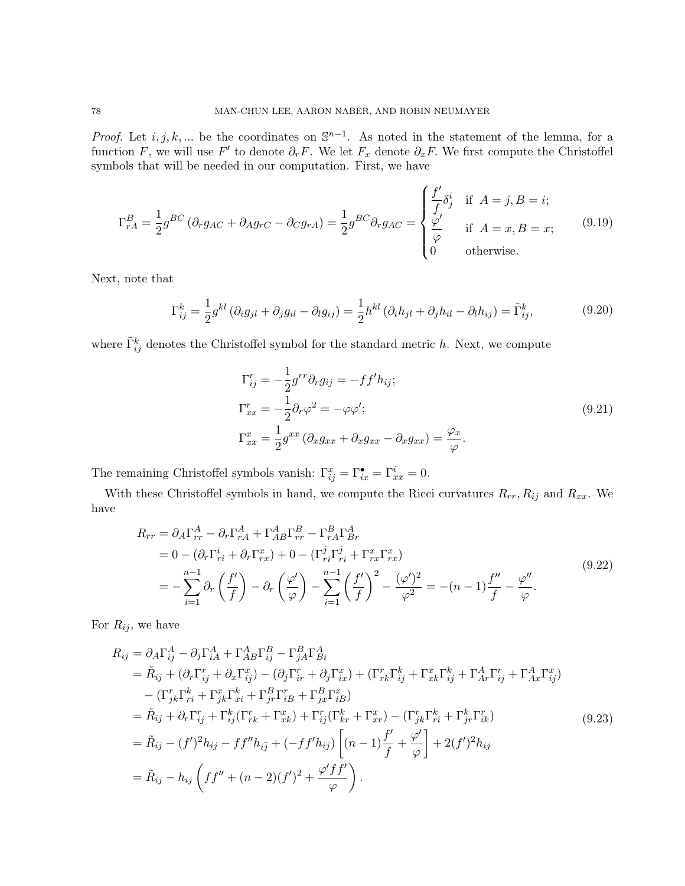*Proof.* Let $i, j, k, ...$ be the coordinates on $\mathbb{S}^{n-1}$. As noted in the statement of the lemma, for a function $F$, we will use $F'$ to denote $\partial_r F$. We let $F_x$ denote $\partial_x F$. We first compute the Christoffel symbols that will be needed in our computation. First, we have

$$
\Gamma^B_{rA} = \frac{1}{2} g^{BC} \left( \partial_r g_{AC} + \partial_A g_{rC} - \partial_C g_{rA} \right) = \frac{1}{2} g^{BC} \partial_r g_{AC} = \begin{cases} \dfrac{f'}{f} \delta^i_j & \text{if } A = j, B = i; \\ \dfrac{\varphi'}{\varphi} & \text{if } A = x, B = x; \\ 0 & \text{otherwise.} \end{cases} \tag{9.19}
$$

Next, note that

$$
\Gamma^k_{ij} = \frac{1}{2} g^{kl} \left( \partial_i g_{jl} + \partial_j g_{il} - \partial_l g_{ij} \right) = \frac{1}{2} h^{kl} \left( \partial_i h_{jl} + \partial_j h_{il} - \partial_l h_{ij} \right) = \tilde{\Gamma}^k_{ij}, \tag{9.20}
$$

where $\tilde{\Gamma}^k_{ij}$ denotes the Christoffel symbol for the standard metric $h$. Next, we compute

$$
\begin{aligned}
\Gamma^r_{ij} &= -\frac{1}{2} g^{rr} \partial_r g_{ij} = -f f' h_{ij}; \\
\Gamma^r_{xx} &= -\frac{1}{2} \partial_r \varphi^2 = -\varphi \varphi'; \\
\Gamma^x_{xx} &= \frac{1}{2} g^{xx} \left( \partial_x g_{xx} + \partial_x g_{xx} - \partial_x g_{xx} \right) = \frac{\varphi_x}{\varphi}.
\end{aligned} \tag{9.21}
$$

The remaining Christoffel symbols vanish: $\Gamma^x_{ij} = \Gamma^\bullet_{ix} = \Gamma^i_{xx} = 0$.

With these Christoffel symbols in hand, we compute the Ricci curvatures $R_{rr}, R_{ij}$ and $R_{xx}$. We have

$$
\begin{aligned}
R_{rr} &= \partial_A \Gamma^A_{rr} - \partial_r \Gamma^A_{rA} + \Gamma^A_{AB} \Gamma^B_{rr} - \Gamma^B_{rA} \Gamma^A_{Br} \\
&= 0 - \left( \partial_r \Gamma^i_{ri} + \partial_r \Gamma^x_{rx} \right) + 0 - \left( \Gamma^j_{ri} \Gamma^j_{ri} + \Gamma^x_{rx} \Gamma^x_{rx} \right) \\
&= -\sum_{i=1}^{n-1} \partial_r \left( \frac{f'}{f} \right) - \partial_r \left( \frac{\varphi'}{\varphi} \right) - \sum_{i=1}^{n-1} \left( \frac{f'}{f} \right)^2 - \frac{(\varphi')^2}{\varphi^2} = -(n-1) \frac{f''}{f} - \frac{\varphi''}{\varphi}.
\end{aligned} \tag{9.22}
$$

For $R_{ij}$, we have

$$
\begin{aligned}
R_{ij} &= \partial_A \Gamma^A_{ij} - \partial_j \Gamma^A_{iA} + \Gamma^A_{AB} \Gamma^B_{ij} - \Gamma^B_{jA} \Gamma^A_{Bi} \\
&= \tilde{R}_{ij} + \left( \partial_r \Gamma^r_{ij} + \partial_x \Gamma^x_{ij} \right) - \left( \partial_j \Gamma^r_{ir} + \partial_j \Gamma^x_{ix} \right) + \left( \Gamma^r_{rk} \Gamma^k_{ij} + \Gamma^x_{xk} \Gamma^k_{ij} + \Gamma^A_{Ar} \Gamma^r_{ij} + \Gamma^A_{Ax} \Gamma^x_{ij} \right) \\
&\quad - \left( \Gamma^r_{jk} \Gamma^k_{ri} + \Gamma^x_{jk} \Gamma^k_{xi} + \Gamma^B_{jr} \Gamma^r_{iB} + \Gamma^B_{jx} \Gamma^x_{iB} \right) \\
&= \tilde{R}_{ij} + \partial_r \Gamma^r_{ij} + \Gamma^k_{ij} \left( \Gamma^r_{rk} + \Gamma^x_{xk} \right) + \Gamma^r_{ij} \left( \Gamma^k_{kr} + \Gamma^x_{xr} \right) - \left( \Gamma^r_{jk} \Gamma^k_{ri} + \Gamma^k_{jr} \Gamma^r_{ik} \right) \\
&= \tilde{R}_{ij} - (f')^2 h_{ij} - f f'' h_{i\bar{j}} + (-f f' h_{ij}) \left[ (n-1) \frac{f'}{f} + \frac{\varphi'}{\varphi} \right] + 2 (f')^2 h_{ij} \\
&= \tilde{R}_{ij} - h_{ij} \left( f f'' + (n-2)(f')^2 + \frac{\varphi' f f'}{\varphi} \right).
\end{aligned} \tag{9.23}
$$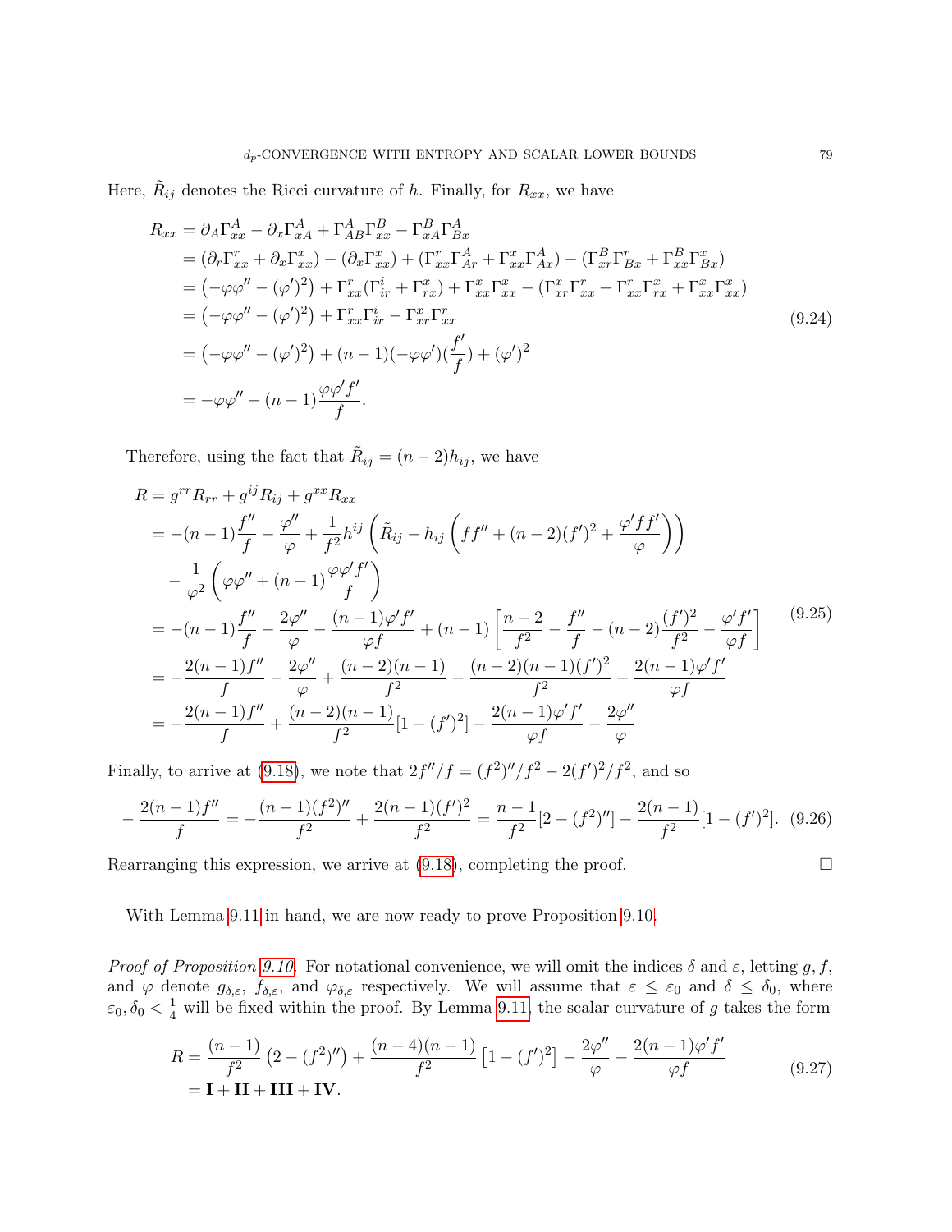Here, $\tilde{R}_{ij}$ denotes the Ricci curvature of $h$. Finally, for $R_{xx}$, we have

$$
\begin{aligned}
R_{xx} &= \partial_A \Gamma^A_{xx} - \partial_x \Gamma^A_{xA} + \Gamma^A_{AB}\Gamma^B_{xx} - \Gamma^B_{xA}\Gamma^A_{Bx} \\
&= (\partial_r \Gamma^r_{xx} + \partial_x \Gamma^x_{xx}) - (\partial_x \Gamma^x_{xx}) + (\Gamma^r_{xx}\Gamma^A_{Ar} + \Gamma^x_{xx}\Gamma^A_{Ax}) - (\Gamma^B_{xr}\Gamma^r_{Bx} + \Gamma^B_{xx}\Gamma^x_{Bx}) \\
&= \left(-\varphi\varphi'' - (\varphi')^2\right) + \Gamma^r_{xx}(\Gamma^i_{ir} + \Gamma^x_{rx}) + \Gamma^x_{xx}\Gamma^x_{xx} - (\Gamma^x_{xr}\Gamma^r_{xx} + \Gamma^r_{xx}\Gamma^x_{rx} + \Gamma^x_{xx}\Gamma^x_{xx}) \\
&= \left(-\varphi\varphi'' - (\varphi')^2\right) + \Gamma^r_{xx}\Gamma^i_{ir} - \Gamma^x_{xr}\Gamma^r_{xx} \\
&= \left(-\varphi\varphi'' - (\varphi')^2\right) + (n-1)(-\varphi\varphi')(\frac{f'}{f}) + (\varphi')^2 \\
&= -\varphi\varphi'' - (n-1)\frac{\varphi\varphi' f'}{f}.
\end{aligned}
\tag{9.24}
$$

Therefore, using the fact that $\tilde{R}_{ij} = (n-2)h_{ij}$, we have

$$
\begin{aligned}
R &= g^{rr}R_{rr} + g^{ij}R_{ij} + g^{xx}R_{xx} \\
&= -(n-1)\frac{f''}{f} - \frac{\varphi''}{\varphi} + \frac{1}{f^2}h^{ij}\left(\tilde{R}_{ij} - h_{ij}\left(ff'' + (n-2)(f')^2 + \frac{\varphi' f f'}{\varphi}\right)\right) \\
&\quad - \frac{1}{\varphi^2}\left(\varphi\varphi'' + (n-1)\frac{\varphi\varphi' f'}{f}\right) \\
&= -(n-1)\frac{f''}{f} - \frac{2\varphi''}{\varphi} - \frac{(n-1)\varphi' f'}{\varphi f} + (n-1)\left[\frac{n-2}{f^2} - \frac{f''}{f} - (n-2)\frac{(f')^2}{f^2} - \frac{\varphi' f'}{\varphi f}\right] \\
&= -\frac{2(n-1)f''}{f} - \frac{2\varphi''}{\varphi} + \frac{(n-2)(n-1)}{f^2} - \frac{(n-2)(n-1)(f')^2}{f^2} - \frac{2(n-1)\varphi' f'}{\varphi f} \\
&= -\frac{2(n-1)f''}{f} + \frac{(n-2)(n-1)}{f^2}[1 - (f')^2] - \frac{2(n-1)\varphi' f'}{\varphi f} - \frac{2\varphi''}{\varphi}
\end{aligned}
\tag{9.25}
$$

Finally, to arrive at (9.18), we note that $2f''/f = (f^2)''/f^2 - 2(f')^2/f^2$, and so

$$
-\frac{2(n-1)f''}{f} = -\frac{(n-1)(f^2)''}{f^2} + \frac{2(n-1)(f')^2}{f^2} = \frac{n-1}{f^2}[2 - (f^2)''] - \frac{2(n-1)}{f^2}[1 - (f')^2]. \tag{9.26}
$$

Rearranging this expression, we arrive at (9.18), completing the proof. $\square$

With Lemma 9.11 in hand, we are now ready to prove Proposition 9.10.

*Proof of Proposition 9.10.* For notational convenience, we will omit the indices $\delta$ and $\varepsilon$, letting $g, f,$ and $\varphi$ denote $g_{\delta,\varepsilon}$, $f_{\delta,\varepsilon}$, and $\varphi_{\delta,\varepsilon}$ respectively. We will assume that $\varepsilon \leq \varepsilon_0$ and $\delta \leq \delta_0$, where $\varepsilon_0, \delta_0 < \frac{1}{4}$ will be fixed within the proof. By Lemma 9.11, the scalar curvature of $g$ takes the form

$$
\begin{aligned}
R &= \frac{(n-1)}{f^2}\left(2 - (f^2)''\right) + \frac{(n-4)(n-1)}{f^2}\left[1 - (f')^2\right] - \frac{2\varphi''}{\varphi} - \frac{2(n-1)\varphi' f'}{\varphi f} \\
&= \mathbf{I} + \mathbf{II} + \mathbf{III} + \mathbf{IV}.
\end{aligned}
\tag{9.27}
$$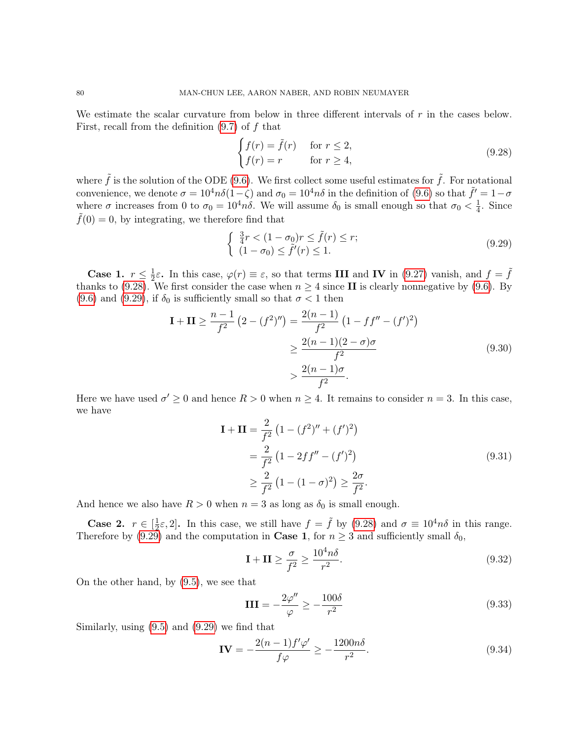We estimate the scalar curvature from below in three different intervals of $r$ in the cases below. First, recall from the definition (9.7) of $f$ that

$$\begin{cases} f(r) = \tilde{f}(r) & \text{for } r \leq 2, \\ f(r) = r & \text{for } r \geq 4, \end{cases} \tag{9.28}$$

where $\tilde{f}$ is the solution of the ODE (9.6). We first collect some useful estimates for $\tilde{f}$. For notational convenience, we denote $\sigma = 10^4 n\delta(1-\zeta)$ and $\sigma_0 = 10^4 n\delta$ in the definition of (9.6) so that $\tilde{f}' = 1-\sigma$ where $\sigma$ increases from 0 to $\sigma_0 = 10^4 n\delta$. We will assume $\delta_0$ is small enough so that $\sigma_0 < \frac{1}{4}$. Since $\tilde{f}(0) = 0$, by integrating, we therefore find that

$$\begin{cases} \frac{3}{4}r < (1-\sigma_0)r \leq \tilde{f}(r) \leq r; \\ (1-\sigma_0) \leq \tilde{f}'(r) \leq 1. \end{cases} \tag{9.29}$$

**Case 1.** $r \leq \frac{1}{2}\varepsilon$**.** In this case, $\varphi(r) \equiv \varepsilon$, so that terms **III** and **IV** in (9.27) vanish, and $f = \tilde{f}$ thanks to (9.28). We first consider the case when $n \geq 4$ since **II** is clearly nonnegative by (9.6). By (9.6) and (9.29), if $\delta_0$ is sufficiently small so that $\sigma < 1$ then

$$\begin{aligned} \mathbf{I} + \mathbf{II} \geq \frac{n-1}{f^2}\left(2 - (f^2)''\right) &= \frac{2(n-1)}{f^2}\left(1 - ff'' - (f')^2\right) \\ &\geq \frac{2(n-1)(2-\sigma)\sigma}{f^2} \\ &> \frac{2(n-1)\sigma}{f^2}. \end{aligned} \tag{9.30}$$

Here we have used $\sigma' \geq 0$ and hence $R > 0$ when $n \geq 4$. It remains to consider $n = 3$. In this case, we have

$$\begin{aligned} \mathbf{I} + \mathbf{II} &= \frac{2}{f^2}\left(1 - (f^2)'' + (f')^2\right) \\ &= \frac{2}{f^2}\left(1 - 2ff'' - (f')^2\right) \\ &\geq \frac{2}{f^2}\left(1 - (1-\sigma)^2\right) \geq \frac{2\sigma}{f^2}. \end{aligned} \tag{9.31}$$

And hence we also have $R > 0$ when $n = 3$ as long as $\delta_0$ is small enough.

**Case 2.** $r \in [\frac{1}{2}\varepsilon, 2]$**.** In this case, we still have $f = \tilde{f}$ by (9.28) and $\sigma \equiv 10^4 n\delta$ in this range. Therefore by (9.29) and the computation in **Case 1**, for $n \geq 3$ and sufficiently small $\delta_0$,

$$\mathbf{I} + \mathbf{II} \geq \frac{\sigma}{f^2} \geq \frac{10^4 n\delta}{r^2}. \tag{9.32}$$

On the other hand, by (9.5), we see that

$$\mathbf{III} = -\frac{2\varphi''}{\varphi} \geq -\frac{100\delta}{r^2} \tag{9.33}$$

Similarly, using (9.5) and (9.29) we find that

$$\mathbf{IV} = -\frac{2(n-1)f'\varphi'}{f\varphi} \geq -\frac{1200n\delta}{r^2}. \tag{9.34}$$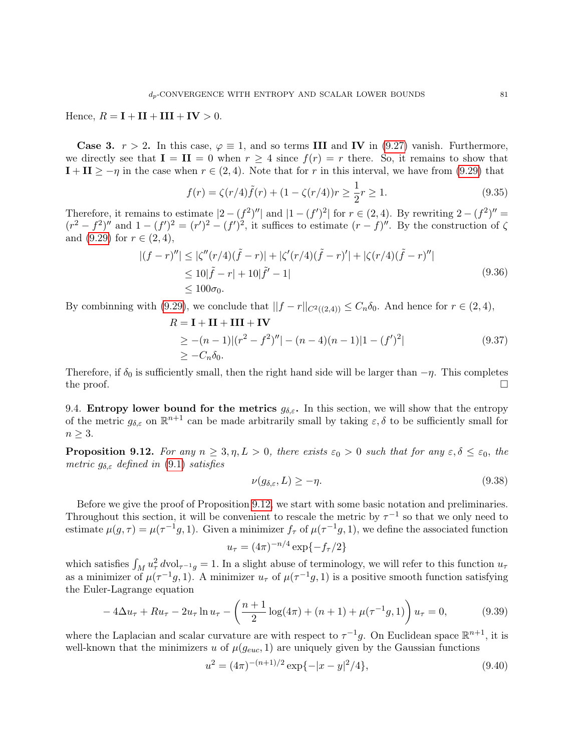Hence, $R = \mathbf{I} + \mathbf{II} + \mathbf{III} + \mathbf{IV} > 0$.

**Case 3.** $r > 2$. In this case, $\varphi \equiv 1$, and so terms $\mathbf{III}$ and $\mathbf{IV}$ in (9.27) vanish. Furthermore, we directly see that $\mathbf{I} = \mathbf{II} = 0$ when $r \geq 4$ since $f(r) = r$ there. So, it remains to show that $\mathbf{I} + \mathbf{II} \geq -\eta$ in the case when $r \in (2,4)$. Note that for $r$ in this interval, we have from (9.29) that

$$f(r) = \zeta(r/4)\tilde{f}(r) + (1 - \zeta(r/4))r \geq \frac{1}{2}r \geq 1. \tag{9.35}$$

Therefore, it remains to estimate $|2 - (f^2)''|$ and $|1 - (f')^2|$ for $r \in (2,4)$. By rewriting $2 - (f^2)'' = (r^2 - f^2)''$ and $1 - (f')^2 = (r')^2 - (f')^2$, it suffices to estimate $(r - f)''$. By the construction of $\zeta$ and (9.29) for $r \in (2,4)$,

$$\begin{aligned}
|(f - r)''| &\leq |\zeta''(r/4)(\tilde{f} - r)| + |\zeta'(r/4)(\tilde{f} - r)'| + |\zeta(r/4)(\tilde{f} - r)''| \\
&\leq 10|\tilde{f} - r| + 10|\tilde{f}' - 1| \\
&\leq 100\sigma_0.
\end{aligned} \tag{9.36}$$

By combinning with (9.29), we conclude that $||f - r||_{C^2((2,4))} \leq C_n\delta_0$. And hence for $r \in (2,4)$,

$$\begin{aligned}
R &= \mathbf{I} + \mathbf{II} + \mathbf{III} + \mathbf{IV} \\
&\geq -(n-1)|(r^2 - f^2)''| - (n-4)(n-1)|1 - (f')^2| \\
&\geq -C_n\delta_0.
\end{aligned} \tag{9.37}$$

Therefore, if $\delta_0$ is sufficiently small, then the right hand side will be larger than $-\eta$. This completes the proof. $\square$

9.4. **Entropy lower bound for the metrics $g_{\delta,\varepsilon}$.** In this section, we will show that the entropy of the metric $g_{\delta,\varepsilon}$ on $\mathbb{R}^{n+1}$ can be made arbitrarily small by taking $\varepsilon, \delta$ to be sufficiently small for $n \geq 3$.

**Proposition 9.12.** *For any $n \geq 3, \eta, L > 0$, there exists $\varepsilon_0 > 0$ such that for any $\varepsilon, \delta \leq \varepsilon_0$, the metric $g_{\delta,\varepsilon}$ defined in (9.1) satisfies*

$$\nu(g_{\delta,\varepsilon}, L) \geq -\eta. \tag{9.38}$$

Before we give the proof of Proposition 9.12, we start with some basic notation and preliminaries. Throughout this section, it will be convenient to rescale the metric by $\tau^{-1}$ so that we only need to estimate $\mu(g,\tau) = \mu(\tau^{-1}g, 1)$. Given a minimizer $f_\tau$ of $\mu(\tau^{-1}g, 1)$, we define the associated function

$$u_\tau = (4\pi)^{-n/4}\exp\{-f_\tau/2\}$$

which satisfies $\int_M u_\tau^2 \, d\mathrm{vol}_{\tau^{-1}g} = 1$. In a slight abuse of terminology, we will refer to this function $u_\tau$ as a minimizer of $\mu(\tau^{-1}g, 1)$. A minimizer $u_\tau$ of $\mu(\tau^{-1}g, 1)$ is a positive smooth function satisfying the Euler-Lagrange equation

$$-4\Delta u_\tau + Ru_\tau - 2u_\tau \ln u_\tau - \left(\frac{n+1}{2}\log(4\pi) + (n+1) + \mu(\tau^{-1}g, 1)\right)u_\tau = 0, \tag{9.39}$$

where the Laplacian and scalar curvature are with respect to $\tau^{-1}g$. On Euclidean space $\mathbb{R}^{n+1}$, it is well-known that the minimizers $u$ of $\mu(g_{euc}, 1)$ are uniquely given by the Gaussian functions

$$u^2 = (4\pi)^{-(n+1)/2}\exp\{-|x - y|^2/4\}, \tag{9.40}$$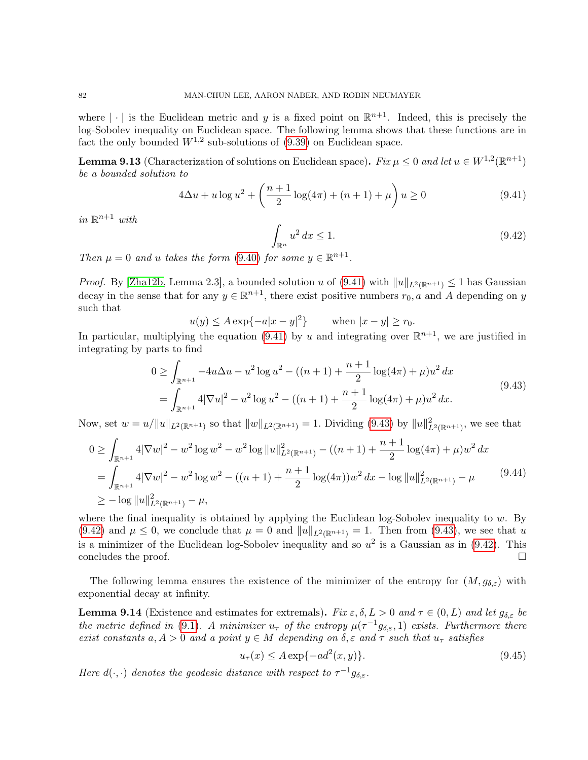where $|\cdot|$ is the Euclidean metric and $y$ is a fixed point on $\mathbb{R}^{n+1}$. Indeed, this is precisely the log-Sobolev inequality on Euclidean space. The following lemma shows that these functions are in fact the only bounded $W^{1,2}$ sub-solutions of (9.39) on Euclidean space.

**Lemma 9.13** (Characterization of solutions on Euclidean space)**.** *Fix $\mu \le 0$ and let $u \in W^{1,2}(\mathbb{R}^{n+1})$ be a bounded solution to*

$$4\Delta u + u \log u^2 + \left(\frac{n+1}{2}\log(4\pi) + (n+1) + \mu\right) u \ge 0 \tag{9.41}$$

*in $\mathbb{R}^{n+1}$ with*

$$\int_{\mathbb{R}^n} u^2\, dx \le 1. \tag{9.42}$$

*Then $\mu = 0$ and $u$ takes the form (9.40) for some $y \in \mathbb{R}^{n+1}$.*

*Proof.* By [Zha12b, Lemma 2.3], a bounded solution $u$ of (9.41) with $\|u\|_{L^2(\mathbb{R}^{n+1})} \le 1$ has Gaussian decay in the sense that for any $y \in \mathbb{R}^{n+1}$, there exist positive numbers $r_0, a$ and $A$ depending on $y$ such that

$$u(y) \le A\exp\{-a|x-y|^2\} \qquad \text{when } |x-y| \ge r_0.$$

In particular, multiplying the equation (9.41) by $u$ and integrating over $\mathbb{R}^{n+1}$, we are justified in integrating by parts to find

$$\begin{aligned} 0 &\ge \int_{\mathbb{R}^{n+1}} -4u\Delta u - u^2\log u^2 - ((n+1) + \frac{n+1}{2}\log(4\pi) + \mu)u^2\, dx \\ &= \int_{\mathbb{R}^{n+1}} 4|\nabla u|^2 - u^2 \log u^2 - ((n+1) + \frac{n+1}{2}\log(4\pi) + \mu)u^2\, dx. \end{aligned} \tag{9.43}$$

Now, set $w = u/\|u\|_{L^2(\mathbb{R}^{n+1})}$ so that $\|w\|_{L^2(\mathbb{R}^{n+1})} = 1$. Dividing (9.43) by $\|u\|^2_{L^2(\mathbb{R}^{n+1})}$, we see that

$$\begin{aligned} 0 &\ge \int_{\mathbb{R}^{n+1}} 4|\nabla w|^2 - w^2\log w^2 - w^2 \log\|u\|^2_{L^2(\mathbb{R}^{n+1})} - ((n+1) + \frac{n+1}{2}\log(4\pi) + \mu)w^2\, dx \\ &= \int_{\mathbb{R}^{n+1}} 4|\nabla w|^2 - w^2 \log w^2 - ((n+1) + \frac{n+1}{2}\log(4\pi))w^2\, dx - \log\|u\|^2_{L^2(\mathbb{R}^{n+1})} - \mu \\ &\ge -\log\|u\|^2_{L^2(\mathbb{R}^{n+1})} - \mu, \end{aligned} \tag{9.44}$$

where the final inequality is obtained by applying the Euclidean log-Sobolev inequality to $w$. By (9.42) and $\mu \le 0$, we conclude that $\mu = 0$ and $\|u\|_{L^2(\mathbb{R}^{n+1})} = 1$. Then from (9.43), we see that $u$ is a minimizer of the Euclidean log-Sobolev inequality and so $u^2$ is a Gaussian as in (9.42). This concludes the proof. □

The following lemma ensures the existence of the minimizer of the entropy for $(M, g_{\delta,\varepsilon})$ with exponential decay at infinity.

**Lemma 9.14** (Existence and estimates for extremals)**.** *Fix $\varepsilon, \delta, L > 0$ and $\tau \in (0, L)$ and let $g_{\delta,\varepsilon}$ be the metric defined in (9.1). A minimizer $u_\tau$ of the entropy $\mu(\tau^{-1}g_{\delta,\varepsilon}, 1)$ exists. Furthermore there exist constants $a, A > 0$ and a point $y \in M$ depending on $\delta, \varepsilon$ and $\tau$ such that $u_\tau$ satisfies*

$$u_\tau(x) \le A\exp\{-ad^2(x,y)\}. \tag{9.45}$$

*Here $d(\cdot,\cdot)$ denotes the geodesic distance with respect to $\tau^{-1}g_{\delta,\varepsilon}$.*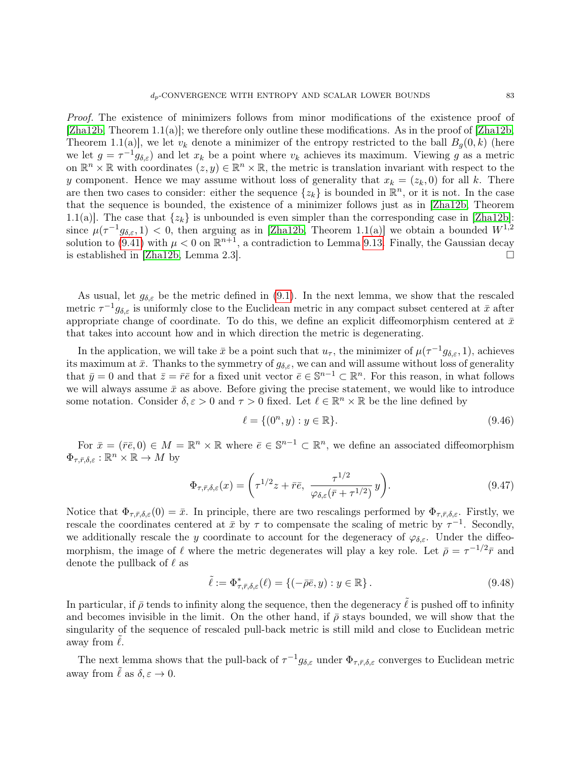*Proof.* The existence of minimizers follows from minor modifications of the existence proof of [Zha12b, Theorem 1.1(a)]; we therefore only outline these modifications. As in the proof of [Zha12b, Theorem 1.1(a)], we let $v_k$ denote a minimizer of the entropy restricted to the ball $B_g(0,k)$ (here we let $g = \tau^{-1} g_{\delta,\varepsilon}$) and let $x_k$ be a point where $v_k$ achieves its maximum. Viewing $g$ as a metric on $\mathbb{R}^n \times \mathbb{R}$ with coordinates $(z,y) \in \mathbb{R}^n \times \mathbb{R}$, the metric is translation invariant with respect to the $y$ component. Hence we may assume without loss of generality that $x_k = (z_k, 0)$ for all $k$. There are then two cases to consider: either the sequence $\{z_k\}$ is bounded in $\mathbb{R}^n$, or it is not. In the case that the sequence is bounded, the existence of a minimizer follows just as in [Zha12b, Theorem 1.1(a)]. The case that $\{z_k\}$ is unbounded is even simpler than the corresponding case in [Zha12b]: since $\mu(\tau^{-1} g_{\delta,\varepsilon}, 1) < 0$, then arguing as in [Zha12b, Theorem 1.1(a)] we obtain a bounded $W^{1,2}$ solution to (9.41) with $\mu < 0$ on $\mathbb{R}^{n+1}$, a contradiction to Lemma 9.13. Finally, the Gaussian decay is established in [Zha12b, Lemma 2.3]. $\square$

As usual, let $g_{\delta,\varepsilon}$ be the metric defined in (9.1). In the next lemma, we show that the rescaled metric $\tau^{-1} g_{\delta,\varepsilon}$ is uniformly close to the Euclidean metric in any compact subset centered at $\bar{x}$ after appropriate change of coordinate. To do this, we define an explicit diffeomorphism centered at $\bar{x}$ that takes into account how and in which direction the metric is degenerating.

In the application, we will take $\bar{x}$ be a point such that $u_\tau$, the minimizer of $\mu(\tau^{-1} g_{\delta,\varepsilon}, 1)$, achieves its maximum at $\bar{x}$. Thanks to the symmetry of $g_{\delta,\varepsilon}$, we can and will assume without loss of generality that $\bar{y} = 0$ and that $\bar{z} = \bar{r}\bar{e}$ for a fixed unit vector $\bar{e} \in \mathbb{S}^{n-1} \subset \mathbb{R}^n$. For this reason, in what follows we will always assume $\bar{x}$ as above. Before giving the precise statement, we would like to introduce some notation. Consider $\delta, \varepsilon > 0$ and $\tau > 0$ fixed. Let $\ell \in \mathbb{R}^n \times \mathbb{R}$ be the line defined by

$$\ell = \{(0^n, y) : y \in \mathbb{R}\}. \tag{9.46}$$

For $\bar{x} = (\bar{r}\bar{e}, 0) \in M = \mathbb{R}^n \times \mathbb{R}$ where $\bar{e} \in \mathbb{S}^{n-1} \subset \mathbb{R}^n$, we define an associated diffeomorphism $\Phi_{\tau,\bar{r},\delta,\varepsilon} : \mathbb{R}^n \times \mathbb{R} \to M$ by

$$\Phi_{\tau,\bar{r},\delta,\varepsilon}(x) = \left( \tau^{1/2} z + \bar{r}\bar{e},\ \frac{\tau^{1/2}}{\varphi_{\delta,\varepsilon}(\bar{r} + \tau^{1/2})}\, y \right). \tag{9.47}$$

Notice that $\Phi_{\tau,\bar{r},\delta,\varepsilon}(0) = \bar{x}$. In principle, there are two rescalings performed by $\Phi_{\tau,\bar{r},\delta,\varepsilon}$. Firstly, we rescale the coordinates centered at $\bar{x}$ by $\tau$ to compensate the scaling of metric by $\tau^{-1}$. Secondly, we additionally rescale the $y$ coordinate to account for the degeneracy of $\varphi_{\delta,\varepsilon}$. Under the diffeomorphism, the image of $\ell$ where the metric degenerates will play a key role. Let $\bar{\rho} = \tau^{-1/2}\bar{r}$ and denote the pullback of $\ell$ as

$$\tilde{\ell} := \Phi^*_{\tau,\bar{r},\delta,\varepsilon}(\ell) = \{(-\bar{\rho}\bar{e}, y) : y \in \mathbb{R}\}. \tag{9.48}$$

In particular, if $\bar{\rho}$ tends to infinity along the sequence, then the degeneracy $\tilde{\ell}$ is pushed off to infinity and becomes invisible in the limit. On the other hand, if $\bar{\rho}$ stays bounded, we will show that the singularity of the sequence of rescaled pull-back metric is still mild and close to Euclidean metric away from $\tilde{\ell}$.

The next lemma shows that the pull-back of $\tau^{-1} g_{\delta,\varepsilon}$ under $\Phi_{\tau,\bar{r},\delta,\varepsilon}$ converges to Euclidean metric away from $\tilde{\ell}$ as $\delta, \varepsilon \to 0$.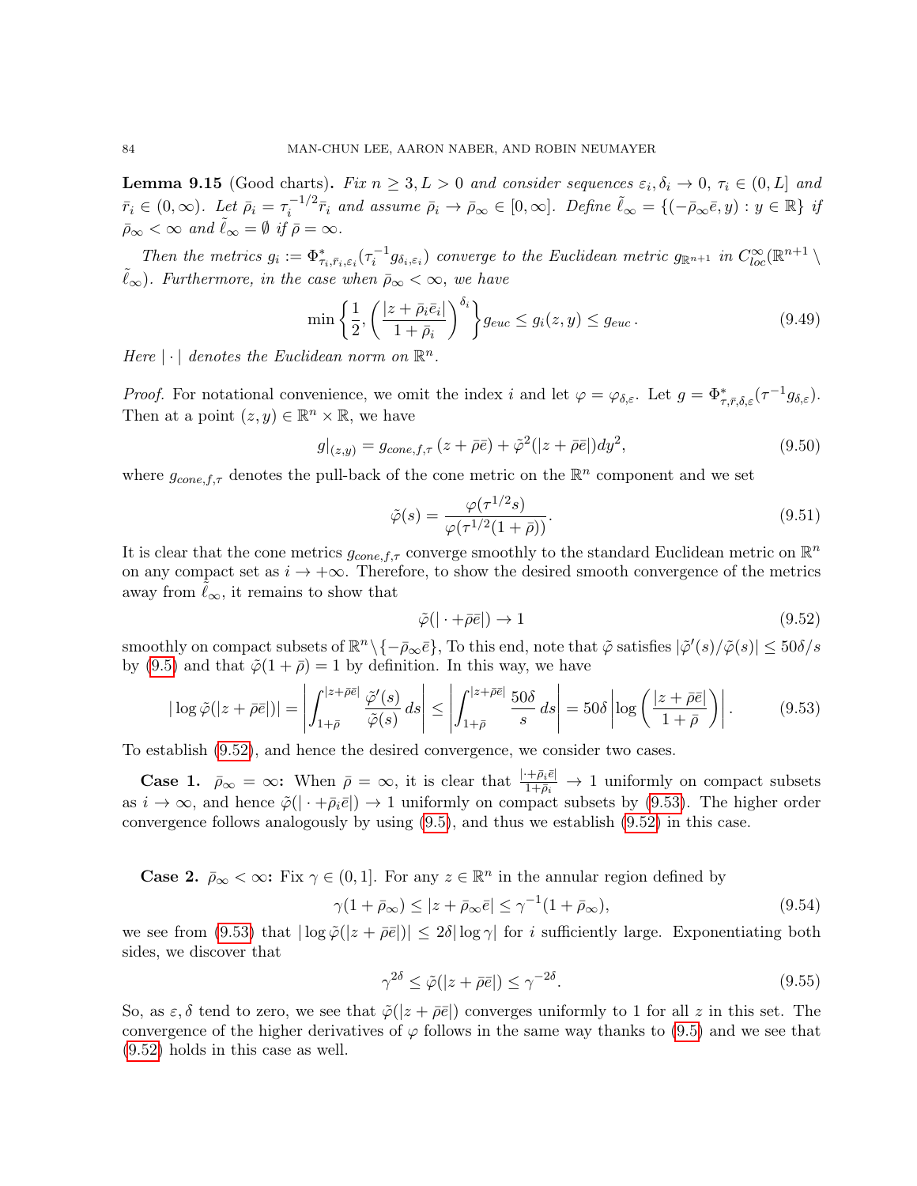**Lemma 9.15** (Good charts)**.** *Fix $n \geq 3, L > 0$ and consider sequences $\varepsilon_i, \delta_i \to 0$, $\tau_i \in (0, L]$ and $\bar{r}_i \in (0, \infty)$. Let $\bar{\rho}_i = \tau_i^{-1/2}\bar{r}_i$ and assume $\bar{\rho}_i \to \bar{\rho}_\infty \in [0, \infty]$. Define $\tilde{\ell}_\infty = \{(-\bar{\rho}_\infty \bar{e}, y) : y \in \mathbb{R}\}$ if $\bar{\rho}_\infty < \infty$ and $\tilde{\ell}_\infty = \emptyset$ if $\bar{\rho} = \infty$.*

*Then the metrics $g_i := \Phi^*_{\tau_i, \bar{r}_i, \varepsilon_i}(\tau_i^{-1} g_{\delta_i, \varepsilon_i})$ converge to the Euclidean metric $g_{\mathbb{R}^{n+1}}$ in $C^\infty_{loc}(\mathbb{R}^{n+1} \setminus \tilde{\ell}_\infty)$. Furthermore, in the case when $\bar{\rho}_\infty < \infty$, we have*

$$\min\left\{\frac{1}{2}, \left(\frac{|z + \bar{\rho}_i \bar{e}_i|}{1 + \bar{\rho}_i}\right)^{\delta_i}\right\} g_{euc} \leq g_i(z, y) \leq g_{euc}\,. \tag{9.49}$$

*Here $|\cdot|$ denotes the Euclidean norm on $\mathbb{R}^n$.*

*Proof.* For notational convenience, we omit the index $i$ and let $\varphi = \varphi_{\delta,\varepsilon}$. Let $g = \Phi^*_{\tau,\bar{r},\delta,\varepsilon}(\tau^{-1} g_{\delta,\varepsilon})$. Then at a point $(z, y) \in \mathbb{R}^n \times \mathbb{R}$, we have

$$g|_{(z,y)} = g_{cone,f,\tau}\,(z + \bar{\rho}\bar{e}) + \tilde{\varphi}^2(|z + \bar{\rho}\bar{e}|) dy^2, \tag{9.50}$$

where $g_{cone,f,\tau}$ denotes the pull-back of the cone metric on the $\mathbb{R}^n$ component and we set

$$\tilde{\varphi}(s) = \frac{\varphi(\tau^{1/2} s)}{\varphi(\tau^{1/2}(1 + \bar{\rho}))}. \tag{9.51}$$

It is clear that the cone metrics $g_{cone,f,\tau}$ converge smoothly to the standard Euclidean metric on $\mathbb{R}^n$ on any compact set as $i \to +\infty$. Therefore, to show the desired smooth convergence of the metrics away from $\tilde{\ell}_\infty$, it remains to show that

$$\tilde{\varphi}(|\cdot + \bar{\rho}\bar{e}|) \to 1 \tag{9.52}$$

smoothly on compact subsets of $\mathbb{R}^n \setminus \{-\bar{\rho}_\infty \bar{e}\}$, To this end, note that $\tilde{\varphi}$ satisfies $|\tilde{\varphi}'(s)/\tilde{\varphi}(s)| \leq 50\delta/s$ by (9.5) and that $\tilde{\varphi}(1 + \bar{\rho}) = 1$ by definition. In this way, we have

$$|\log \tilde{\varphi}(|z + \bar{\rho}\bar{e}|)| = \left|\int_{1+\bar{\rho}}^{|z+\bar{\rho}\bar{e}|} \frac{\tilde{\varphi}'(s)}{\tilde{\varphi}(s)}\, ds\right| \leq \left|\int_{1+\bar{\rho}}^{|z+\bar{\rho}\bar{e}|} \frac{50\delta}{s}\, ds\right| = 50\delta \left|\log\left(\frac{|z + \bar{\rho}\bar{e}|}{1 + \bar{\rho}}\right)\right|. \tag{9.53}$$

To establish (9.52), and hence the desired convergence, we consider two cases.

**Case 1.** $\bar{\rho}_\infty = \infty$**:** When $\bar{\rho} = \infty$, it is clear that $\frac{|\cdot + \bar{\rho}_i \bar{e}|}{1 + \bar{\rho}_i} \to 1$ uniformly on compact subsets as $i \to \infty$, and hence $\tilde{\varphi}(|\cdot + \bar{\rho}_i \bar{e}|) \to 1$ uniformly on compact subsets by (9.53). The higher order convergence follows analogously by using (9.5), and thus we establish (9.52) in this case.

**Case 2.** $\bar{\rho}_\infty < \infty$**:** Fix $\gamma \in (0, 1]$. For any $z \in \mathbb{R}^n$ in the annular region defined by

$$\gamma(1 + \bar{\rho}_\infty) \leq |z + \bar{\rho}_\infty \bar{e}| \leq \gamma^{-1}(1 + \bar{\rho}_\infty), \tag{9.54}$$

we see from (9.53) that $|\log \tilde{\varphi}(|z + \bar{\rho}\bar{e}|)| \leq 2\delta |\log \gamma|$ for $i$ sufficiently large. Exponentiating both sides, we discover that

$$\gamma^{2\delta} \leq \tilde{\varphi}(|z + \bar{\rho}\bar{e}|) \leq \gamma^{-2\delta}. \tag{9.55}$$

So, as $\varepsilon, \delta$ tend to zero, we see that $\tilde{\varphi}(|z + \bar{\rho}\bar{e}|)$ converges uniformly to 1 for all $z$ in this set. The convergence of the higher derivatives of $\varphi$ follows in the same way thanks to (9.5) and we see that (9.52) holds in this case as well.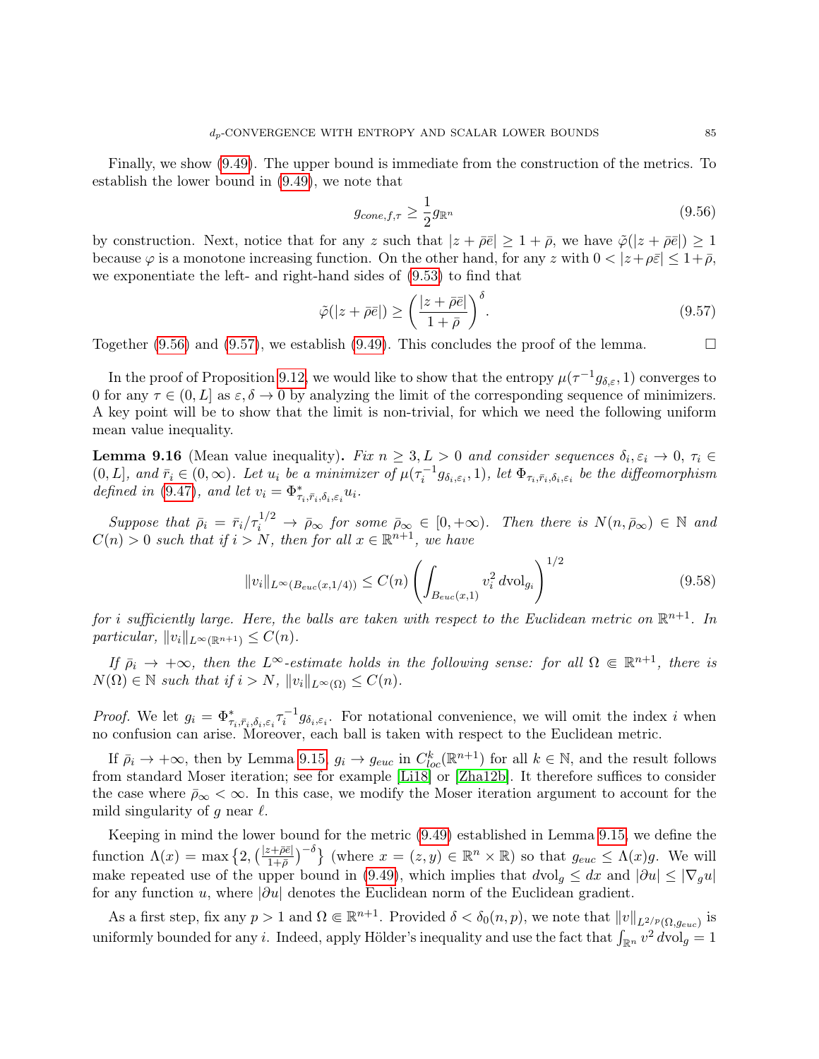Finally, we show (9.49). The upper bound is immediate from the construction of the metrics. To establish the lower bound in (9.49), we note that

$$g_{cone,f,\tau} \geq \frac{1}{2} g_{\mathbb{R}^n} \tag{9.56}$$

by construction. Next, notice that for any $z$ such that $|z + \bar{\rho}\bar{e}| \geq 1 + \bar{\rho}$, we have $\tilde{\varphi}(|z + \bar{\rho}\bar{e}|) \geq 1$ because $\varphi$ is a monotone increasing function. On the other hand, for any $z$ with $0 < |z + \rho\bar{\varepsilon}| \leq 1 + \bar{\rho}$, we exponentiate the left- and right-hand sides of (9.53) to find that

$$\tilde{\varphi}(|z + \bar{\rho}\bar{e}|) \geq \left( \frac{|z + \bar{\rho}\bar{e}|}{1 + \bar{\rho}} \right)^{\delta}. \tag{9.57}$$

Together (9.56) and (9.57), we establish (9.49). This concludes the proof of the lemma. $\square$

In the proof of Proposition 9.12, we would like to show that the entropy $\mu(\tau^{-1} g_{\delta,\varepsilon}, 1)$ converges to 0 for any $\tau \in (0, L]$ as $\varepsilon, \delta \to 0$ by analyzing the limit of the corresponding sequence of minimizers. A key point will be to show that the limit is non-trivial, for which we need the following uniform mean value inequality.

**Lemma 9.16** (Mean value inequality)**.** *Fix $n \geq 3, L > 0$ and consider sequences $\delta_i, \varepsilon_i \to 0$, $\tau_i \in (0, L]$, and $\bar{r}_i \in (0, \infty)$. Let $u_i$ be a minimizer of $\mu(\tau_i^{-1} g_{\delta_i,\varepsilon_i}, 1)$, let $\Phi_{\tau_i,\bar{r}_i,\delta_i,\varepsilon_i}$ be the diffeomorphism defined in (9.47), and let $v_i = \Phi^*_{\tau_i,\bar{r}_i,\delta_i,\varepsilon_i} u_i$.*

*Suppose that $\bar{\rho}_i = \bar{r}_i/\tau_i^{1/2} \to \bar{\rho}_\infty$ for some $\bar{\rho}_\infty \in [0, +\infty)$. Then there is $N(n, \bar{\rho}_\infty) \in \mathbb{N}$ and $C(n) > 0$ such that if $i > N$, then for all $x \in \mathbb{R}^{n+1}$, we have*

$$\|v_i\|_{L^\infty(B_{euc}(x,1/4))} \leq C(n) \left( \int_{B_{euc}(x,1)} v_i^2 \, d\mathrm{vol}_{g_i} \right)^{1/2} \tag{9.58}$$

*for $i$ sufficiently large. Here, the balls are taken with respect to the Euclidean metric on $\mathbb{R}^{n+1}$. In particular, $\|v_i\|_{L^\infty(\mathbb{R}^{n+1})} \leq C(n)$.*

*If $\bar{\rho}_i \to +\infty$, then the $L^\infty$-estimate holds in the following sense: for all $\Omega \Subset \mathbb{R}^{n+1}$, there is $N(\Omega) \in \mathbb{N}$ such that if $i > N$, $\|v_i\|_{L^\infty(\Omega)} \leq C(n)$.*

*Proof.* We let $g_i = \Phi^*_{\tau_i,\bar{r}_i,\delta_i,\varepsilon_i} \tau_i^{-1} g_{\delta_i,\varepsilon_i}$. For notational convenience, we will omit the index $i$ when no confusion can arise. Moreover, each ball is taken with respect to the Euclidean metric.

If $\bar{\rho}_i \to +\infty$, then by Lemma 9.15, $g_i \to g_{euc}$ in $C^k_{loc}(\mathbb{R}^{n+1})$ for all $k \in \mathbb{N}$, and the result follows from standard Moser iteration; see for example [Li18] or [Zha12b]. It therefore suffices to consider the case where $\bar{\rho}_\infty < \infty$. In this case, we modify the Moser iteration argument to account for the mild singularity of $g$ near $\ell$.

Keeping in mind the lower bound for the metric (9.49) established in Lemma 9.15, we define the function $\Lambda(x) = \max\{2, \left(\frac{|z+\bar{\rho}\bar{e}|}{1+\bar{\rho}}\right)^{-\delta}\}$ (where $x = (z, y) \in \mathbb{R}^n \times \mathbb{R}$) so that $g_{euc} \leq \Lambda(x) g$. We will make repeated use of the upper bound in (9.49), which implies that $d\mathrm{vol}_g \leq dx$ and $|\partial u| \leq |\nabla_g u|$ for any function $u$, where $|\partial u|$ denotes the Euclidean norm of the Euclidean gradient.

As a first step, fix any $p > 1$ and $\Omega \Subset \mathbb{R}^{n+1}$. Provided $\delta < \delta_0(n, p)$, we note that $\|v\|_{L^{2/p}(\Omega, g_{euc})}$ is uniformly bounded for any $i$. Indeed, apply Hölder's inequality and use the fact that $\int_{\mathbb{R}^n} v^2 \, d\mathrm{vol}_g = 1$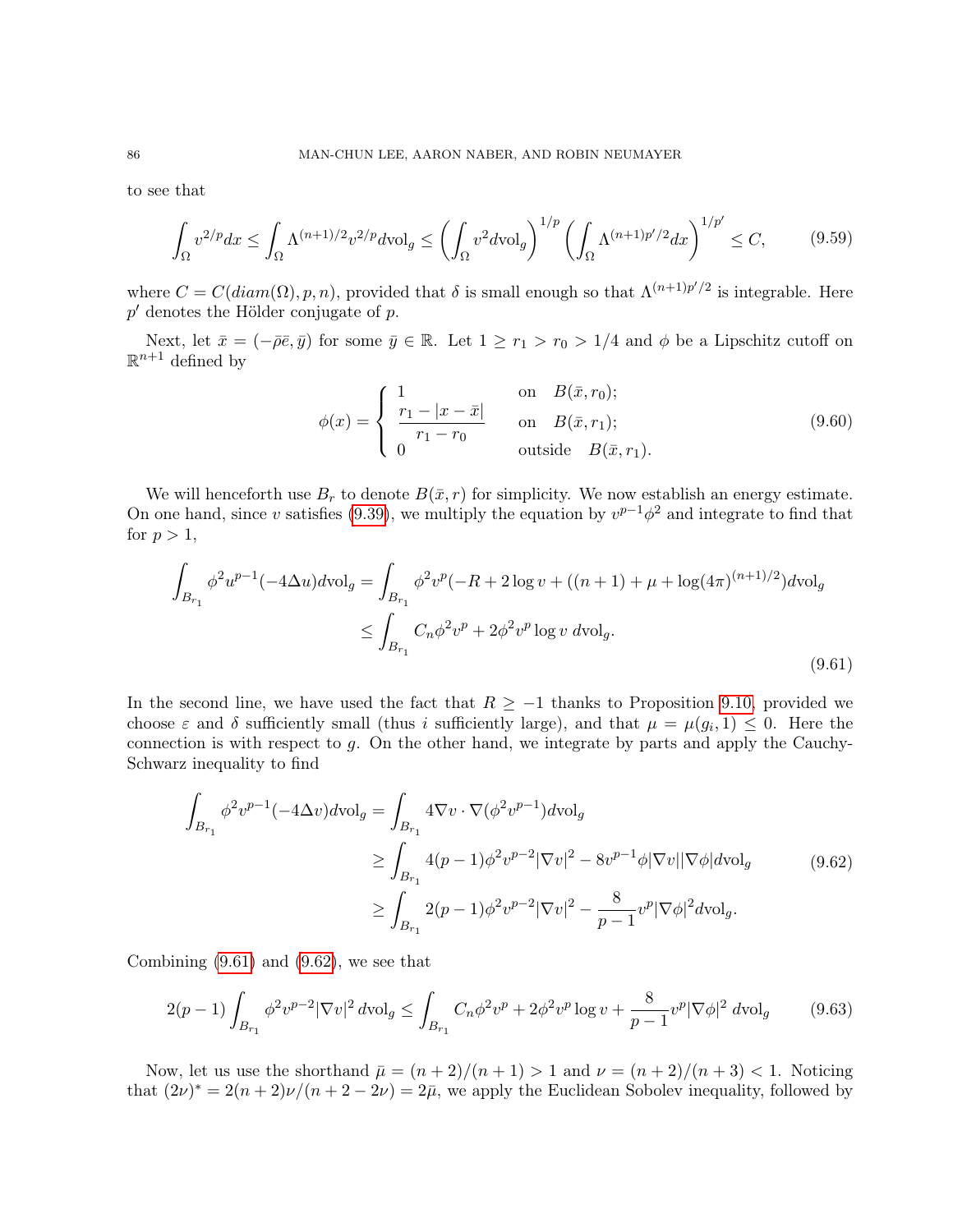to see that

$$\int_\Omega v^{2/p} dx \le \int_\Omega \Lambda^{(n+1)/2} v^{2/p} d\mathrm{vol}_g \le \left( \int_\Omega v^2 d\mathrm{vol}_g \right)^{1/p} \left( \int_\Omega \Lambda^{(n+1)p'/2} dx \right)^{1/p'} \le C, \tag{9.59}$$

where $C = C(diam(\Omega), p, n)$, provided that $\delta$ is small enough so that $\Lambda^{(n+1)p'/2}$ is integrable. Here $p'$ denotes the Hölder conjugate of $p$.

Next, let $\bar{x} = (-\bar{\rho}\bar{e}, \bar{y})$ for some $\bar{y} \in \mathbb{R}$. Let $1 \ge r_1 > r_0 > 1/4$ and $\phi$ be a Lipschitz cutoff on $\mathbb{R}^{n+1}$ defined by

$$\phi(x) = \begin{cases} 1 & \text{on} \quad B(\bar{x}, r_0); \\ \dfrac{r_1 - |x - \bar{x}|}{r_1 - r_0} & \text{on} \quad B(\bar{x}, r_1); \\ 0 & \text{outside} \quad B(\bar{x}, r_1). \end{cases} \tag{9.60}$$

We will henceforth use $B_r$ to denote $B(\bar{x}, r)$ for simplicity. We now establish an energy estimate. On one hand, since $v$ satisfies (9.39), we multiply the equation by $v^{p-1}\phi^2$ and integrate to find that for $p > 1$,

$$\begin{aligned} \int_{B_{r_1}} \phi^2 u^{p-1}(-4\Delta u) d\mathrm{vol}_g &= \int_{B_{r_1}} \phi^2 v^p (-R + 2\log v + ((n+1) + \mu + \log(4\pi)^{(n+1)/2}) d\mathrm{vol}_g \\ &\le \int_{B_{r_1}} C_n \phi^2 v^p + 2\phi^2 v^p \log v \, d\mathrm{vol}_g. \end{aligned} \tag{9.61}$$

In the second line, we have used the fact that $R \ge -1$ thanks to Proposition 9.10, provided we choose $\varepsilon$ and $\delta$ sufficiently small (thus $i$ sufficiently large), and that $\mu = \mu(g_i, 1) \le 0$. Here the connection is with respect to $g$. On the other hand, we integrate by parts and apply the Cauchy-Schwarz inequality to find

$$\begin{aligned} \int_{B_{r_1}} \phi^2 v^{p-1}(-4\Delta v) d\mathrm{vol}_g &= \int_{B_{r_1}} 4\nabla v \cdot \nabla(\phi^2 v^{p-1}) d\mathrm{vol}_g \\ &\ge \int_{B_{r_1}} 4(p-1)\phi^2 v^{p-2}|\nabla v|^2 - 8v^{p-1}\phi|\nabla v||\nabla\phi| d\mathrm{vol}_g \\ &\ge \int_{B_{r_1}} 2(p-1)\phi^2 v^{p-2}|\nabla v|^2 - \frac{8}{p-1} v^p |\nabla\phi|^2 d\mathrm{vol}_g. \end{aligned} \tag{9.62}$$

Combining (9.61) and (9.62), we see that

$$2(p-1)\int_{B_{r_1}} \phi^2 v^{p-2}|\nabla v|^2 \, d\mathrm{vol}_g \le \int_{B_{r_1}} C_n \phi^2 v^p + 2\phi^2 v^p \log v + \frac{8}{p-1} v^p |\nabla\phi|^2 \, d\mathrm{vol}_g \tag{9.63}$$

Now, let us use the shorthand $\bar{\mu} = (n+2)/(n+1) > 1$ and $\nu = (n+2)/(n+3) < 1$. Noticing that $(2\nu)^* = 2(n+2)\nu/(n+2-2\nu) = 2\bar{\mu}$, we apply the Euclidean Sobolev inequality, followed by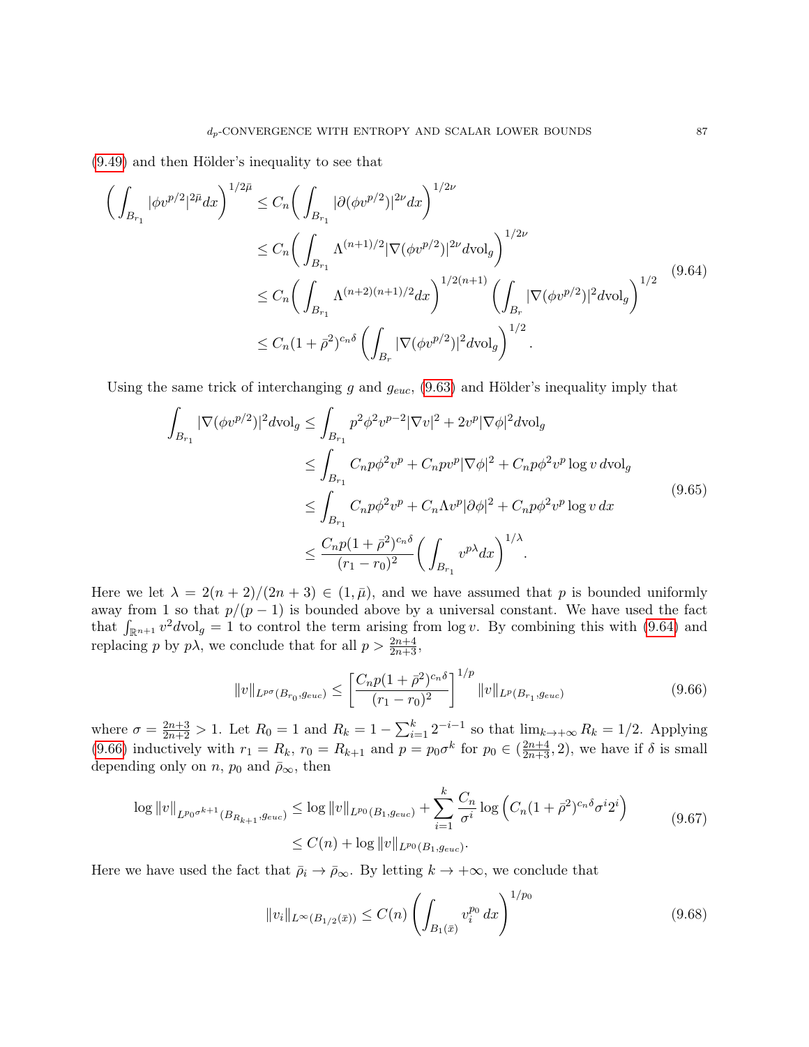(9.49) and then Hölder's inequality to see that

$$
\begin{aligned}
\left(\int_{B_{r_1}}|\phi v^{p/2}|^{2\bar{\mu}}dx\right)^{1/2\bar{\mu}} &\le C_n\left(\int_{B_{r_1}}|\partial(\phi v^{p/2})|^{2\nu}dx\right)^{1/2\nu}\\
&\le C_n\left(\int_{B_{r_1}}\Lambda^{(n+1)/2}|\nabla(\phi v^{p/2})|^{2\nu}d\mathrm{vol}_g\right)^{1/2\nu}\\
&\le C_n\left(\int_{B_{r_1}}\Lambda^{(n+2)(n+1)/2}dx\right)^{1/2(n+1)}\left(\int_{B_r}|\nabla(\phi v^{p/2})|^2 d\mathrm{vol}_g\right)^{1/2}\\
&\le C_n(1+\bar{\rho}^2)^{c_n\delta}\left(\int_{B_r}|\nabla(\phi v^{p/2})|^2 d\mathrm{vol}_g\right)^{1/2}.
\end{aligned}
\tag{9.64}
$$

Using the same trick of interchanging $g$ and $g_{euc}$, (9.63) and Hölder's inequality imply that

$$
\begin{aligned}
\int_{B_{r_1}}|\nabla(\phi v^{p/2})|^2 d\mathrm{vol}_g &\le \int_{B_{r_1}} p^2\phi^2 v^{p-2}|\nabla v|^2 + 2v^p|\nabla\phi|^2 d\mathrm{vol}_g\\
&\le \int_{B_{r_1}} C_n p\phi^2 v^p + C_n p v^p|\nabla\phi|^2 + C_n p\phi^2 v^p\log v\, d\mathrm{vol}_g\\
&\le \int_{B_{r_1}} C_n p\phi^2 v^p + C_n\Lambda v^p|\partial\phi|^2 + C_n p\phi^2 v^p\log v\, dx\\
&\le \frac{C_n p(1+\bar{\rho}^2)^{c_n\delta}}{(r_1-r_0)^2}\left(\int_{B_{r_1}} v^{p\lambda}dx\right)^{1/\lambda}.
\end{aligned}
\tag{9.65}
$$

Here we let $\lambda = 2(n+2)/(2n+3) \in (1,\bar{\mu})$, and we have assumed that $p$ is bounded uniformly away from 1 so that $p/(p-1)$ is bounded above by a universal constant. We have used the fact that $\int_{\mathbb{R}^{n+1}} v^2 d\mathrm{vol}_g = 1$ to control the term arising from $\log v$. By combining this with (9.64) and replacing $p$ by $p\lambda$, we conclude that for all $p > \frac{2n+4}{2n+3}$,

$$
\|v\|_{L^{p\sigma}(B_{r_0},g_{euc})} \le \left[\frac{C_n p(1+\bar{\rho}^2)^{c_n\delta}}{(r_1-r_0)^2}\right]^{1/p}\|v\|_{L^p(B_{r_1},g_{euc})}
\tag{9.66}
$$

where $\sigma = \frac{2n+3}{2n+2} > 1$. Let $R_0 = 1$ and $R_k = 1-\sum_{i=1}^k 2^{-i-1}$ so that $\lim_{k\to+\infty} R_k = 1/2$. Applying (9.66) inductively with $r_1 = R_k$, $r_0 = R_{k+1}$ and $p = p_0\sigma^k$ for $p_0 \in (\frac{2n+4}{2n+3}, 2)$, we have if $\delta$ is small depending only on $n$, $p_0$ and $\bar{\rho}_\infty$, then

$$
\begin{aligned}
\log\|v\|_{L^{p_0\sigma^{k+1}}(B_{R_{k+1}},g_{euc})} &\le \log\|v\|_{L^{p_0}(B_1,g_{euc})} + \sum_{i=1}^k \frac{C_n}{\sigma^i}\log\left(C_n(1+\bar{\rho}^2)^{c_n\delta}\sigma^i 2^i\right)\\
&\le C(n) + \log\|v\|_{L^{p_0}(B_1,g_{euc})}.
\end{aligned}
\tag{9.67}
$$

Here we have used the fact that $\bar{\rho}_i \to \bar{\rho}_\infty$. By letting $k\to+\infty$, we conclude that

$$
\|v_i\|_{L^\infty(B_{1/2}(\bar{x}))} \le C(n)\left(\int_{B_1(\bar{x})} v_i^{p_0}\, dx\right)^{1/p_0}
\tag{9.68}
$$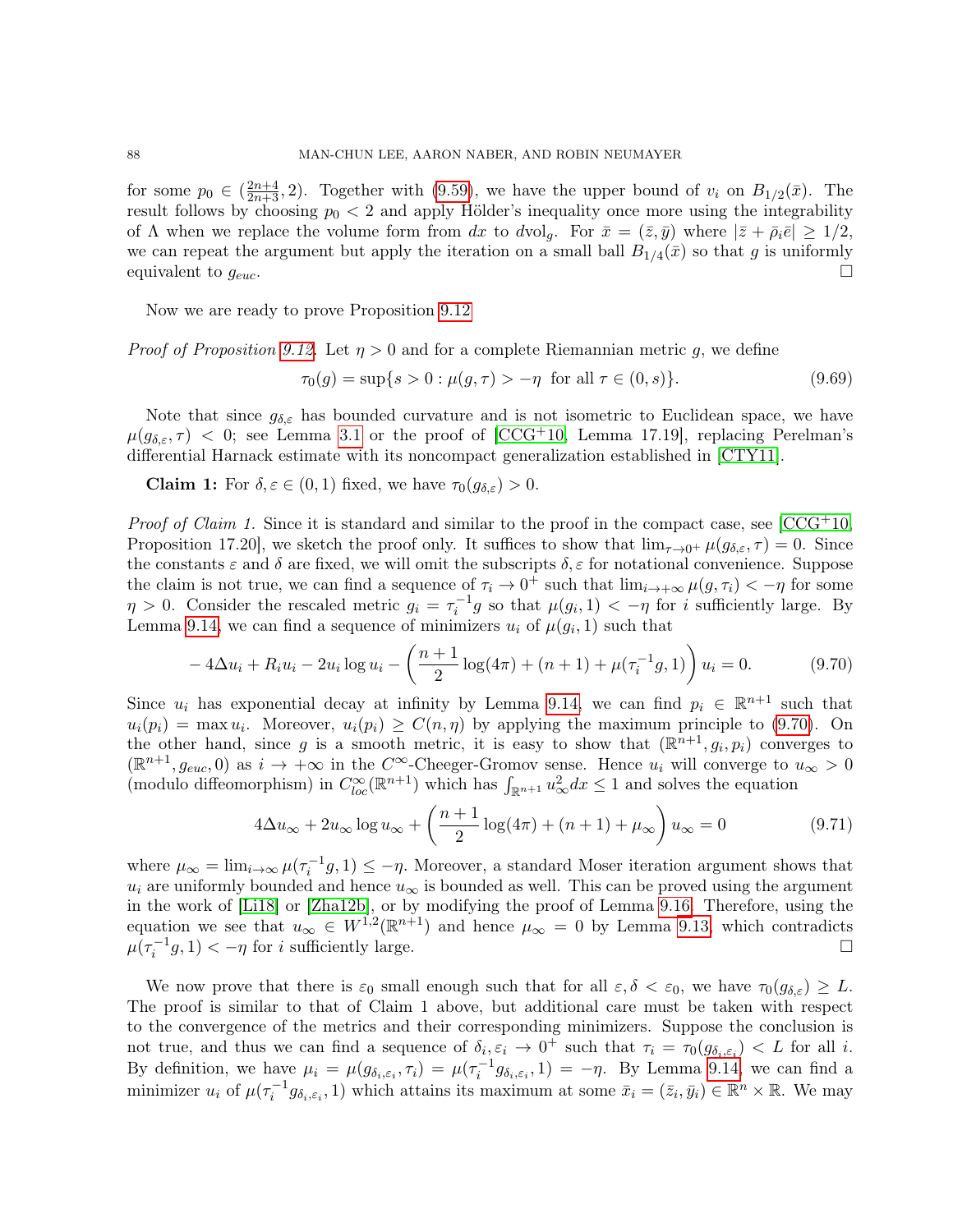for some $p_0 \in (\frac{2n+4}{2n+3}, 2)$. Together with (9.59), we have the upper bound of $v_i$ on $B_{1/2}(\bar{x})$. The result follows by choosing $p_0 < 2$ and apply Hölder's inequality once more using the integrability of $\Lambda$ when we replace the volume form from $dx$ to $d\text{vol}_g$. For $\bar{x} = (\bar{z}, \bar{y})$ where $|\bar{z} + \bar{\rho}_i \bar{e}| \geq 1/2$, we can repeat the argument but apply the iteration on a small ball $B_{1/4}(\bar{x})$ so that $g$ is uniformly equivalent to $g_{euc}$. □

Now we are ready to prove Proposition 9.12

*Proof of Proposition 9.12.* Let $\eta > 0$ and for a complete Riemannian metric $g$, we define

$$\tau_0(g) = \sup\{s > 0 : \mu(g, \tau) > -\eta \text{ for all } \tau \in (0, s)\}. \tag{9.69}$$

Note that since $g_{\delta,\varepsilon}$ has bounded curvature and is not isometric to Euclidean space, we have $\mu(g_{\delta,\varepsilon}, \tau) < 0$; see Lemma 3.1 or the proof of [CCG+10, Lemma 17.19], replacing Perelman's differential Harnack estimate with its noncompact generalization established in [CTY11].

**Claim 1:** For $\delta, \varepsilon \in (0, 1)$ fixed, we have $\tau_0(g_{\delta,\varepsilon}) > 0$.

*Proof of Claim 1.* Since it is standard and similar to the proof in the compact case, see [CCG+10, Proposition 17.20], we sketch the proof only. It suffices to show that $\lim_{\tau \to 0^+} \mu(g_{\delta,\varepsilon}, \tau) = 0$. Since the constants $\varepsilon$ and $\delta$ are fixed, we will omit the subscripts $\delta, \varepsilon$ for notational convenience. Suppose the claim is not true, we can find a sequence of $\tau_i \to 0^+$ such that $\lim_{i\to+\infty} \mu(g, \tau_i) < -\eta$ for some $\eta > 0$. Consider the rescaled metric $g_i = \tau_i^{-1} g$ so that $\mu(g_i, 1) < -\eta$ for $i$ sufficiently large. By Lemma 9.14, we can find a sequence of minimizers $u_i$ of $\mu(g_i, 1)$ such that

$$-4\Delta u_i + R_i u_i - 2u_i \log u_i - \left( \frac{n+1}{2} \log(4\pi) + (n+1) + \mu(\tau_i^{-1} g, 1) \right) u_i = 0. \tag{9.70}$$

Since $u_i$ has exponential decay at infinity by Lemma 9.14, we can find $p_i \in \mathbb{R}^{n+1}$ such that $u_i(p_i) = \max u_i$. Moreover, $u_i(p_i) \geq C(n, \eta)$ by applying the maximum principle to (9.70). On the other hand, since $g$ is a smooth metric, it is easy to show that $(\mathbb{R}^{n+1}, g_i, p_i)$ converges to $(\mathbb{R}^{n+1}, g_{euc}, 0)$ as $i \to +\infty$ in the $C^\infty$-Cheeger-Gromov sense. Hence $u_i$ will converge to $u_\infty > 0$ (modulo diffeomorphism) in $C^\infty_{loc}(\mathbb{R}^{n+1})$ which has $\int_{\mathbb{R}^{n+1}} u_\infty^2 dx \leq 1$ and solves the equation

$$4\Delta u_\infty + 2u_\infty \log u_\infty + \left( \frac{n+1}{2} \log(4\pi) + (n+1) + \mu_\infty \right) u_\infty = 0 \tag{9.71}$$

where $\mu_\infty = \lim_{i\to\infty} \mu(\tau_i^{-1} g, 1) \leq -\eta$. Moreover, a standard Moser iteration argument shows that $u_i$ are uniformly bounded and hence $u_\infty$ is bounded as well. This can be proved using the argument in the work of [Li18] or [Zha12b], or by modifying the proof of Lemma 9.16. Therefore, using the equation we see that $u_\infty \in W^{1,2}(\mathbb{R}^{n+1})$ and hence $\mu_\infty = 0$ by Lemma 9.13, which contradicts $\mu(\tau_i^{-1} g, 1) < -\eta$ for $i$ sufficiently large. □

We now prove that there is $\varepsilon_0$ small enough such that for all $\varepsilon, \delta < \varepsilon_0$, we have $\tau_0(g_{\delta,\varepsilon}) \geq L$. The proof is similar to that of Claim 1 above, but additional care must be taken with respect to the convergence of the metrics and their corresponding minimizers. Suppose the conclusion is not true, and thus we can find a sequence of $\delta_i, \varepsilon_i \to 0^+$ such that $\tau_i = \tau_0(g_{\delta_i,\varepsilon_i}) < L$ for all $i$. By definition, we have $\mu_i = \mu(g_{\delta_i,\varepsilon_i}, \tau_i) = \mu(\tau_i^{-1} g_{\delta_i,\varepsilon_i}, 1) = -\eta$. By Lemma 9.14, we can find a minimizer $u_i$ of $\mu(\tau_i^{-1} g_{\delta_i,\varepsilon_i}, 1)$ which attains its maximum at some $\bar{x}_i = (\bar{z}_i, \bar{y}_i) \in \mathbb{R}^n \times \mathbb{R}$. We may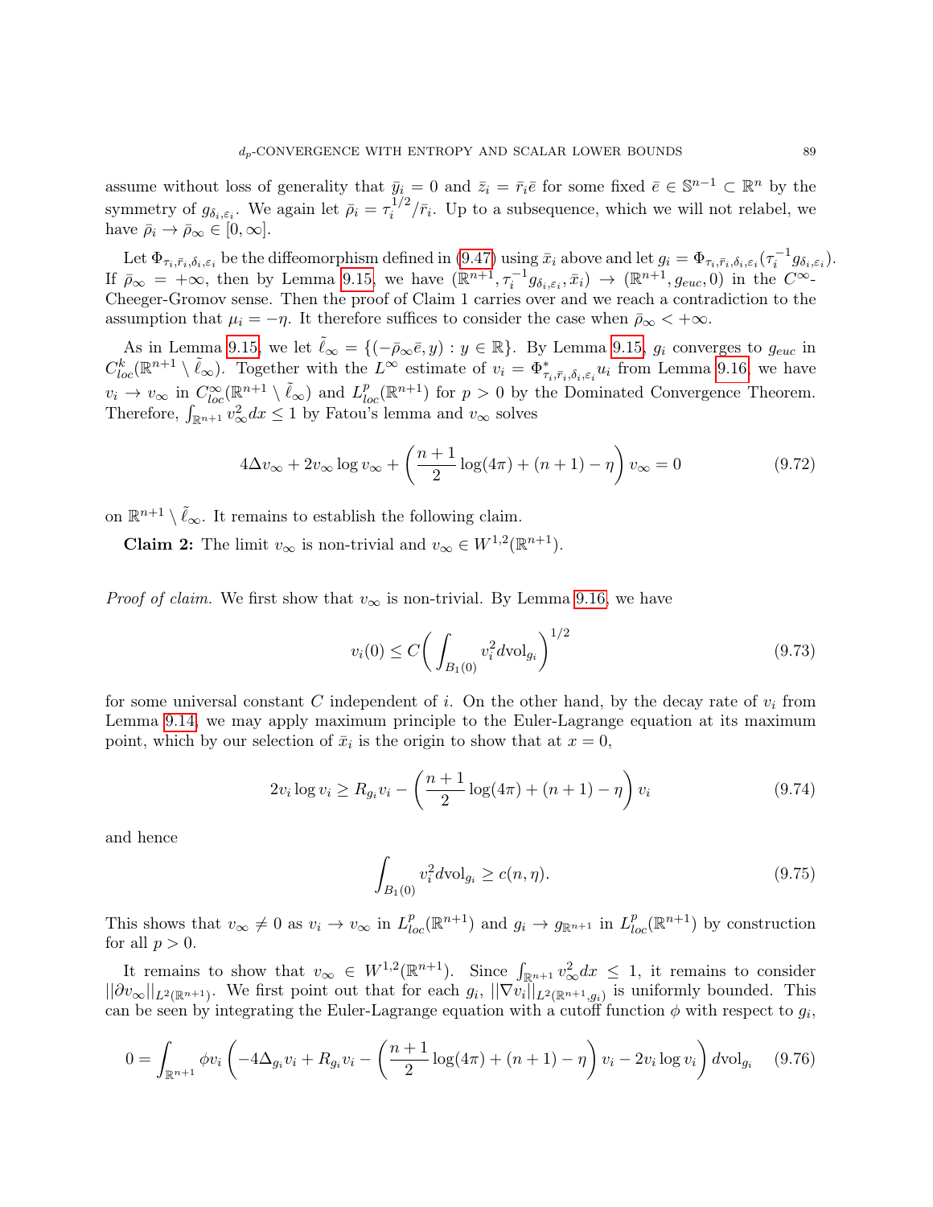assume without loss of generality that $\bar{y}_i = 0$ and $\bar{z}_i = \bar{r}_i \bar{e}$ for some fixed $\bar{e} \in \mathbb{S}^{n-1} \subset \mathbb{R}^n$ by the symmetry of $g_{\delta_i,\varepsilon_i}$. We again let $\bar{\rho}_i = \tau_i^{1/2}/\bar{r}_i$. Up to a subsequence, which we will not relabel, we have $\bar{\rho}_i \to \bar{\rho}_\infty \in [0, \infty]$.

Let $\Phi_{\tau_i,\bar{r}_i,\delta_i,\varepsilon_i}$ be the diffeomorphism defined in (9.47) using $\bar{x}_i$ above and let $g_i = \Phi_{\tau_i,\bar{r}_i,\delta_i,\varepsilon_i}(\tau_i^{-1} g_{\delta_i,\varepsilon_i})$. If $\bar{\rho}_\infty = +\infty$, then by Lemma 9.15, we have $(\mathbb{R}^{n+1}, \tau_i^{-1} g_{\delta_i,\varepsilon_i}, \bar{x}_i) \to (\mathbb{R}^{n+1}, g_{euc}, 0)$ in the $C^\infty$-Cheeger-Gromov sense. Then the proof of Claim 1 carries over and we reach a contradiction to the assumption that $\mu_i = -\eta$. It therefore suffices to consider the case when $\bar{\rho}_\infty < +\infty$.

As in Lemma 9.15, we let $\tilde{\ell}_\infty = \{(-\bar{\rho}_\infty \bar{e}, y) : y \in \mathbb{R}\}$. By Lemma 9.15, $g_i$ converges to $g_{euc}$ in $C^k_{loc}(\mathbb{R}^{n+1} \setminus \tilde{\ell}_\infty)$. Together with the $L^\infty$ estimate of $v_i = \Phi^*_{\tau_i,\bar{r}_i,\delta_i,\varepsilon_i} u_i$ from Lemma 9.16, we have $v_i \to v_\infty$ in $C^\infty_{loc}(\mathbb{R}^{n+1} \setminus \tilde{\ell}_\infty)$ and $L^p_{loc}(\mathbb{R}^{n+1})$ for $p > 0$ by the Dominated Convergence Theorem. Therefore, $\int_{\mathbb{R}^{n+1}} v_\infty^2 dx \le 1$ by Fatou's lemma and $v_\infty$ solves

$$4\Delta v_\infty + 2v_\infty \log v_\infty + \left(\frac{n+1}{2}\log(4\pi) + (n+1) - \eta\right) v_\infty = 0 \tag{9.72}$$

on $\mathbb{R}^{n+1} \setminus \tilde{\ell}_\infty$. It remains to establish the following claim.

**Claim 2:** The limit $v_\infty$ is non-trivial and $v_\infty \in W^{1,2}(\mathbb{R}^{n+1})$.

*Proof of claim.* We first show that $v_\infty$ is non-trivial. By Lemma 9.16, we have

$$v_i(0) \le C\left(\int_{B_1(0)} v_i^2 d\mathrm{vol}_{g_i}\right)^{1/2} \tag{9.73}$$

for some universal constant $C$ independent of $i$. On the other hand, by the decay rate of $v_i$ from Lemma 9.14, we may apply maximum principle to the Euler-Lagrange equation at its maximum point, which by our selection of $\bar{x}_i$ is the origin to show that at $x = 0$,

$$2v_i \log v_i \ge R_{g_i} v_i - \left(\frac{n+1}{2}\log(4\pi) + (n+1) - \eta\right) v_i \tag{9.74}$$

and hence

$$\int_{B_1(0)} v_i^2 d\mathrm{vol}_{g_i} \ge c(n, \eta). \tag{9.75}$$

This shows that $v_\infty \neq 0$ as $v_i \to v_\infty$ in $L^p_{loc}(\mathbb{R}^{n+1})$ and $g_i \to g_{\mathbb{R}^{n+1}}$ in $L^p_{loc}(\mathbb{R}^{n+1})$ by construction for all $p > 0$.

It remains to show that $v_\infty \in W^{1,2}(\mathbb{R}^{n+1})$. Since $\int_{\mathbb{R}^{n+1}} v_\infty^2 dx \le 1$, it remains to consider $||\partial v_\infty||_{L^2(\mathbb{R}^{n+1})}$. We first point out that for each $g_i$, $||\nabla v_i||_{L^2(\mathbb{R}^{n+1}, g_i)}$ is uniformly bounded. This can be seen by integrating the Euler-Lagrange equation with a cutoff function $\phi$ with respect to $g_i$,

$$0 = \int_{\mathbb{R}^{n+1}} \phi v_i \left(-4\Delta_{g_i} v_i + R_{g_i} v_i - \left(\frac{n+1}{2}\log(4\pi) + (n+1) - \eta\right) v_i - 2v_i \log v_i\right) d\mathrm{vol}_{g_i} \tag{9.76}$$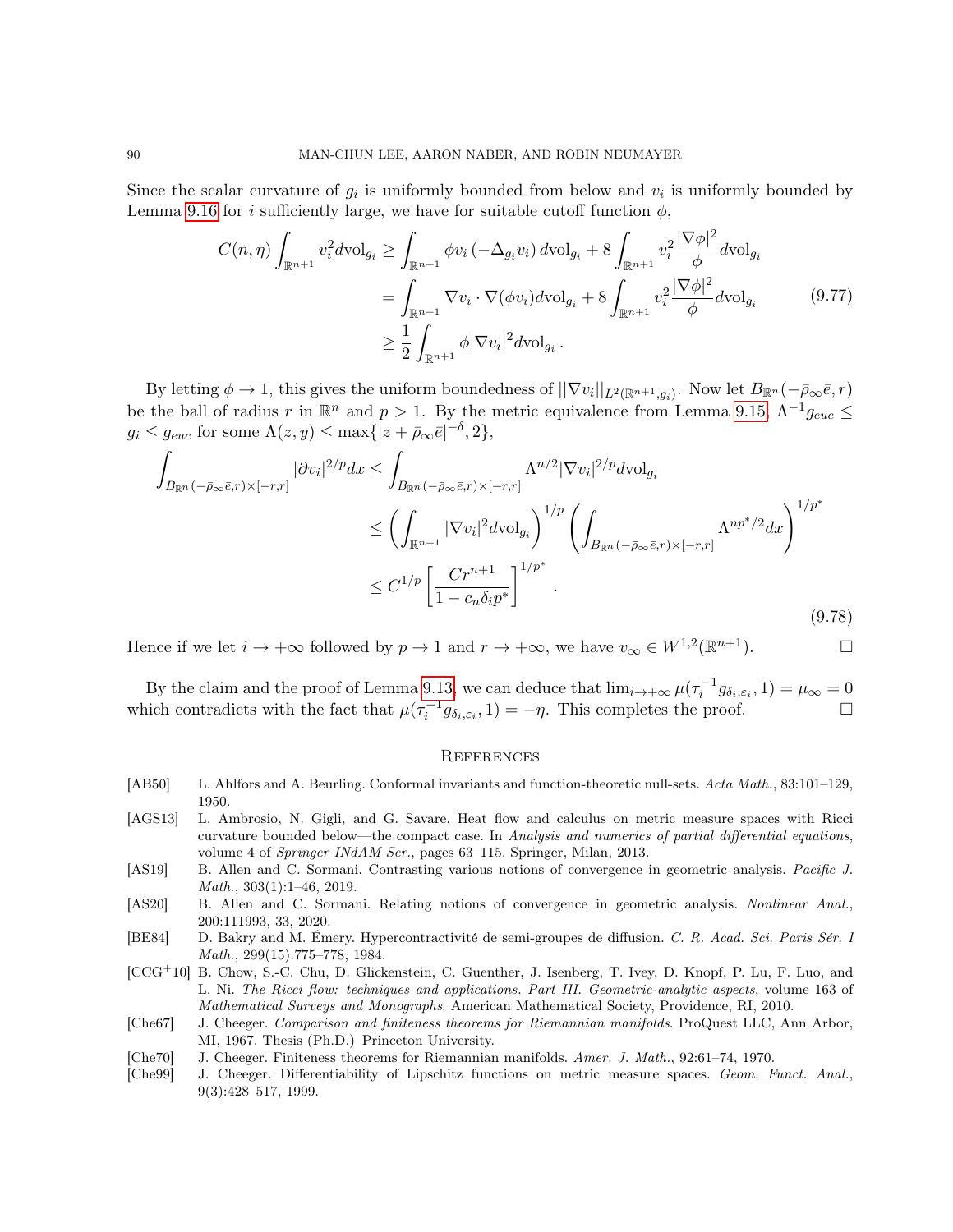Since the scalar curvature of $g_i$ is uniformly bounded from below and $v_i$ is uniformly bounded by Lemma 9.16 for $i$ sufficiently large, we have for suitable cutoff function $\phi$,

$$
\begin{aligned}
C(n,\eta)\int_{\mathbb{R}^{n+1}} v_i^2 d\mathrm{vol}_{g_i} &\geq \int_{\mathbb{R}^{n+1}} \phi v_i \left(-\Delta_{g_i} v_i\right) d\mathrm{vol}_{g_i} + 8\int_{\mathbb{R}^{n+1}} v_i^2 \frac{|\nabla \phi|^2}{\phi} d\mathrm{vol}_{g_i} \\
&= \int_{\mathbb{R}^{n+1}} \nabla v_i \cdot \nabla(\phi v_i) d\mathrm{vol}_{g_i} + 8\int_{\mathbb{R}^{n+1}} v_i^2 \frac{|\nabla \phi|^2}{\phi} d\mathrm{vol}_{g_i} \\
&\geq \frac{1}{2}\int_{\mathbb{R}^{n+1}} \phi |\nabla v_i|^2 d\mathrm{vol}_{g_i}\,.
\end{aligned} \tag{9.77}
$$

By letting $\phi \to 1$, this gives the uniform boundedness of $||\nabla v_i||_{L^2(\mathbb{R}^{n+1},g_i)}$. Now let $B_{\mathbb{R}^n}(-\bar{\rho}_\infty \bar{e}, r)$ be the ball of radius $r$ in $\mathbb{R}^n$ and $p > 1$. By the metric equivalence from Lemma 9.15, $\Lambda^{-1} g_{euc} \leq g_i \leq g_{euc}$ for some $\Lambda(z,y) \leq \max\{|z + \bar{\rho}_\infty \bar{e}|^{-\delta}, 2\}$,

$$
\begin{aligned}
\int_{B_{\mathbb{R}^n}(-\bar{\rho}_\infty \bar{e}, r)\times[-r,r]} |\partial v_i|^{2/p} dx &\leq \int_{B_{\mathbb{R}^n}(-\bar{\rho}_\infty \bar{e}, r)\times[-r,r]} \Lambda^{n/2} |\nabla v_i|^{2/p} d\mathrm{vol}_{g_i} \\
&\leq \left(\int_{\mathbb{R}^{n+1}} |\nabla v_i|^2 d\mathrm{vol}_{g_i}\right)^{1/p} \left(\int_{B_{\mathbb{R}^n}(-\bar{\rho}_\infty \bar{e}, r)\times[-r,r]} \Lambda^{np^*/2} dx\right)^{1/p^*} \\
&\leq C^{1/p}\left[\frac{Cr^{n+1}}{1 - c_n \delta_i p^*}\right]^{1/p^*}.
\end{aligned} \tag{9.78}
$$

Hence if we let $i \to +\infty$ followed by $p \to 1$ and $r \to +\infty$, we have $v_\infty \in W^{1,2}(\mathbb{R}^{n+1})$. □

By the claim and the proof of Lemma 9.13, we can deduce that $\lim_{i\to+\infty} \mu(\tau_i^{-1} g_{\delta_i,\varepsilon_i}, 1) = \mu_\infty = 0$ which contradicts with the fact that $\mu(\tau_i^{-1} g_{\delta_i,\varepsilon_i}, 1) = -\eta$. This completes the proof. □

## References

[AB50] L. Ahlfors and A. Beurling. Conformal invariants and function-theoretic null-sets. *Acta Math.*, 83:101–129, 1950.

[AGS13] L. Ambrosio, N. Gigli, and G. Savare. Heat flow and calculus on metric measure spaces with Ricci curvature bounded below—the compact case. In *Analysis and numerics of partial differential equations*, volume 4 of *Springer INdAM Ser.*, pages 63–115. Springer, Milan, 2013.

[AS19] B. Allen and C. Sormani. Contrasting various notions of convergence in geometric analysis. *Pacific J. Math.*, 303(1):1–46, 2019.

[AS20] B. Allen and C. Sormani. Relating notions of convergence in geometric analysis. *Nonlinear Anal.*, 200:111993, 33, 2020.

[BE84] D. Bakry and M. Émery. Hypercontractivité de semi-groupes de diffusion. *C. R. Acad. Sci. Paris Sér. I Math.*, 299(15):775–778, 1984.

[CCG+10] B. Chow, S.-C. Chu, D. Glickenstein, C. Guenther, J. Isenberg, T. Ivey, D. Knopf, P. Lu, F. Luo, and L. Ni. *The Ricci flow: techniques and applications. Part III. Geometric-analytic aspects*, volume 163 of *Mathematical Surveys and Monographs*. American Mathematical Society, Providence, RI, 2010.

[Che67] J. Cheeger. *Comparison and finiteness theorems for Riemannian manifolds*. ProQuest LLC, Ann Arbor, MI, 1967. Thesis (Ph.D.)–Princeton University.

[Che70] J. Cheeger. Finiteness theorems for Riemannian manifolds. *Amer. J. Math.*, 92:61–74, 1970.

[Che99] J. Cheeger. Differentiability of Lipschitz functions on metric measure spaces. *Geom. Funct. Anal.*, 9(3):428–517, 1999.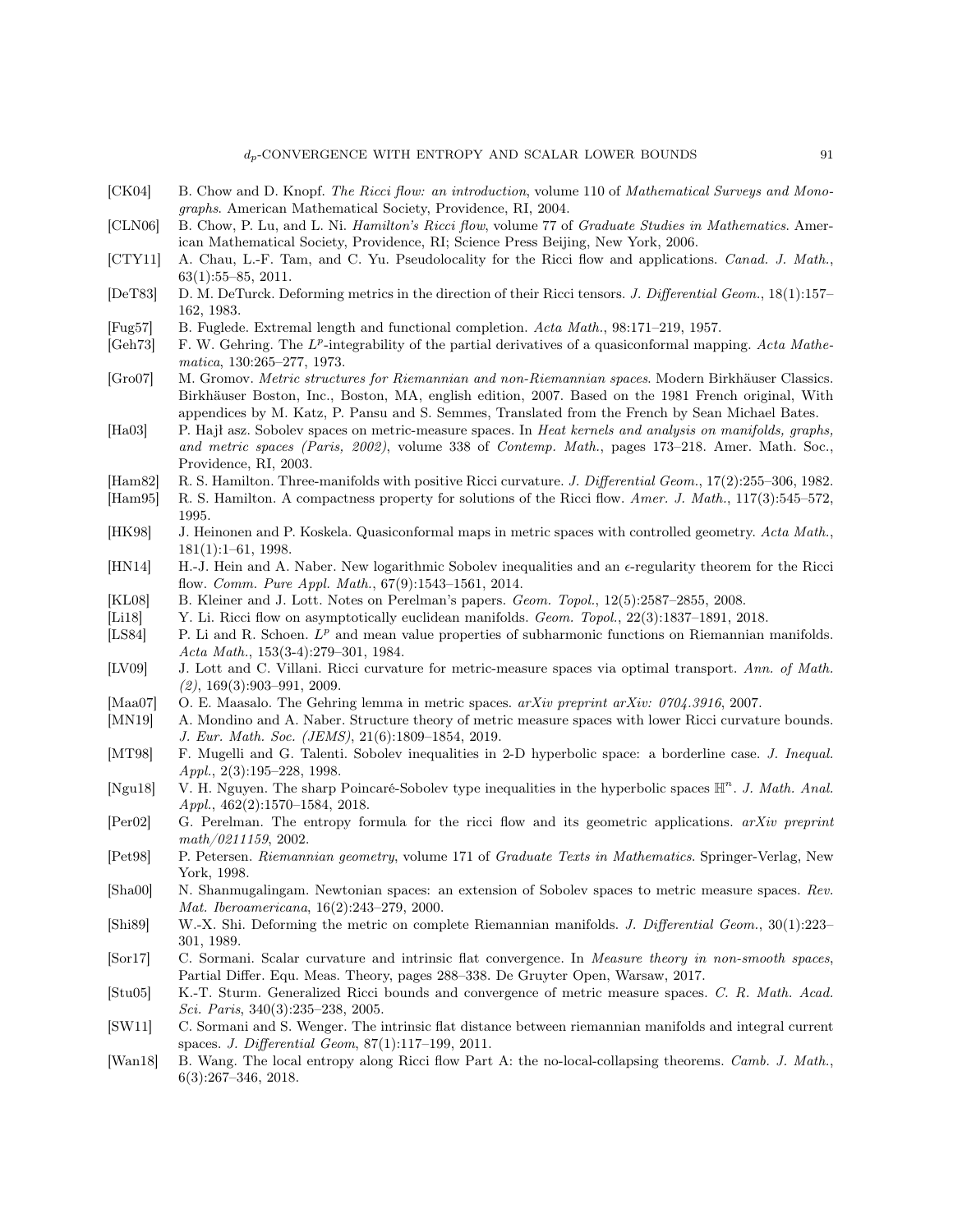[CK04] B. Chow and D. Knopf. *The Ricci flow: an introduction*, volume 110 of *Mathematical Surveys and Monographs*. American Mathematical Society, Providence, RI, 2004.

[CLN06] B. Chow, P. Lu, and L. Ni. *Hamilton's Ricci flow*, volume 77 of *Graduate Studies in Mathematics*. American Mathematical Society, Providence, RI; Science Press Beijing, New York, 2006.

[CTY11] A. Chau, L.-F. Tam, and C. Yu. Pseudolocality for the Ricci flow and applications. *Canad. J. Math.*, 63(1):55–85, 2011.

[DeT83] D. M. DeTurck. Deforming metrics in the direction of their Ricci tensors. *J. Differential Geom.*, 18(1):157–162, 1983.

[Fug57] B. Fuglede. Extremal length and functional completion. *Acta Math.*, 98:171–219, 1957.

[Geh73] F. W. Gehring. The $L^p$-integrability of the partial derivatives of a quasiconformal mapping. *Acta Mathematica*, 130:265–277, 1973.

[Gro07] M. Gromov. *Metric structures for Riemannian and non-Riemannian spaces*. Modern Birkhäuser Classics. Birkhäuser Boston, Inc., Boston, MA, english edition, 2007. Based on the 1981 French original, With appendices by M. Katz, P. Pansu and S. Semmes, Translated from the French by Sean Michael Bates.

[Ha03] P. Hajł asz. Sobolev spaces on metric-measure spaces. In *Heat kernels and analysis on manifolds, graphs, and metric spaces (Paris, 2002)*, volume 338 of *Contemp. Math.*, pages 173–218. Amer. Math. Soc., Providence, RI, 2003.

[Ham82] R. S. Hamilton. Three-manifolds with positive Ricci curvature. *J. Differential Geom.*, 17(2):255–306, 1982.

[Ham95] R. S. Hamilton. A compactness property for solutions of the Ricci flow. *Amer. J. Math.*, 117(3):545–572, 1995.

[HK98] J. Heinonen and P. Koskela. Quasiconformal maps in metric spaces with controlled geometry. *Acta Math.*, 181(1):1–61, 1998.

[HN14] H.-J. Hein and A. Naber. New logarithmic Sobolev inequalities and an $\epsilon$-regularity theorem for the Ricci flow. *Comm. Pure Appl. Math.*, 67(9):1543–1561, 2014.

[KL08] B. Kleiner and J. Lott. Notes on Perelman's papers. *Geom. Topol.*, 12(5):2587–2855, 2008.

[Li18] Y. Li. Ricci flow on asymptotically euclidean manifolds. *Geom. Topol.*, 22(3):1837–1891, 2018.

[LS84] P. Li and R. Schoen. $L^p$ and mean value properties of subharmonic functions on Riemannian manifolds. *Acta Math.*, 153(3-4):279–301, 1984.

[LV09] J. Lott and C. Villani. Ricci curvature for metric-measure spaces via optimal transport. *Ann. of Math. (2)*, 169(3):903–991, 2009.

[Maa07] O. E. Maasalo. The Gehring lemma in metric spaces. *arXiv preprint arXiv: 0704.3916*, 2007.

[MN19] A. Mondino and A. Naber. Structure theory of metric measure spaces with lower Ricci curvature bounds. *J. Eur. Math. Soc. (JEMS)*, 21(6):1809–1854, 2019.

[MT98] F. Mugelli and G. Talenti. Sobolev inequalities in 2-D hyperbolic space: a borderline case. *J. Inequal. Appl.*, 2(3):195–228, 1998.

[Ngu18] V. H. Nguyen. The sharp Poincaré-Sobolev type inequalities in the hyperbolic spaces $\mathbb{H}^n$. *J. Math. Anal. Appl.*, 462(2):1570–1584, 2018.

[Per02] G. Perelman. The entropy formula for the ricci flow and its geometric applications. *arXiv preprint math/0211159*, 2002.

[Pet98] P. Petersen. *Riemannian geometry*, volume 171 of *Graduate Texts in Mathematics*. Springer-Verlag, New York, 1998.

[Sha00] N. Shanmugalingam. Newtonian spaces: an extension of Sobolev spaces to metric measure spaces. *Rev. Mat. Iberoamericana*, 16(2):243–279, 2000.

[Shi89] W.-X. Shi. Deforming the metric on complete Riemannian manifolds. *J. Differential Geom.*, 30(1):223–301, 1989.

[Sor17] C. Sormani. Scalar curvature and intrinsic flat convergence. In *Measure theory in non-smooth spaces*, Partial Differ. Equ. Meas. Theory, pages 288–338. De Gruyter Open, Warsaw, 2017.

[Stu05] K.-T. Sturm. Generalized Ricci bounds and convergence of metric measure spaces. *C. R. Math. Acad. Sci. Paris*, 340(3):235–238, 2005.

[SW11] C. Sormani and S. Wenger. The intrinsic flat distance between riemannian manifolds and integral current spaces. *J. Differential Geom*, 87(1):117–199, 2011.

[Wan18] B. Wang. The local entropy along Ricci flow Part A: the no-local-collapsing theorems. *Camb. J. Math.*, 6(3):267–346, 2018.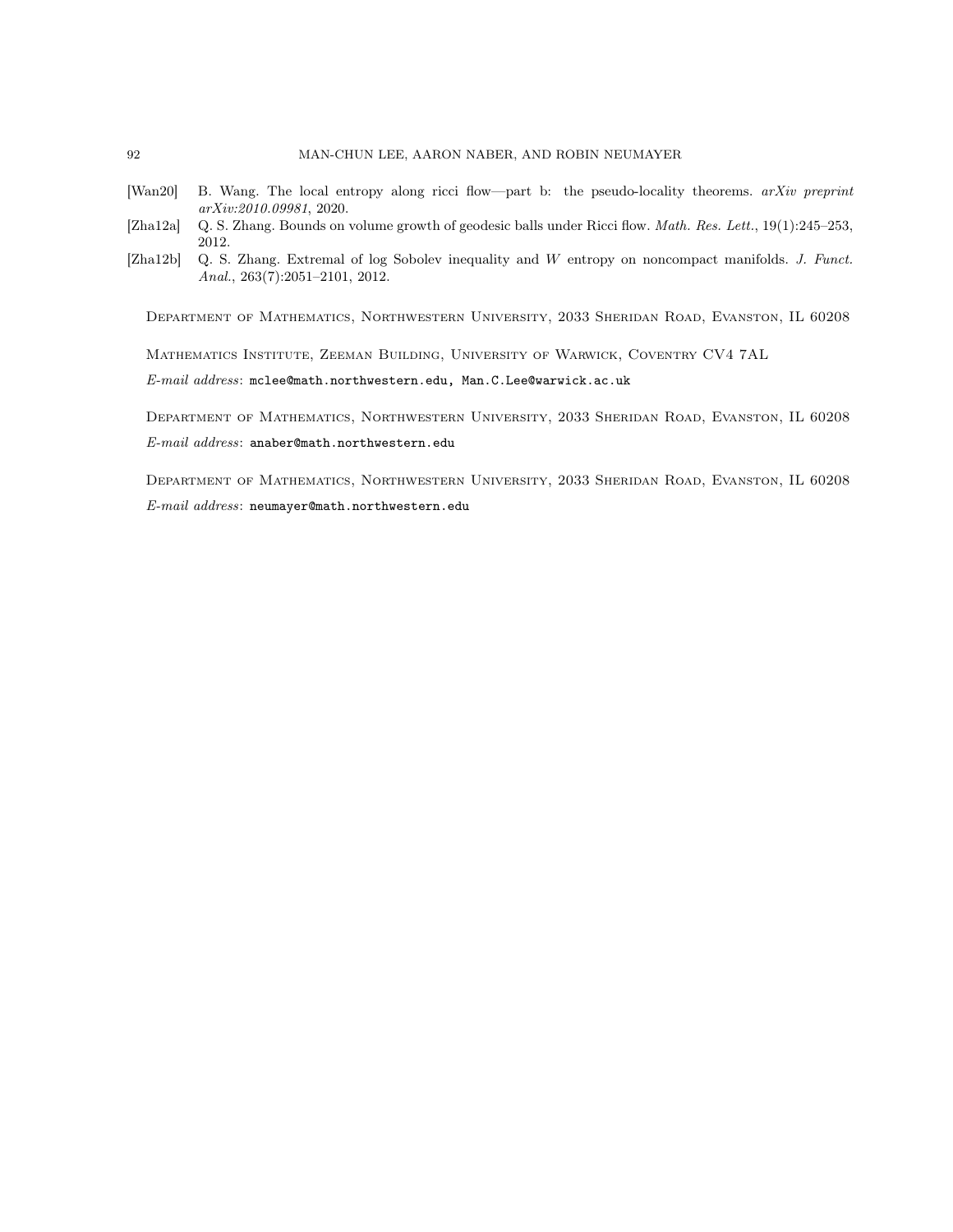[Wan20] B. Wang. The local entropy along ricci flow—part b: the pseudo-locality theorems. *arXiv preprint arXiv:2010.09981*, 2020.

[Zha12a] Q. S. Zhang. Bounds on volume growth of geodesic balls under Ricci flow. *Math. Res. Lett.*, 19(1):245–253, 2012.

[Zha12b] Q. S. Zhang. Extremal of log Sobolev inequality and $W$ entropy on noncompact manifolds. *J. Funct. Anal.*, 263(7):2051–2101, 2012.

Department of Mathematics, Northwestern University, 2033 Sheridan Road, Evanston, IL 60208

Mathematics Institute, Zeeman Building, University of Warwick, Coventry CV4 7AL

*E-mail address*: `mclee@math.northwestern.edu, Man.C.Lee@warwick.ac.uk`

Department of Mathematics, Northwestern University, 2033 Sheridan Road, Evanston, IL 60208

*E-mail address*: `anaber@math.northwestern.edu`

Department of Mathematics, Northwestern University, 2033 Sheridan Road, Evanston, IL 60208

*E-mail address*: `neumayer@math.northwestern.edu`